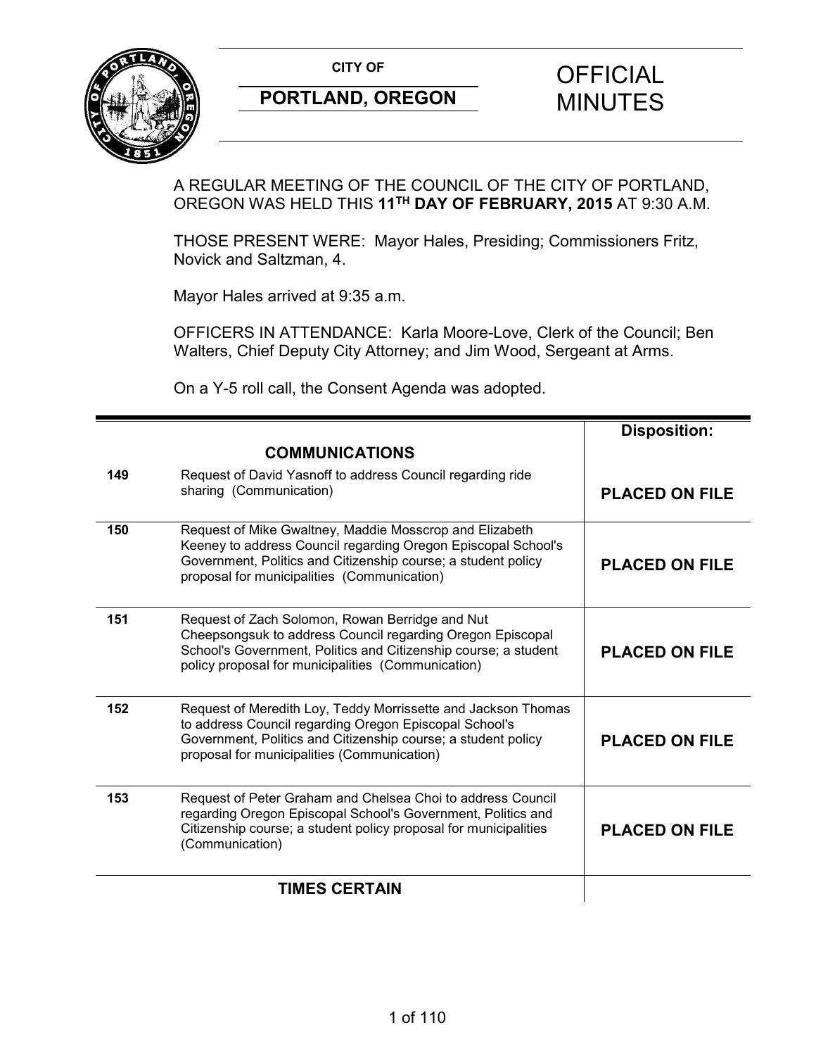**CITY OF**

**PORTLAND, OREGON**

# OFFICIAL MINUTES

A REGULAR MEETING OF THE COUNCIL OF THE CITY OF PORTLAND, OREGON WAS HELD THIS **11TH DAY OF FEBRUARY, 2015** AT 9:30 A.M.

THOSE PRESENT WERE: Mayor Hales, Presiding; Commissioners Fritz, Novick and Saltzman, 4.

Mayor Hales arrived at 9:35 a.m.

OFFICERS IN ATTENDANCE: Karla Moore-Love, Clerk of the Council; Ben Walters, Chief Deputy City Attorney; and Jim Wood, Sergeant at Arms.

On a Y-5 roll call, the Consent Agenda was adopted.

| | | **Disposition:** |
|---|---|---|
| | **COMMUNICATIONS** | |
| **149** | Request of David Yasnoff to address Council regarding ride sharing (Communication) | **PLACED ON FILE** |
| **150** | Request of Mike Gwaltney, Maddie Mosscrop and Elizabeth Keeney to address Council regarding Oregon Episcopal School's Government, Politics and Citizenship course; a student policy proposal for municipalities (Communication) | **PLACED ON FILE** |
| **151** | Request of Zach Solomon, Rowan Berridge and Nut Cheepsongsuk to address Council regarding Oregon Episcopal School's Government, Politics and Citizenship course; a student policy proposal for municipalities (Communication) | **PLACED ON FILE** |
| **152** | Request of Meredith Loy, Teddy Morrissette and Jackson Thomas to address Council regarding Oregon Episcopal School's Government, Politics and Citizenship course; a student policy proposal for municipalities (Communication) | **PLACED ON FILE** |
| **153** | Request of Peter Graham and Chelsea Choi to address Council regarding Oregon Episcopal School's Government, Politics and Citizenship course; a student policy proposal for municipalities (Communication) | **PLACED ON FILE** |
| | **TIMES CERTAIN** | |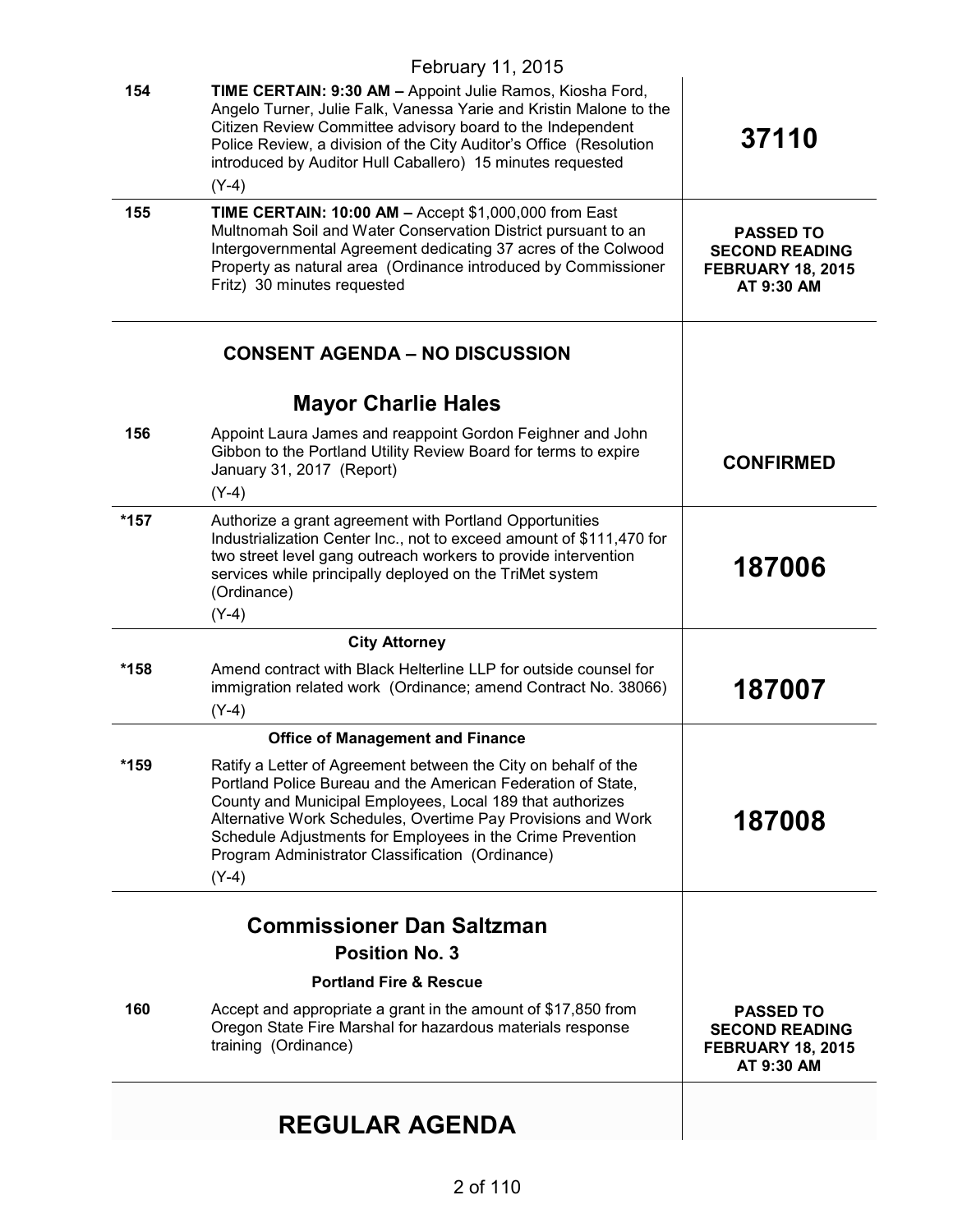February 11, 2015

| | | |
|---|---|---|
| 154 | **TIME CERTAIN: 9:30 AM –** Appoint Julie Ramos, Kiosha Ford, Angelo Turner, Julie Falk, Vanessa Yarie and Kristin Malone to the Citizen Review Committee advisory board to the Independent Police Review, a division of the City Auditor's Office (Resolution introduced by Auditor Hull Caballero) 15 minutes requested (Y-4) | **37110** |
| 155 | **TIME CERTAIN: 10:00 AM –** Accept $1,000,000 from East Multnomah Soil and Water Conservation District pursuant to an Intergovernmental Agreement dedicating 37 acres of the Colwood Property as natural area (Ordinance introduced by Commissioner Fritz) 30 minutes requested | **PASSED TO SECOND READING FEBRUARY 18, 2015 AT 9:30 AM** |

## CONSENT AGENDA – NO DISCUSSION

### Mayor Charlie Hales

| | | |
|---|---|---|
| 156 | Appoint Laura James and reappoint Gordon Feighner and John Gibbon to the Portland Utility Review Board for terms to expire January 31, 2017 (Report) (Y-4) | **CONFIRMED** |
| *157 | Authorize a grant agreement with Portland Opportunities Industrialization Center Inc., not to exceed amount of $111,470 for two street level gang outreach workers to provide intervention services while principally deployed on the TriMet system (Ordinance) (Y-4) | **187006** |

**City Attorney**

| | | |
|---|---|---|
| *158 | Amend contract with Black Helterline LLP for outside counsel for immigration related work (Ordinance; amend Contract No. 38066) (Y-4) | **187007** |

**Office of Management and Finance**

| | | |
|---|---|---|
| *159 | Ratify a Letter of Agreement between the City on behalf of the Portland Police Bureau and the American Federation of State, County and Municipal Employees, Local 189 that authorizes Alternative Work Schedules, Overtime Pay Provisions and Work Schedule Adjustments for Employees in the Crime Prevention Program Administrator Classification (Ordinance) (Y-4) | **187008** |

### Commissioner Dan Saltzman
**Position No. 3**

**Portland Fire & Rescue**

| | | |
|---|---|---|
| 160 | Accept and appropriate a grant in the amount of $17,850 from Oregon State Fire Marshal for hazardous materials response training (Ordinance) | **PASSED TO SECOND READING FEBRUARY 18, 2015 AT 9:30 AM** |

## REGULAR AGENDA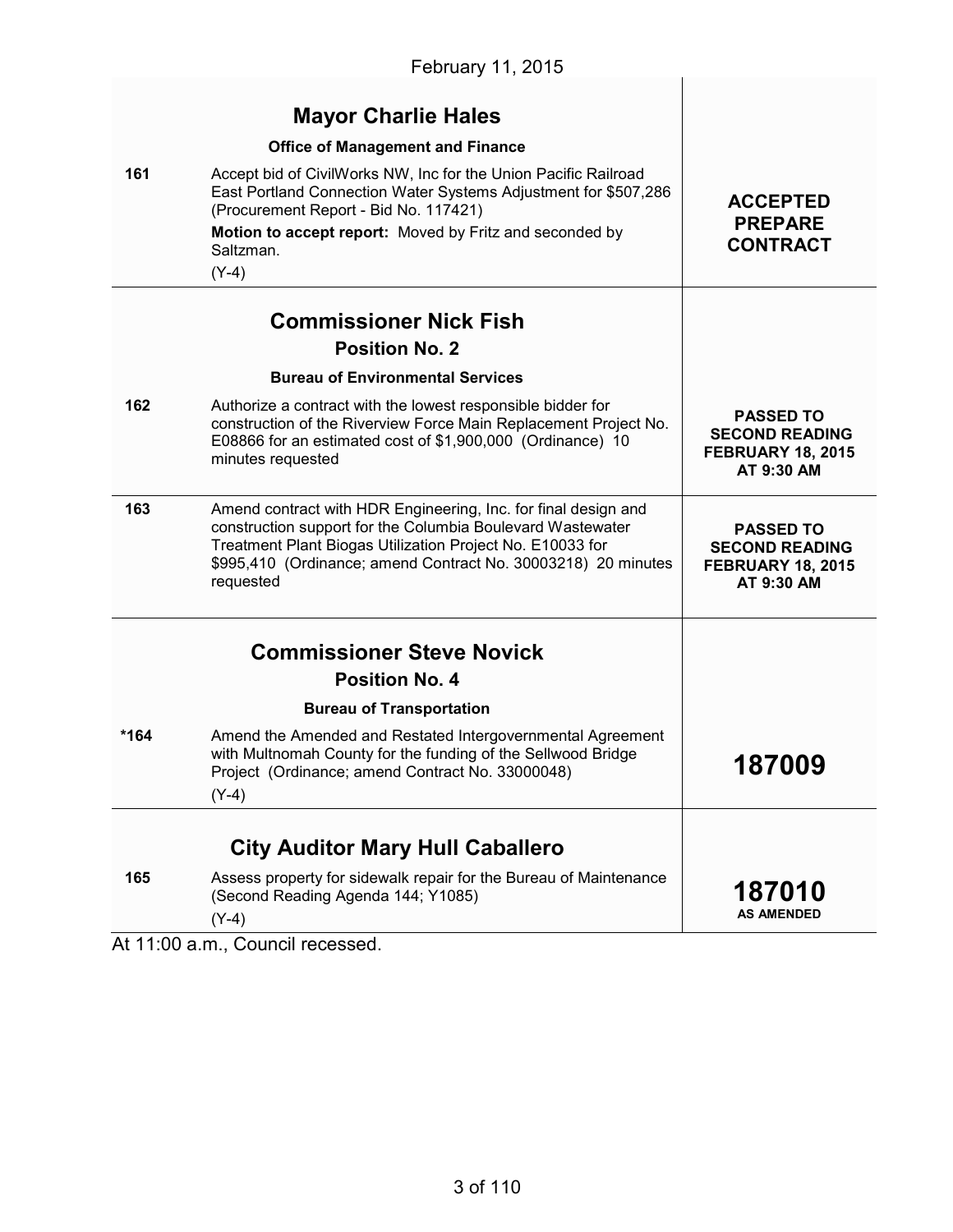February 11, 2015

| | | |
|---|---|---|
| | **Mayor Charlie Hales** | |
| | **Office of Management and Finance** | |
| 161 | Accept bid of CivilWorks NW, Inc for the Union Pacific Railroad East Portland Connection Water Systems Adjustment for $507,286 (Procurement Report - Bid No. 117421)<br>**Motion to accept report:** Moved by Fritz and seconded by Saltzman.<br>(Y-4) | **ACCEPTED PREPARE CONTRACT** |
| | **Commissioner Nick Fish**<br>**Position No. 2** | |
| | **Bureau of Environmental Services** | |
| 162 | Authorize a contract with the lowest responsible bidder for construction of the Riverview Force Main Replacement Project No. E08866 for an estimated cost of $1,900,000 (Ordinance) 10 minutes requested | **PASSED TO SECOND READING FEBRUARY 18, 2015 AT 9:30 AM** |
| 163 | Amend contract with HDR Engineering, Inc. for final design and construction support for the Columbia Boulevard Wastewater Treatment Plant Biogas Utilization Project No. E10033 for $995,410 (Ordinance; amend Contract No. 30003218) 20 minutes requested | **PASSED TO SECOND READING FEBRUARY 18, 2015 AT 9:30 AM** |
| | **Commissioner Steve Novick**<br>**Position No. 4** | |
| | **Bureau of Transportation** | |
| *164 | Amend the Amended and Restated Intergovernmental Agreement with Multnomah County for the funding of the Sellwood Bridge Project (Ordinance; amend Contract No. 33000048)<br>(Y-4) | **187009** |
| | **City Auditor Mary Hull Caballero** | |
| 165 | Assess property for sidewalk repair for the Bureau of Maintenance (Second Reading Agenda 144; Y1085)<br>(Y-4) | **187010 AS AMENDED** |

At 11:00 a.m., Council recessed.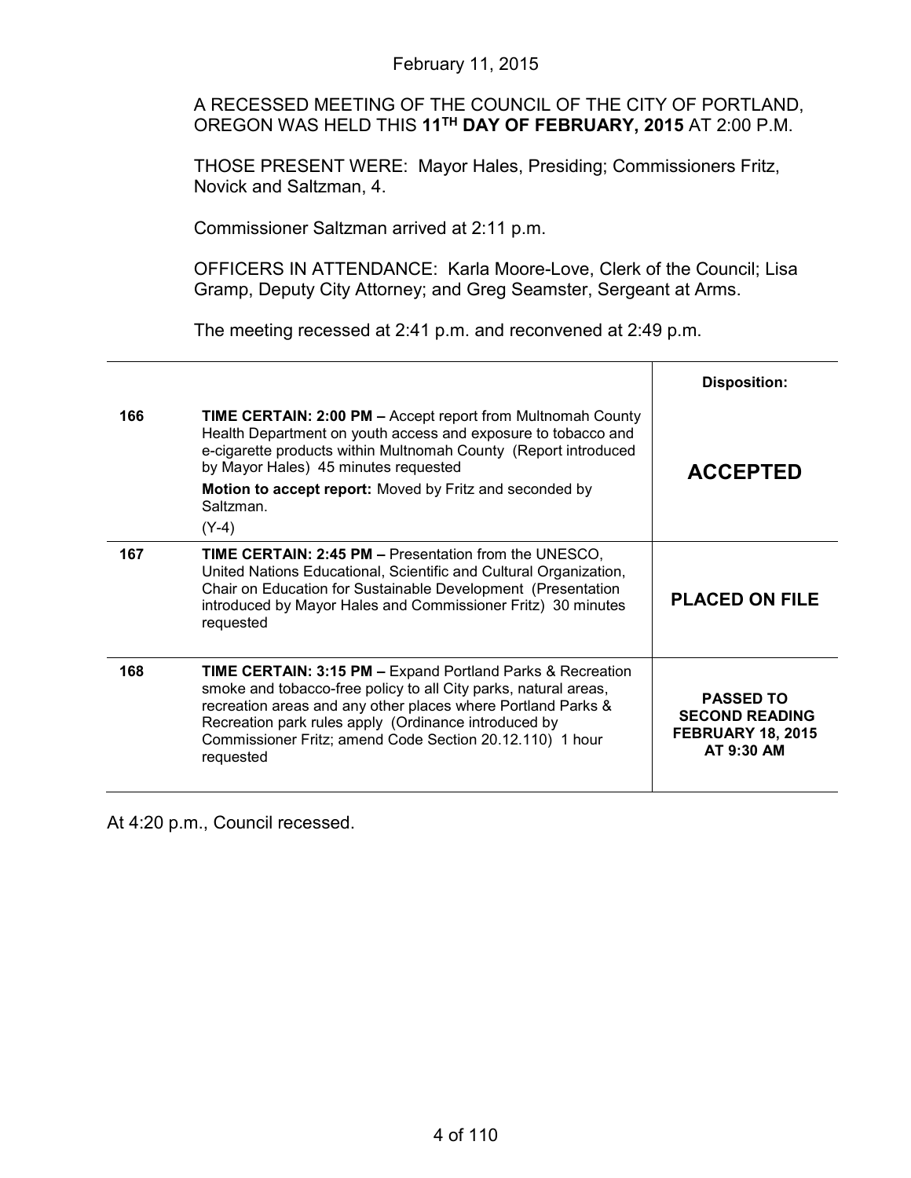February 11, 2015

A RECESSED MEETING OF THE COUNCIL OF THE CITY OF PORTLAND, OREGON WAS HELD THIS **11TH DAY OF FEBRUARY, 2015** AT 2:00 P.M.

THOSE PRESENT WERE: Mayor Hales, Presiding; Commissioners Fritz, Novick and Saltzman, 4.

Commissioner Saltzman arrived at 2:11 p.m.

OFFICERS IN ATTENDANCE: Karla Moore-Love, Clerk of the Council; Lisa Gramp, Deputy City Attorney; and Greg Seamster, Sergeant at Arms.

The meeting recessed at 2:41 p.m. and reconvened at 2:49 p.m.

| | | **Disposition:** |
|---|---|---|
| 166 | **TIME CERTAIN: 2:00 PM –** Accept report from Multnomah County Health Department on youth access and exposure to tobacco and e-cigarette products within Multnomah County (Report introduced by Mayor Hales) 45 minutes requested<br>**Motion to accept report:** Moved by Fritz and seconded by Saltzman.<br>(Y-4) | **ACCEPTED** |
| 167 | **TIME CERTAIN: 2:45 PM –** Presentation from the UNESCO, United Nations Educational, Scientific and Cultural Organization, Chair on Education for Sustainable Development (Presentation introduced by Mayor Hales and Commissioner Fritz) 30 minutes requested | **PLACED ON FILE** |
| 168 | **TIME CERTAIN: 3:15 PM –** Expand Portland Parks & Recreation smoke and tobacco-free policy to all City parks, natural areas, recreation areas and any other places where Portland Parks & Recreation park rules apply (Ordinance introduced by Commissioner Fritz; amend Code Section 20.12.110) 1 hour requested | **PASSED TO SECOND READING FEBRUARY 18, 2015 AT 9:30 AM** |

At 4:20 p.m., Council recessed.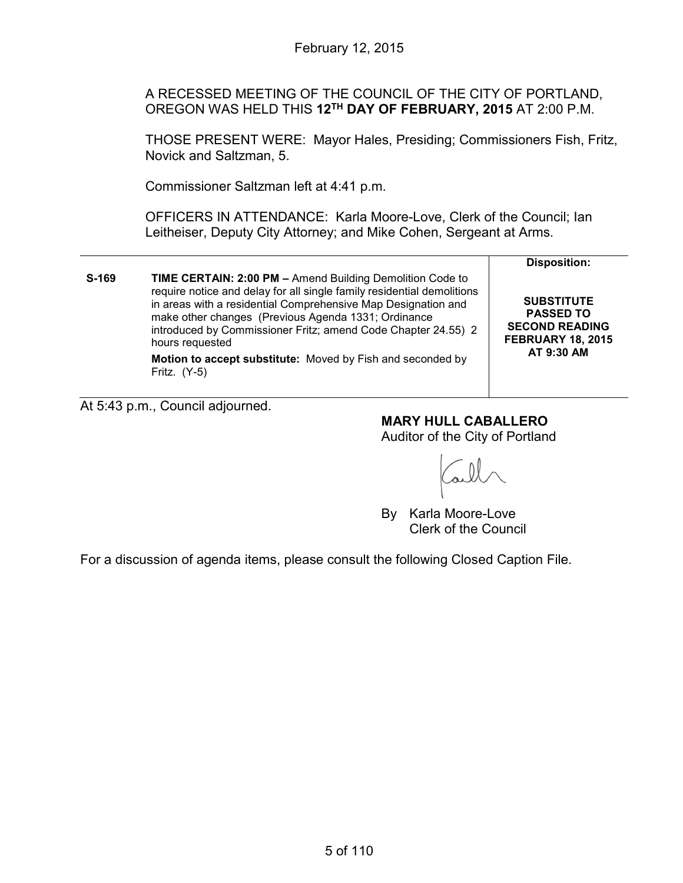February 12, 2015

A RECESSED MEETING OF THE COUNCIL OF THE CITY OF PORTLAND, OREGON WAS HELD THIS **12TH DAY OF FEBRUARY, 2015** AT 2:00 P.M.

THOSE PRESENT WERE: Mayor Hales, Presiding; Commissioners Fish, Fritz, Novick and Saltzman, 5.

Commissioner Saltzman left at 4:41 p.m.

OFFICERS IN ATTENDANCE: Karla Moore-Love, Clerk of the Council; Ian Leitheiser, Deputy City Attorney; and Mike Cohen, Sergeant at Arms.

| | | Disposition: |
|---|---|---|
| **S-169** | **TIME CERTAIN: 2:00 PM –** Amend Building Demolition Code to require notice and delay for all single family residential demolitions in areas with a residential Comprehensive Map Designation and make other changes (Previous Agenda 1331; Ordinance introduced by Commissioner Fritz; amend Code Chapter 24.55) 2 hours requested<br><br>**Motion to accept substitute:** Moved by Fish and seconded by Fritz. (Y-5) | **SUBSTITUTE PASSED TO SECOND READING FEBRUARY 18, 2015 AT 9:30 AM** |

At 5:43 p.m., Council adjourned.

**MARY HULL CABALLERO**
Auditor of the City of Portland

By Karla Moore-Love
Clerk of the Council

For a discussion of agenda items, please consult the following Closed Caption File.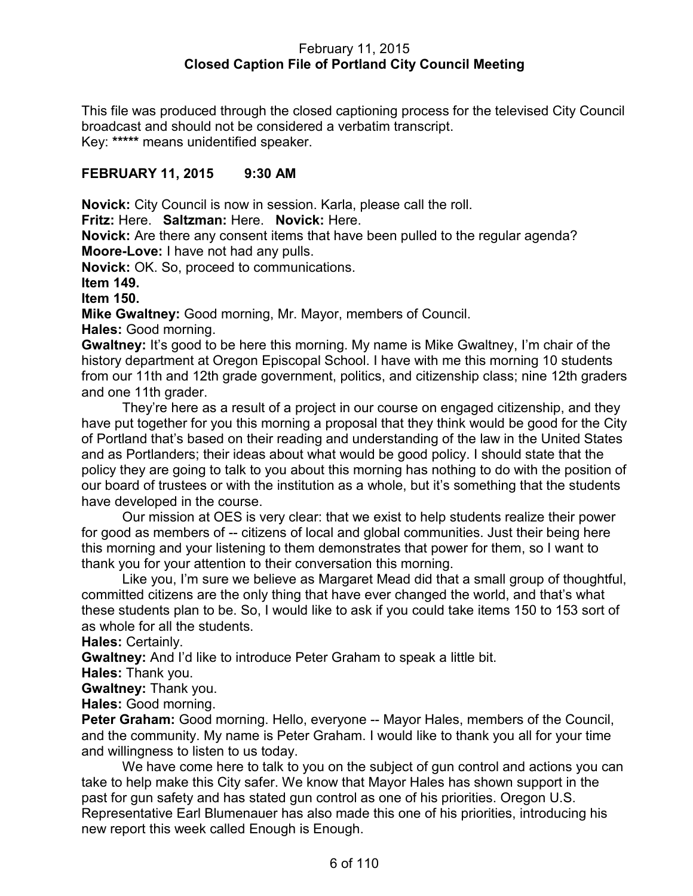February 11, 2015
**Closed Caption File of Portland City Council Meeting**

This file was produced through the closed captioning process for the televised City Council broadcast and should not be considered a verbatim transcript.
Key: ***** means unidentified speaker.

**FEBRUARY 11, 2015 9:30 AM**

**Novick:** City Council is now in session. Karla, please call the roll.

**Fritz:** Here. **Saltzman:** Here. **Novick:** Here.

**Novick:** Are there any consent items that have been pulled to the regular agenda?

**Moore-Love:** I have not had any pulls.

**Novick:** OK. So, proceed to communications.

**Item 149.**

**Item 150.**

**Mike Gwaltney:** Good morning, Mr. Mayor, members of Council.

**Hales:** Good morning.

**Gwaltney:** It's good to be here this morning. My name is Mike Gwaltney, I'm chair of the history department at Oregon Episcopal School. I have with me this morning 10 students from our 11th and 12th grade government, politics, and citizenship class; nine 12th graders and one 11th grader.

They're here as a result of a project in our course on engaged citizenship, and they have put together for you this morning a proposal that they think would be good for the City of Portland that's based on their reading and understanding of the law in the United States and as Portlanders; their ideas about what would be good policy. I should state that the policy they are going to talk to you about this morning has nothing to do with the position of our board of trustees or with the institution as a whole, but it's something that the students have developed in the course.

Our mission at OES is very clear: that we exist to help students realize their power for good as members of -- citizens of local and global communities. Just their being here this morning and your listening to them demonstrates that power for them, so I want to thank you for your attention to their conversation this morning.

Like you, I'm sure we believe as Margaret Mead did that a small group of thoughtful, committed citizens are the only thing that have ever changed the world, and that's what these students plan to be. So, I would like to ask if you could take items 150 to 153 sort of as whole for all the students.

**Hales:** Certainly.

**Gwaltney:** And I'd like to introduce Peter Graham to speak a little bit.

**Hales:** Thank you.

**Gwaltney:** Thank you.

**Hales:** Good morning.

**Peter Graham:** Good morning. Hello, everyone -- Mayor Hales, members of the Council, and the community. My name is Peter Graham. I would like to thank you all for your time and willingness to listen to us today.

We have come here to talk to you on the subject of gun control and actions you can take to help make this City safer. We know that Mayor Hales has shown support in the past for gun safety and has stated gun control as one of his priorities. Oregon U.S. Representative Earl Blumenauer has also made this one of his priorities, introducing his new report this week called Enough is Enough.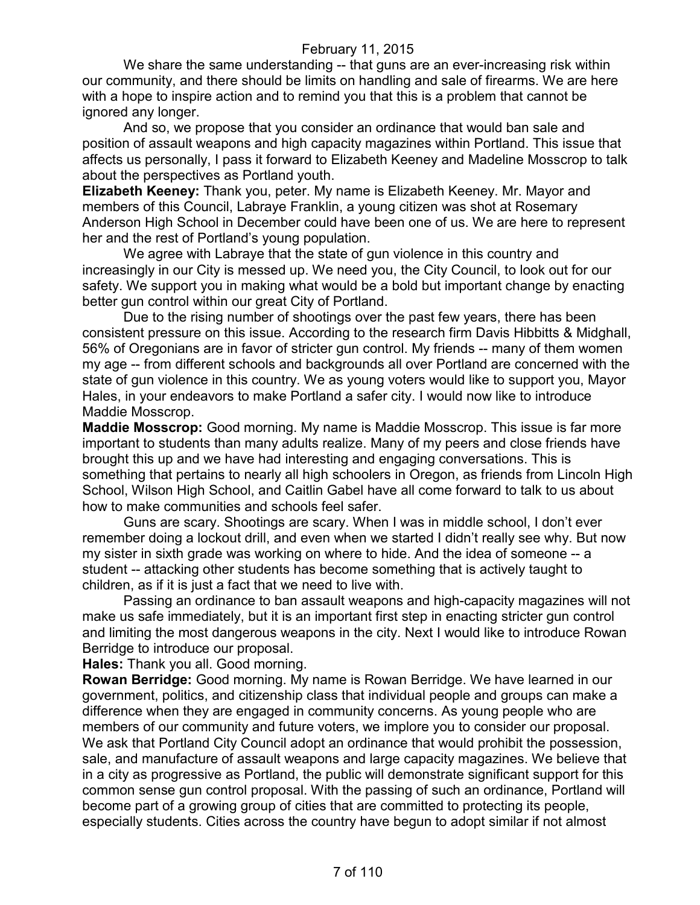We share the same understanding -- that guns are an ever-increasing risk within our community, and there should be limits on handling and sale of firearms. We are here with a hope to inspire action and to remind you that this is a problem that cannot be ignored any longer.

And so, we propose that you consider an ordinance that would ban sale and position of assault weapons and high capacity magazines within Portland. This issue that affects us personally, I pass it forward to Elizabeth Keeney and Madeline Mosscrop to talk about the perspectives as Portland youth.

**Elizabeth Keeney:** Thank you, peter. My name is Elizabeth Keeney. Mr. Mayor and members of this Council, Labraye Franklin, a young citizen was shot at Rosemary Anderson High School in December could have been one of us. We are here to represent her and the rest of Portland's young population.

We agree with Labraye that the state of gun violence in this country and increasingly in our City is messed up. We need you, the City Council, to look out for our safety. We support you in making what would be a bold but important change by enacting better gun control within our great City of Portland.

Due to the rising number of shootings over the past few years, there has been consistent pressure on this issue. According to the research firm Davis Hibbitts & Midghall, 56% of Oregonians are in favor of stricter gun control. My friends -- many of them women my age -- from different schools and backgrounds all over Portland are concerned with the state of gun violence in this country. We as young voters would like to support you, Mayor Hales, in your endeavors to make Portland a safer city. I would now like to introduce Maddie Mosscrop.

**Maddie Mosscrop:** Good morning. My name is Maddie Mosscrop. This issue is far more important to students than many adults realize. Many of my peers and close friends have brought this up and we have had interesting and engaging conversations. This is something that pertains to nearly all high schoolers in Oregon, as friends from Lincoln High School, Wilson High School, and Caitlin Gabel have all come forward to talk to us about how to make communities and schools feel safer.

Guns are scary. Shootings are scary. When I was in middle school, I don't ever remember doing a lockout drill, and even when we started I didn't really see why. But now my sister in sixth grade was working on where to hide. And the idea of someone -- a student -- attacking other students has become something that is actively taught to children, as if it is just a fact that we need to live with.

Passing an ordinance to ban assault weapons and high-capacity magazines will not make us safe immediately, but it is an important first step in enacting stricter gun control and limiting the most dangerous weapons in the city. Next I would like to introduce Rowan Berridge to introduce our proposal.

**Hales:** Thank you all. Good morning.

**Rowan Berridge:** Good morning. My name is Rowan Berridge. We have learned in our government, politics, and citizenship class that individual people and groups can make a difference when they are engaged in community concerns. As young people who are members of our community and future voters, we implore you to consider our proposal. We ask that Portland City Council adopt an ordinance that would prohibit the possession, sale, and manufacture of assault weapons and large capacity magazines. We believe that in a city as progressive as Portland, the public will demonstrate significant support for this common sense gun control proposal. With the passing of such an ordinance, Portland will become part of a growing group of cities that are committed to protecting its people, especially students. Cities across the country have begun to adopt similar if not almost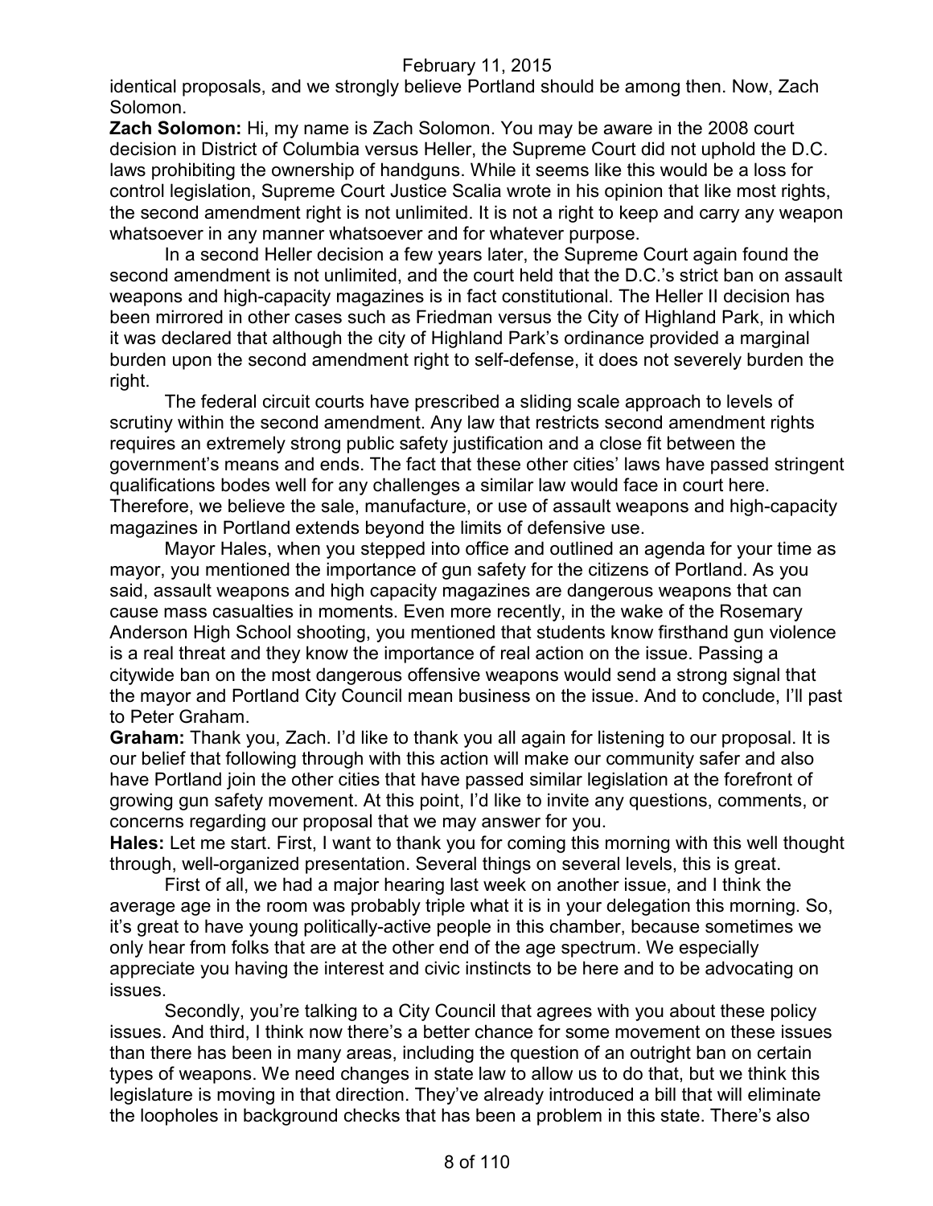identical proposals, and we strongly believe Portland should be among then. Now, Zach Solomon.

**Zach Solomon:** Hi, my name is Zach Solomon. You may be aware in the 2008 court decision in District of Columbia versus Heller, the Supreme Court did not uphold the D.C. laws prohibiting the ownership of handguns. While it seems like this would be a loss for control legislation, Supreme Court Justice Scalia wrote in his opinion that like most rights, the second amendment right is not unlimited. It is not a right to keep and carry any weapon whatsoever in any manner whatsoever and for whatever purpose.

In a second Heller decision a few years later, the Supreme Court again found the second amendment is not unlimited, and the court held that the D.C.'s strict ban on assault weapons and high-capacity magazines is in fact constitutional. The Heller II decision has been mirrored in other cases such as Friedman versus the City of Highland Park, in which it was declared that although the city of Highland Park's ordinance provided a marginal burden upon the second amendment right to self-defense, it does not severely burden the right.

The federal circuit courts have prescribed a sliding scale approach to levels of scrutiny within the second amendment. Any law that restricts second amendment rights requires an extremely strong public safety justification and a close fit between the government's means and ends. The fact that these other cities' laws have passed stringent qualifications bodes well for any challenges a similar law would face in court here. Therefore, we believe the sale, manufacture, or use of assault weapons and high-capacity magazines in Portland extends beyond the limits of defensive use.

Mayor Hales, when you stepped into office and outlined an agenda for your time as mayor, you mentioned the importance of gun safety for the citizens of Portland. As you said, assault weapons and high capacity magazines are dangerous weapons that can cause mass casualties in moments. Even more recently, in the wake of the Rosemary Anderson High School shooting, you mentioned that students know firsthand gun violence is a real threat and they know the importance of real action on the issue. Passing a citywide ban on the most dangerous offensive weapons would send a strong signal that the mayor and Portland City Council mean business on the issue. And to conclude, I'll past to Peter Graham.

**Graham:** Thank you, Zach. I'd like to thank you all again for listening to our proposal. It is our belief that following through with this action will make our community safer and also have Portland join the other cities that have passed similar legislation at the forefront of growing gun safety movement. At this point, I'd like to invite any questions, comments, or concerns regarding our proposal that we may answer for you.

**Hales:** Let me start. First, I want to thank you for coming this morning with this well thought through, well-organized presentation. Several things on several levels, this is great.

First of all, we had a major hearing last week on another issue, and I think the average age in the room was probably triple what it is in your delegation this morning. So, it's great to have young politically-active people in this chamber, because sometimes we only hear from folks that are at the other end of the age spectrum. We especially appreciate you having the interest and civic instincts to be here and to be advocating on issues.

Secondly, you're talking to a City Council that agrees with you about these policy issues. And third, I think now there's a better chance for some movement on these issues than there has been in many areas, including the question of an outright ban on certain types of weapons. We need changes in state law to allow us to do that, but we think this legislature is moving in that direction. They've already introduced a bill that will eliminate the loopholes in background checks that has been a problem in this state. There's also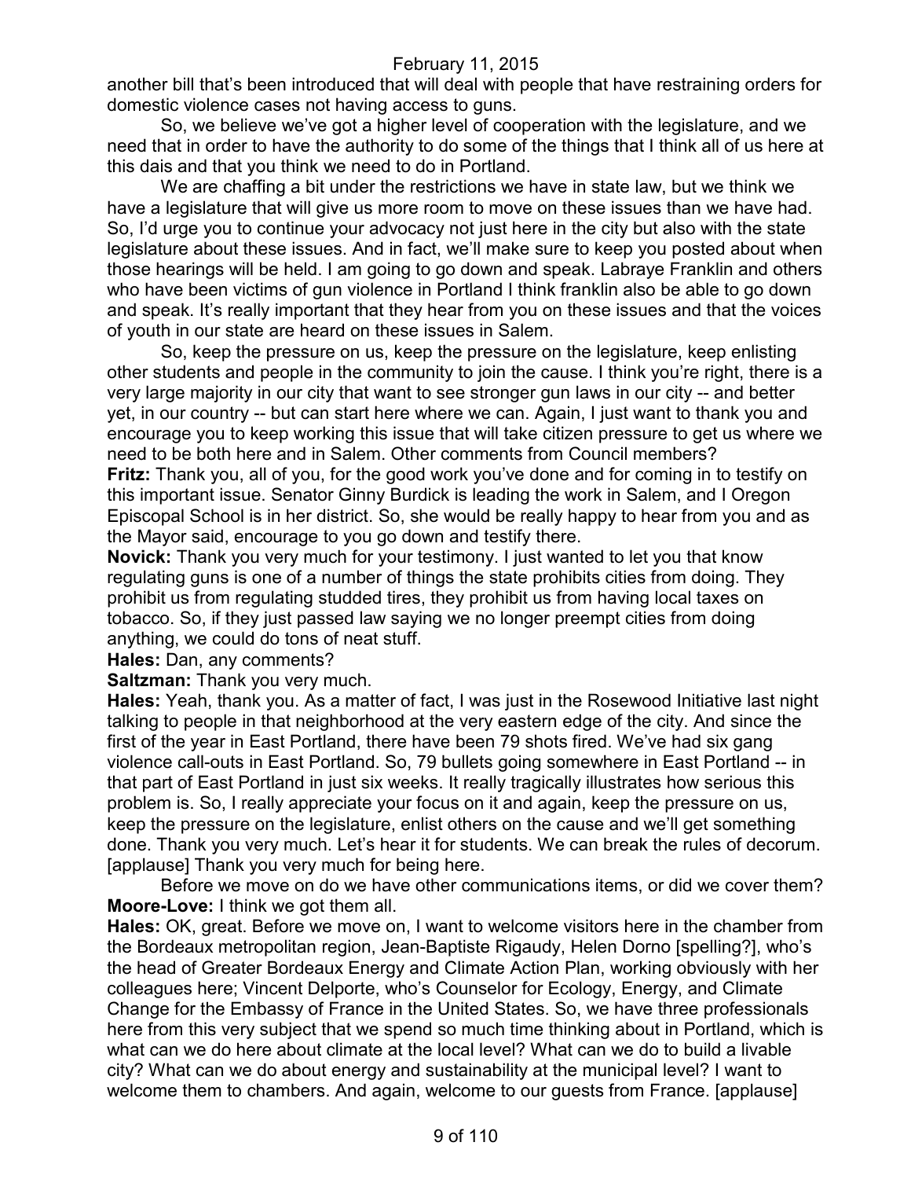another bill that's been introduced that will deal with people that have restraining orders for domestic violence cases not having access to guns.

So, we believe we've got a higher level of cooperation with the legislature, and we need that in order to have the authority to do some of the things that I think all of us here at this dais and that you think we need to do in Portland.

We are chaffing a bit under the restrictions we have in state law, but we think we have a legislature that will give us more room to move on these issues than we have had. So, I'd urge you to continue your advocacy not just here in the city but also with the state legislature about these issues. And in fact, we'll make sure to keep you posted about when those hearings will be held. I am going to go down and speak. Labraye Franklin and others who have been victims of gun violence in Portland I think franklin also be able to go down and speak. It's really important that they hear from you on these issues and that the voices of youth in our state are heard on these issues in Salem.

So, keep the pressure on us, keep the pressure on the legislature, keep enlisting other students and people in the community to join the cause. I think you're right, there is a very large majority in our city that want to see stronger gun laws in our city -- and better yet, in our country -- but can start here where we can. Again, I just want to thank you and encourage you to keep working this issue that will take citizen pressure to get us where we need to be both here and in Salem. Other comments from Council members?

**Fritz:** Thank you, all of you, for the good work you've done and for coming in to testify on this important issue. Senator Ginny Burdick is leading the work in Salem, and I Oregon Episcopal School is in her district. So, she would be really happy to hear from you and as the Mayor said, encourage to you go down and testify there.

**Novick:** Thank you very much for your testimony. I just wanted to let you that know regulating guns is one of a number of things the state prohibits cities from doing. They prohibit us from regulating studded tires, they prohibit us from having local taxes on tobacco. So, if they just passed law saying we no longer preempt cities from doing anything, we could do tons of neat stuff.

**Hales:** Dan, any comments?

**Saltzman:** Thank you very much.

**Hales:** Yeah, thank you. As a matter of fact, I was just in the Rosewood Initiative last night talking to people in that neighborhood at the very eastern edge of the city. And since the first of the year in East Portland, there have been 79 shots fired. We've had six gang violence call-outs in East Portland. So, 79 bullets going somewhere in East Portland -- in that part of East Portland in just six weeks. It really tragically illustrates how serious this problem is. So, I really appreciate your focus on it and again, keep the pressure on us, keep the pressure on the legislature, enlist others on the cause and we'll get something done. Thank you very much. Let's hear it for students. We can break the rules of decorum. [applause] Thank you very much for being here.

Before we move on do we have other communications items, or did we cover them?

**Moore-Love:** I think we got them all.

**Hales:** OK, great. Before we move on, I want to welcome visitors here in the chamber from the Bordeaux metropolitan region, Jean-Baptiste Rigaudy, Helen Dorno [spelling?], who's the head of Greater Bordeaux Energy and Climate Action Plan, working obviously with her colleagues here; Vincent Delporte, who's Counselor for Ecology, Energy, and Climate Change for the Embassy of France in the United States. So, we have three professionals here from this very subject that we spend so much time thinking about in Portland, which is what can we do here about climate at the local level? What can we do to build a livable city? What can we do about energy and sustainability at the municipal level? I want to welcome them to chambers. And again, welcome to our guests from France. [applause]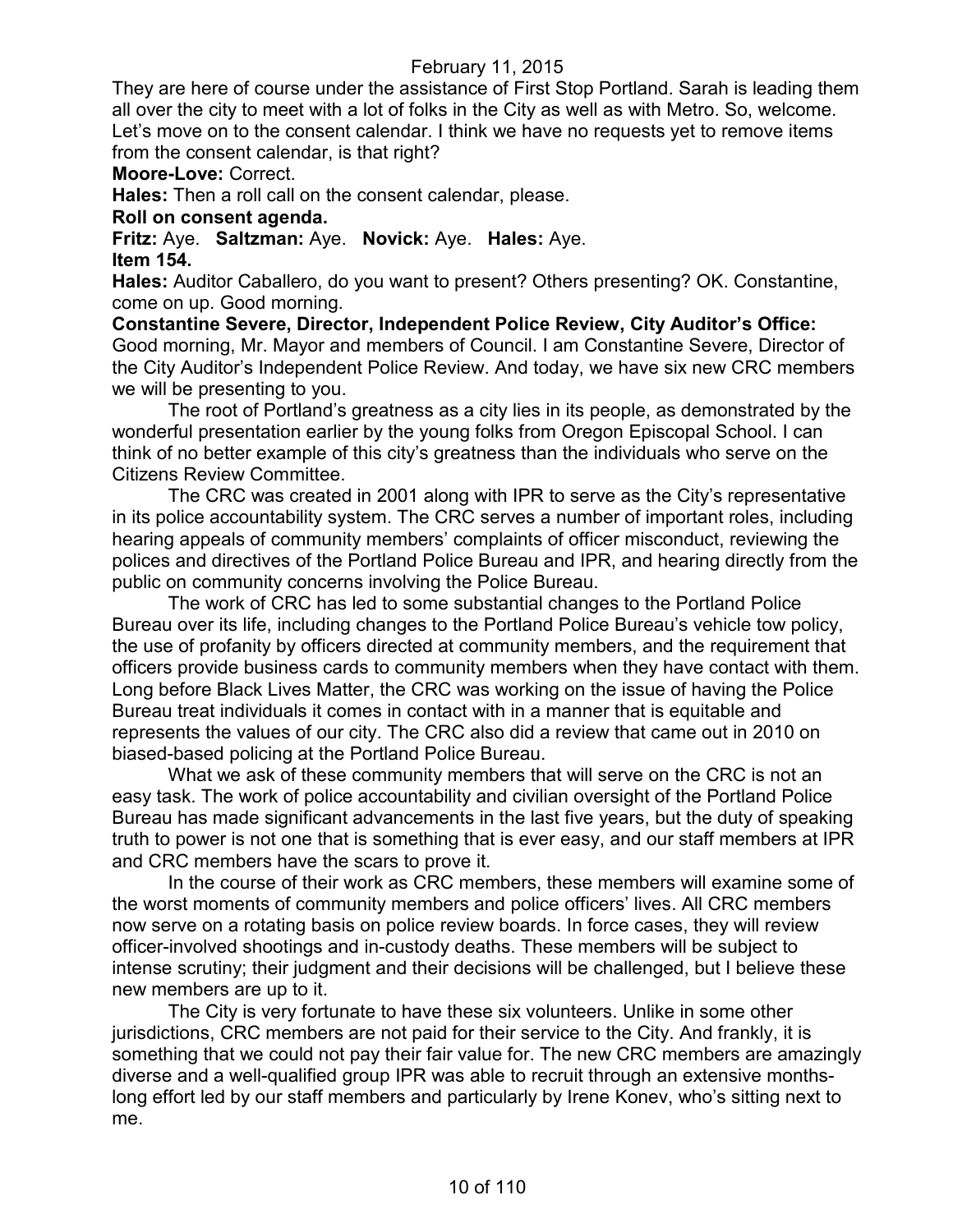They are here of course under the assistance of First Stop Portland. Sarah is leading them all over the city to meet with a lot of folks in the City as well as with Metro. So, welcome. Let's move on to the consent calendar. I think we have no requests yet to remove items from the consent calendar, is that right?

**Moore-Love:** Correct.

**Hales:** Then a roll call on the consent calendar, please.

**Roll on consent agenda.**

**Fritz:** Aye. **Saltzman:** Aye. **Novick:** Aye. **Hales:** Aye.

**Item 154.**

**Hales:** Auditor Caballero, do you want to present? Others presenting? OK. Constantine, come on up. Good morning.

**Constantine Severe, Director, Independent Police Review, City Auditor's Office:** Good morning, Mr. Mayor and members of Council. I am Constantine Severe, Director of the City Auditor's Independent Police Review. And today, we have six new CRC members we will be presenting to you.

The root of Portland's greatness as a city lies in its people, as demonstrated by the wonderful presentation earlier by the young folks from Oregon Episcopal School. I can think of no better example of this city's greatness than the individuals who serve on the Citizens Review Committee.

The CRC was created in 2001 along with IPR to serve as the City's representative in its police accountability system. The CRC serves a number of important roles, including hearing appeals of community members' complaints of officer misconduct, reviewing the polices and directives of the Portland Police Bureau and IPR, and hearing directly from the public on community concerns involving the Police Bureau.

The work of CRC has led to some substantial changes to the Portland Police Bureau over its life, including changes to the Portland Police Bureau's vehicle tow policy, the use of profanity by officers directed at community members, and the requirement that officers provide business cards to community members when they have contact with them. Long before Black Lives Matter, the CRC was working on the issue of having the Police Bureau treat individuals it comes in contact with in a manner that is equitable and represents the values of our city. The CRC also did a review that came out in 2010 on biased-based policing at the Portland Police Bureau.

What we ask of these community members that will serve on the CRC is not an easy task. The work of police accountability and civilian oversight of the Portland Police Bureau has made significant advancements in the last five years, but the duty of speaking truth to power is not one that is something that is ever easy, and our staff members at IPR and CRC members have the scars to prove it.

In the course of their work as CRC members, these members will examine some of the worst moments of community members and police officers' lives. All CRC members now serve on a rotating basis on police review boards. In force cases, they will review officer-involved shootings and in-custody deaths. These members will be subject to intense scrutiny; their judgment and their decisions will be challenged, but I believe these new members are up to it.

The City is very fortunate to have these six volunteers. Unlike in some other jurisdictions, CRC members are not paid for their service to the City. And frankly, it is something that we could not pay their fair value for. The new CRC members are amazingly diverse and a well-qualified group IPR was able to recruit through an extensive months-long effort led by our staff members and particularly by Irene Konev, who's sitting next to me.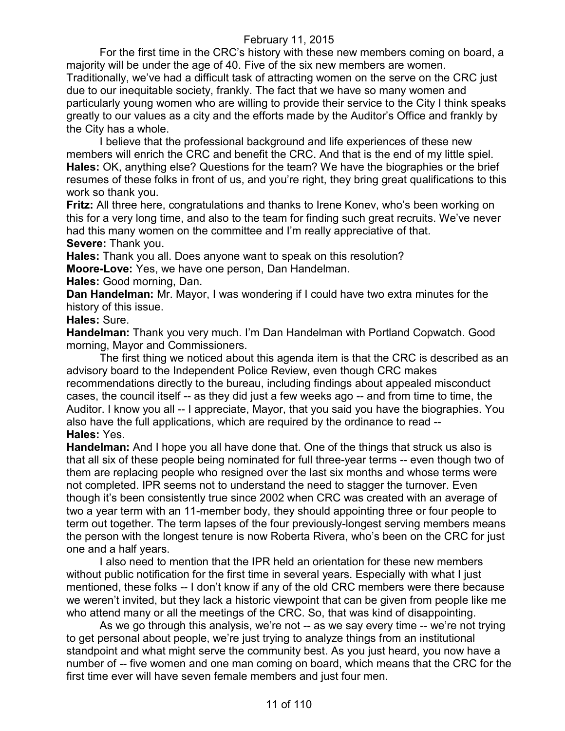For the first time in the CRC's history with these new members coming on board, a majority will be under the age of 40. Five of the six new members are women. Traditionally, we've had a difficult task of attracting women on the serve on the CRC just due to our inequitable society, frankly. The fact that we have so many women and particularly young women who are willing to provide their service to the City I think speaks greatly to our values as a city and the efforts made by the Auditor's Office and frankly by the City has a whole.

I believe that the professional background and life experiences of these new members will enrich the CRC and benefit the CRC. And that is the end of my little spiel.

**Hales:** OK, anything else? Questions for the team? We have the biographies or the brief resumes of these folks in front of us, and you're right, they bring great qualifications to this work so thank you.

**Fritz:** All three here, congratulations and thanks to Irene Konev, who's been working on this for a very long time, and also to the team for finding such great recruits. We've never had this many women on the committee and I'm really appreciative of that.

**Severe:** Thank you.

**Hales:** Thank you all. Does anyone want to speak on this resolution?

**Moore-Love:** Yes, we have one person, Dan Handelman.

**Hales:** Good morning, Dan.

**Dan Handelman:** Mr. Mayor, I was wondering if I could have two extra minutes for the history of this issue.

**Hales:** Sure.

**Handelman:** Thank you very much. I'm Dan Handelman with Portland Copwatch. Good morning, Mayor and Commissioners.

The first thing we noticed about this agenda item is that the CRC is described as an advisory board to the Independent Police Review, even though CRC makes recommendations directly to the bureau, including findings about appealed misconduct cases, the council itself -- as they did just a few weeks ago -- and from time to time, the Auditor. I know you all -- I appreciate, Mayor, that you said you have the biographies. You also have the full applications, which are required by the ordinance to read --

**Hales:** Yes.

**Handelman:** And I hope you all have done that. One of the things that struck us also is that all six of these people being nominated for full three-year terms -- even though two of them are replacing people who resigned over the last six months and whose terms were not completed. IPR seems not to understand the need to stagger the turnover. Even though it's been consistently true since 2002 when CRC was created with an average of two a year term with an 11-member body, they should appointing three or four people to term out together. The term lapses of the four previously-longest serving members means the person with the longest tenure is now Roberta Rivera, who's been on the CRC for just one and a half years.

I also need to mention that the IPR held an orientation for these new members without public notification for the first time in several years. Especially with what I just mentioned, these folks -- I don't know if any of the old CRC members were there because we weren't invited, but they lack a historic viewpoint that can be given from people like me who attend many or all the meetings of the CRC. So, that was kind of disappointing.

As we go through this analysis, we're not -- as we say every time -- we're not trying to get personal about people, we're just trying to analyze things from an institutional standpoint and what might serve the community best. As you just heard, you now have a number of -- five women and one man coming on board, which means that the CRC for the first time ever will have seven female members and just four men.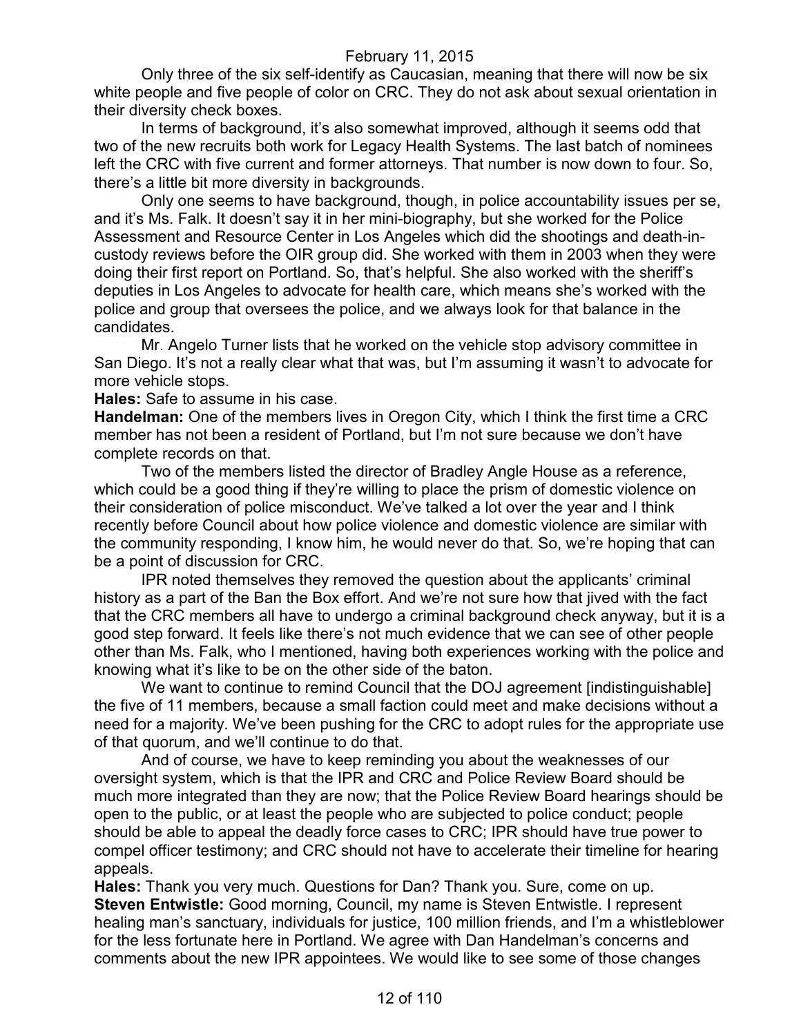Only three of the six self-identify as Caucasian, meaning that there will now be six white people and five people of color on CRC. They do not ask about sexual orientation in their diversity check boxes.

In terms of background, it's also somewhat improved, although it seems odd that two of the new recruits both work for Legacy Health Systems. The last batch of nominees left the CRC with five current and former attorneys. That number is now down to four. So, there's a little bit more diversity in backgrounds.

Only one seems to have background, though, in police accountability issues per se, and it's Ms. Falk. It doesn't say it in her mini-biography, but she worked for the Police Assessment and Resource Center in Los Angeles which did the shootings and death-in-custody reviews before the OIR group did. She worked with them in 2003 when they were doing their first report on Portland. So, that's helpful. She also worked with the sheriff's deputies in Los Angeles to advocate for health care, which means she's worked with the police and group that oversees the police, and we always look for that balance in the candidates.

Mr. Angelo Turner lists that he worked on the vehicle stop advisory committee in San Diego. It's not a really clear what that was, but I'm assuming it wasn't to advocate for more vehicle stops.

**Hales:** Safe to assume in his case.

**Handelman:** One of the members lives in Oregon City, which I think the first time a CRC member has not been a resident of Portland, but I'm not sure because we don't have complete records on that.

Two of the members listed the director of Bradley Angle House as a reference, which could be a good thing if they're willing to place the prism of domestic violence on their consideration of police misconduct. We've talked a lot over the year and I think recently before Council about how police violence and domestic violence are similar with the community responding, I know him, he would never do that. So, we're hoping that can be a point of discussion for CRC.

IPR noted themselves they removed the question about the applicants' criminal history as a part of the Ban the Box effort. And we're not sure how that jived with the fact that the CRC members all have to undergo a criminal background check anyway, but it is a good step forward. It feels like there's not much evidence that we can see of other people other than Ms. Falk, who I mentioned, having both experiences working with the police and knowing what it's like to be on the other side of the baton.

We want to continue to remind Council that the DOJ agreement [indistinguishable] the five of 11 members, because a small faction could meet and make decisions without a need for a majority. We've been pushing for the CRC to adopt rules for the appropriate use of that quorum, and we'll continue to do that.

And of course, we have to keep reminding you about the weaknesses of our oversight system, which is that the IPR and CRC and Police Review Board should be much more integrated than they are now; that the Police Review Board hearings should be open to the public, or at least the people who are subjected to police conduct; people should be able to appeal the deadly force cases to CRC; IPR should have true power to compel officer testimony; and CRC should not have to accelerate their timeline for hearing appeals.

**Hales:** Thank you very much. Questions for Dan? Thank you. Sure, come on up.

**Steven Entwistle:** Good morning, Council, my name is Steven Entwistle. I represent healing man's sanctuary, individuals for justice, 100 million friends, and I'm a whistleblower for the less fortunate here in Portland. We agree with Dan Handelman's concerns and comments about the new IPR appointees. We would like to see some of those changes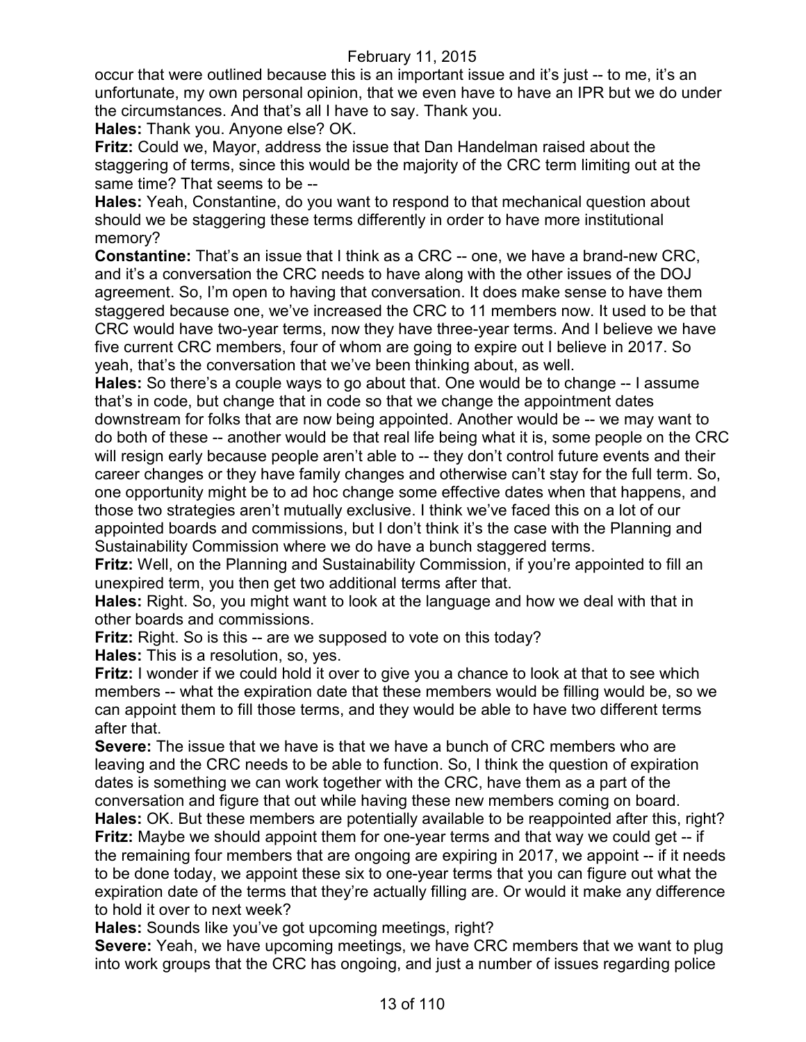occur that were outlined because this is an important issue and it's just -- to me, it's an unfortunate, my own personal opinion, that we even have to have an IPR but we do under the circumstances. And that's all I have to say. Thank you.

**Hales:** Thank you. Anyone else? OK.

**Fritz:** Could we, Mayor, address the issue that Dan Handelman raised about the staggering of terms, since this would be the majority of the CRC term limiting out at the same time? That seems to be --

**Hales:** Yeah, Constantine, do you want to respond to that mechanical question about should we be staggering these terms differently in order to have more institutional memory?

**Constantine:** That's an issue that I think as a CRC -- one, we have a brand-new CRC, and it's a conversation the CRC needs to have along with the other issues of the DOJ agreement. So, I'm open to having that conversation. It does make sense to have them staggered because one, we've increased the CRC to 11 members now. It used to be that CRC would have two-year terms, now they have three-year terms. And I believe we have five current CRC members, four of whom are going to expire out I believe in 2017. So yeah, that's the conversation that we've been thinking about, as well.

**Hales:** So there's a couple ways to go about that. One would be to change -- I assume that's in code, but change that in code so that we change the appointment dates downstream for folks that are now being appointed. Another would be -- we may want to do both of these -- another would be that real life being what it is, some people on the CRC will resign early because people aren't able to -- they don't control future events and their career changes or they have family changes and otherwise can't stay for the full term. So, one opportunity might be to ad hoc change some effective dates when that happens, and those two strategies aren't mutually exclusive. I think we've faced this on a lot of our appointed boards and commissions, but I don't think it's the case with the Planning and Sustainability Commission where we do have a bunch staggered terms.

**Fritz:** Well, on the Planning and Sustainability Commission, if you're appointed to fill an unexpired term, you then get two additional terms after that.

**Hales:** Right. So, you might want to look at the language and how we deal with that in other boards and commissions.

**Fritz:** Right. So is this -- are we supposed to vote on this today?

**Hales:** This is a resolution, so, yes.

**Fritz:** I wonder if we could hold it over to give you a chance to look at that to see which members -- what the expiration date that these members would be filling would be, so we can appoint them to fill those terms, and they would be able to have two different terms after that.

**Severe:** The issue that we have is that we have a bunch of CRC members who are leaving and the CRC needs to be able to function. So, I think the question of expiration dates is something we can work together with the CRC, have them as a part of the conversation and figure that out while having these new members coming on board.

**Hales:** OK. But these members are potentially available to be reappointed after this, right?

**Fritz:** Maybe we should appoint them for one-year terms and that way we could get -- if the remaining four members that are ongoing are expiring in 2017, we appoint -- if it needs to be done today, we appoint these six to one-year terms that you can figure out what the expiration date of the terms that they're actually filling are. Or would it make any difference to hold it over to next week?

**Hales:** Sounds like you've got upcoming meetings, right?

**Severe:** Yeah, we have upcoming meetings, we have CRC members that we want to plug into work groups that the CRC has ongoing, and just a number of issues regarding police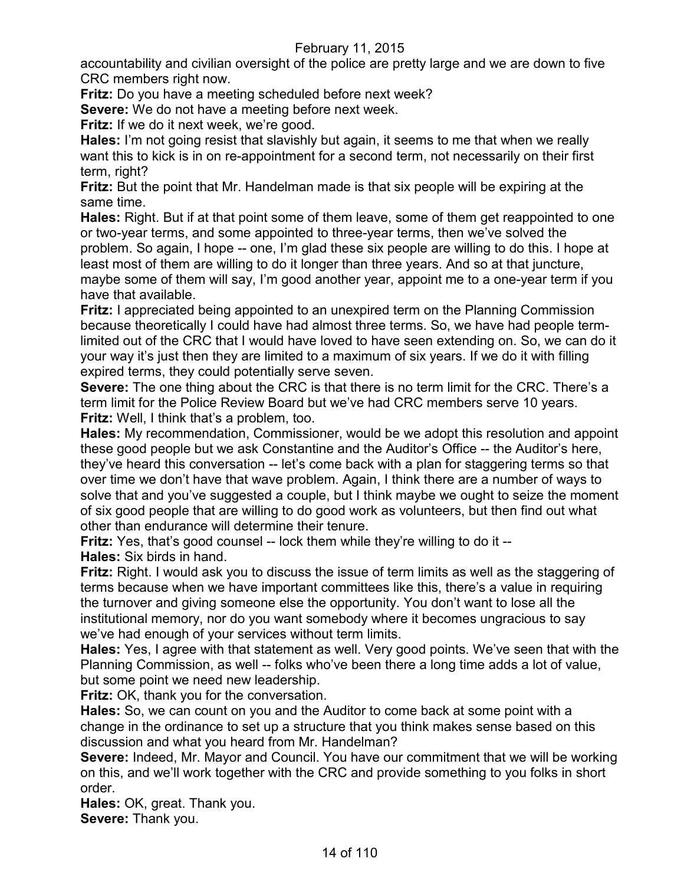accountability and civilian oversight of the police are pretty large and we are down to five CRC members right now.

**Fritz:** Do you have a meeting scheduled before next week?

**Severe:** We do not have a meeting before next week.

**Fritz:** If we do it next week, we're good.

**Hales:** I'm not going resist that slavishly but again, it seems to me that when we really want this to kick is in on re-appointment for a second term, not necessarily on their first term, right?

**Fritz:** But the point that Mr. Handelman made is that six people will be expiring at the same time.

**Hales:** Right. But if at that point some of them leave, some of them get reappointed to one or two-year terms, and some appointed to three-year terms, then we've solved the problem. So again, I hope -- one, I'm glad these six people are willing to do this. I hope at least most of them are willing to do it longer than three years. And so at that juncture, maybe some of them will say, I'm good another year, appoint me to a one-year term if you have that available.

**Fritz:** I appreciated being appointed to an unexpired term on the Planning Commission because theoretically I could have had almost three terms. So, we have had people term-limited out of the CRC that I would have loved to have seen extending on. So, we can do it your way it's just then they are limited to a maximum of six years. If we do it with filling expired terms, they could potentially serve seven.

**Severe:** The one thing about the CRC is that there is no term limit for the CRC. There's a term limit for the Police Review Board but we've had CRC members serve 10 years.

**Fritz:** Well, I think that's a problem, too.

**Hales:** My recommendation, Commissioner, would be we adopt this resolution and appoint these good people but we ask Constantine and the Auditor's Office -- the Auditor's here, they've heard this conversation -- let's come back with a plan for staggering terms so that over time we don't have that wave problem. Again, I think there are a number of ways to solve that and you've suggested a couple, but I think maybe we ought to seize the moment of six good people that are willing to do good work as volunteers, but then find out what other than endurance will determine their tenure.

**Fritz:** Yes, that's good counsel -- lock them while they're willing to do it --

**Hales:** Six birds in hand.

**Fritz:** Right. I would ask you to discuss the issue of term limits as well as the staggering of terms because when we have important committees like this, there's a value in requiring the turnover and giving someone else the opportunity. You don't want to lose all the institutional memory, nor do you want somebody where it becomes ungracious to say we've had enough of your services without term limits.

**Hales:** Yes, I agree with that statement as well. Very good points. We've seen that with the Planning Commission, as well -- folks who've been there a long time adds a lot of value, but some point we need new leadership.

**Fritz:** OK, thank you for the conversation.

**Hales:** So, we can count on you and the Auditor to come back at some point with a change in the ordinance to set up a structure that you think makes sense based on this discussion and what you heard from Mr. Handelman?

**Severe:** Indeed, Mr. Mayor and Council. You have our commitment that we will be working on this, and we'll work together with the CRC and provide something to you folks in short order.

**Hales:** OK, great. Thank you.

**Severe:** Thank you.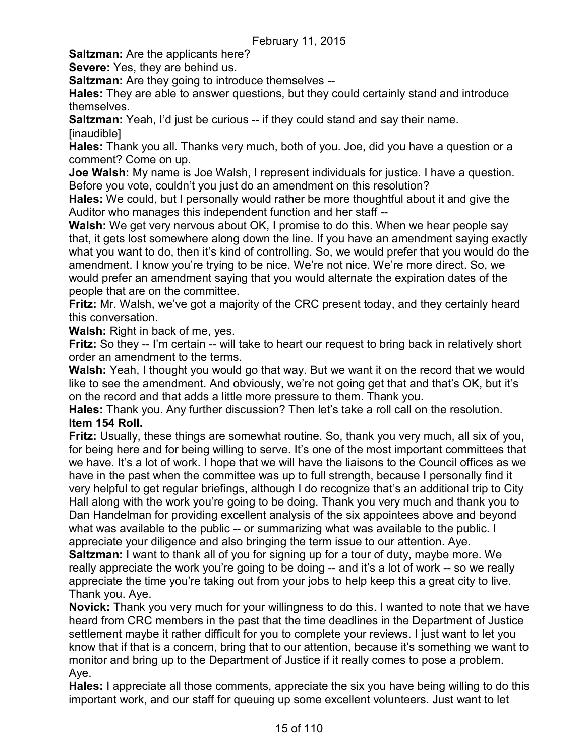**Saltzman:** Are the applicants here?

**Severe:** Yes, they are behind us.

**Saltzman:** Are they going to introduce themselves --

**Hales:** They are able to answer questions, but they could certainly stand and introduce themselves.

**Saltzman:** Yeah, I'd just be curious -- if they could stand and say their name.

[inaudible]

**Hales:** Thank you all. Thanks very much, both of you. Joe, did you have a question or a comment? Come on up.

**Joe Walsh:** My name is Joe Walsh, I represent individuals for justice. I have a question. Before you vote, couldn't you just do an amendment on this resolution?

**Hales:** We could, but I personally would rather be more thoughtful about it and give the Auditor who manages this independent function and her staff --

**Walsh:** We get very nervous about OK, I promise to do this. When we hear people say that, it gets lost somewhere along down the line. If you have an amendment saying exactly what you want to do, then it's kind of controlling. So, we would prefer that you would do the amendment. I know you're trying to be nice. We're not nice. We're more direct. So, we would prefer an amendment saying that you would alternate the expiration dates of the people that are on the committee.

**Fritz:** Mr. Walsh, we've got a majority of the CRC present today, and they certainly heard this conversation.

**Walsh:** Right in back of me, yes.

**Fritz:** So they -- I'm certain -- will take to heart our request to bring back in relatively short order an amendment to the terms.

**Walsh:** Yeah, I thought you would go that way. But we want it on the record that we would like to see the amendment. And obviously, we're not going get that and that's OK, but it's on the record and that adds a little more pressure to them. Thank you.

**Hales:** Thank you. Any further discussion? Then let's take a roll call on the resolution.

**Item 154 Roll.**

**Fritz:** Usually, these things are somewhat routine. So, thank you very much, all six of you, for being here and for being willing to serve. It's one of the most important committees that we have. It's a lot of work. I hope that we will have the liaisons to the Council offices as we have in the past when the committee was up to full strength, because I personally find it very helpful to get regular briefings, although I do recognize that's an additional trip to City Hall along with the work you're going to be doing. Thank you very much and thank you to Dan Handelman for providing excellent analysis of the six appointees above and beyond what was available to the public -- or summarizing what was available to the public. I appreciate your diligence and also bringing the term issue to our attention. Aye.

**Saltzman:** I want to thank all of you for signing up for a tour of duty, maybe more. We really appreciate the work you're going to be doing -- and it's a lot of work -- so we really appreciate the time you're taking out from your jobs to help keep this a great city to live. Thank you. Aye.

**Novick:** Thank you very much for your willingness to do this. I wanted to note that we have heard from CRC members in the past that the time deadlines in the Department of Justice settlement maybe it rather difficult for you to complete your reviews. I just want to let you know that if that is a concern, bring that to our attention, because it's something we want to monitor and bring up to the Department of Justice if it really comes to pose a problem. Aye.

**Hales:** I appreciate all those comments, appreciate the six you have being willing to do this important work, and our staff for queuing up some excellent volunteers. Just want to let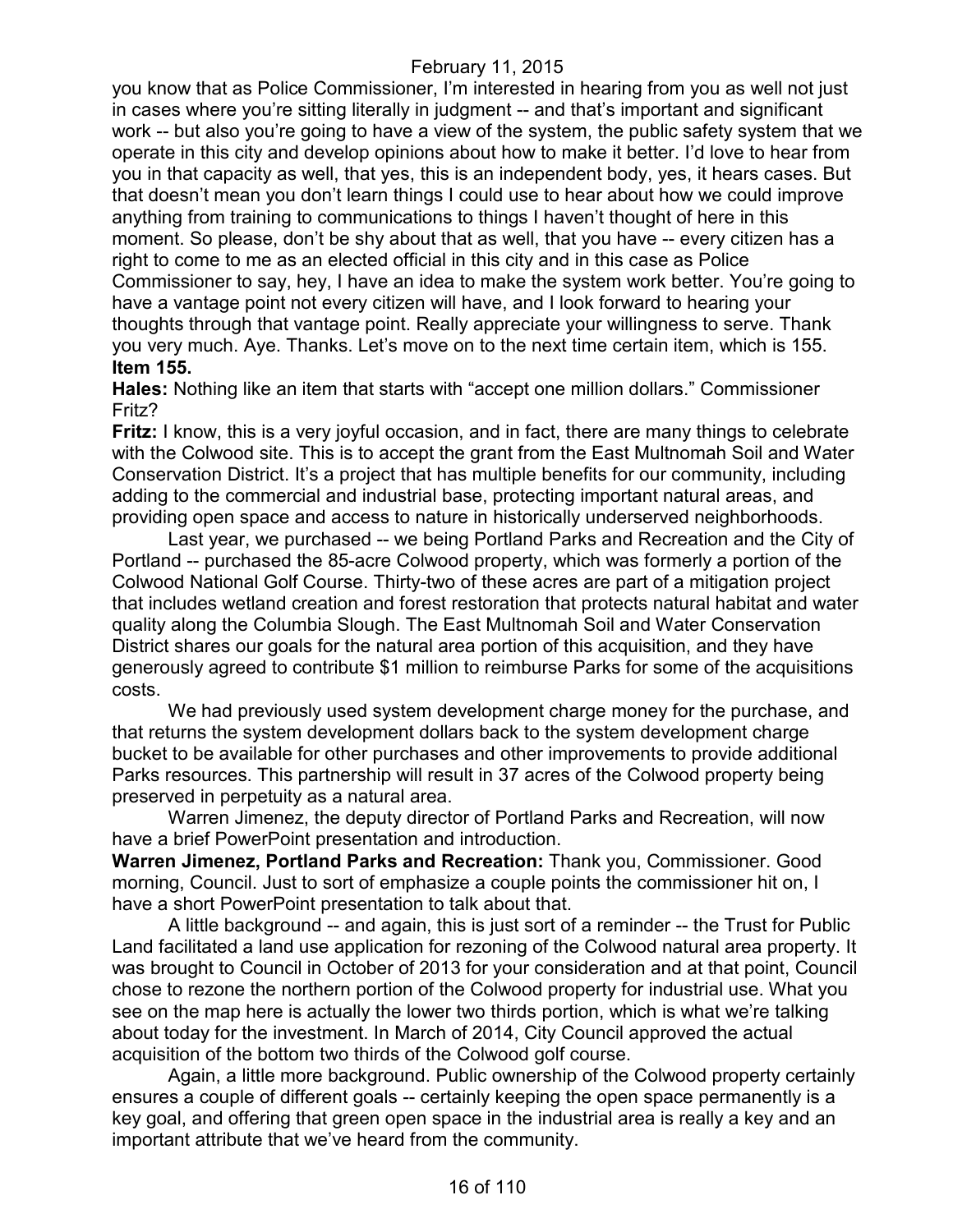you know that as Police Commissioner, I'm interested in hearing from you as well not just in cases where you're sitting literally in judgment -- and that's important and significant work -- but also you're going to have a view of the system, the public safety system that we operate in this city and develop opinions about how to make it better. I'd love to hear from you in that capacity as well, that yes, this is an independent body, yes, it hears cases. But that doesn't mean you don't learn things I could use to hear about how we could improve anything from training to communications to things I haven't thought of here in this moment. So please, don't be shy about that as well, that you have -- every citizen has a right to come to me as an elected official in this city and in this case as Police Commissioner to say, hey, I have an idea to make the system work better. You're going to have a vantage point not every citizen will have, and I look forward to hearing your thoughts through that vantage point. Really appreciate your willingness to serve. Thank you very much. Aye. Thanks. Let's move on to the next time certain item, which is 155.

**Item 155.**

**Hales:** Nothing like an item that starts with "accept one million dollars." Commissioner Fritz?

**Fritz:** I know, this is a very joyful occasion, and in fact, there are many things to celebrate with the Colwood site. This is to accept the grant from the East Multnomah Soil and Water Conservation District. It's a project that has multiple benefits for our community, including adding to the commercial and industrial base, protecting important natural areas, and providing open space and access to nature in historically underserved neighborhoods.

Last year, we purchased -- we being Portland Parks and Recreation and the City of Portland -- purchased the 85-acre Colwood property, which was formerly a portion of the Colwood National Golf Course. Thirty-two of these acres are part of a mitigation project that includes wetland creation and forest restoration that protects natural habitat and water quality along the Columbia Slough. The East Multnomah Soil and Water Conservation District shares our goals for the natural area portion of this acquisition, and they have generously agreed to contribute $1 million to reimburse Parks for some of the acquisitions costs.

We had previously used system development charge money for the purchase, and that returns the system development dollars back to the system development charge bucket to be available for other purchases and other improvements to provide additional Parks resources. This partnership will result in 37 acres of the Colwood property being preserved in perpetuity as a natural area.

Warren Jimenez, the deputy director of Portland Parks and Recreation, will now have a brief PowerPoint presentation and introduction.

**Warren Jimenez, Portland Parks and Recreation:** Thank you, Commissioner. Good morning, Council. Just to sort of emphasize a couple points the commissioner hit on, I have a short PowerPoint presentation to talk about that.

A little background -- and again, this is just sort of a reminder -- the Trust for Public Land facilitated a land use application for rezoning of the Colwood natural area property. It was brought to Council in October of 2013 for your consideration and at that point, Council chose to rezone the northern portion of the Colwood property for industrial use. What you see on the map here is actually the lower two thirds portion, which is what we're talking about today for the investment. In March of 2014, City Council approved the actual acquisition of the bottom two thirds of the Colwood golf course.

Again, a little more background. Public ownership of the Colwood property certainly ensures a couple of different goals -- certainly keeping the open space permanently is a key goal, and offering that green open space in the industrial area is really a key and an important attribute that we've heard from the community.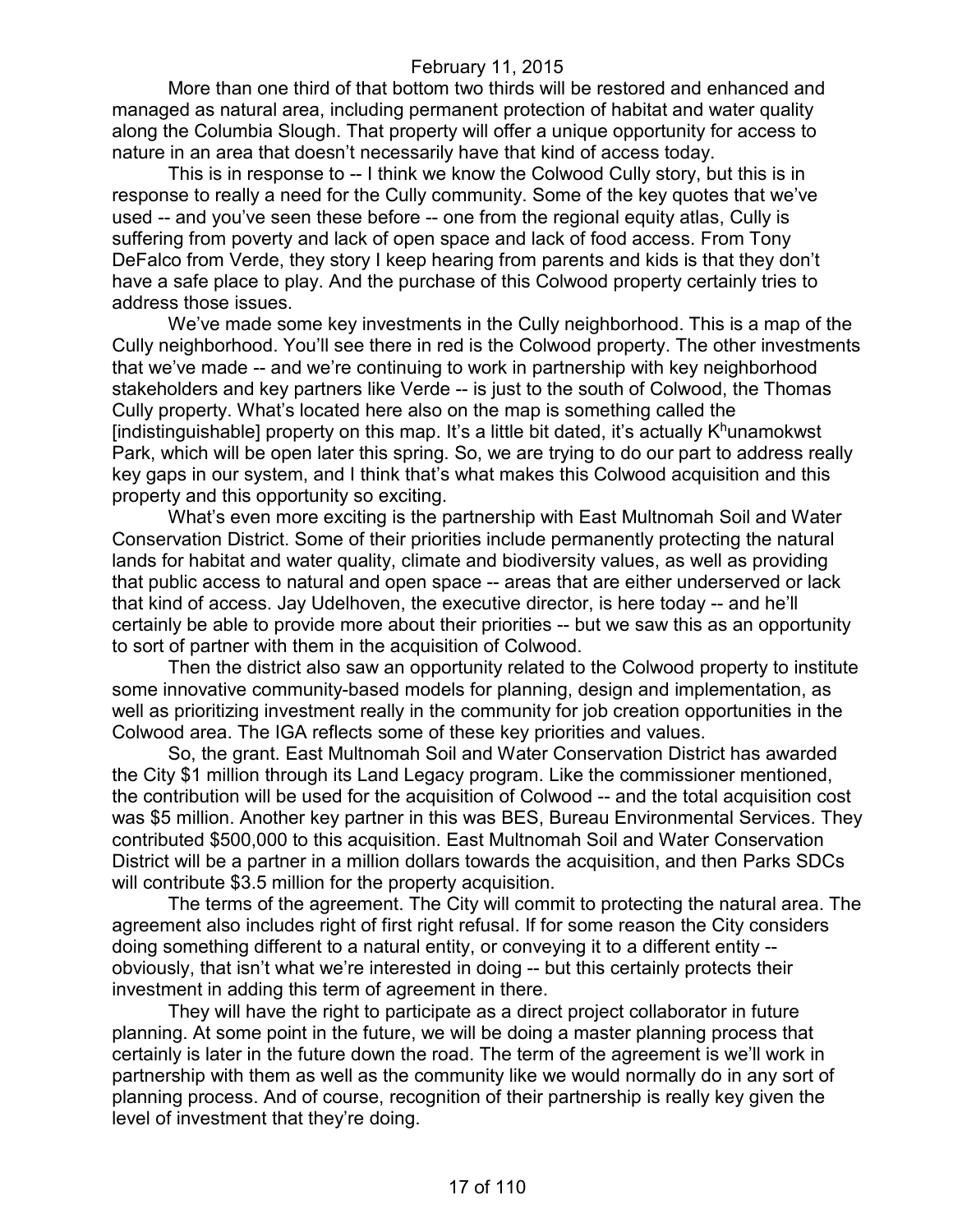More than one third of that bottom two thirds will be restored and enhanced and managed as natural area, including permanent protection of habitat and water quality along the Columbia Slough. That property will offer a unique opportunity for access to nature in an area that doesn't necessarily have that kind of access today.

This is in response to -- I think we know the Colwood Cully story, but this is in response to really a need for the Cully community. Some of the key quotes that we've used -- and you've seen these before -- one from the regional equity atlas, Cully is suffering from poverty and lack of open space and lack of food access. From Tony DeFalco from Verde, they story I keep hearing from parents and kids is that they don't have a safe place to play. And the purchase of this Colwood property certainly tries to address those issues.

We've made some key investments in the Cully neighborhood. This is a map of the Cully neighborhood. You'll see there in red is the Colwood property. The other investments that we've made -- and we're continuing to work in partnership with key neighborhood stakeholders and key partners like Verde -- is just to the south of Colwood, the Thomas Cully property. What's located here also on the map is something called the [indistinguishable] property on this map. It's a little bit dated, it's actually K$^{h}$unamokwst Park, which will be open later this spring. So, we are trying to do our part to address really key gaps in our system, and I think that's what makes this Colwood acquisition and this property and this opportunity so exciting.

What's even more exciting is the partnership with East Multnomah Soil and Water Conservation District. Some of their priorities include permanently protecting the natural lands for habitat and water quality, climate and biodiversity values, as well as providing that public access to natural and open space -- areas that are either underserved or lack that kind of access. Jay Udelhoven, the executive director, is here today -- and he'll certainly be able to provide more about their priorities -- but we saw this as an opportunity to sort of partner with them in the acquisition of Colwood.

Then the district also saw an opportunity related to the Colwood property to institute some innovative community-based models for planning, design and implementation, as well as prioritizing investment really in the community for job creation opportunities in the Colwood area. The IGA reflects some of these key priorities and values.

So, the grant. East Multnomah Soil and Water Conservation District has awarded the City $1 million through its Land Legacy program. Like the commissioner mentioned, the contribution will be used for the acquisition of Colwood -- and the total acquisition cost was $5 million. Another key partner in this was BES, Bureau Environmental Services. They contributed $500,000 to this acquisition. East Multnomah Soil and Water Conservation District will be a partner in a million dollars towards the acquisition, and then Parks SDCs will contribute $3.5 million for the property acquisition.

The terms of the agreement. The City will commit to protecting the natural area. The agreement also includes right of first right refusal. If for some reason the City considers doing something different to a natural entity, or conveying it to a different entity -- obviously, that isn't what we're interested in doing -- but this certainly protects their investment in adding this term of agreement in there.

They will have the right to participate as a direct project collaborator in future planning. At some point in the future, we will be doing a master planning process that certainly is later in the future down the road. The term of the agreement is we'll work in partnership with them as well as the community like we would normally do in any sort of planning process. And of course, recognition of their partnership is really key given the level of investment that they're doing.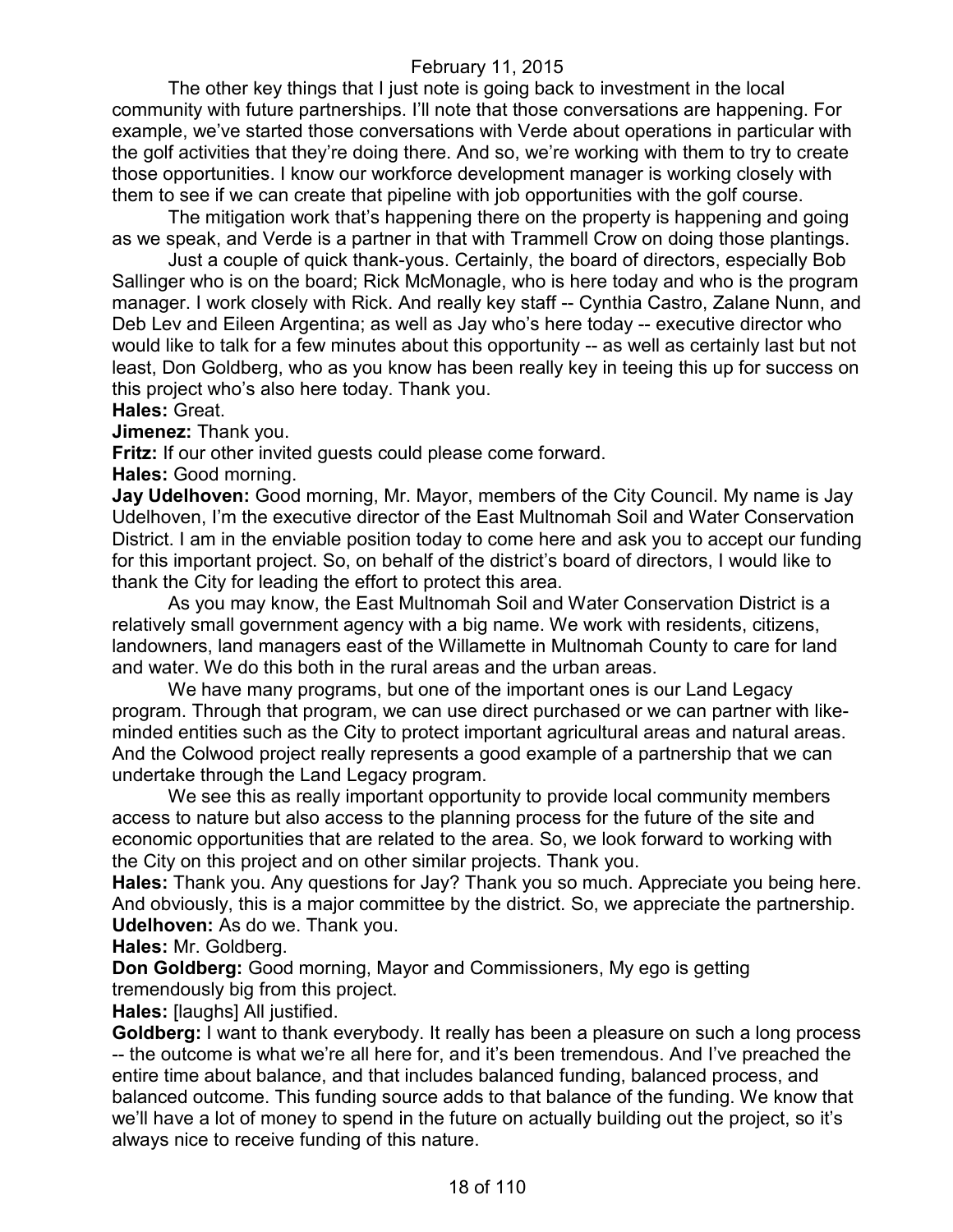The other key things that I just note is going back to investment in the local community with future partnerships. I'll note that those conversations are happening. For example, we've started those conversations with Verde about operations in particular with the golf activities that they're doing there. And so, we're working with them to try to create those opportunities. I know our workforce development manager is working closely with them to see if we can create that pipeline with job opportunities with the golf course.

The mitigation work that's happening there on the property is happening and going as we speak, and Verde is a partner in that with Trammell Crow on doing those plantings.

Just a couple of quick thank-yous. Certainly, the board of directors, especially Bob Sallinger who is on the board; Rick McMonagle, who is here today and who is the program manager. I work closely with Rick. And really key staff -- Cynthia Castro, Zalane Nunn, and Deb Lev and Eileen Argentina; as well as Jay who's here today -- executive director who would like to talk for a few minutes about this opportunity -- as well as certainly last but not least, Don Goldberg, who as you know has been really key in teeing this up for success on this project who's also here today. Thank you.

**Hales:** Great.

**Jimenez:** Thank you.

**Fritz:** If our other invited guests could please come forward.

**Hales:** Good morning.

**Jay Udelhoven:** Good morning, Mr. Mayor, members of the City Council. My name is Jay Udelhoven, I'm the executive director of the East Multnomah Soil and Water Conservation District. I am in the enviable position today to come here and ask you to accept our funding for this important project. So, on behalf of the district's board of directors, I would like to thank the City for leading the effort to protect this area.

As you may know, the East Multnomah Soil and Water Conservation District is a relatively small government agency with a big name. We work with residents, citizens, landowners, land managers east of the Willamette in Multnomah County to care for land and water. We do this both in the rural areas and the urban areas.

We have many programs, but one of the important ones is our Land Legacy program. Through that program, we can use direct purchased or we can partner with like-minded entities such as the City to protect important agricultural areas and natural areas. And the Colwood project really represents a good example of a partnership that we can undertake through the Land Legacy program.

We see this as really important opportunity to provide local community members access to nature but also access to the planning process for the future of the site and economic opportunities that are related to the area. So, we look forward to working with the City on this project and on other similar projects. Thank you.

**Hales:** Thank you. Any questions for Jay? Thank you so much. Appreciate you being here. And obviously, this is a major committee by the district. So, we appreciate the partnership.

**Udelhoven:** As do we. Thank you.

**Hales:** Mr. Goldberg.

**Don Goldberg:** Good morning, Mayor and Commissioners, My ego is getting tremendously big from this project.

**Hales:** [laughs] All justified.

**Goldberg:** I want to thank everybody. It really has been a pleasure on such a long process -- the outcome is what we're all here for, and it's been tremendous. And I've preached the entire time about balance, and that includes balanced funding, balanced process, and balanced outcome. This funding source adds to that balance of the funding. We know that we'll have a lot of money to spend in the future on actually building out the project, so it's always nice to receive funding of this nature.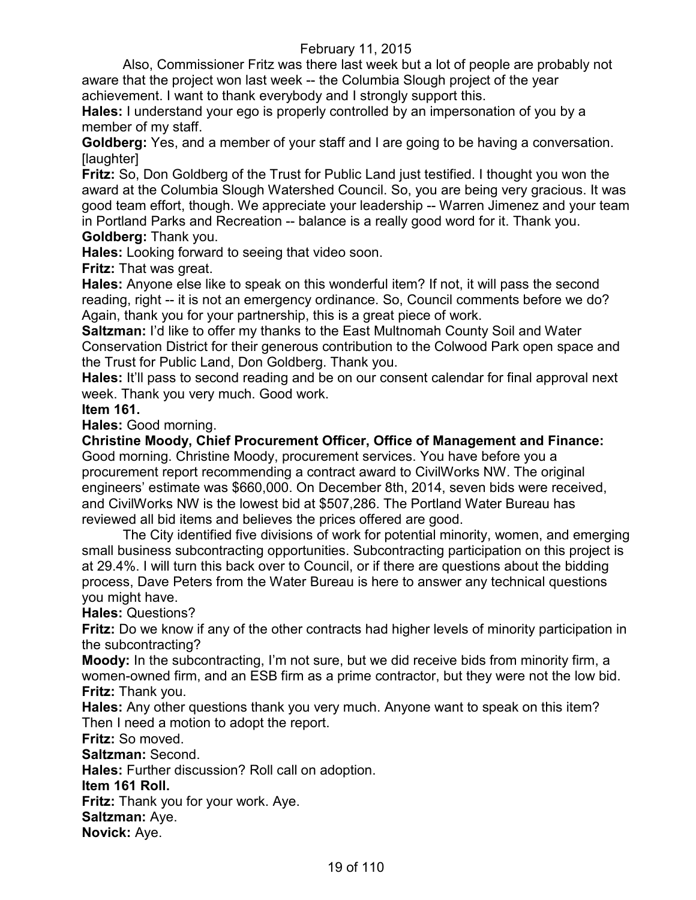Also, Commissioner Fritz was there last week but a lot of people are probably not aware that the project won last week -- the Columbia Slough project of the year achievement. I want to thank everybody and I strongly support this.

**Hales:** I understand your ego is properly controlled by an impersonation of you by a member of my staff.

**Goldberg:** Yes, and a member of your staff and I are going to be having a conversation. [laughter]

**Fritz:** So, Don Goldberg of the Trust for Public Land just testified. I thought you won the award at the Columbia Slough Watershed Council. So, you are being very gracious. It was good team effort, though. We appreciate your leadership -- Warren Jimenez and your team in Portland Parks and Recreation -- balance is a really good word for it. Thank you.

**Goldberg:** Thank you.

**Hales:** Looking forward to seeing that video soon.

**Fritz:** That was great.

**Hales:** Anyone else like to speak on this wonderful item? If not, it will pass the second reading, right -- it is not an emergency ordinance. So, Council comments before we do? Again, thank you for your partnership, this is a great piece of work.

**Saltzman:** I'd like to offer my thanks to the East Multnomah County Soil and Water Conservation District for their generous contribution to the Colwood Park open space and the Trust for Public Land, Don Goldberg. Thank you.

**Hales:** It'll pass to second reading and be on our consent calendar for final approval next week. Thank you very much. Good work.

**Item 161.**

**Hales:** Good morning.

**Christine Moody, Chief Procurement Officer, Office of Management and Finance:** Good morning. Christine Moody, procurement services. You have before you a procurement report recommending a contract award to CivilWorks NW. The original engineers' estimate was $660,000. On December 8th, 2014, seven bids were received, and CivilWorks NW is the lowest bid at $507,286. The Portland Water Bureau has reviewed all bid items and believes the prices offered are good.

The City identified five divisions of work for potential minority, women, and emerging small business subcontracting opportunities. Subcontracting participation on this project is at 29.4%. I will turn this back over to Council, or if there are questions about the bidding process, Dave Peters from the Water Bureau is here to answer any technical questions you might have.

**Hales:** Questions?

**Fritz:** Do we know if any of the other contracts had higher levels of minority participation in the subcontracting?

**Moody:** In the subcontracting, I'm not sure, but we did receive bids from minority firm, a women-owned firm, and an ESB firm as a prime contractor, but they were not the low bid.

**Fritz:** Thank you.

**Hales:** Any other questions thank you very much. Anyone want to speak on this item? Then I need a motion to adopt the report.

**Fritz:** So moved.

**Saltzman:** Second.

**Hales:** Further discussion? Roll call on adoption.

**Item 161 Roll.**

**Fritz:** Thank you for your work. Aye.

**Saltzman:** Aye.

**Novick:** Aye.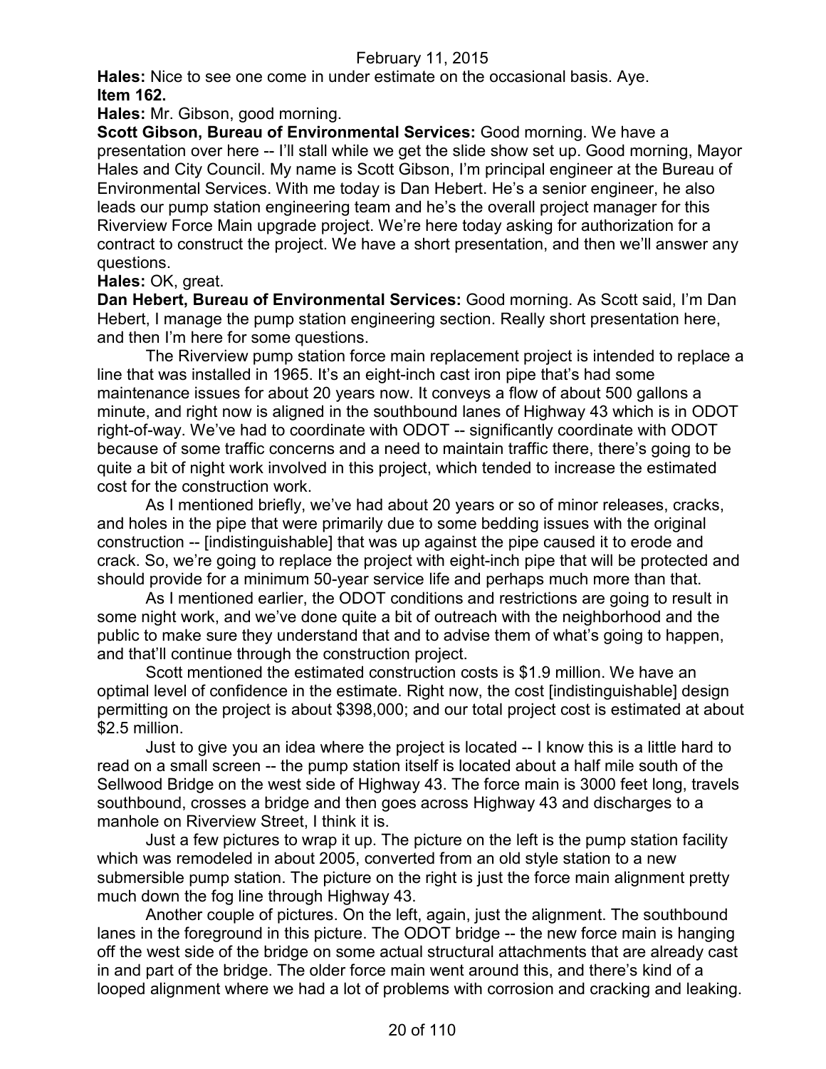**Hales:** Nice to see one come in under estimate on the occasional basis. Aye.
**Item 162.**

**Hales:** Mr. Gibson, good morning.

**Scott Gibson, Bureau of Environmental Services:** Good morning. We have a presentation over here -- I'll stall while we get the slide show set up. Good morning, Mayor Hales and City Council. My name is Scott Gibson, I'm principal engineer at the Bureau of Environmental Services. With me today is Dan Hebert. He's a senior engineer, he also leads our pump station engineering team and he's the overall project manager for this Riverview Force Main upgrade project. We're here today asking for authorization for a contract to construct the project. We have a short presentation, and then we'll answer any questions.

**Hales:** OK, great.

**Dan Hebert, Bureau of Environmental Services:** Good morning. As Scott said, I'm Dan Hebert, I manage the pump station engineering section. Really short presentation here, and then I'm here for some questions.

The Riverview pump station force main replacement project is intended to replace a line that was installed in 1965. It's an eight-inch cast iron pipe that's had some maintenance issues for about 20 years now. It conveys a flow of about 500 gallons a minute, and right now is aligned in the southbound lanes of Highway 43 which is in ODOT right-of-way. We've had to coordinate with ODOT -- significantly coordinate with ODOT because of some traffic concerns and a need to maintain traffic there, there's going to be quite a bit of night work involved in this project, which tended to increase the estimated cost for the construction work.

As I mentioned briefly, we've had about 20 years or so of minor releases, cracks, and holes in the pipe that were primarily due to some bedding issues with the original construction -- [indistinguishable] that was up against the pipe caused it to erode and crack. So, we're going to replace the project with eight-inch pipe that will be protected and should provide for a minimum 50-year service life and perhaps much more than that.

As I mentioned earlier, the ODOT conditions and restrictions are going to result in some night work, and we've done quite a bit of outreach with the neighborhood and the public to make sure they understand that and to advise them of what's going to happen, and that'll continue through the construction project.

Scott mentioned the estimated construction costs is $1.9 million. We have an optimal level of confidence in the estimate. Right now, the cost [indistinguishable] design permitting on the project is about $398,000; and our total project cost is estimated at about $2.5 million.

Just to give you an idea where the project is located -- I know this is a little hard to read on a small screen -- the pump station itself is located about a half mile south of the Sellwood Bridge on the west side of Highway 43. The force main is 3000 feet long, travels southbound, crosses a bridge and then goes across Highway 43 and discharges to a manhole on Riverview Street, I think it is.

Just a few pictures to wrap it up. The picture on the left is the pump station facility which was remodeled in about 2005, converted from an old style station to a new submersible pump station. The picture on the right is just the force main alignment pretty much down the fog line through Highway 43.

Another couple of pictures. On the left, again, just the alignment. The southbound lanes in the foreground in this picture. The ODOT bridge -- the new force main is hanging off the west side of the bridge on some actual structural attachments that are already cast in and part of the bridge. The older force main went around this, and there's kind of a looped alignment where we had a lot of problems with corrosion and cracking and leaking.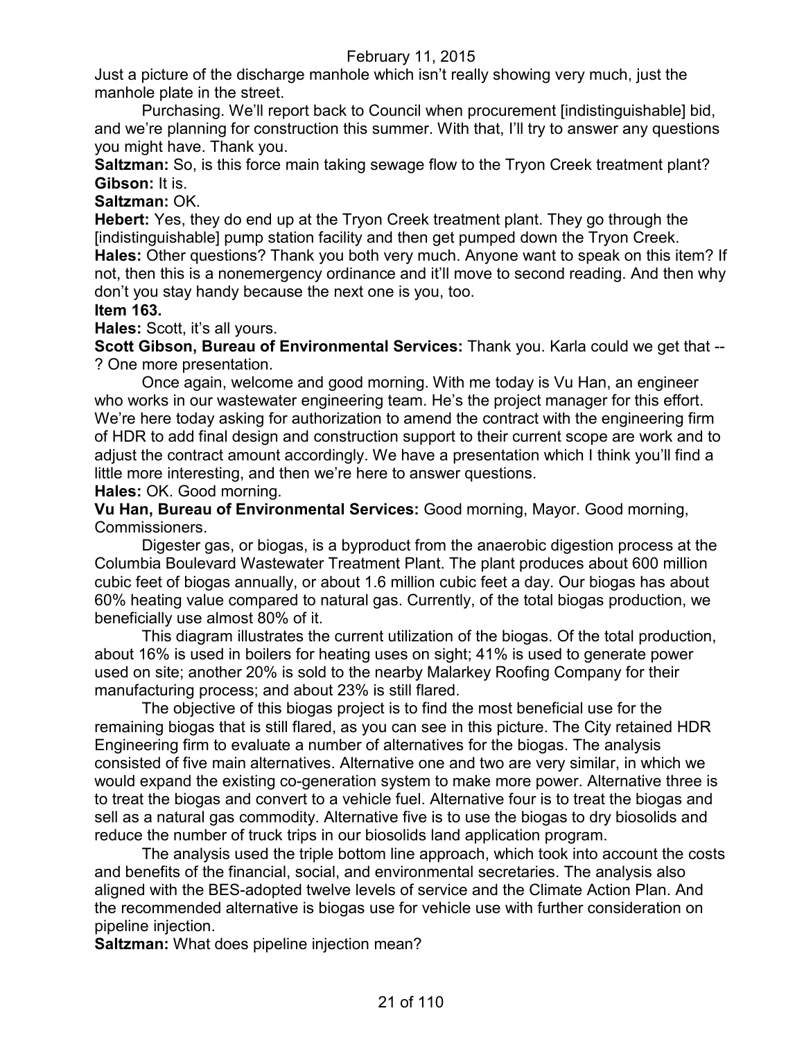Just a picture of the discharge manhole which isn't really showing very much, just the manhole plate in the street.

Purchasing. We'll report back to Council when procurement [indistinguishable] bid, and we're planning for construction this summer. With that, I'll try to answer any questions you might have. Thank you.

**Saltzman:** So, is this force main taking sewage flow to the Tryon Creek treatment plant?

**Gibson:** It is.

**Saltzman:** OK.

**Hebert:** Yes, they do end up at the Tryon Creek treatment plant. They go through the [indistinguishable] pump station facility and then get pumped down the Tryon Creek.

**Hales:** Other questions? Thank you both very much. Anyone want to speak on this item? If not, then this is a nonemergency ordinance and it'll move to second reading. And then why don't you stay handy because the next one is you, too.

**Item 163.**

**Hales:** Scott, it's all yours.

**Scott Gibson, Bureau of Environmental Services:** Thank you. Karla could we get that -- ? One more presentation.

Once again, welcome and good morning. With me today is Vu Han, an engineer who works in our wastewater engineering team. He's the project manager for this effort. We're here today asking for authorization to amend the contract with the engineering firm of HDR to add final design and construction support to their current scope are work and to adjust the contract amount accordingly. We have a presentation which I think you'll find a little more interesting, and then we're here to answer questions.

**Hales:** OK. Good morning.

**Vu Han, Bureau of Environmental Services:** Good morning, Mayor. Good morning, Commissioners.

Digester gas, or biogas, is a byproduct from the anaerobic digestion process at the Columbia Boulevard Wastewater Treatment Plant. The plant produces about 600 million cubic feet of biogas annually, or about 1.6 million cubic feet a day. Our biogas has about 60% heating value compared to natural gas. Currently, of the total biogas production, we beneficially use almost 80% of it.

This diagram illustrates the current utilization of the biogas. Of the total production, about 16% is used in boilers for heating uses on sight; 41% is used to generate power used on site; another 20% is sold to the nearby Malarkey Roofing Company for their manufacturing process; and about 23% is still flared.

The objective of this biogas project is to find the most beneficial use for the remaining biogas that is still flared, as you can see in this picture. The City retained HDR Engineering firm to evaluate a number of alternatives for the biogas. The analysis consisted of five main alternatives. Alternative one and two are very similar, in which we would expand the existing co-generation system to make more power. Alternative three is to treat the biogas and convert to a vehicle fuel. Alternative four is to treat the biogas and sell as a natural gas commodity. Alternative five is to use the biogas to dry biosolids and reduce the number of truck trips in our biosolids land application program.

The analysis used the triple bottom line approach, which took into account the costs and benefits of the financial, social, and environmental secretaries. The analysis also aligned with the BES-adopted twelve levels of service and the Climate Action Plan. And the recommended alternative is biogas use for vehicle use with further consideration on pipeline injection.

**Saltzman:** What does pipeline injection mean?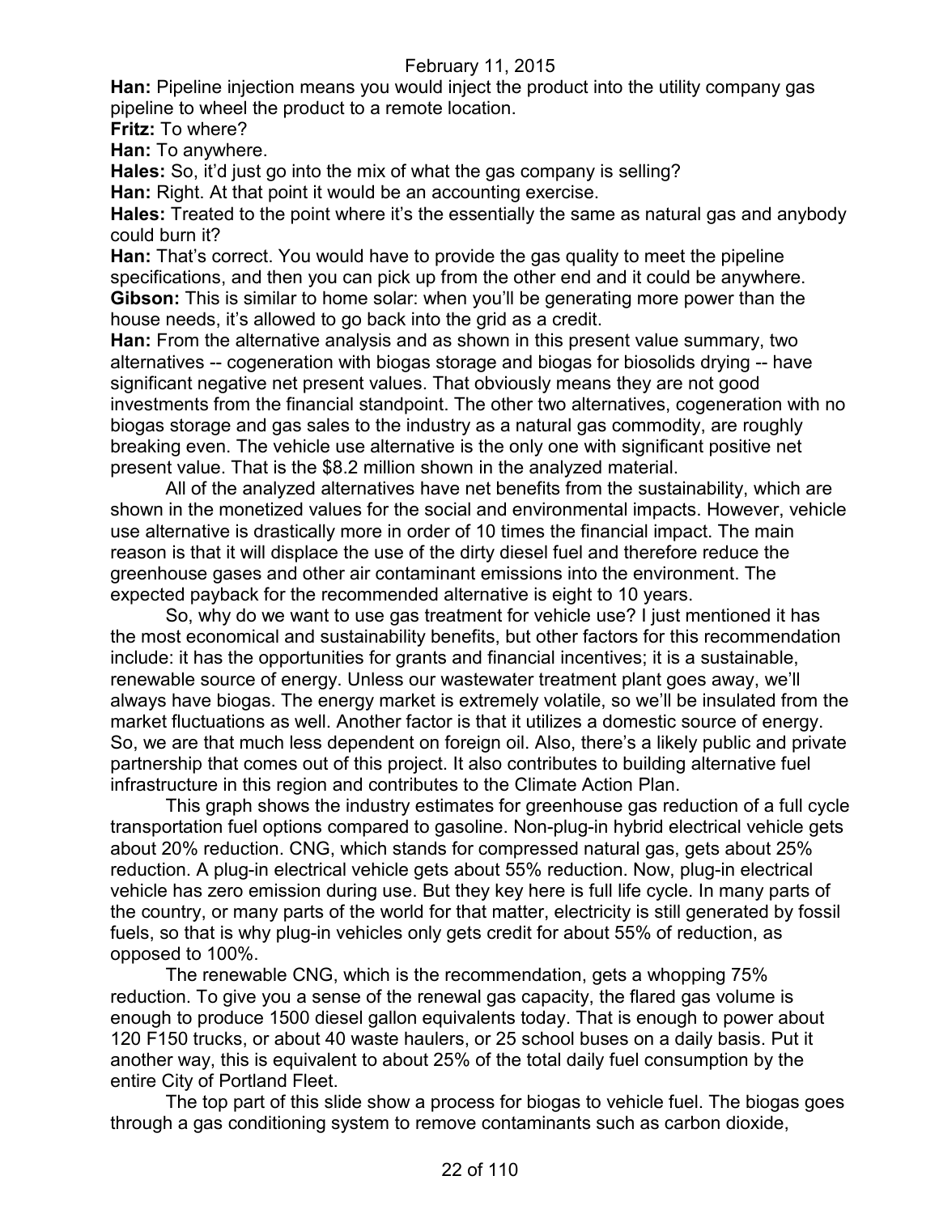**Han:** Pipeline injection means you would inject the product into the utility company gas pipeline to wheel the product to a remote location.

**Fritz:** To where?

**Han:** To anywhere.

**Hales:** So, it'd just go into the mix of what the gas company is selling?

**Han:** Right. At that point it would be an accounting exercise.

**Hales:** Treated to the point where it's the essentially the same as natural gas and anybody could burn it?

**Han:** That's correct. You would have to provide the gas quality to meet the pipeline specifications, and then you can pick up from the other end and it could be anywhere.

**Gibson:** This is similar to home solar: when you'll be generating more power than the house needs, it's allowed to go back into the grid as a credit.

**Han:** From the alternative analysis and as shown in this present value summary, two alternatives -- cogeneration with biogas storage and biogas for biosolids drying -- have significant negative net present values. That obviously means they are not good investments from the financial standpoint. The other two alternatives, cogeneration with no biogas storage and gas sales to the industry as a natural gas commodity, are roughly breaking even. The vehicle use alternative is the only one with significant positive net present value. That is the $8.2 million shown in the analyzed material.

All of the analyzed alternatives have net benefits from the sustainability, which are shown in the monetized values for the social and environmental impacts. However, vehicle use alternative is drastically more in order of 10 times the financial impact. The main reason is that it will displace the use of the dirty diesel fuel and therefore reduce the greenhouse gases and other air contaminant emissions into the environment. The expected payback for the recommended alternative is eight to 10 years.

So, why do we want to use gas treatment for vehicle use? I just mentioned it has the most economical and sustainability benefits, but other factors for this recommendation include: it has the opportunities for grants and financial incentives; it is a sustainable, renewable source of energy. Unless our wastewater treatment plant goes away, we'll always have biogas. The energy market is extremely volatile, so we'll be insulated from the market fluctuations as well. Another factor is that it utilizes a domestic source of energy. So, we are that much less dependent on foreign oil. Also, there's a likely public and private partnership that comes out of this project. It also contributes to building alternative fuel infrastructure in this region and contributes to the Climate Action Plan.

This graph shows the industry estimates for greenhouse gas reduction of a full cycle transportation fuel options compared to gasoline. Non-plug-in hybrid electrical vehicle gets about 20% reduction. CNG, which stands for compressed natural gas, gets about 25% reduction. A plug-in electrical vehicle gets about 55% reduction. Now, plug-in electrical vehicle has zero emission during use. But they key here is full life cycle. In many parts of the country, or many parts of the world for that matter, electricity is still generated by fossil fuels, so that is why plug-in vehicles only gets credit for about 55% of reduction, as opposed to 100%.

The renewable CNG, which is the recommendation, gets a whopping 75% reduction. To give you a sense of the renewal gas capacity, the flared gas volume is enough to produce 1500 diesel gallon equivalents today. That is enough to power about 120 F150 trucks, or about 40 waste haulers, or 25 school buses on a daily basis. Put it another way, this is equivalent to about 25% of the total daily fuel consumption by the entire City of Portland Fleet.

The top part of this slide show a process for biogas to vehicle fuel. The biogas goes through a gas conditioning system to remove contaminants such as carbon dioxide,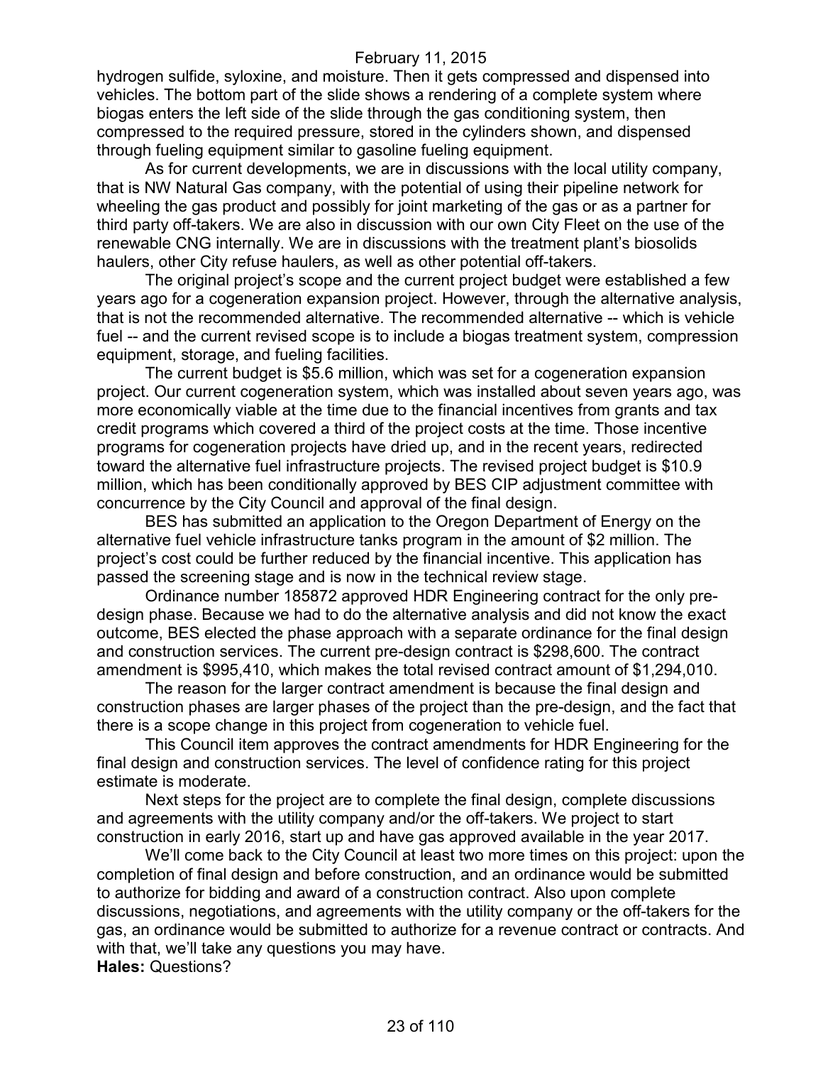hydrogen sulfide, syloxine, and moisture. Then it gets compressed and dispensed into vehicles. The bottom part of the slide shows a rendering of a complete system where biogas enters the left side of the slide through the gas conditioning system, then compressed to the required pressure, stored in the cylinders shown, and dispensed through fueling equipment similar to gasoline fueling equipment.

As for current developments, we are in discussions with the local utility company, that is NW Natural Gas company, with the potential of using their pipeline network for wheeling the gas product and possibly for joint marketing of the gas or as a partner for third party off-takers. We are also in discussion with our own City Fleet on the use of the renewable CNG internally. We are in discussions with the treatment plant's biosolids haulers, other City refuse haulers, as well as other potential off-takers.

The original project's scope and the current project budget were established a few years ago for a cogeneration expansion project. However, through the alternative analysis, that is not the recommended alternative. The recommended alternative -- which is vehicle fuel -- and the current revised scope is to include a biogas treatment system, compression equipment, storage, and fueling facilities.

The current budget is $5.6 million, which was set for a cogeneration expansion project. Our current cogeneration system, which was installed about seven years ago, was more economically viable at the time due to the financial incentives from grants and tax credit programs which covered a third of the project costs at the time. Those incentive programs for cogeneration projects have dried up, and in the recent years, redirected toward the alternative fuel infrastructure projects. The revised project budget is $10.9 million, which has been conditionally approved by BES CIP adjustment committee with concurrence by the City Council and approval of the final design.

BES has submitted an application to the Oregon Department of Energy on the alternative fuel vehicle infrastructure tanks program in the amount of $2 million. The project's cost could be further reduced by the financial incentive. This application has passed the screening stage and is now in the technical review stage.

Ordinance number 185872 approved HDR Engineering contract for the only pre-design phase. Because we had to do the alternative analysis and did not know the exact outcome, BES elected the phase approach with a separate ordinance for the final design and construction services. The current pre-design contract is $298,600. The contract amendment is $995,410, which makes the total revised contract amount of $1,294,010.

The reason for the larger contract amendment is because the final design and construction phases are larger phases of the project than the pre-design, and the fact that there is a scope change in this project from cogeneration to vehicle fuel.

This Council item approves the contract amendments for HDR Engineering for the final design and construction services. The level of confidence rating for this project estimate is moderate.

Next steps for the project are to complete the final design, complete discussions and agreements with the utility company and/or the off-takers. We project to start construction in early 2016, start up and have gas approved available in the year 2017.

We'll come back to the City Council at least two more times on this project: upon the completion of final design and before construction, and an ordinance would be submitted to authorize for bidding and award of a construction contract. Also upon complete discussions, negotiations, and agreements with the utility company or the off-takers for the gas, an ordinance would be submitted to authorize for a revenue contract or contracts. And with that, we'll take any questions you may have.

**Hales:** Questions?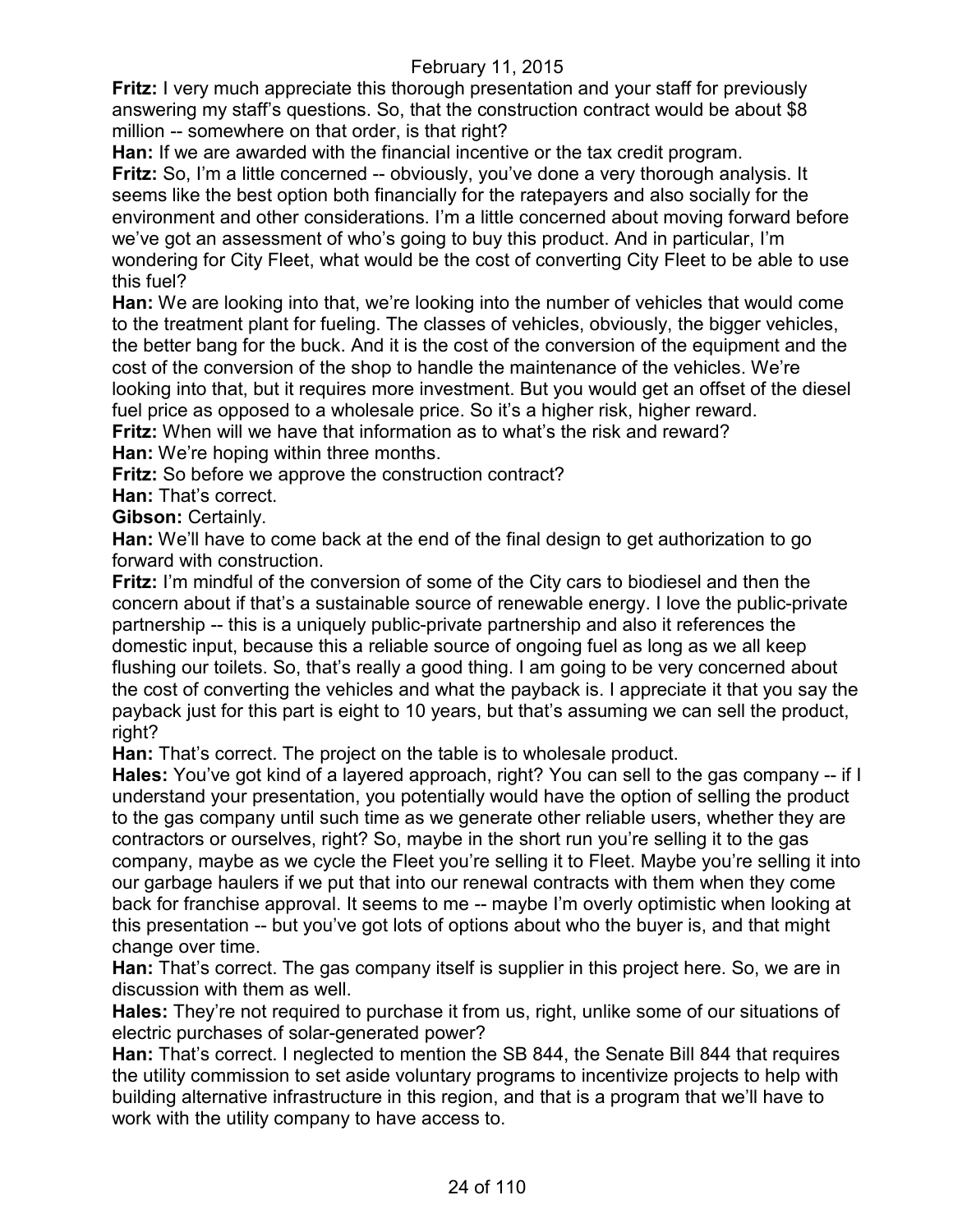**Fritz:** I very much appreciate this thorough presentation and your staff for previously answering my staff's questions. So, that the construction contract would be about $8 million -- somewhere on that order, is that right?

**Han:** If we are awarded with the financial incentive or the tax credit program.

**Fritz:** So, I'm a little concerned -- obviously, you've done a very thorough analysis. It seems like the best option both financially for the ratepayers and also socially for the environment and other considerations. I'm a little concerned about moving forward before we've got an assessment of who's going to buy this product. And in particular, I'm wondering for City Fleet, what would be the cost of converting City Fleet to be able to use this fuel?

**Han:** We are looking into that, we're looking into the number of vehicles that would come to the treatment plant for fueling. The classes of vehicles, obviously, the bigger vehicles, the better bang for the buck. And it is the cost of the conversion of the equipment and the cost of the conversion of the shop to handle the maintenance of the vehicles. We're looking into that, but it requires more investment. But you would get an offset of the diesel fuel price as opposed to a wholesale price. So it's a higher risk, higher reward.

**Fritz:** When will we have that information as to what's the risk and reward?

**Han:** We're hoping within three months.

**Fritz:** So before we approve the construction contract?

**Han:** That's correct.

**Gibson:** Certainly.

**Han:** We'll have to come back at the end of the final design to get authorization to go forward with construction.

**Fritz:** I'm mindful of the conversion of some of the City cars to biodiesel and then the concern about if that's a sustainable source of renewable energy. I love the public-private partnership -- this is a uniquely public-private partnership and also it references the domestic input, because this a reliable source of ongoing fuel as long as we all keep flushing our toilets. So, that's really a good thing. I am going to be very concerned about the cost of converting the vehicles and what the payback is. I appreciate it that you say the payback just for this part is eight to 10 years, but that's assuming we can sell the product, right?

**Han:** That's correct. The project on the table is to wholesale product.

**Hales:** You've got kind of a layered approach, right? You can sell to the gas company -- if I understand your presentation, you potentially would have the option of selling the product to the gas company until such time as we generate other reliable users, whether they are contractors or ourselves, right? So, maybe in the short run you're selling it to the gas company, maybe as we cycle the Fleet you're selling it to Fleet. Maybe you're selling it into our garbage haulers if we put that into our renewal contracts with them when they come back for franchise approval. It seems to me -- maybe I'm overly optimistic when looking at this presentation -- but you've got lots of options about who the buyer is, and that might change over time.

**Han:** That's correct. The gas company itself is supplier in this project here. So, we are in discussion with them as well.

**Hales:** They're not required to purchase it from us, right, unlike some of our situations of electric purchases of solar-generated power?

**Han:** That's correct. I neglected to mention the SB 844, the Senate Bill 844 that requires the utility commission to set aside voluntary programs to incentivize projects to help with building alternative infrastructure in this region, and that is a program that we'll have to work with the utility company to have access to.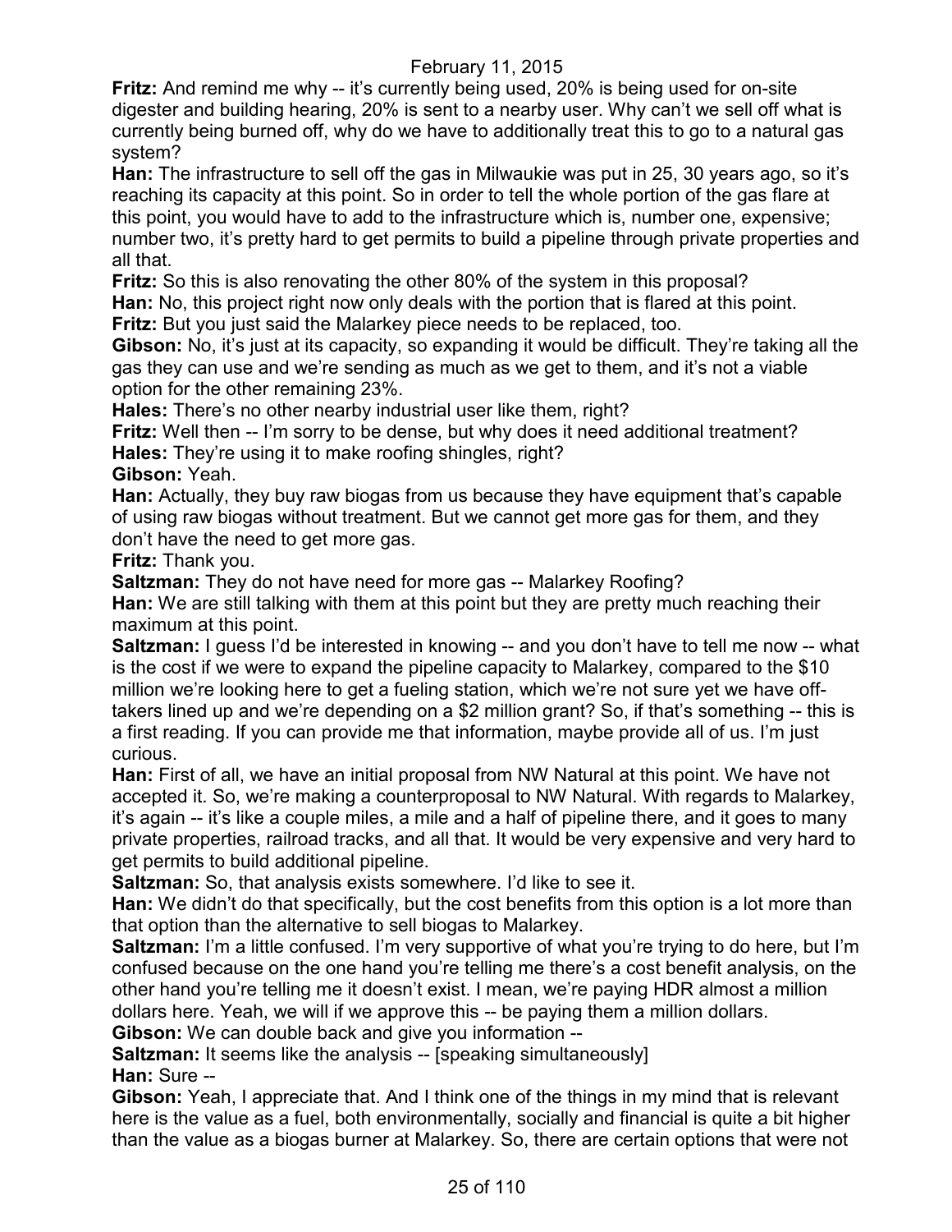**Fritz:** And remind me why -- it's currently being used, 20% is being used for on-site digester and building hearing, 20% is sent to a nearby user. Why can't we sell off what is currently being burned off, why do we have to additionally treat this to go to a natural gas system?

**Han:** The infrastructure to sell off the gas in Milwaukie was put in 25, 30 years ago, so it's reaching its capacity at this point. So in order to tell the whole portion of the gas flare at this point, you would have to add to the infrastructure which is, number one, expensive; number two, it's pretty hard to get permits to build a pipeline through private properties and all that.

**Fritz:** So this is also renovating the other 80% of the system in this proposal?

**Han:** No, this project right now only deals with the portion that is flared at this point.

**Fritz:** But you just said the Malarkey piece needs to be replaced, too.

**Gibson:** No, it's just at its capacity, so expanding it would be difficult. They're taking all the gas they can use and we're sending as much as we get to them, and it's not a viable option for the other remaining 23%.

**Hales:** There's no other nearby industrial user like them, right?

**Fritz:** Well then -- I'm sorry to be dense, but why does it need additional treatment?

**Hales:** They're using it to make roofing shingles, right?

**Gibson:** Yeah.

**Han:** Actually, they buy raw biogas from us because they have equipment that's capable of using raw biogas without treatment. But we cannot get more gas for them, and they don't have the need to get more gas.

**Fritz:** Thank you.

**Saltzman:** They do not have need for more gas -- Malarkey Roofing?

**Han:** We are still talking with them at this point but they are pretty much reaching their maximum at this point.

**Saltzman:** I guess I'd be interested in knowing -- and you don't have to tell me now -- what is the cost if we were to expand the pipeline capacity to Malarkey, compared to the $10 million we're looking here to get a fueling station, which we're not sure yet we have off-takers lined up and we're depending on a $2 million grant? So, if that's something -- this is a first reading. If you can provide me that information, maybe provide all of us. I'm just curious.

**Han:** First of all, we have an initial proposal from NW Natural at this point. We have not accepted it. So, we're making a counterproposal to NW Natural. With regards to Malarkey, it's again -- it's like a couple miles, a mile and a half of pipeline there, and it goes to many private properties, railroad tracks, and all that. It would be very expensive and very hard to get permits to build additional pipeline.

**Saltzman:** So, that analysis exists somewhere. I'd like to see it.

**Han:** We didn't do that specifically, but the cost benefits from this option is a lot more than that option than the alternative to sell biogas to Malarkey.

**Saltzman:** I'm a little confused. I'm very supportive of what you're trying to do here, but I'm confused because on the one hand you're telling me there's a cost benefit analysis, on the other hand you're telling me it doesn't exist. I mean, we're paying HDR almost a million dollars here. Yeah, we will if we approve this -- be paying them a million dollars.

**Gibson:** We can double back and give you information --

**Saltzman:** It seems like the analysis -- [speaking simultaneously]

**Han:** Sure --

**Gibson:** Yeah, I appreciate that. And I think one of the things in my mind that is relevant here is the value as a fuel, both environmentally, socially and financial is quite a bit higher than the value as a biogas burner at Malarkey. So, there are certain options that were not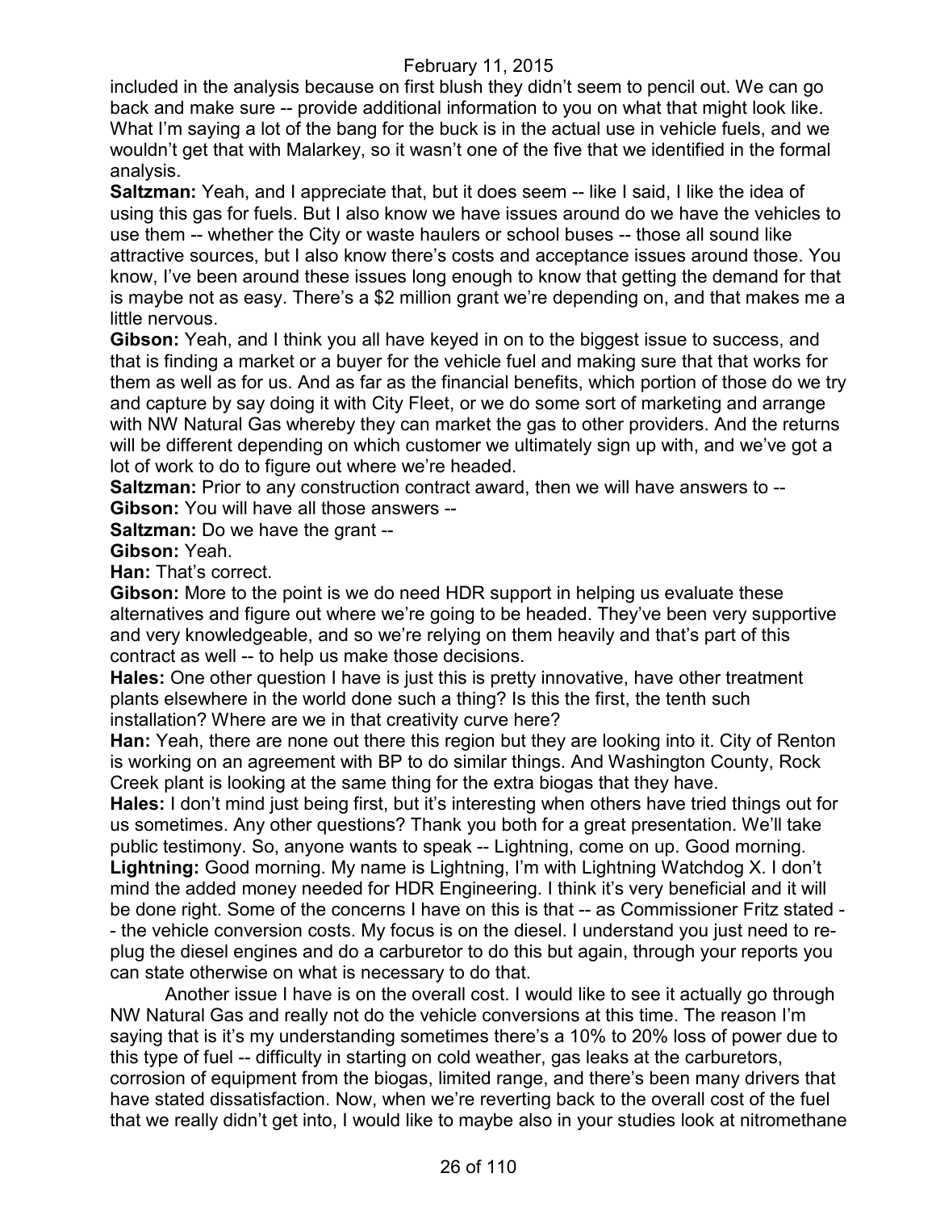included in the analysis because on first blush they didn't seem to pencil out. We can go back and make sure -- provide additional information to you on what that might look like. What I'm saying a lot of the bang for the buck is in the actual use in vehicle fuels, and we wouldn't get that with Malarkey, so it wasn't one of the five that we identified in the formal analysis.

**Saltzman:** Yeah, and I appreciate that, but it does seem -- like I said, I like the idea of using this gas for fuels. But I also know we have issues around do we have the vehicles to use them -- whether the City or waste haulers or school buses -- those all sound like attractive sources, but I also know there's costs and acceptance issues around those. You know, I've been around these issues long enough to know that getting the demand for that is maybe not as easy. There's a $2 million grant we're depending on, and that makes me a little nervous.

**Gibson:** Yeah, and I think you all have keyed in on to the biggest issue to success, and that is finding a market or a buyer for the vehicle fuel and making sure that that works for them as well as for us. And as far as the financial benefits, which portion of those do we try and capture by say doing it with City Fleet, or we do some sort of marketing and arrange with NW Natural Gas whereby they can market the gas to other providers. And the returns will be different depending on which customer we ultimately sign up with, and we've got a lot of work to do to figure out where we're headed.

**Saltzman:** Prior to any construction contract award, then we will have answers to --

**Gibson:** You will have all those answers --

**Saltzman:** Do we have the grant --

**Gibson:** Yeah.

**Han:** That's correct.

**Gibson:** More to the point is we do need HDR support in helping us evaluate these alternatives and figure out where we're going to be headed. They've been very supportive and very knowledgeable, and so we're relying on them heavily and that's part of this contract as well -- to help us make those decisions.

**Hales:** One other question I have is just this is pretty innovative, have other treatment plants elsewhere in the world done such a thing? Is this the first, the tenth such installation? Where are we in that creativity curve here?

**Han:** Yeah, there are none out there this region but they are looking into it. City of Renton is working on an agreement with BP to do similar things. And Washington County, Rock Creek plant is looking at the same thing for the extra biogas that they have.

**Hales:** I don't mind just being first, but it's interesting when others have tried things out for us sometimes. Any other questions? Thank you both for a great presentation. We'll take public testimony. So, anyone wants to speak -- Lightning, come on up. Good morning.

**Lightning:** Good morning. My name is Lightning, I'm with Lightning Watchdog X. I don't mind the added money needed for HDR Engineering. I think it's very beneficial and it will be done right. Some of the concerns I have on this is that -- as Commissioner Fritz stated -- the vehicle conversion costs. My focus is on the diesel. I understand you just need to re-plug the diesel engines and do a carburetor to do this but again, through your reports you can state otherwise on what is necessary to do that.

Another issue I have is on the overall cost. I would like to see it actually go through NW Natural Gas and really not do the vehicle conversions at this time. The reason I'm saying that is it's my understanding sometimes there's a 10% to 20% loss of power due to this type of fuel -- difficulty in starting on cold weather, gas leaks at the carburetors, corrosion of equipment from the biogas, limited range, and there's been many drivers that have stated dissatisfaction. Now, when we're reverting back to the overall cost of the fuel that we really didn't get into, I would like to maybe also in your studies look at nitromethane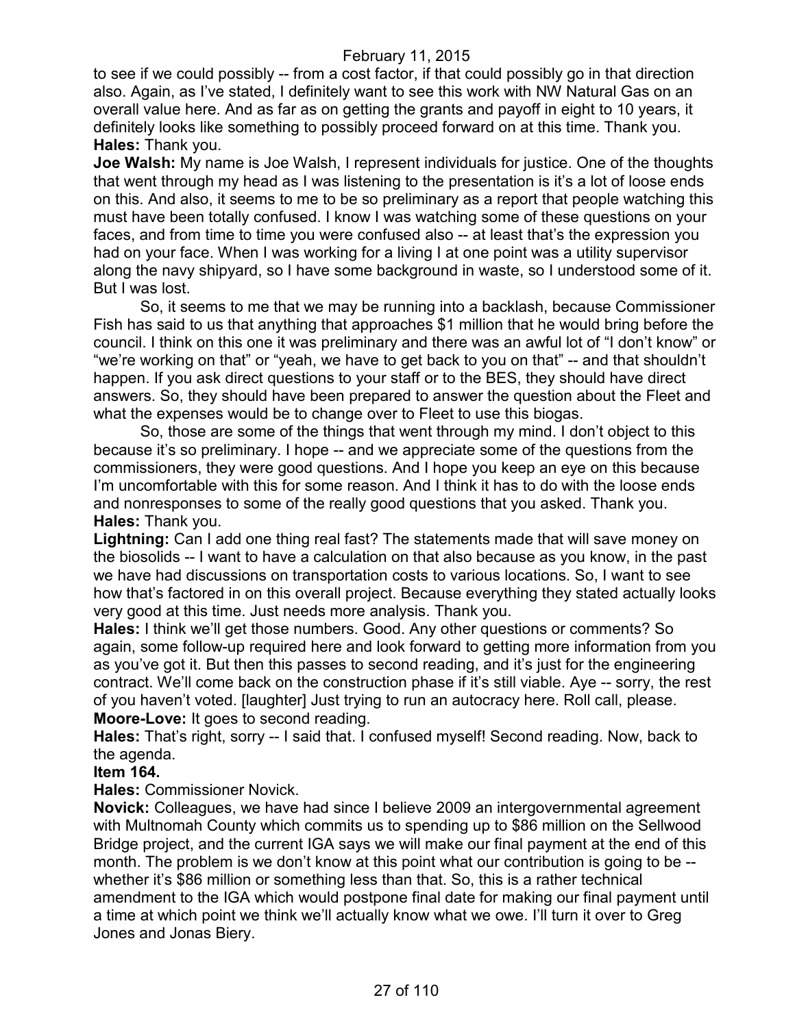to see if we could possibly -- from a cost factor, if that could possibly go in that direction also. Again, as I've stated, I definitely want to see this work with NW Natural Gas on an overall value here. And as far as on getting the grants and payoff in eight to 10 years, it definitely looks like something to possibly proceed forward on at this time. Thank you.
**Hales:** Thank you.
**Joe Walsh:** My name is Joe Walsh, I represent individuals for justice. One of the thoughts that went through my head as I was listening to the presentation is it's a lot of loose ends on this. And also, it seems to me to be so preliminary as a report that people watching this must have been totally confused. I know I was watching some of these questions on your faces, and from time to time you were confused also -- at least that's the expression you had on your face. When I was working for a living I at one point was a utility supervisor along the navy shipyard, so I have some background in waste, so I understood some of it. But I was lost.

So, it seems to me that we may be running into a backlash, because Commissioner Fish has said to us that anything that approaches $1 million that he would bring before the council. I think on this one it was preliminary and there was an awful lot of "I don't know" or "we're working on that" or "yeah, we have to get back to you on that" -- and that shouldn't happen. If you ask direct questions to your staff or to the BES, they should have direct answers. So, they should have been prepared to answer the question about the Fleet and what the expenses would be to change over to Fleet to use this biogas.

So, those are some of the things that went through my mind. I don't object to this because it's so preliminary. I hope -- and we appreciate some of the questions from the commissioners, they were good questions. And I hope you keep an eye on this because I'm uncomfortable with this for some reason. And I think it has to do with the loose ends and nonresponses to some of the really good questions that you asked. Thank you.
**Hales:** Thank you.
**Lightning:** Can I add one thing real fast? The statements made that will save money on the biosolids -- I want to have a calculation on that also because as you know, in the past we have had discussions on transportation costs to various locations. So, I want to see how that's factored in on this overall project. Because everything they stated actually looks very good at this time. Just needs more analysis. Thank you.
**Hales:** I think we'll get those numbers. Good. Any other questions or comments? So again, some follow-up required here and look forward to getting more information from you as you've got it. But then this passes to second reading, and it's just for the engineering contract. We'll come back on the construction phase if it's still viable. Aye -- sorry, the rest of you haven't voted. [laughter] Just trying to run an autocracy here. Roll call, please.
**Moore-Love:** It goes to second reading.
**Hales:** That's right, sorry -- I said that. I confused myself! Second reading. Now, back to the agenda.
**Item 164.**
**Hales:** Commissioner Novick.
**Novick:** Colleagues, we have had since I believe 2009 an intergovernmental agreement with Multnomah County which commits us to spending up to $86 million on the Sellwood Bridge project, and the current IGA says we will make our final payment at the end of this month. The problem is we don't know at this point what our contribution is going to be -- whether it's $86 million or something less than that. So, this is a rather technical amendment to the IGA which would postpone final date for making our final payment until a time at which point we think we'll actually know what we owe. I'll turn it over to Greg Jones and Jonas Biery.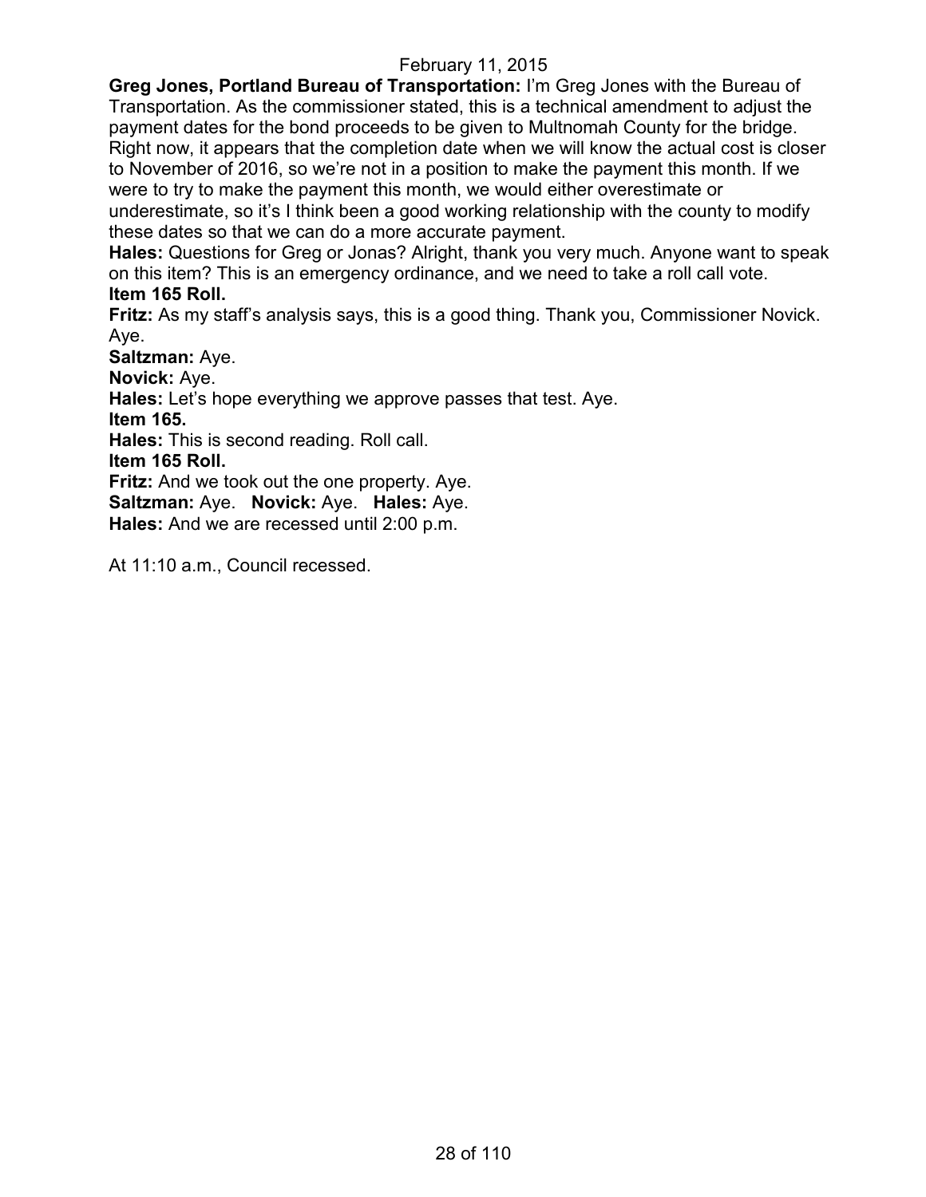**Greg Jones, Portland Bureau of Transportation:** I'm Greg Jones with the Bureau of Transportation. As the commissioner stated, this is a technical amendment to adjust the payment dates for the bond proceeds to be given to Multnomah County for the bridge. Right now, it appears that the completion date when we will know the actual cost is closer to November of 2016, so we're not in a position to make the payment this month. If we were to try to make the payment this month, we would either overestimate or underestimate, so it's I think been a good working relationship with the county to modify these dates so that we can do a more accurate payment.

**Hales:** Questions for Greg or Jonas? Alright, thank you very much. Anyone want to speak on this item? This is an emergency ordinance, and we need to take a roll call vote.

**Item 165 Roll.**

**Fritz:** As my staff's analysis says, this is a good thing. Thank you, Commissioner Novick. Aye.

**Saltzman:** Aye.

**Novick:** Aye.

**Hales:** Let's hope everything we approve passes that test. Aye.

**Item 165.**

**Hales:** This is second reading. Roll call.

**Item 165 Roll.**

**Fritz:** And we took out the one property. Aye.

**Saltzman:** Aye. **Novick:** Aye. **Hales:** Aye.

**Hales:** And we are recessed until 2:00 p.m.

At 11:10 a.m., Council recessed.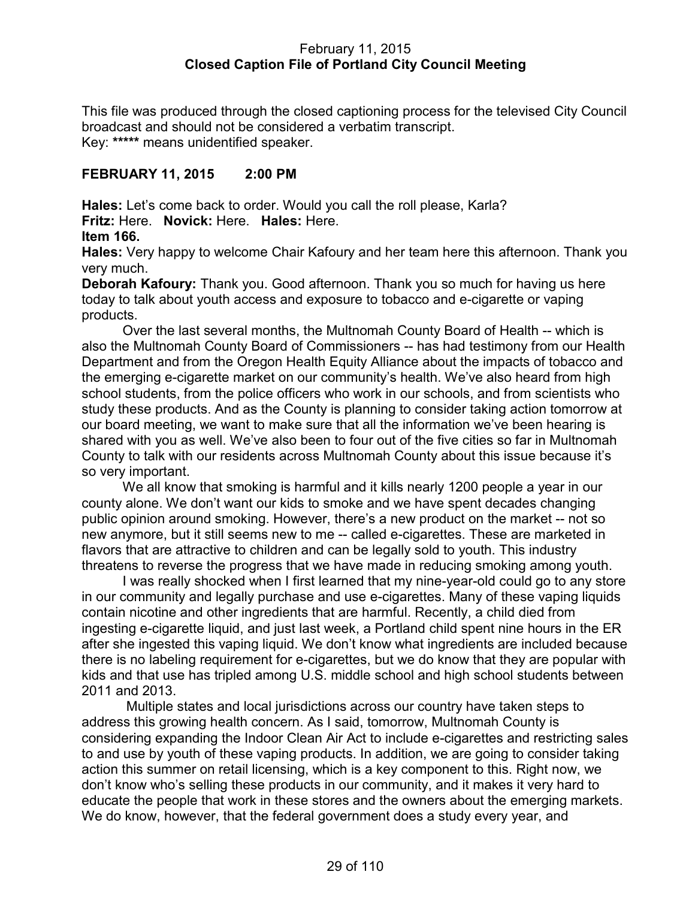February 11, 2015
**Closed Caption File of Portland City Council Meeting**

This file was produced through the closed captioning process for the televised City Council broadcast and should not be considered a verbatim transcript.
Key: ***** means unidentified speaker.

**FEBRUARY 11, 2015 2:00 PM**

**Hales:** Let's come back to order. Would you call the roll please, Karla?
**Fritz:** Here. **Novick:** Here. **Hales:** Here.
**Item 166.**
**Hales:** Very happy to welcome Chair Kafoury and her team here this afternoon. Thank you very much.
**Deborah Kafoury:** Thank you. Good afternoon. Thank you so much for having us here today to talk about youth access and exposure to tobacco and e-cigarette or vaping products.

Over the last several months, the Multnomah County Board of Health -- which is also the Multnomah County Board of Commissioners -- has had testimony from our Health Department and from the Oregon Health Equity Alliance about the impacts of tobacco and the emerging e-cigarette market on our community's health. We've also heard from high school students, from the police officers who work in our schools, and from scientists who study these products. And as the County is planning to consider taking action tomorrow at our board meeting, we want to make sure that all the information we've been hearing is shared with you as well. We've also been to four out of the five cities so far in Multnomah County to talk with our residents across Multnomah County about this issue because it's so very important.

We all know that smoking is harmful and it kills nearly 1200 people a year in our county alone. We don't want our kids to smoke and we have spent decades changing public opinion around smoking. However, there's a new product on the market -- not so new anymore, but it still seems new to me -- called e-cigarettes. These are marketed in flavors that are attractive to children and can be legally sold to youth. This industry threatens to reverse the progress that we have made in reducing smoking among youth.

I was really shocked when I first learned that my nine-year-old could go to any store in our community and legally purchase and use e-cigarettes. Many of these vaping liquids contain nicotine and other ingredients that are harmful. Recently, a child died from ingesting e-cigarette liquid, and just last week, a Portland child spent nine hours in the ER after she ingested this vaping liquid. We don't know what ingredients are included because there is no labeling requirement for e-cigarettes, but we do know that they are popular with kids and that use has tripled among U.S. middle school and high school students between 2011 and 2013.

Multiple states and local jurisdictions across our country have taken steps to address this growing health concern. As I said, tomorrow, Multnomah County is considering expanding the Indoor Clean Air Act to include e-cigarettes and restricting sales to and use by youth of these vaping products. In addition, we are going to consider taking action this summer on retail licensing, which is a key component to this. Right now, we don't know who's selling these products in our community, and it makes it very hard to educate the people that work in these stores and the owners about the emerging markets. We do know, however, that the federal government does a study every year, and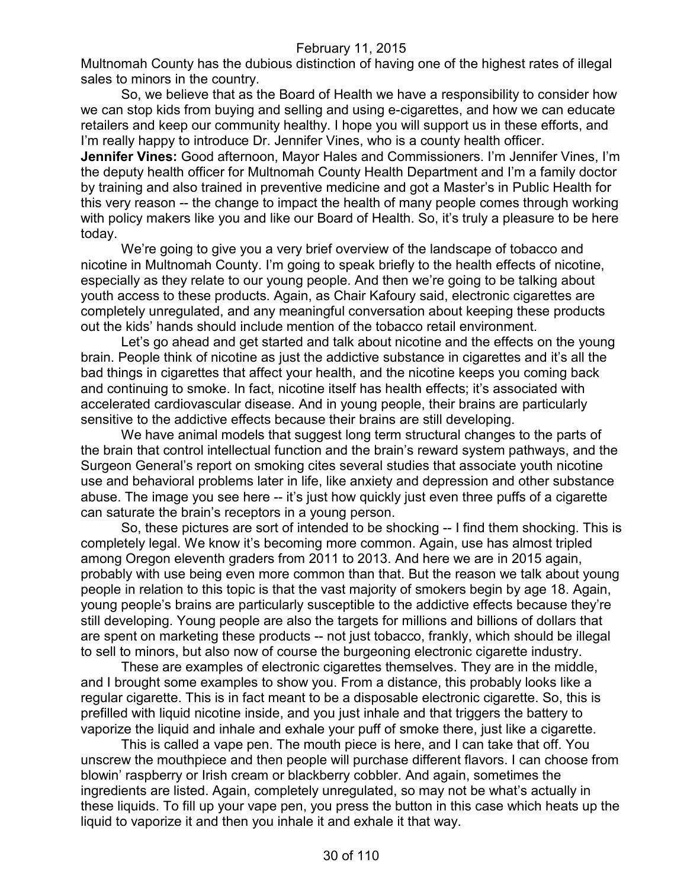Multnomah County has the dubious distinction of having one of the highest rates of illegal sales to minors in the country.

So, we believe that as the Board of Health we have a responsibility to consider how we can stop kids from buying and selling and using e-cigarettes, and how we can educate retailers and keep our community healthy. I hope you will support us in these efforts, and I'm really happy to introduce Dr. Jennifer Vines, who is a county health officer.

**Jennifer Vines:** Good afternoon, Mayor Hales and Commissioners. I'm Jennifer Vines, I'm the deputy health officer for Multnomah County Health Department and I'm a family doctor by training and also trained in preventive medicine and got a Master's in Public Health for this very reason -- the change to impact the health of many people comes through working with policy makers like you and like our Board of Health. So, it's truly a pleasure to be here today.

We're going to give you a very brief overview of the landscape of tobacco and nicotine in Multnomah County. I'm going to speak briefly to the health effects of nicotine, especially as they relate to our young people. And then we're going to be talking about youth access to these products. Again, as Chair Kafoury said, electronic cigarettes are completely unregulated, and any meaningful conversation about keeping these products out the kids' hands should include mention of the tobacco retail environment.

Let's go ahead and get started and talk about nicotine and the effects on the young brain. People think of nicotine as just the addictive substance in cigarettes and it's all the bad things in cigarettes that affect your health, and the nicotine keeps you coming back and continuing to smoke. In fact, nicotine itself has health effects; it's associated with accelerated cardiovascular disease. And in young people, their brains are particularly sensitive to the addictive effects because their brains are still developing.

We have animal models that suggest long term structural changes to the parts of the brain that control intellectual function and the brain's reward system pathways, and the Surgeon General's report on smoking cites several studies that associate youth nicotine use and behavioral problems later in life, like anxiety and depression and other substance abuse. The image you see here -- it's just how quickly just even three puffs of a cigarette can saturate the brain's receptors in a young person.

So, these pictures are sort of intended to be shocking -- I find them shocking. This is completely legal. We know it's becoming more common. Again, use has almost tripled among Oregon eleventh graders from 2011 to 2013. And here we are in 2015 again, probably with use being even more common than that. But the reason we talk about young people in relation to this topic is that the vast majority of smokers begin by age 18. Again, young people's brains are particularly susceptible to the addictive effects because they're still developing. Young people are also the targets for millions and billions of dollars that are spent on marketing these products -- not just tobacco, frankly, which should be illegal to sell to minors, but also now of course the burgeoning electronic cigarette industry.

These are examples of electronic cigarettes themselves. They are in the middle, and I brought some examples to show you. From a distance, this probably looks like a regular cigarette. This is in fact meant to be a disposable electronic cigarette. So, this is prefilled with liquid nicotine inside, and you just inhale and that triggers the battery to vaporize the liquid and inhale and exhale your puff of smoke there, just like a cigarette.

This is called a vape pen. The mouth piece is here, and I can take that off. You unscrew the mouthpiece and then people will purchase different flavors. I can choose from blowin' raspberry or Irish cream or blackberry cobbler. And again, sometimes the ingredients are listed. Again, completely unregulated, so may not be what's actually in these liquids. To fill up your vape pen, you press the button in this case which heats up the liquid to vaporize it and then you inhale it and exhale it that way.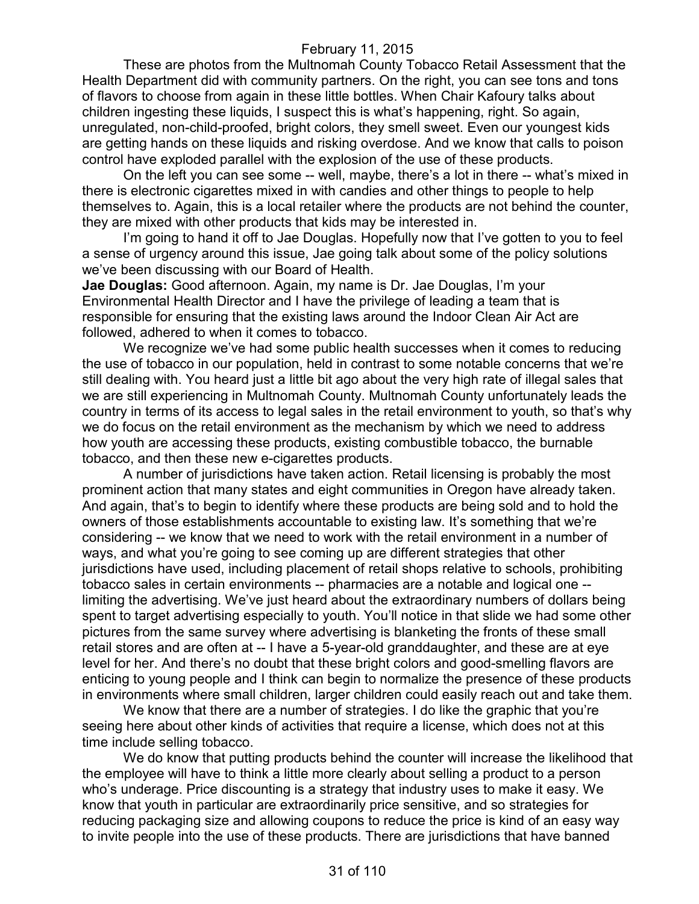These are photos from the Multnomah County Tobacco Retail Assessment that the Health Department did with community partners. On the right, you can see tons and tons of flavors to choose from again in these little bottles. When Chair Kafoury talks about children ingesting these liquids, I suspect this is what's happening, right. So again, unregulated, non-child-proofed, bright colors, they smell sweet. Even our youngest kids are getting hands on these liquids and risking overdose. And we know that calls to poison control have exploded parallel with the explosion of the use of these products.

On the left you can see some -- well, maybe, there's a lot in there -- what's mixed in there is electronic cigarettes mixed in with candies and other things to people to help themselves to. Again, this is a local retailer where the products are not behind the counter, they are mixed with other products that kids may be interested in.

I'm going to hand it off to Jae Douglas. Hopefully now that I've gotten to you to feel a sense of urgency around this issue, Jae going talk about some of the policy solutions we've been discussing with our Board of Health.

**Jae Douglas:** Good afternoon. Again, my name is Dr. Jae Douglas, I'm your Environmental Health Director and I have the privilege of leading a team that is responsible for ensuring that the existing laws around the Indoor Clean Air Act are followed, adhered to when it comes to tobacco.

We recognize we've had some public health successes when it comes to reducing the use of tobacco in our population, held in contrast to some notable concerns that we're still dealing with. You heard just a little bit ago about the very high rate of illegal sales that we are still experiencing in Multnomah County. Multnomah County unfortunately leads the country in terms of its access to legal sales in the retail environment to youth, so that's why we do focus on the retail environment as the mechanism by which we need to address how youth are accessing these products, existing combustible tobacco, the burnable tobacco, and then these new e-cigarettes products.

A number of jurisdictions have taken action. Retail licensing is probably the most prominent action that many states and eight communities in Oregon have already taken. And again, that's to begin to identify where these products are being sold and to hold the owners of those establishments accountable to existing law. It's something that we're considering -- we know that we need to work with the retail environment in a number of ways, and what you're going to see coming up are different strategies that other jurisdictions have used, including placement of retail shops relative to schools, prohibiting tobacco sales in certain environments -- pharmacies are a notable and logical one -- limiting the advertising. We've just heard about the extraordinary numbers of dollars being spent to target advertising especially to youth. You'll notice in that slide we had some other pictures from the same survey where advertising is blanketing the fronts of these small retail stores and are often at -- I have a 5-year-old granddaughter, and these are at eye level for her. And there's no doubt that these bright colors and good-smelling flavors are enticing to young people and I think can begin to normalize the presence of these products in environments where small children, larger children could easily reach out and take them.

We know that there are a number of strategies. I do like the graphic that you're seeing here about other kinds of activities that require a license, which does not at this time include selling tobacco.

We do know that putting products behind the counter will increase the likelihood that the employee will have to think a little more clearly about selling a product to a person who's underage. Price discounting is a strategy that industry uses to make it easy. We know that youth in particular are extraordinarily price sensitive, and so strategies for reducing packaging size and allowing coupons to reduce the price is kind of an easy way to invite people into the use of these products. There are jurisdictions that have banned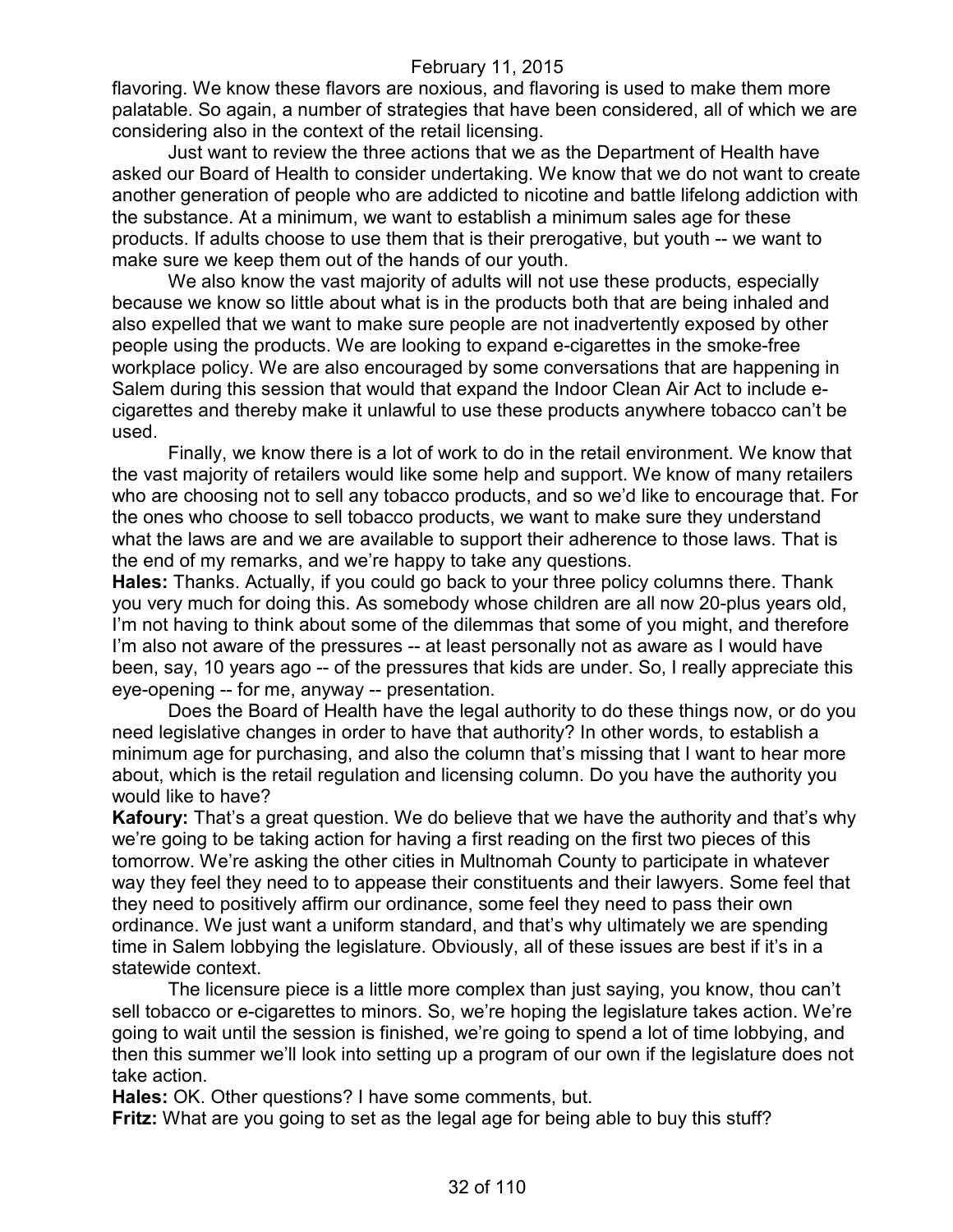flavoring. We know these flavors are noxious, and flavoring is used to make them more palatable. So again, a number of strategies that have been considered, all of which we are considering also in the context of the retail licensing.

Just want to review the three actions that we as the Department of Health have asked our Board of Health to consider undertaking. We know that we do not want to create another generation of people who are addicted to nicotine and battle lifelong addiction with the substance. At a minimum, we want to establish a minimum sales age for these products. If adults choose to use them that is their prerogative, but youth -- we want to make sure we keep them out of the hands of our youth.

We also know the vast majority of adults will not use these products, especially because we know so little about what is in the products both that are being inhaled and also expelled that we want to make sure people are not inadvertently exposed by other people using the products. We are looking to expand e-cigarettes in the smoke-free workplace policy. We are also encouraged by some conversations that are happening in Salem during this session that would that expand the Indoor Clean Air Act to include e-cigarettes and thereby make it unlawful to use these products anywhere tobacco can't be used.

Finally, we know there is a lot of work to do in the retail environment. We know that the vast majority of retailers would like some help and support. We know of many retailers who are choosing not to sell any tobacco products, and so we'd like to encourage that. For the ones who choose to sell tobacco products, we want to make sure they understand what the laws are and we are available to support their adherence to those laws. That is the end of my remarks, and we're happy to take any questions.

**Hales:** Thanks. Actually, if you could go back to your three policy columns there. Thank you very much for doing this. As somebody whose children are all now 20-plus years old, I'm not having to think about some of the dilemmas that some of you might, and therefore I'm also not aware of the pressures -- at least personally not as aware as I would have been, say, 10 years ago -- of the pressures that kids are under. So, I really appreciate this eye-opening -- for me, anyway -- presentation.

Does the Board of Health have the legal authority to do these things now, or do you need legislative changes in order to have that authority? In other words, to establish a minimum age for purchasing, and also the column that's missing that I want to hear more about, which is the retail regulation and licensing column. Do you have the authority you would like to have?

**Kafoury:** That's a great question. We do believe that we have the authority and that's why we're going to be taking action for having a first reading on the first two pieces of this tomorrow. We're asking the other cities in Multnomah County to participate in whatever way they feel they need to to appease their constituents and their lawyers. Some feel that they need to positively affirm our ordinance, some feel they need to pass their own ordinance. We just want a uniform standard, and that's why ultimately we are spending time in Salem lobbying the legislature. Obviously, all of these issues are best if it's in a statewide context.

The licensure piece is a little more complex than just saying, you know, thou can't sell tobacco or e-cigarettes to minors. So, we're hoping the legislature takes action. We're going to wait until the session is finished, we're going to spend a lot of time lobbying, and then this summer we'll look into setting up a program of our own if the legislature does not take action.

**Hales:** OK. Other questions? I have some comments, but.

**Fritz:** What are you going to set as the legal age for being able to buy this stuff?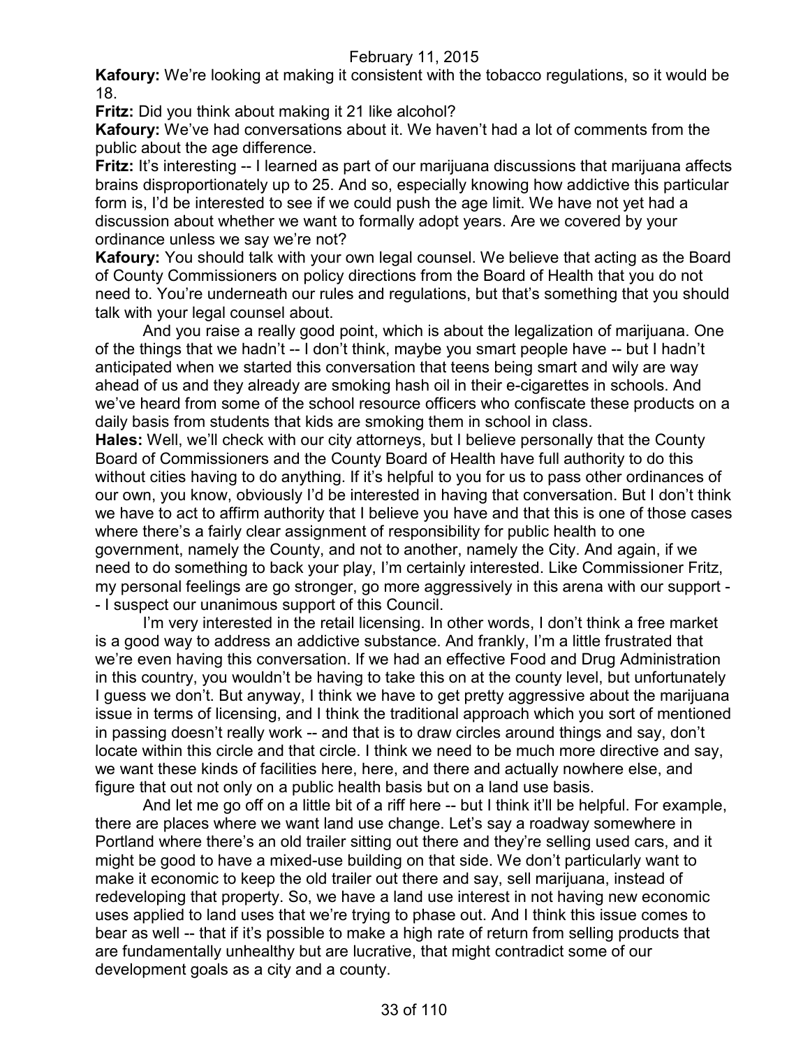**Kafoury:** We're looking at making it consistent with the tobacco regulations, so it would be 18.

**Fritz:** Did you think about making it 21 like alcohol?

**Kafoury:** We've had conversations about it. We haven't had a lot of comments from the public about the age difference.

**Fritz:** It's interesting -- I learned as part of our marijuana discussions that marijuana affects brains disproportionately up to 25. And so, especially knowing how addictive this particular form is, I'd be interested to see if we could push the age limit. We have not yet had a discussion about whether we want to formally adopt years. Are we covered by your ordinance unless we say we're not?

**Kafoury:** You should talk with your own legal counsel. We believe that acting as the Board of County Commissioners on policy directions from the Board of Health that you do not need to. You're underneath our rules and regulations, but that's something that you should talk with your legal counsel about.

And you raise a really good point, which is about the legalization of marijuana. One of the things that we hadn't -- I don't think, maybe you smart people have -- but I hadn't anticipated when we started this conversation that teens being smart and wily are way ahead of us and they already are smoking hash oil in their e-cigarettes in schools. And we've heard from some of the school resource officers who confiscate these products on a daily basis from students that kids are smoking them in school in class.

**Hales:** Well, we'll check with our city attorneys, but I believe personally that the County Board of Commissioners and the County Board of Health have full authority to do this without cities having to do anything. If it's helpful to you for us to pass other ordinances of our own, you know, obviously I'd be interested in having that conversation. But I don't think we have to act to affirm authority that I believe you have and that this is one of those cases where there's a fairly clear assignment of responsibility for public health to one government, namely the County, and not to another, namely the City. And again, if we need to do something to back your play, I'm certainly interested. Like Commissioner Fritz, my personal feelings are go stronger, go more aggressively in this arena with our support -- I suspect our unanimous support of this Council.

I'm very interested in the retail licensing. In other words, I don't think a free market is a good way to address an addictive substance. And frankly, I'm a little frustrated that we're even having this conversation. If we had an effective Food and Drug Administration in this country, you wouldn't be having to take this on at the county level, but unfortunately I guess we don't. But anyway, I think we have to get pretty aggressive about the marijuana issue in terms of licensing, and I think the traditional approach which you sort of mentioned in passing doesn't really work -- and that is to draw circles around things and say, don't locate within this circle and that circle. I think we need to be much more directive and say, we want these kinds of facilities here, here, and there and actually nowhere else, and figure that out not only on a public health basis but on a land use basis.

And let me go off on a little bit of a riff here -- but I think it'll be helpful. For example, there are places where we want land use change. Let's say a roadway somewhere in Portland where there's an old trailer sitting out there and they're selling used cars, and it might be good to have a mixed-use building on that side. We don't particularly want to make it economic to keep the old trailer out there and say, sell marijuana, instead of redeveloping that property. So, we have a land use interest in not having new economic uses applied to land uses that we're trying to phase out. And I think this issue comes to bear as well -- that if it's possible to make a high rate of return from selling products that are fundamentally unhealthy but are lucrative, that might contradict some of our development goals as a city and a county.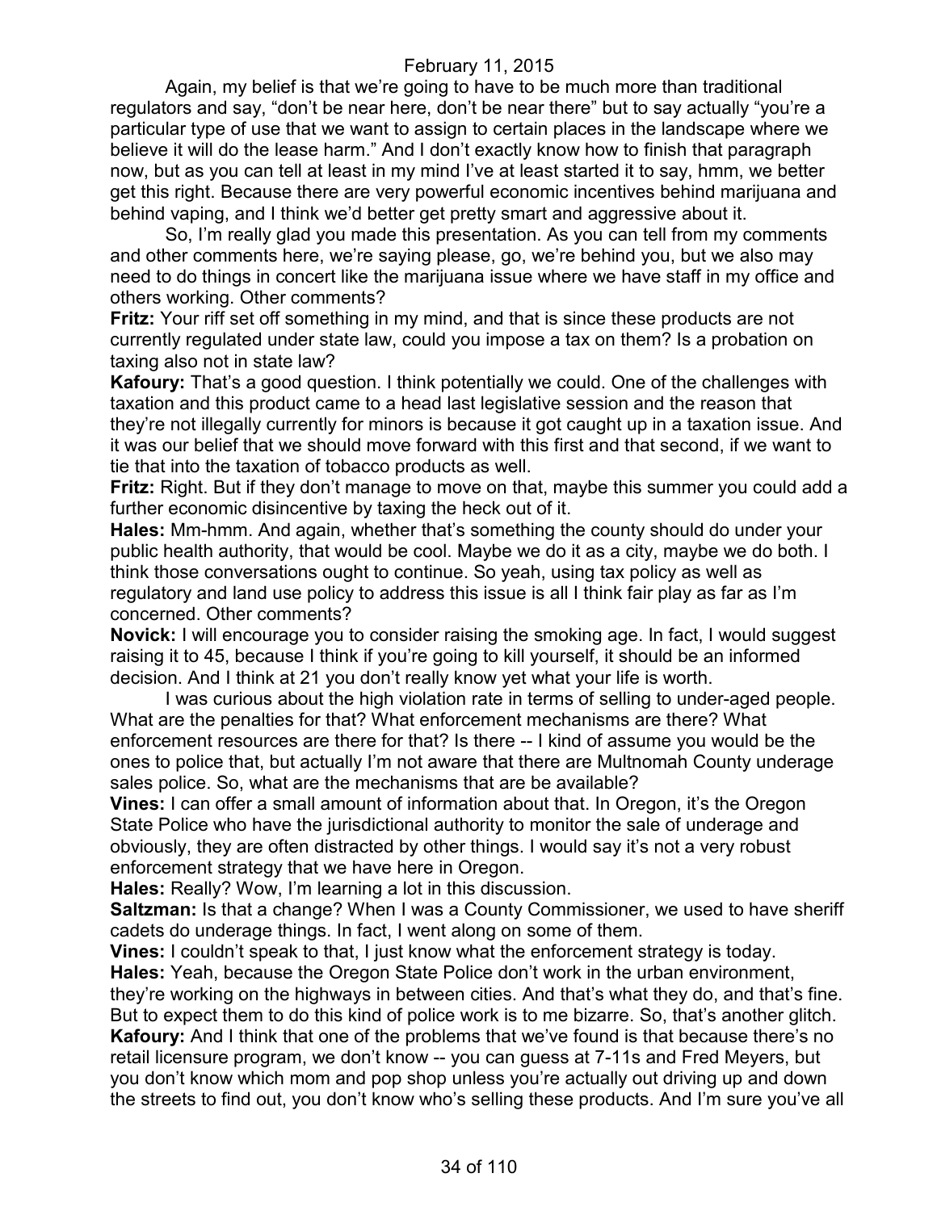Again, my belief is that we're going to have to be much more than traditional regulators and say, "don't be near here, don't be near there" but to say actually "you're a particular type of use that we want to assign to certain places in the landscape where we believe it will do the lease harm." And I don't exactly know how to finish that paragraph now, but as you can tell at least in my mind I've at least started it to say, hmm, we better get this right. Because there are very powerful economic incentives behind marijuana and behind vaping, and I think we'd better get pretty smart and aggressive about it.

So, I'm really glad you made this presentation. As you can tell from my comments and other comments here, we're saying please, go, we're behind you, but we also may need to do things in concert like the marijuana issue where we have staff in my office and others working. Other comments?

**Fritz:** Your riff set off something in my mind, and that is since these products are not currently regulated under state law, could you impose a tax on them? Is a probation on taxing also not in state law?

**Kafoury:** That's a good question. I think potentially we could. One of the challenges with taxation and this product came to a head last legislative session and the reason that they're not illegally currently for minors is because it got caught up in a taxation issue. And it was our belief that we should move forward with this first and that second, if we want to tie that into the taxation of tobacco products as well.

**Fritz:** Right. But if they don't manage to move on that, maybe this summer you could add a further economic disincentive by taxing the heck out of it.

**Hales:** Mm-hmm. And again, whether that's something the county should do under your public health authority, that would be cool. Maybe we do it as a city, maybe we do both. I think those conversations ought to continue. So yeah, using tax policy as well as regulatory and land use policy to address this issue is all I think fair play as far as I'm concerned. Other comments?

**Novick:** I will encourage you to consider raising the smoking age. In fact, I would suggest raising it to 45, because I think if you're going to kill yourself, it should be an informed decision. And I think at 21 you don't really know yet what your life is worth.

I was curious about the high violation rate in terms of selling to under-aged people. What are the penalties for that? What enforcement mechanisms are there? What enforcement resources are there for that? Is there -- I kind of assume you would be the ones to police that, but actually I'm not aware that there are Multnomah County underage sales police. So, what are the mechanisms that are be available?

**Vines:** I can offer a small amount of information about that. In Oregon, it's the Oregon State Police who have the jurisdictional authority to monitor the sale of underage and obviously, they are often distracted by other things. I would say it's not a very robust enforcement strategy that we have here in Oregon.

**Hales:** Really? Wow, I'm learning a lot in this discussion.

**Saltzman:** Is that a change? When I was a County Commissioner, we used to have sheriff cadets do underage things. In fact, I went along on some of them.

**Vines:** I couldn't speak to that, I just know what the enforcement strategy is today.

**Hales:** Yeah, because the Oregon State Police don't work in the urban environment, they're working on the highways in between cities. And that's what they do, and that's fine. But to expect them to do this kind of police work is to me bizarre. So, that's another glitch.

**Kafoury:** And I think that one of the problems that we've found is that because there's no retail licensure program, we don't know -- you can guess at 7-11s and Fred Meyers, but you don't know which mom and pop shop unless you're actually out driving up and down the streets to find out, you don't know who's selling these products. And I'm sure you've all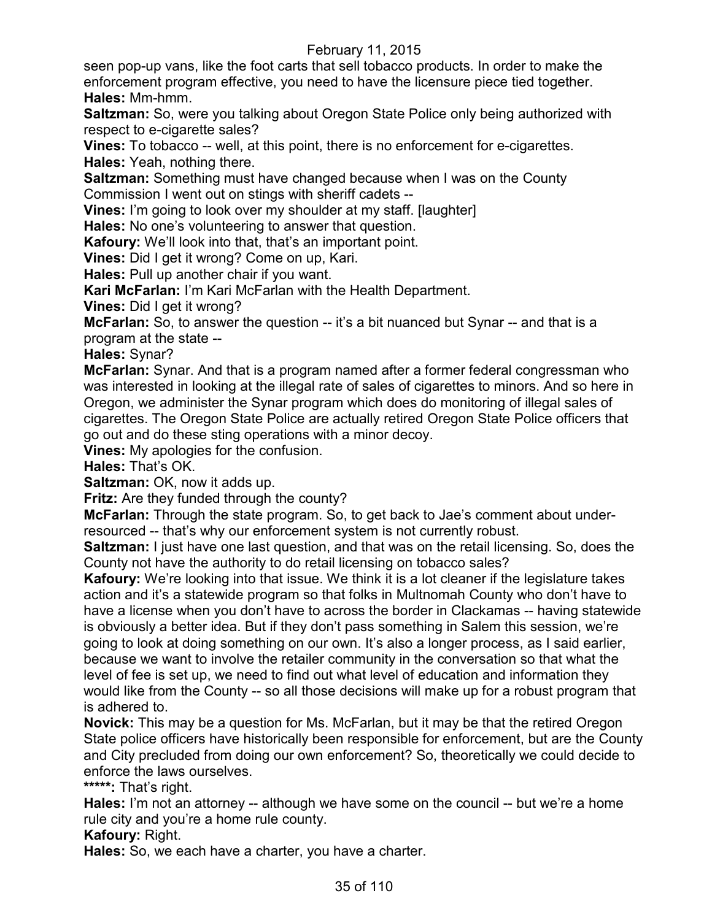seen pop-up vans, like the foot carts that sell tobacco products. In order to make the enforcement program effective, you need to have the licensure piece tied together.

**Hales:** Mm-hmm.

**Saltzman:** So, were you talking about Oregon State Police only being authorized with respect to e-cigarette sales?

**Vines:** To tobacco -- well, at this point, there is no enforcement for e-cigarettes.

**Hales:** Yeah, nothing there.

**Saltzman:** Something must have changed because when I was on the County Commission I went out on stings with sheriff cadets --

**Vines:** I'm going to look over my shoulder at my staff. [laughter]

**Hales:** No one's volunteering to answer that question.

**Kafoury:** We'll look into that, that's an important point.

**Vines:** Did I get it wrong? Come on up, Kari.

**Hales:** Pull up another chair if you want.

**Kari McFarlan:** I'm Kari McFarlan with the Health Department.

**Vines:** Did I get it wrong?

**McFarlan:** So, to answer the question -- it's a bit nuanced but Synar -- and that is a program at the state --

**Hales:** Synar?

**McFarlan:** Synar. And that is a program named after a former federal congressman who was interested in looking at the illegal rate of sales of cigarettes to minors. And so here in Oregon, we administer the Synar program which does do monitoring of illegal sales of cigarettes. The Oregon State Police are actually retired Oregon State Police officers that go out and do these sting operations with a minor decoy.

**Vines:** My apologies for the confusion.

**Hales:** That's OK.

**Saltzman:** OK, now it adds up.

**Fritz:** Are they funded through the county?

**McFarlan:** Through the state program. So, to get back to Jae's comment about under-resourced -- that's why our enforcement system is not currently robust.

**Saltzman:** I just have one last question, and that was on the retail licensing. So, does the County not have the authority to do retail licensing on tobacco sales?

**Kafoury:** We're looking into that issue. We think it is a lot cleaner if the legislature takes action and it's a statewide program so that folks in Multnomah County who don't have to have a license when you don't have to across the border in Clackamas -- having statewide is obviously a better idea. But if they don't pass something in Salem this session, we're going to look at doing something on our own. It's also a longer process, as I said earlier, because we want to involve the retailer community in the conversation so that what the level of fee is set up, we need to find out what level of education and information they would like from the County -- so all those decisions will make up for a robust program that is adhered to.

**Novick:** This may be a question for Ms. McFarlan, but it may be that the retired Oregon State police officers have historically been responsible for enforcement, but are the County and City precluded from doing our own enforcement? So, theoretically we could decide to enforce the laws ourselves.

*****:** That's right.

**Hales:** I'm not an attorney -- although we have some on the council -- but we're a home rule city and you're a home rule county.

**Kafoury:** Right.

**Hales:** So, we each have a charter, you have a charter.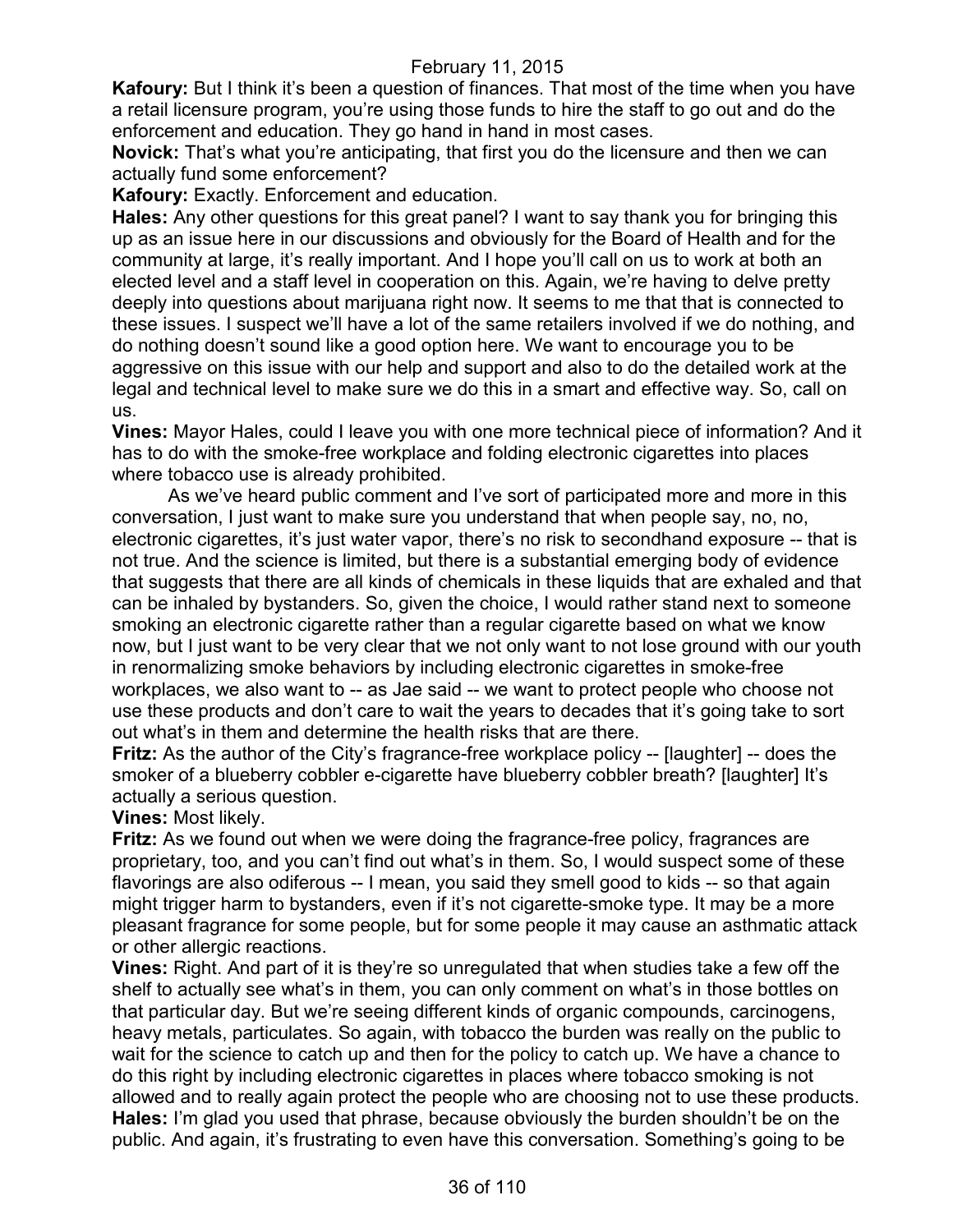**Kafoury:** But I think it's been a question of finances. That most of the time when you have a retail licensure program, you're using those funds to hire the staff to go out and do the enforcement and education. They go hand in hand in most cases.

**Novick:** That's what you're anticipating, that first you do the licensure and then we can actually fund some enforcement?

**Kafoury:** Exactly. Enforcement and education.

**Hales:** Any other questions for this great panel? I want to say thank you for bringing this up as an issue here in our discussions and obviously for the Board of Health and for the community at large, it's really important. And I hope you'll call on us to work at both an elected level and a staff level in cooperation on this. Again, we're having to delve pretty deeply into questions about marijuana right now. It seems to me that that is connected to these issues. I suspect we'll have a lot of the same retailers involved if we do nothing, and do nothing doesn't sound like a good option here. We want to encourage you to be aggressive on this issue with our help and support and also to do the detailed work at the legal and technical level to make sure we do this in a smart and effective way. So, call on us.

**Vines:** Mayor Hales, could I leave you with one more technical piece of information? And it has to do with the smoke-free workplace and folding electronic cigarettes into places where tobacco use is already prohibited.

As we've heard public comment and I've sort of participated more and more in this conversation, I just want to make sure you understand that when people say, no, no, electronic cigarettes, it's just water vapor, there's no risk to secondhand exposure -- that is not true. And the science is limited, but there is a substantial emerging body of evidence that suggests that there are all kinds of chemicals in these liquids that are exhaled and that can be inhaled by bystanders. So, given the choice, I would rather stand next to someone smoking an electronic cigarette rather than a regular cigarette based on what we know now, but I just want to be very clear that we not only want to not lose ground with our youth in renormalizing smoke behaviors by including electronic cigarettes in smoke-free workplaces, we also want to -- as Jae said -- we want to protect people who choose not use these products and don't care to wait the years to decades that it's going take to sort out what's in them and determine the health risks that are there.

**Fritz:** As the author of the City's fragrance-free workplace policy -- [laughter] -- does the smoker of a blueberry cobbler e-cigarette have blueberry cobbler breath? [laughter] It's actually a serious question.

**Vines:** Most likely.

**Fritz:** As we found out when we were doing the fragrance-free policy, fragrances are proprietary, too, and you can't find out what's in them. So, I would suspect some of these flavorings are also odiferous -- I mean, you said they smell good to kids -- so that again might trigger harm to bystanders, even if it's not cigarette-smoke type. It may be a more pleasant fragrance for some people, but for some people it may cause an asthmatic attack or other allergic reactions.

**Vines:** Right. And part of it is they're so unregulated that when studies take a few off the shelf to actually see what's in them, you can only comment on what's in those bottles on that particular day. But we're seeing different kinds of organic compounds, carcinogens, heavy metals, particulates. So again, with tobacco the burden was really on the public to wait for the science to catch up and then for the policy to catch up. We have a chance to do this right by including electronic cigarettes in places where tobacco smoking is not allowed and to really again protect the people who are choosing not to use these products.

**Hales:** I'm glad you used that phrase, because obviously the burden shouldn't be on the public. And again, it's frustrating to even have this conversation. Something's going to be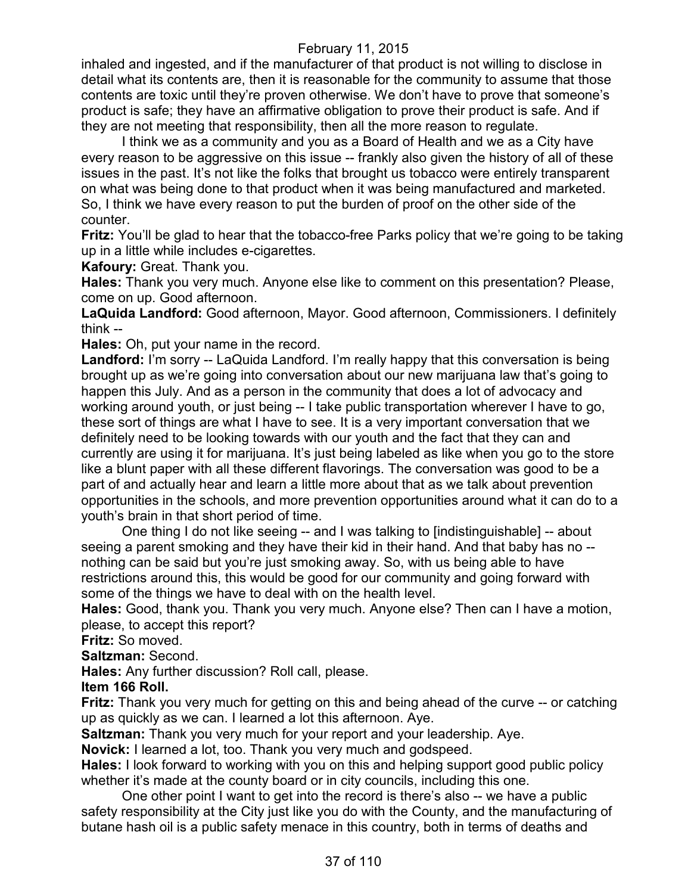inhaled and ingested, and if the manufacturer of that product is not willing to disclose in detail what its contents are, then it is reasonable for the community to assume that those contents are toxic until they're proven otherwise. We don't have to prove that someone's product is safe; they have an affirmative obligation to prove their product is safe. And if they are not meeting that responsibility, then all the more reason to regulate.

I think we as a community and you as a Board of Health and we as a City have every reason to be aggressive on this issue -- frankly also given the history of all of these issues in the past. It's not like the folks that brought us tobacco were entirely transparent on what was being done to that product when it was being manufactured and marketed. So, I think we have every reason to put the burden of proof on the other side of the counter.

**Fritz:** You'll be glad to hear that the tobacco-free Parks policy that we're going to be taking up in a little while includes e-cigarettes.

**Kafoury:** Great. Thank you.

**Hales:** Thank you very much. Anyone else like to comment on this presentation? Please, come on up. Good afternoon.

**LaQuida Landford:** Good afternoon, Mayor. Good afternoon, Commissioners. I definitely think --

**Hales:** Oh, put your name in the record.

**Landford:** I'm sorry -- LaQuida Landford. I'm really happy that this conversation is being brought up as we're going into conversation about our new marijuana law that's going to happen this July. And as a person in the community that does a lot of advocacy and working around youth, or just being -- I take public transportation wherever I have to go, these sort of things are what I have to see. It is a very important conversation that we definitely need to be looking towards with our youth and the fact that they can and currently are using it for marijuana. It's just being labeled as like when you go to the store like a blunt paper with all these different flavorings. The conversation was good to be a part of and actually hear and learn a little more about that as we talk about prevention opportunities in the schools, and more prevention opportunities around what it can do to a youth's brain in that short period of time.

One thing I do not like seeing -- and I was talking to [indistinguishable] -- about seeing a parent smoking and they have their kid in their hand. And that baby has no -- nothing can be said but you're just smoking away. So, with us being able to have restrictions around this, this would be good for our community and going forward with some of the things we have to deal with on the health level.

**Hales:** Good, thank you. Thank you very much. Anyone else? Then can I have a motion, please, to accept this report?

**Fritz:** So moved.

**Saltzman:** Second.

**Hales:** Any further discussion? Roll call, please.

**Item 166 Roll.**

**Fritz:** Thank you very much for getting on this and being ahead of the curve -- or catching up as quickly as we can. I learned a lot this afternoon. Aye.

**Saltzman:** Thank you very much for your report and your leadership. Aye.

**Novick:** I learned a lot, too. Thank you very much and godspeed.

**Hales:** I look forward to working with you on this and helping support good public policy whether it's made at the county board or in city councils, including this one.

One other point I want to get into the record is there's also -- we have a public safety responsibility at the City just like you do with the County, and the manufacturing of butane hash oil is a public safety menace in this country, both in terms of deaths and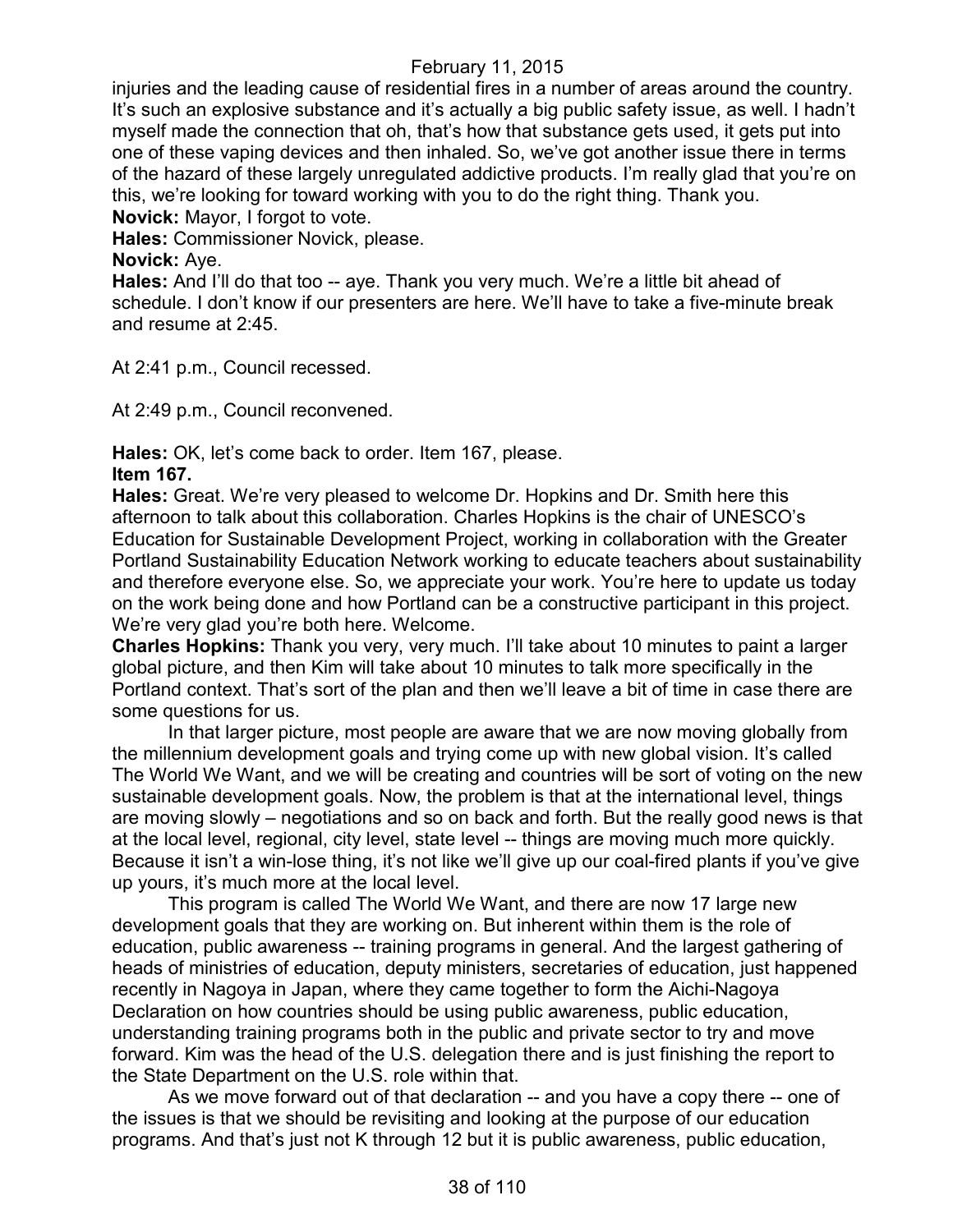injuries and the leading cause of residential fires in a number of areas around the country. It's such an explosive substance and it's actually a big public safety issue, as well. I hadn't myself made the connection that oh, that's how that substance gets used, it gets put into one of these vaping devices and then inhaled. So, we've got another issue there in terms of the hazard of these largely unregulated addictive products. I'm really glad that you're on this, we're looking for toward working with you to do the right thing. Thank you.

**Novick:** Mayor, I forgot to vote.

**Hales:** Commissioner Novick, please.

**Novick:** Aye.

**Hales:** And I'll do that too -- aye. Thank you very much. We're a little bit ahead of schedule. I don't know if our presenters are here. We'll have to take a five-minute break and resume at 2:45.

At 2:41 p.m., Council recessed.

At 2:49 p.m., Council reconvened.

**Hales:** OK, let's come back to order. Item 167, please.

**Item 167.**

**Hales:** Great. We're very pleased to welcome Dr. Hopkins and Dr. Smith here this afternoon to talk about this collaboration. Charles Hopkins is the chair of UNESCO's Education for Sustainable Development Project, working in collaboration with the Greater Portland Sustainability Education Network working to educate teachers about sustainability and therefore everyone else. So, we appreciate your work. You're here to update us today on the work being done and how Portland can be a constructive participant in this project. We're very glad you're both here. Welcome.

**Charles Hopkins:** Thank you very, very much. I'll take about 10 minutes to paint a larger global picture, and then Kim will take about 10 minutes to talk more specifically in the Portland context. That's sort of the plan and then we'll leave a bit of time in case there are some questions for us.

In that larger picture, most people are aware that we are now moving globally from the millennium development goals and trying come up with new global vision. It's called The World We Want, and we will be creating and countries will be sort of voting on the new sustainable development goals. Now, the problem is that at the international level, things are moving slowly – negotiations and so on back and forth. But the really good news is that at the local level, regional, city level, state level -- things are moving much more quickly. Because it isn't a win-lose thing, it's not like we'll give up our coal-fired plants if you've give up yours, it's much more at the local level.

This program is called The World We Want, and there are now 17 large new development goals that they are working on. But inherent within them is the role of education, public awareness -- training programs in general. And the largest gathering of heads of ministries of education, deputy ministers, secretaries of education, just happened recently in Nagoya in Japan, where they came together to form the Aichi-Nagoya Declaration on how countries should be using public awareness, public education, understanding training programs both in the public and private sector to try and move forward. Kim was the head of the U.S. delegation there and is just finishing the report to the State Department on the U.S. role within that.

As we move forward out of that declaration -- and you have a copy there -- one of the issues is that we should be revisiting and looking at the purpose of our education programs. And that's just not K through 12 but it is public awareness, public education,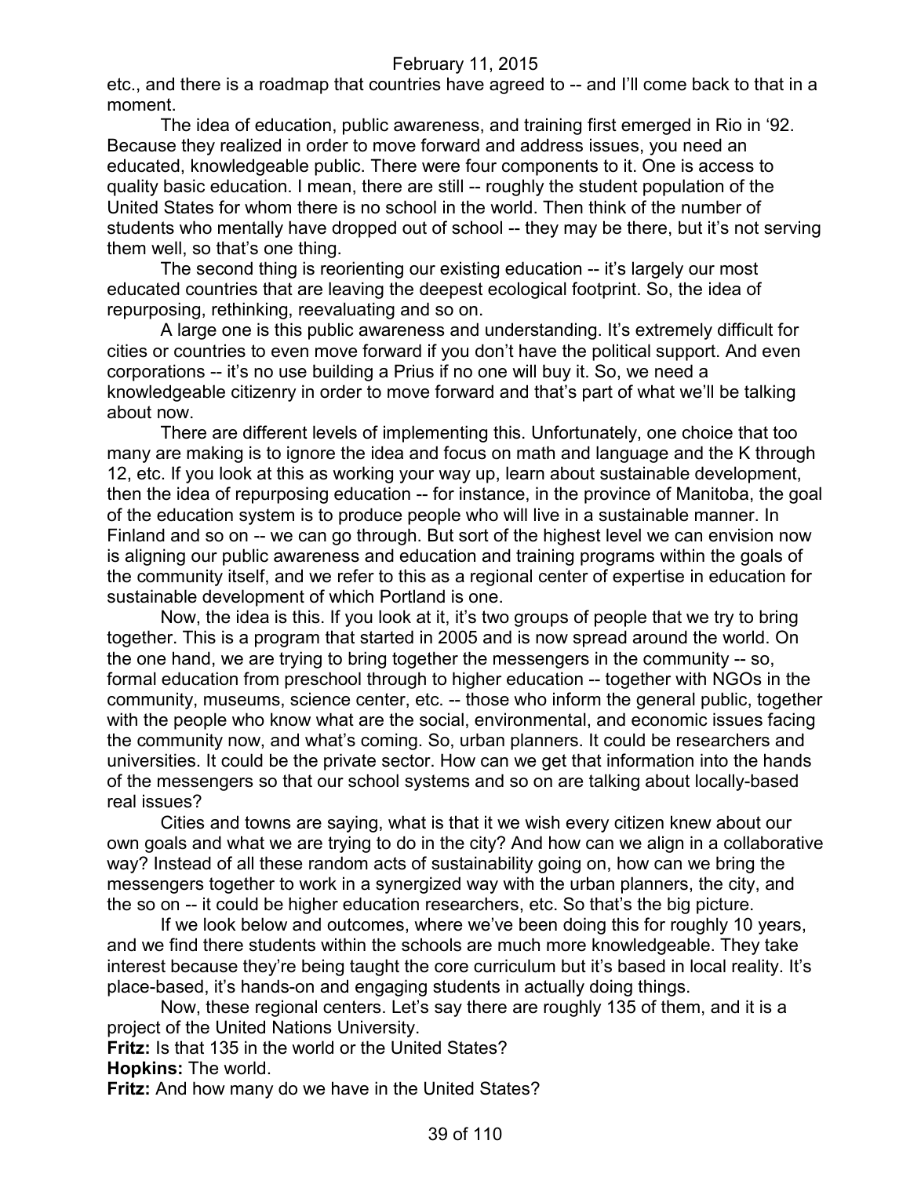etc., and there is a roadmap that countries have agreed to -- and I'll come back to that in a moment.

The idea of education, public awareness, and training first emerged in Rio in '92. Because they realized in order to move forward and address issues, you need an educated, knowledgeable public. There were four components to it. One is access to quality basic education. I mean, there are still -- roughly the student population of the United States for whom there is no school in the world. Then think of the number of students who mentally have dropped out of school -- they may be there, but it's not serving them well, so that's one thing.

The second thing is reorienting our existing education -- it's largely our most educated countries that are leaving the deepest ecological footprint. So, the idea of repurposing, rethinking, reevaluating and so on.

A large one is this public awareness and understanding. It's extremely difficult for cities or countries to even move forward if you don't have the political support. And even corporations -- it's no use building a Prius if no one will buy it. So, we need a knowledgeable citizenry in order to move forward and that's part of what we'll be talking about now.

There are different levels of implementing this. Unfortunately, one choice that too many are making is to ignore the idea and focus on math and language and the K through 12, etc. If you look at this as working your way up, learn about sustainable development, then the idea of repurposing education -- for instance, in the province of Manitoba, the goal of the education system is to produce people who will live in a sustainable manner. In Finland and so on -- we can go through. But sort of the highest level we can envision now is aligning our public awareness and education and training programs within the goals of the community itself, and we refer to this as a regional center of expertise in education for sustainable development of which Portland is one.

Now, the idea is this. If you look at it, it's two groups of people that we try to bring together. This is a program that started in 2005 and is now spread around the world. On the one hand, we are trying to bring together the messengers in the community -- so, formal education from preschool through to higher education -- together with NGOs in the community, museums, science center, etc. -- those who inform the general public, together with the people who know what are the social, environmental, and economic issues facing the community now, and what's coming. So, urban planners. It could be researchers and universities. It could be the private sector. How can we get that information into the hands of the messengers so that our school systems and so on are talking about locally-based real issues?

Cities and towns are saying, what is that it we wish every citizen knew about our own goals and what we are trying to do in the city? And how can we align in a collaborative way? Instead of all these random acts of sustainability going on, how can we bring the messengers together to work in a synergized way with the urban planners, the city, and the so on -- it could be higher education researchers, etc. So that's the big picture.

If we look below and outcomes, where we've been doing this for roughly 10 years, and we find there students within the schools are much more knowledgeable. They take interest because they're being taught the core curriculum but it's based in local reality. It's place-based, it's hands-on and engaging students in actually doing things.

Now, these regional centers. Let's say there are roughly 135 of them, and it is a project of the United Nations University.

**Fritz:** Is that 135 in the world or the United States?

**Hopkins:** The world.

**Fritz:** And how many do we have in the United States?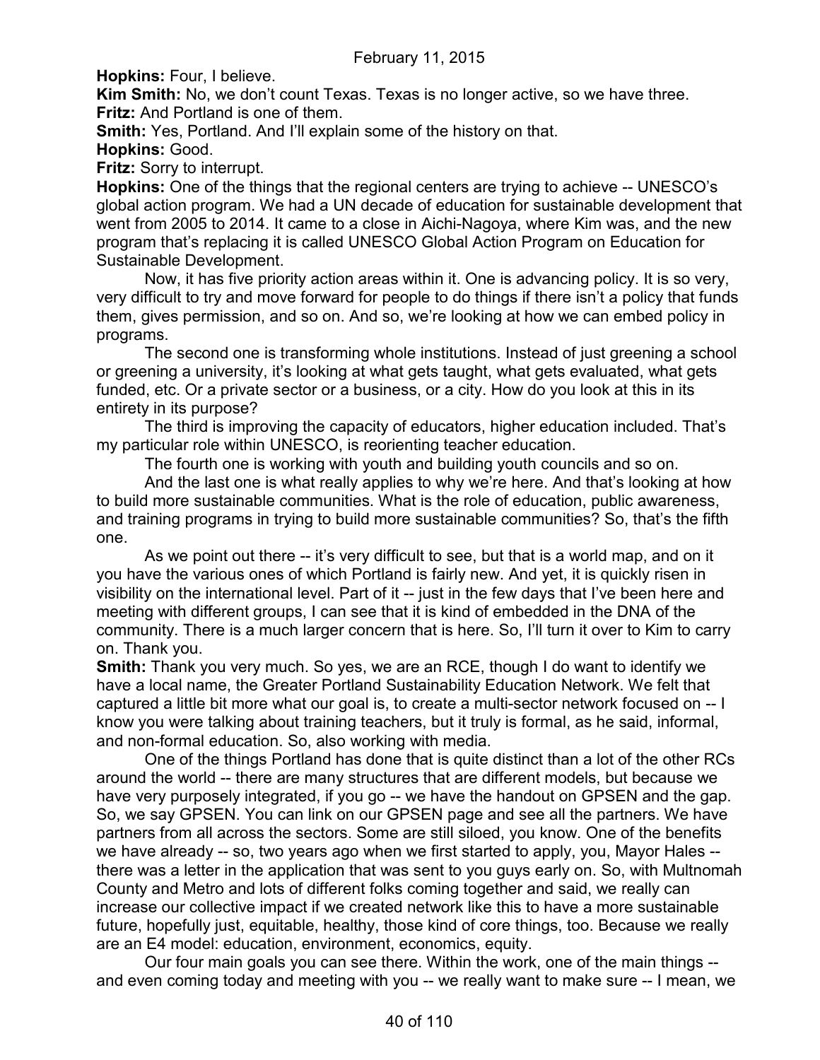**Hopkins:** Four, I believe.

**Kim Smith:** No, we don't count Texas. Texas is no longer active, so we have three.

**Fritz:** And Portland is one of them.

**Smith:** Yes, Portland. And I'll explain some of the history on that.

**Hopkins:** Good.

**Fritz:** Sorry to interrupt.

**Hopkins:** One of the things that the regional centers are trying to achieve -- UNESCO's global action program. We had a UN decade of education for sustainable development that went from 2005 to 2014. It came to a close in Aichi-Nagoya, where Kim was, and the new program that's replacing it is called UNESCO Global Action Program on Education for Sustainable Development.

Now, it has five priority action areas within it. One is advancing policy. It is so very, very difficult to try and move forward for people to do things if there isn't a policy that funds them, gives permission, and so on. And so, we're looking at how we can embed policy in programs.

The second one is transforming whole institutions. Instead of just greening a school or greening a university, it's looking at what gets taught, what gets evaluated, what gets funded, etc. Or a private sector or a business, or a city. How do you look at this in its entirety in its purpose?

The third is improving the capacity of educators, higher education included. That's my particular role within UNESCO, is reorienting teacher education.

The fourth one is working with youth and building youth councils and so on.

And the last one is what really applies to why we're here. And that's looking at how to build more sustainable communities. What is the role of education, public awareness, and training programs in trying to build more sustainable communities? So, that's the fifth one.

As we point out there -- it's very difficult to see, but that is a world map, and on it you have the various ones of which Portland is fairly new. And yet, it is quickly risen in visibility on the international level. Part of it -- just in the few days that I've been here and meeting with different groups, I can see that it is kind of embedded in the DNA of the community. There is a much larger concern that is here. So, I'll turn it over to Kim to carry on. Thank you.

**Smith:** Thank you very much. So yes, we are an RCE, though I do want to identify we have a local name, the Greater Portland Sustainability Education Network. We felt that captured a little bit more what our goal is, to create a multi-sector network focused on -- I know you were talking about training teachers, but it truly is formal, as he said, informal, and non-formal education. So, also working with media.

One of the things Portland has done that is quite distinct than a lot of the other RCs around the world -- there are many structures that are different models, but because we have very purposely integrated, if you go -- we have the handout on GPSEN and the gap. So, we say GPSEN. You can link on our GPSEN page and see all the partners. We have partners from all across the sectors. Some are still siloed, you know. One of the benefits we have already -- so, two years ago when we first started to apply, you, Mayor Hales -- there was a letter in the application that was sent to you guys early on. So, with Multnomah County and Metro and lots of different folks coming together and said, we really can increase our collective impact if we created network like this to have a more sustainable future, hopefully just, equitable, healthy, those kind of core things, too. Because we really are an E4 model: education, environment, economics, equity.

Our four main goals you can see there. Within the work, one of the main things -- and even coming today and meeting with you -- we really want to make sure -- I mean, we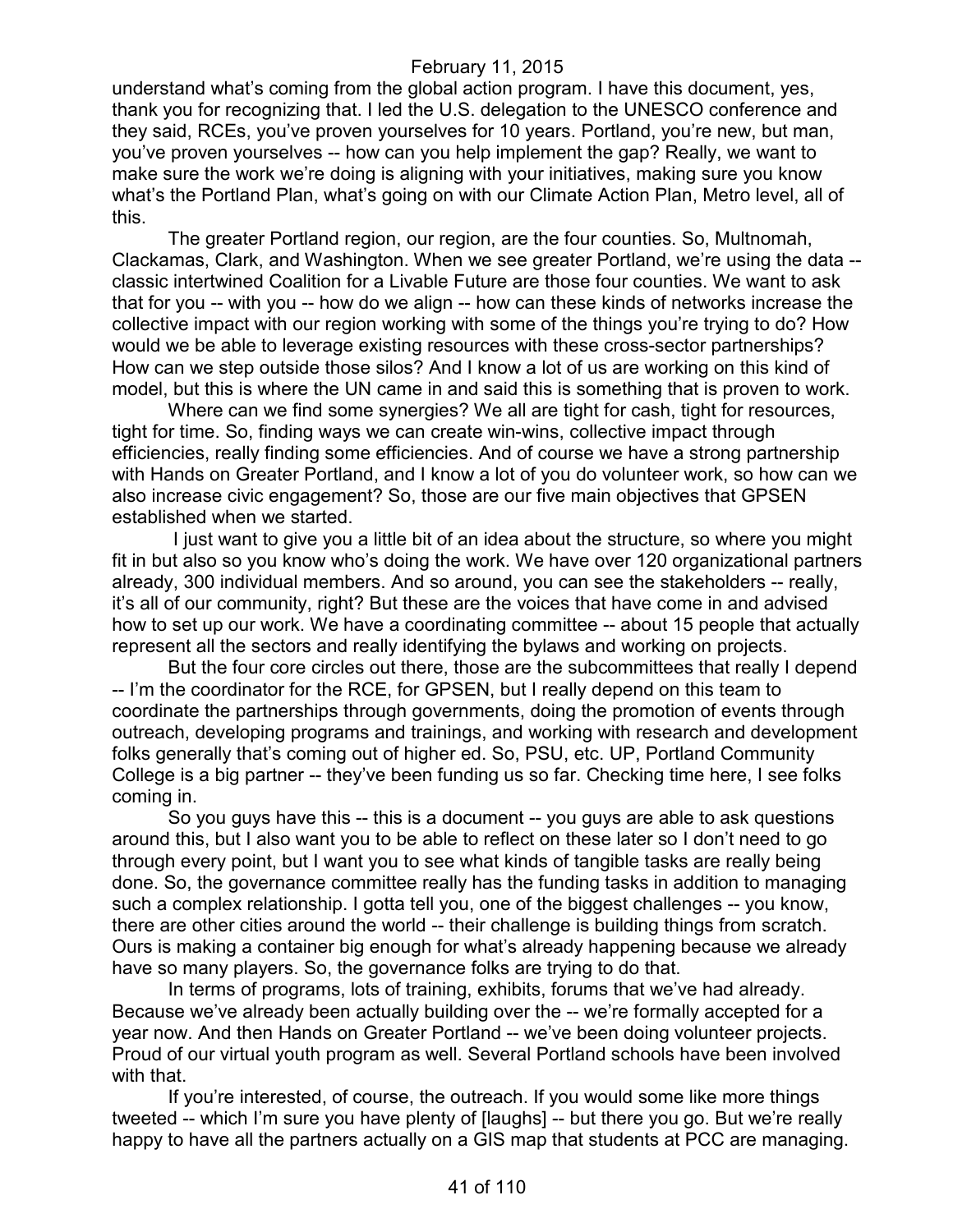understand what's coming from the global action program. I have this document, yes, thank you for recognizing that. I led the U.S. delegation to the UNESCO conference and they said, RCEs, you've proven yourselves for 10 years. Portland, you're new, but man, you've proven yourselves -- how can you help implement the gap? Really, we want to make sure the work we're doing is aligning with your initiatives, making sure you know what's the Portland Plan, what's going on with our Climate Action Plan, Metro level, all of this.

The greater Portland region, our region, are the four counties. So, Multnomah, Clackamas, Clark, and Washington. When we see greater Portland, we're using the data -- classic intertwined Coalition for a Livable Future are those four counties. We want to ask that for you -- with you -- how do we align -- how can these kinds of networks increase the collective impact with our region working with some of the things you're trying to do? How would we be able to leverage existing resources with these cross-sector partnerships? How can we step outside those silos? And I know a lot of us are working on this kind of model, but this is where the UN came in and said this is something that is proven to work.

Where can we find some synergies? We all are tight for cash, tight for resources, tight for time. So, finding ways we can create win-wins, collective impact through efficiencies, really finding some efficiencies. And of course we have a strong partnership with Hands on Greater Portland, and I know a lot of you do volunteer work, so how can we also increase civic engagement? So, those are our five main objectives that GPSEN established when we started.

I just want to give you a little bit of an idea about the structure, so where you might fit in but also so you know who's doing the work. We have over 120 organizational partners already, 300 individual members. And so around, you can see the stakeholders -- really, it's all of our community, right? But these are the voices that have come in and advised how to set up our work. We have a coordinating committee -- about 15 people that actually represent all the sectors and really identifying the bylaws and working on projects.

But the four core circles out there, those are the subcommittees that really I depend -- I'm the coordinator for the RCE, for GPSEN, but I really depend on this team to coordinate the partnerships through governments, doing the promotion of events through outreach, developing programs and trainings, and working with research and development folks generally that's coming out of higher ed. So, PSU, etc. UP, Portland Community College is a big partner -- they've been funding us so far. Checking time here, I see folks coming in.

So you guys have this -- this is a document -- you guys are able to ask questions around this, but I also want you to be able to reflect on these later so I don't need to go through every point, but I want you to see what kinds of tangible tasks are really being done. So, the governance committee really has the funding tasks in addition to managing such a complex relationship. I gotta tell you, one of the biggest challenges -- you know, there are other cities around the world -- their challenge is building things from scratch. Ours is making a container big enough for what's already happening because we already have so many players. So, the governance folks are trying to do that.

In terms of programs, lots of training, exhibits, forums that we've had already. Because we've already been actually building over the -- we're formally accepted for a year now. And then Hands on Greater Portland -- we've been doing volunteer projects. Proud of our virtual youth program as well. Several Portland schools have been involved with that.

If you're interested, of course, the outreach. If you would some like more things tweeted -- which I'm sure you have plenty of [laughs] -- but there you go. But we're really happy to have all the partners actually on a GIS map that students at PCC are managing.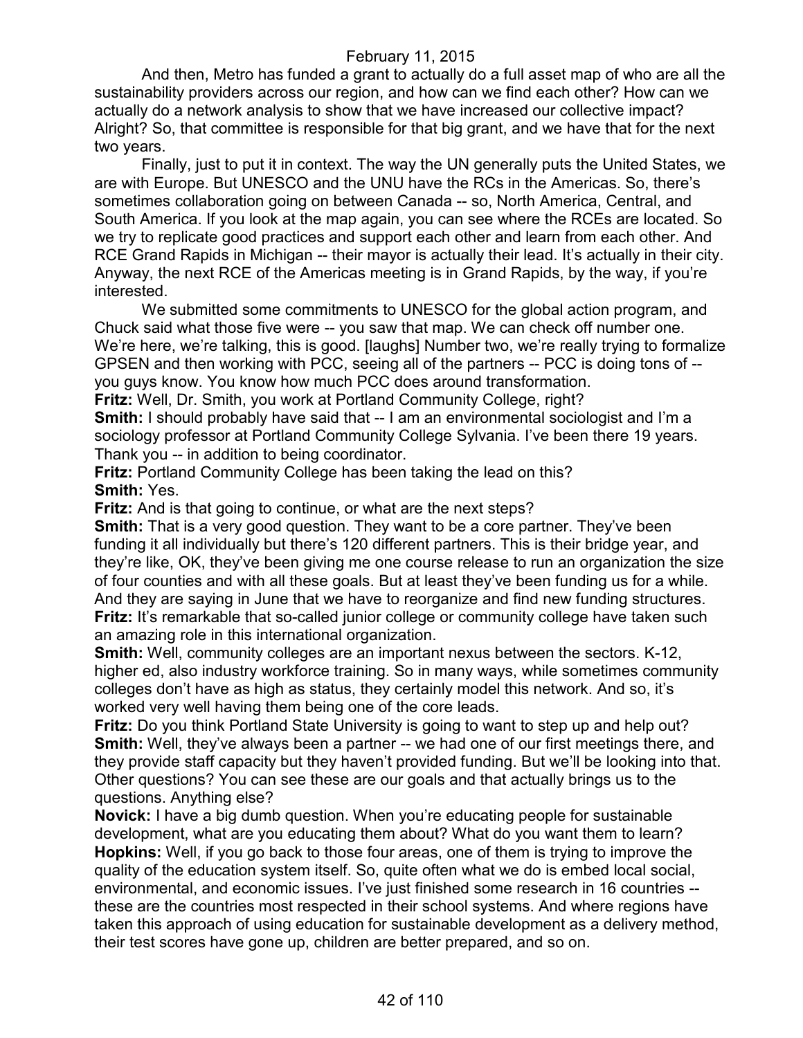And then, Metro has funded a grant to actually do a full asset map of who are all the sustainability providers across our region, and how can we find each other? How can we actually do a network analysis to show that we have increased our collective impact? Alright? So, that committee is responsible for that big grant, and we have that for the next two years.

Finally, just to put it in context. The way the UN generally puts the United States, we are with Europe. But UNESCO and the UNU have the RCs in the Americas. So, there's sometimes collaboration going on between Canada -- so, North America, Central, and South America. If you look at the map again, you can see where the RCEs are located. So we try to replicate good practices and support each other and learn from each other. And RCE Grand Rapids in Michigan -- their mayor is actually their lead. It's actually in their city. Anyway, the next RCE of the Americas meeting is in Grand Rapids, by the way, if you're interested.

We submitted some commitments to UNESCO for the global action program, and Chuck said what those five were -- you saw that map. We can check off number one. We're here, we're talking, this is good. [laughs] Number two, we're really trying to formalize GPSEN and then working with PCC, seeing all of the partners -- PCC is doing tons of -- you guys know. You know how much PCC does around transformation.

**Fritz:** Well, Dr. Smith, you work at Portland Community College, right?

**Smith:** I should probably have said that -- I am an environmental sociologist and I'm a sociology professor at Portland Community College Sylvania. I've been there 19 years. Thank you -- in addition to being coordinator.

**Fritz:** Portland Community College has been taking the lead on this?

**Smith:** Yes.

**Fritz:** And is that going to continue, or what are the next steps?

**Smith:** That is a very good question. They want to be a core partner. They've been funding it all individually but there's 120 different partners. This is their bridge year, and they're like, OK, they've been giving me one course release to run an organization the size of four counties and with all these goals. But at least they've been funding us for a while. And they are saying in June that we have to reorganize and find new funding structures.

**Fritz:** It's remarkable that so-called junior college or community college have taken such an amazing role in this international organization.

**Smith:** Well, community colleges are an important nexus between the sectors. K-12, higher ed, also industry workforce training. So in many ways, while sometimes community colleges don't have as high as status, they certainly model this network. And so, it's worked very well having them being one of the core leads.

**Fritz:** Do you think Portland State University is going to want to step up and help out?

**Smith:** Well, they've always been a partner -- we had one of our first meetings there, and they provide staff capacity but they haven't provided funding. But we'll be looking into that. Other questions? You can see these are our goals and that actually brings us to the questions. Anything else?

**Novick:** I have a big dumb question. When you're educating people for sustainable development, what are you educating them about? What do you want them to learn?

**Hopkins:** Well, if you go back to those four areas, one of them is trying to improve the quality of the education system itself. So, quite often what we do is embed local social, environmental, and economic issues. I've just finished some research in 16 countries -- these are the countries most respected in their school systems. And where regions have taken this approach of using education for sustainable development as a delivery method, their test scores have gone up, children are better prepared, and so on.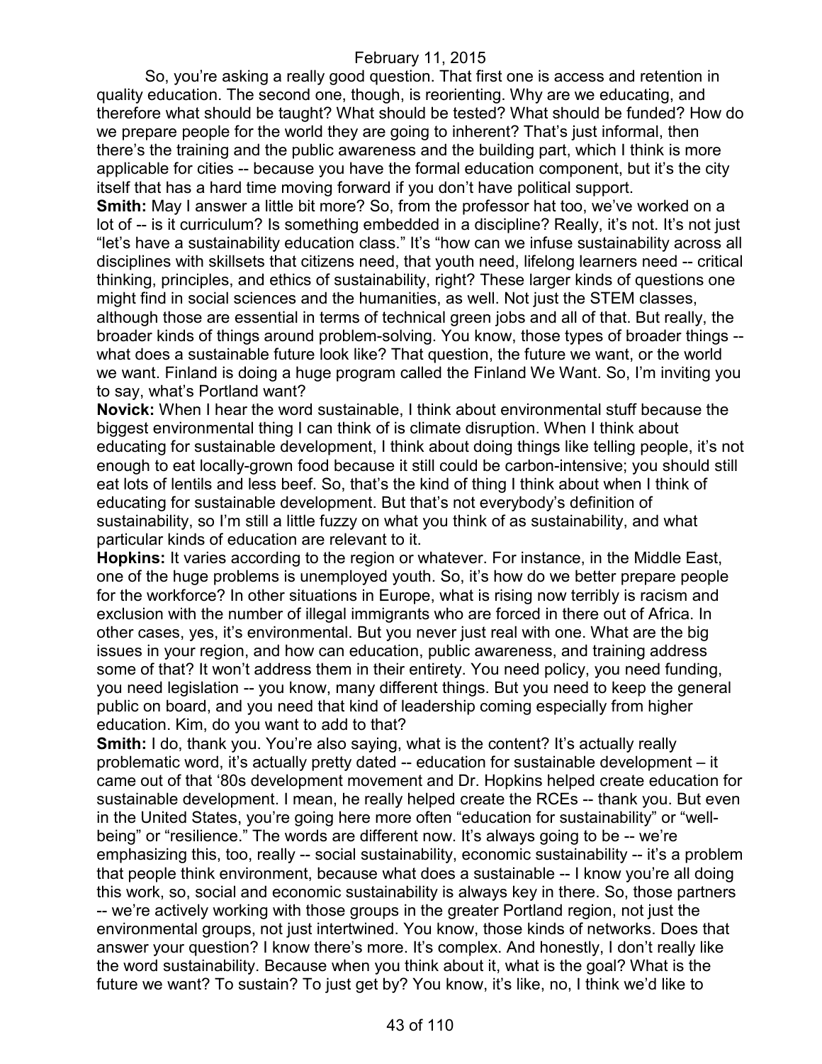So, you're asking a really good question. That first one is access and retention in quality education. The second one, though, is reorienting. Why are we educating, and therefore what should be taught? What should be tested? What should be funded? How do we prepare people for the world they are going to inherent? That's just informal, then there's the training and the public awareness and the building part, which I think is more applicable for cities -- because you have the formal education component, but it's the city itself that has a hard time moving forward if you don't have political support.

**Smith:** May I answer a little bit more? So, from the professor hat too, we've worked on a lot of -- is it curriculum? Is something embedded in a discipline? Really, it's not. It's not just "let's have a sustainability education class." It's "how can we infuse sustainability across all disciplines with skillsets that citizens need, that youth need, lifelong learners need -- critical thinking, principles, and ethics of sustainability, right? These larger kinds of questions one might find in social sciences and the humanities, as well. Not just the STEM classes, although those are essential in terms of technical green jobs and all of that. But really, the broader kinds of things around problem-solving. You know, those types of broader things -- what does a sustainable future look like? That question, the future we want, or the world we want. Finland is doing a huge program called the Finland We Want. So, I'm inviting you to say, what's Portland want?

**Novick:** When I hear the word sustainable, I think about environmental stuff because the biggest environmental thing I can think of is climate disruption. When I think about educating for sustainable development, I think about doing things like telling people, it's not enough to eat locally-grown food because it still could be carbon-intensive; you should still eat lots of lentils and less beef. So, that's the kind of thing I think about when I think of educating for sustainable development. But that's not everybody's definition of sustainability, so I'm still a little fuzzy on what you think of as sustainability, and what particular kinds of education are relevant to it.

**Hopkins:** It varies according to the region or whatever. For instance, in the Middle East, one of the huge problems is unemployed youth. So, it's how do we better prepare people for the workforce? In other situations in Europe, what is rising now terribly is racism and exclusion with the number of illegal immigrants who are forced in there out of Africa. In other cases, yes, it's environmental. But you never just real with one. What are the big issues in your region, and how can education, public awareness, and training address some of that? It won't address them in their entirety. You need policy, you need funding, you need legislation -- you know, many different things. But you need to keep the general public on board, and you need that kind of leadership coming especially from higher education. Kim, do you want to add to that?

**Smith:** I do, thank you. You're also saying, what is the content? It's actually really problematic word, it's actually pretty dated -- education for sustainable development – it came out of that '80s development movement and Dr. Hopkins helped create education for sustainable development. I mean, he really helped create the RCEs -- thank you. But even in the United States, you're going here more often "education for sustainability" or "well-being" or "resilience." The words are different now. It's always going to be -- we're emphasizing this, too, really -- social sustainability, economic sustainability -- it's a problem that people think environment, because what does a sustainable -- I know you're all doing this work, so, social and economic sustainability is always key in there. So, those partners -- we're actively working with those groups in the greater Portland region, not just the environmental groups, not just intertwined. You know, those kinds of networks. Does that answer your question? I know there's more. It's complex. And honestly, I don't really like the word sustainability. Because when you think about it, what is the goal? What is the future we want? To sustain? To just get by? You know, it's like, no, I think we'd like to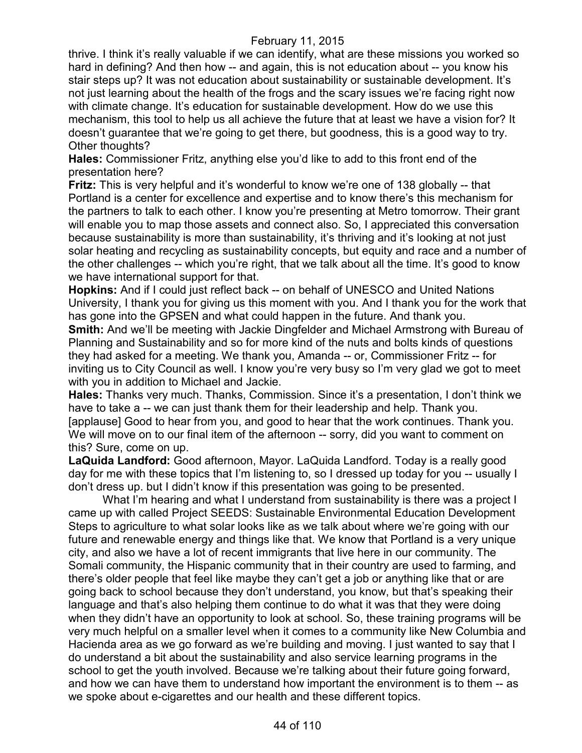thrive. I think it's really valuable if we can identify, what are these missions you worked so hard in defining? And then how -- and again, this is not education about -- you know his stair steps up? It was not education about sustainability or sustainable development. It's not just learning about the health of the frogs and the scary issues we're facing right now with climate change. It's education for sustainable development. How do we use this mechanism, this tool to help us all achieve the future that at least we have a vision for? It doesn't guarantee that we're going to get there, but goodness, this is a good way to try. Other thoughts?

**Hales:** Commissioner Fritz, anything else you'd like to add to this front end of the presentation here?

**Fritz:** This is very helpful and it's wonderful to know we're one of 138 globally -- that Portland is a center for excellence and expertise and to know there's this mechanism for the partners to talk to each other. I know you're presenting at Metro tomorrow. Their grant will enable you to map those assets and connect also. So, I appreciated this conversation because sustainability is more than sustainability, it's thriving and it's looking at not just solar heating and recycling as sustainability concepts, but equity and race and a number of the other challenges -- which you're right, that we talk about all the time. It's good to know we have international support for that.

**Hopkins:** And if I could just reflect back -- on behalf of UNESCO and United Nations University, I thank you for giving us this moment with you. And I thank you for the work that has gone into the GPSEN and what could happen in the future. And thank you.

**Smith:** And we'll be meeting with Jackie Dingfelder and Michael Armstrong with Bureau of Planning and Sustainability and so for more kind of the nuts and bolts kinds of questions they had asked for a meeting. We thank you, Amanda -- or, Commissioner Fritz -- for inviting us to City Council as well. I know you're very busy so I'm very glad we got to meet with you in addition to Michael and Jackie.

**Hales:** Thanks very much. Thanks, Commission. Since it's a presentation, I don't think we have to take a -- we can just thank them for their leadership and help. Thank you. [applause] Good to hear from you, and good to hear that the work continues. Thank you. We will move on to our final item of the afternoon -- sorry, did you want to comment on this? Sure, come on up.

**LaQuida Landford:** Good afternoon, Mayor. LaQuida Landford. Today is a really good day for me with these topics that I'm listening to, so I dressed up today for you -- usually I don't dress up. but I didn't know if this presentation was going to be presented.

What I'm hearing and what I understand from sustainability is there was a project I came up with called Project SEEDS: Sustainable Environmental Education Development Steps to agriculture to what solar looks like as we talk about where we're going with our future and renewable energy and things like that. We know that Portland is a very unique city, and also we have a lot of recent immigrants that live here in our community. The Somali community, the Hispanic community that in their country are used to farming, and there's older people that feel like maybe they can't get a job or anything like that or are going back to school because they don't understand, you know, but that's speaking their language and that's also helping them continue to do what it was that they were doing when they didn't have an opportunity to look at school. So, these training programs will be very much helpful on a smaller level when it comes to a community like New Columbia and Hacienda area as we go forward as we're building and moving. I just wanted to say that I do understand a bit about the sustainability and also service learning programs in the school to get the youth involved. Because we're talking about their future going forward, and how we can have them to understand how important the environment is to them -- as we spoke about e-cigarettes and our health and these different topics.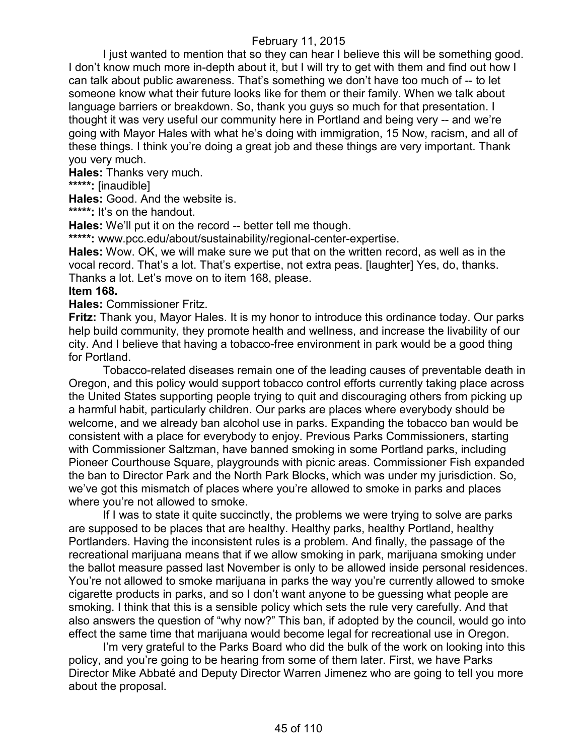I just wanted to mention that so they can hear I believe this will be something good. I don't know much more in-depth about it, but I will try to get with them and find out how I can talk about public awareness. That's something we don't have too much of -- to let someone know what their future looks like for them or their family. When we talk about language barriers or breakdown. So, thank you guys so much for that presentation. I thought it was very useful our community here in Portland and being very -- and we're going with Mayor Hales with what he's doing with immigration, 15 Now, racism, and all of these things. I think you're doing a great job and these things are very important. Thank you very much.

**Hales:** Thanks very much.

*****: [inaudible]

**Hales:** Good. And the website is.

*****: It's on the handout.

**Hales:** We'll put it on the record -- better tell me though.

*****: www.pcc.edu/about/sustainability/regional-center-expertise.

**Hales:** Wow. OK, we will make sure we put that on the written record, as well as in the vocal record. That's a lot. That's expertise, not extra peas. [laughter] Yes, do, thanks. Thanks a lot. Let's move on to item 168, please.

**Item 168.**

**Hales:** Commissioner Fritz.

**Fritz:** Thank you, Mayor Hales. It is my honor to introduce this ordinance today. Our parks help build community, they promote health and wellness, and increase the livability of our city. And I believe that having a tobacco-free environment in park would be a good thing for Portland.

Tobacco-related diseases remain one of the leading causes of preventable death in Oregon, and this policy would support tobacco control efforts currently taking place across the United States supporting people trying to quit and discouraging others from picking up a harmful habit, particularly children. Our parks are places where everybody should be welcome, and we already ban alcohol use in parks. Expanding the tobacco ban would be consistent with a place for everybody to enjoy. Previous Parks Commissioners, starting with Commissioner Saltzman, have banned smoking in some Portland parks, including Pioneer Courthouse Square, playgrounds with picnic areas. Commissioner Fish expanded the ban to Director Park and the North Park Blocks, which was under my jurisdiction. So, we've got this mismatch of places where you're allowed to smoke in parks and places where you're not allowed to smoke.

If I was to state it quite succinctly, the problems we were trying to solve are parks are supposed to be places that are healthy. Healthy parks, healthy Portland, healthy Portlanders. Having the inconsistent rules is a problem. And finally, the passage of the recreational marijuana means that if we allow smoking in park, marijuana smoking under the ballot measure passed last November is only to be allowed inside personal residences. You're not allowed to smoke marijuana in parks the way you're currently allowed to smoke cigarette products in parks, and so I don't want anyone to be guessing what people are smoking. I think that this is a sensible policy which sets the rule very carefully. And that also answers the question of "why now?" This ban, if adopted by the council, would go into effect the same time that marijuana would become legal for recreational use in Oregon.

I'm very grateful to the Parks Board who did the bulk of the work on looking into this policy, and you're going to be hearing from some of them later. First, we have Parks Director Mike Abbaté and Deputy Director Warren Jimenez who are going to tell you more about the proposal.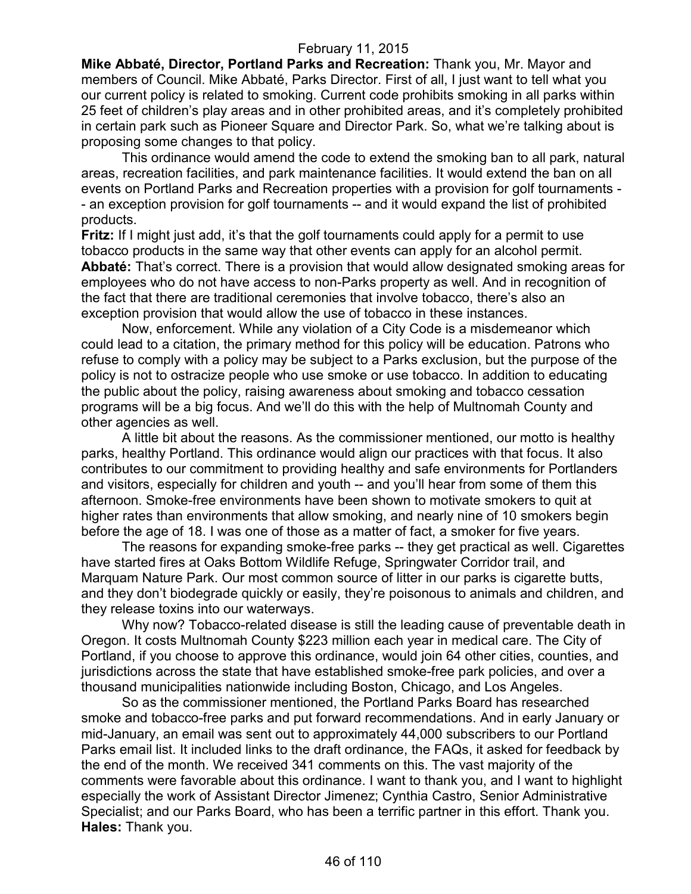**Mike Abbaté, Director, Portland Parks and Recreation:** Thank you, Mr. Mayor and members of Council. Mike Abbaté, Parks Director. First of all, I just want to tell what you our current policy is related to smoking. Current code prohibits smoking in all parks within 25 feet of children's play areas and in other prohibited areas, and it's completely prohibited in certain park such as Pioneer Square and Director Park. So, what we're talking about is proposing some changes to that policy.

This ordinance would amend the code to extend the smoking ban to all park, natural areas, recreation facilities, and park maintenance facilities. It would extend the ban on all events on Portland Parks and Recreation properties with a provision for golf tournaments -- an exception provision for golf tournaments -- and it would expand the list of prohibited products.

**Fritz:** If I might just add, it's that the golf tournaments could apply for a permit to use tobacco products in the same way that other events can apply for an alcohol permit.

**Abbaté:** That's correct. There is a provision that would allow designated smoking areas for employees who do not have access to non-Parks property as well. And in recognition of the fact that there are traditional ceremonies that involve tobacco, there's also an exception provision that would allow the use of tobacco in these instances.

Now, enforcement. While any violation of a City Code is a misdemeanor which could lead to a citation, the primary method for this policy will be education. Patrons who refuse to comply with a policy may be subject to a Parks exclusion, but the purpose of the policy is not to ostracize people who use smoke or use tobacco. In addition to educating the public about the policy, raising awareness about smoking and tobacco cessation programs will be a big focus. And we'll do this with the help of Multnomah County and other agencies as well.

A little bit about the reasons. As the commissioner mentioned, our motto is healthy parks, healthy Portland. This ordinance would align our practices with that focus. It also contributes to our commitment to providing healthy and safe environments for Portlanders and visitors, especially for children and youth -- and you'll hear from some of them this afternoon. Smoke-free environments have been shown to motivate smokers to quit at higher rates than environments that allow smoking, and nearly nine of 10 smokers begin before the age of 18. I was one of those as a matter of fact, a smoker for five years.

The reasons for expanding smoke-free parks -- they get practical as well. Cigarettes have started fires at Oaks Bottom Wildlife Refuge, Springwater Corridor trail, and Marquam Nature Park. Our most common source of litter in our parks is cigarette butts, and they don't biodegrade quickly or easily, they're poisonous to animals and children, and they release toxins into our waterways.

Why now? Tobacco-related disease is still the leading cause of preventable death in Oregon. It costs Multnomah County $223 million each year in medical care. The City of Portland, if you choose to approve this ordinance, would join 64 other cities, counties, and jurisdictions across the state that have established smoke-free park policies, and over a thousand municipalities nationwide including Boston, Chicago, and Los Angeles.

So as the commissioner mentioned, the Portland Parks Board has researched smoke and tobacco-free parks and put forward recommendations. And in early January or mid-January, an email was sent out to approximately 44,000 subscribers to our Portland Parks email list. It included links to the draft ordinance, the FAQs, it asked for feedback by the end of the month. We received 341 comments on this. The vast majority of the comments were favorable about this ordinance. I want to thank you, and I want to highlight especially the work of Assistant Director Jimenez; Cynthia Castro, Senior Administrative Specialist; and our Parks Board, who has been a terrific partner in this effort. Thank you.

**Hales:** Thank you.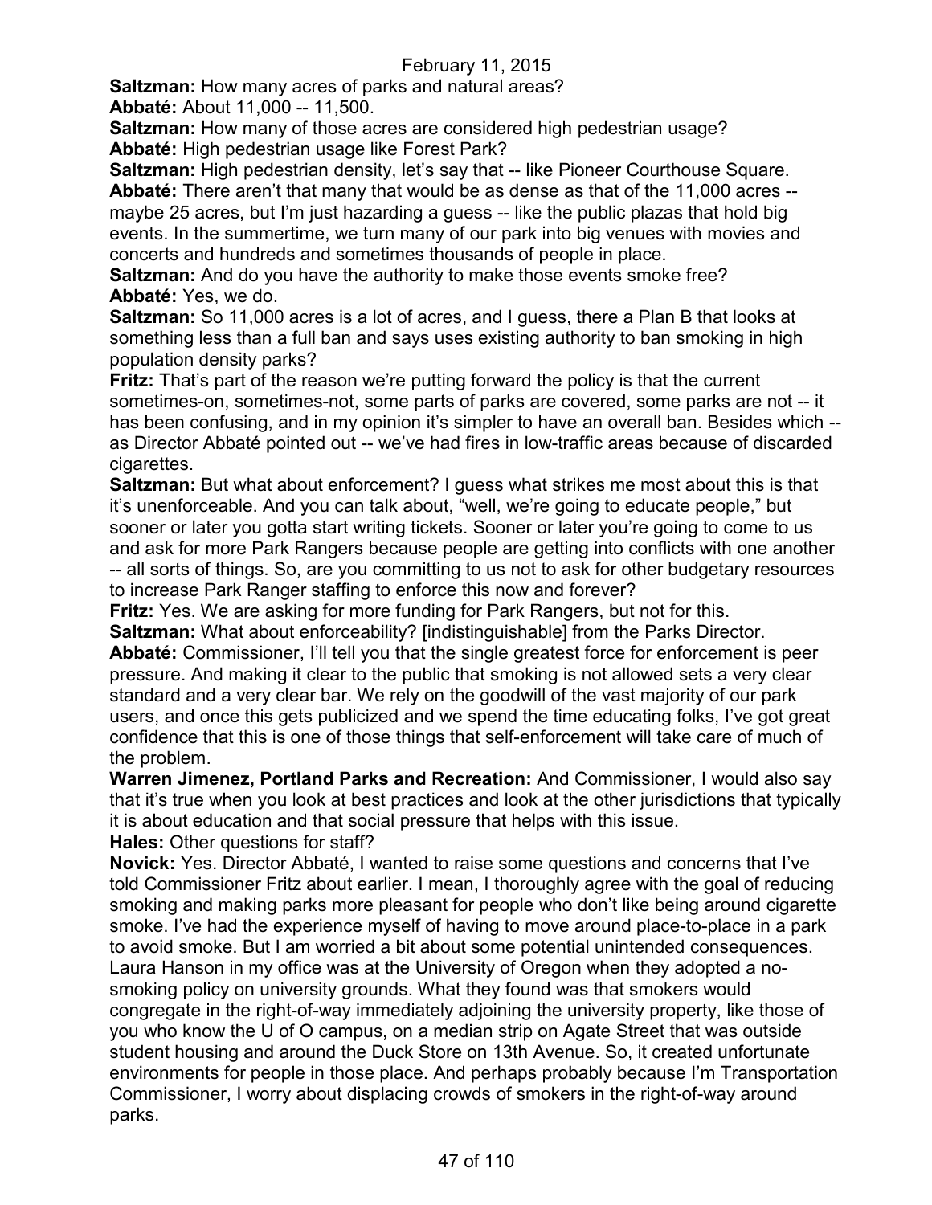**Saltzman:** How many acres of parks and natural areas?

**Abbaté:** About 11,000 -- 11,500.

**Saltzman:** How many of those acres are considered high pedestrian usage?

**Abbaté:** High pedestrian usage like Forest Park?

**Saltzman:** High pedestrian density, let's say that -- like Pioneer Courthouse Square.

**Abbaté:** There aren't that many that would be as dense as that of the 11,000 acres -- maybe 25 acres, but I'm just hazarding a guess -- like the public plazas that hold big events. In the summertime, we turn many of our park into big venues with movies and concerts and hundreds and sometimes thousands of people in place.

**Saltzman:** And do you have the authority to make those events smoke free?

**Abbaté:** Yes, we do.

**Saltzman:** So 11,000 acres is a lot of acres, and I guess, there a Plan B that looks at something less than a full ban and says uses existing authority to ban smoking in high population density parks?

**Fritz:** That's part of the reason we're putting forward the policy is that the current sometimes-on, sometimes-not, some parts of parks are covered, some parks are not -- it has been confusing, and in my opinion it's simpler to have an overall ban. Besides which -- as Director Abbaté pointed out -- we've had fires in low-traffic areas because of discarded cigarettes.

**Saltzman:** But what about enforcement? I guess what strikes me most about this is that it's unenforceable. And you can talk about, "well, we're going to educate people," but sooner or later you gotta start writing tickets. Sooner or later you're going to come to us and ask for more Park Rangers because people are getting into conflicts with one another -- all sorts of things. So, are you committing to us not to ask for other budgetary resources to increase Park Ranger staffing to enforce this now and forever?

**Fritz:** Yes. We are asking for more funding for Park Rangers, but not for this.

**Saltzman:** What about enforceability? [indistinguishable] from the Parks Director.

**Abbaté:** Commissioner, I'll tell you that the single greatest force for enforcement is peer pressure. And making it clear to the public that smoking is not allowed sets a very clear standard and a very clear bar. We rely on the goodwill of the vast majority of our park users, and once this gets publicized and we spend the time educating folks, I've got great confidence that this is one of those things that self-enforcement will take care of much of the problem.

**Warren Jimenez, Portland Parks and Recreation:** And Commissioner, I would also say that it's true when you look at best practices and look at the other jurisdictions that typically it is about education and that social pressure that helps with this issue.

**Hales:** Other questions for staff?

**Novick:** Yes. Director Abbaté, I wanted to raise some questions and concerns that I've told Commissioner Fritz about earlier. I mean, I thoroughly agree with the goal of reducing smoking and making parks more pleasant for people who don't like being around cigarette smoke. I've had the experience myself of having to move around place-to-place in a park to avoid smoke. But I am worried a bit about some potential unintended consequences. Laura Hanson in my office was at the University of Oregon when they adopted a no-smoking policy on university grounds. What they found was that smokers would congregate in the right-of-way immediately adjoining the university property, like those of you who know the U of O campus, on a median strip on Agate Street that was outside student housing and around the Duck Store on 13th Avenue. So, it created unfortunate environments for people in those place. And perhaps probably because I'm Transportation Commissioner, I worry about displacing crowds of smokers in the right-of-way around parks.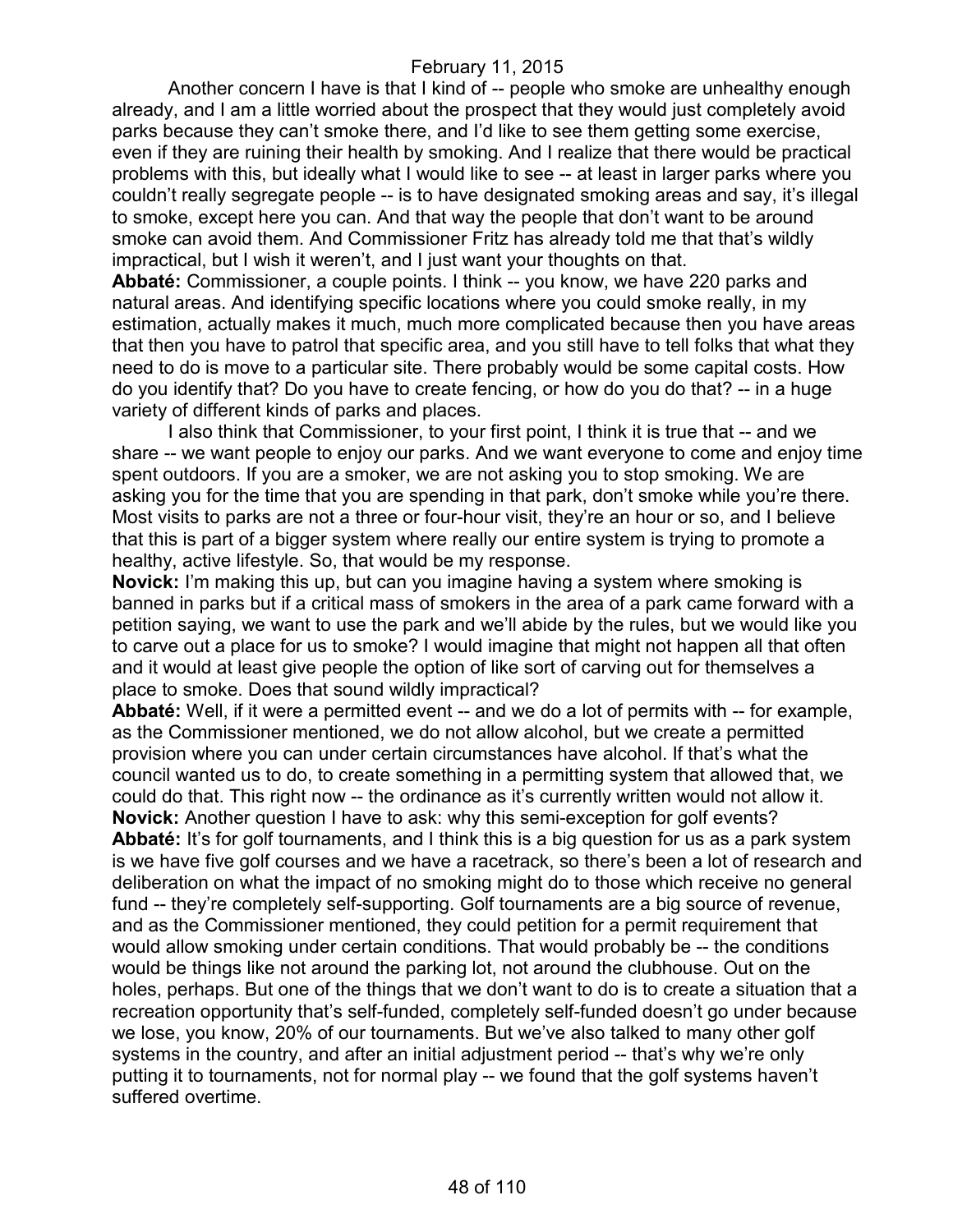Another concern I have is that I kind of -- people who smoke are unhealthy enough already, and I am a little worried about the prospect that they would just completely avoid parks because they can't smoke there, and I'd like to see them getting some exercise, even if they are ruining their health by smoking. And I realize that there would be practical problems with this, but ideally what I would like to see -- at least in larger parks where you couldn't really segregate people -- is to have designated smoking areas and say, it's illegal to smoke, except here you can. And that way the people that don't want to be around smoke can avoid them. And Commissioner Fritz has already told me that that's wildly impractical, but I wish it weren't, and I just want your thoughts on that.

**Abbaté:** Commissioner, a couple points. I think -- you know, we have 220 parks and natural areas. And identifying specific locations where you could smoke really, in my estimation, actually makes it much, much more complicated because then you have areas that then you have to patrol that specific area, and you still have to tell folks that what they need to do is move to a particular site. There probably would be some capital costs. How do you identify that? Do you have to create fencing, or how do you do that? -- in a huge variety of different kinds of parks and places.

I also think that Commissioner, to your first point, I think it is true that -- and we share -- we want people to enjoy our parks. And we want everyone to come and enjoy time spent outdoors. If you are a smoker, we are not asking you to stop smoking. We are asking you for the time that you are spending in that park, don't smoke while you're there. Most visits to parks are not a three or four-hour visit, they're an hour or so, and I believe that this is part of a bigger system where really our entire system is trying to promote a healthy, active lifestyle. So, that would be my response.

**Novick:** I'm making this up, but can you imagine having a system where smoking is banned in parks but if a critical mass of smokers in the area of a park came forward with a petition saying, we want to use the park and we'll abide by the rules, but we would like you to carve out a place for us to smoke? I would imagine that might not happen all that often and it would at least give people the option of like sort of carving out for themselves a place to smoke. Does that sound wildly impractical?

**Abbaté:** Well, if it were a permitted event -- and we do a lot of permits with -- for example, as the Commissioner mentioned, we do not allow alcohol, but we create a permitted provision where you can under certain circumstances have alcohol. If that's what the council wanted us to do, to create something in a permitting system that allowed that, we could do that. This right now -- the ordinance as it's currently written would not allow it.

**Novick:** Another question I have to ask: why this semi-exception for golf events?

**Abbaté:** It's for golf tournaments, and I think this is a big question for us as a park system is we have five golf courses and we have a racetrack, so there's been a lot of research and deliberation on what the impact of no smoking might do to those which receive no general fund -- they're completely self-supporting. Golf tournaments are a big source of revenue, and as the Commissioner mentioned, they could petition for a permit requirement that would allow smoking under certain conditions. That would probably be -- the conditions would be things like not around the parking lot, not around the clubhouse. Out on the holes, perhaps. But one of the things that we don't want to do is to create a situation that a recreation opportunity that's self-funded, completely self-funded doesn't go under because we lose, you know, 20% of our tournaments. But we've also talked to many other golf systems in the country, and after an initial adjustment period -- that's why we're only putting it to tournaments, not for normal play -- we found that the golf systems haven't suffered overtime.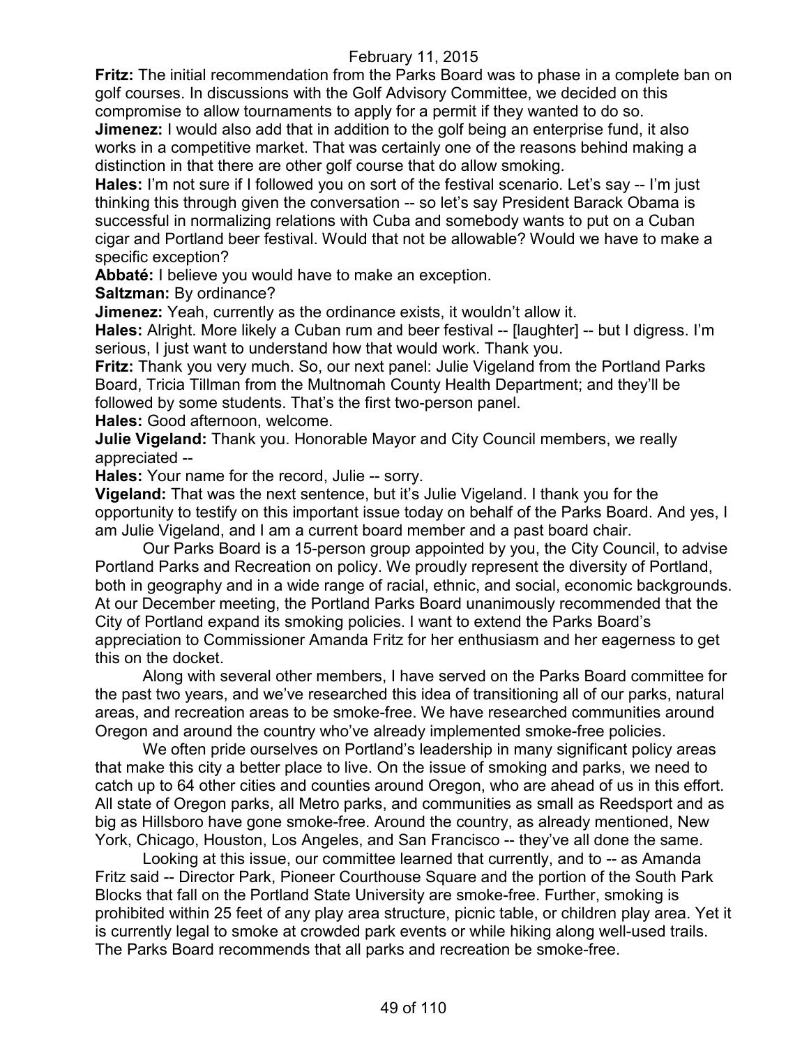February 11, 2015

**Fritz:** The initial recommendation from the Parks Board was to phase in a complete ban on golf courses. In discussions with the Golf Advisory Committee, we decided on this compromise to allow tournaments to apply for a permit if they wanted to do so.

**Jimenez:** I would also add that in addition to the golf being an enterprise fund, it also works in a competitive market. That was certainly one of the reasons behind making a distinction in that there are other golf course that do allow smoking.

**Hales:** I'm not sure if I followed you on sort of the festival scenario. Let's say -- I'm just thinking this through given the conversation -- so let's say President Barack Obama is successful in normalizing relations with Cuba and somebody wants to put on a Cuban cigar and Portland beer festival. Would that not be allowable? Would we have to make a specific exception?

**Abbaté:** I believe you would have to make an exception.

**Saltzman:** By ordinance?

**Jimenez:** Yeah, currently as the ordinance exists, it wouldn't allow it.

**Hales:** Alright. More likely a Cuban rum and beer festival -- [laughter] -- but I digress. I'm serious, I just want to understand how that would work. Thank you.

**Fritz:** Thank you very much. So, our next panel: Julie Vigeland from the Portland Parks Board, Tricia Tillman from the Multnomah County Health Department; and they'll be followed by some students. That's the first two-person panel.

**Hales:** Good afternoon, welcome.

**Julie Vigeland:** Thank you. Honorable Mayor and City Council members, we really appreciated --

**Hales:** Your name for the record, Julie -- sorry.

**Vigeland:** That was the next sentence, but it's Julie Vigeland. I thank you for the opportunity to testify on this important issue today on behalf of the Parks Board. And yes, I am Julie Vigeland, and I am a current board member and a past board chair.

Our Parks Board is a 15-person group appointed by you, the City Council, to advise Portland Parks and Recreation on policy. We proudly represent the diversity of Portland, both in geography and in a wide range of racial, ethnic, and social, economic backgrounds. At our December meeting, the Portland Parks Board unanimously recommended that the City of Portland expand its smoking policies. I want to extend the Parks Board's appreciation to Commissioner Amanda Fritz for her enthusiasm and her eagerness to get this on the docket.

Along with several other members, I have served on the Parks Board committee for the past two years, and we've researched this idea of transitioning all of our parks, natural areas, and recreation areas to be smoke-free. We have researched communities around Oregon and around the country who've already implemented smoke-free policies.

We often pride ourselves on Portland's leadership in many significant policy areas that make this city a better place to live. On the issue of smoking and parks, we need to catch up to 64 other cities and counties around Oregon, who are ahead of us in this effort. All state of Oregon parks, all Metro parks, and communities as small as Reedsport and as big as Hillsboro have gone smoke-free. Around the country, as already mentioned, New York, Chicago, Houston, Los Angeles, and San Francisco -- they've all done the same.

Looking at this issue, our committee learned that currently, and to -- as Amanda Fritz said -- Director Park, Pioneer Courthouse Square and the portion of the South Park Blocks that fall on the Portland State University are smoke-free. Further, smoking is prohibited within 25 feet of any play area structure, picnic table, or children play area. Yet it is currently legal to smoke at crowded park events or while hiking along well-used trails. The Parks Board recommends that all parks and recreation be smoke-free.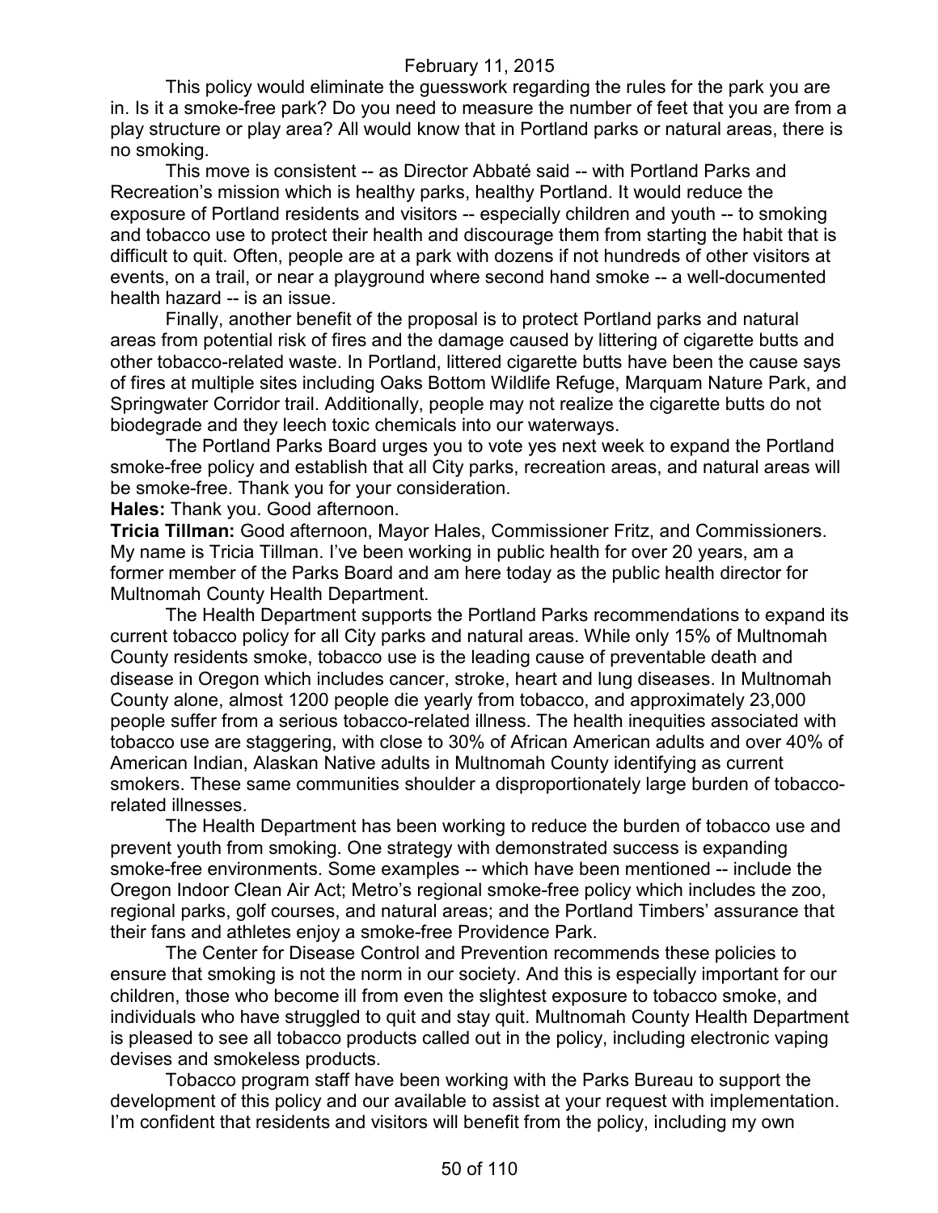This policy would eliminate the guesswork regarding the rules for the park you are in. Is it a smoke-free park? Do you need to measure the number of feet that you are from a play structure or play area? All would know that in Portland parks or natural areas, there is no smoking.

This move is consistent -- as Director Abbaté said -- with Portland Parks and Recreation's mission which is healthy parks, healthy Portland. It would reduce the exposure of Portland residents and visitors -- especially children and youth -- to smoking and tobacco use to protect their health and discourage them from starting the habit that is difficult to quit. Often, people are at a park with dozens if not hundreds of other visitors at events, on a trail, or near a playground where second hand smoke -- a well-documented health hazard -- is an issue.

Finally, another benefit of the proposal is to protect Portland parks and natural areas from potential risk of fires and the damage caused by littering of cigarette butts and other tobacco-related waste. In Portland, littered cigarette butts have been the cause says of fires at multiple sites including Oaks Bottom Wildlife Refuge, Marquam Nature Park, and Springwater Corridor trail. Additionally, people may not realize the cigarette butts do not biodegrade and they leech toxic chemicals into our waterways.

The Portland Parks Board urges you to vote yes next week to expand the Portland smoke-free policy and establish that all City parks, recreation areas, and natural areas will be smoke-free. Thank you for your consideration.

**Hales:** Thank you. Good afternoon.

**Tricia Tillman:** Good afternoon, Mayor Hales, Commissioner Fritz, and Commissioners. My name is Tricia Tillman. I've been working in public health for over 20 years, am a former member of the Parks Board and am here today as the public health director for Multnomah County Health Department.

The Health Department supports the Portland Parks recommendations to expand its current tobacco policy for all City parks and natural areas. While only 15% of Multnomah County residents smoke, tobacco use is the leading cause of preventable death and disease in Oregon which includes cancer, stroke, heart and lung diseases. In Multnomah County alone, almost 1200 people die yearly from tobacco, and approximately 23,000 people suffer from a serious tobacco-related illness. The health inequities associated with tobacco use are staggering, with close to 30% of African American adults and over 40% of American Indian, Alaskan Native adults in Multnomah County identifying as current smokers. These same communities shoulder a disproportionately large burden of tobacco-related illnesses.

The Health Department has been working to reduce the burden of tobacco use and prevent youth from smoking. One strategy with demonstrated success is expanding smoke-free environments. Some examples -- which have been mentioned -- include the Oregon Indoor Clean Air Act; Metro's regional smoke-free policy which includes the zoo, regional parks, golf courses, and natural areas; and the Portland Timbers' assurance that their fans and athletes enjoy a smoke-free Providence Park.

The Center for Disease Control and Prevention recommends these policies to ensure that smoking is not the norm in our society. And this is especially important for our children, those who become ill from even the slightest exposure to tobacco smoke, and individuals who have struggled to quit and stay quit. Multnomah County Health Department is pleased to see all tobacco products called out in the policy, including electronic vaping devises and smokeless products.

Tobacco program staff have been working with the Parks Bureau to support the development of this policy and our available to assist at your request with implementation. I'm confident that residents and visitors will benefit from the policy, including my own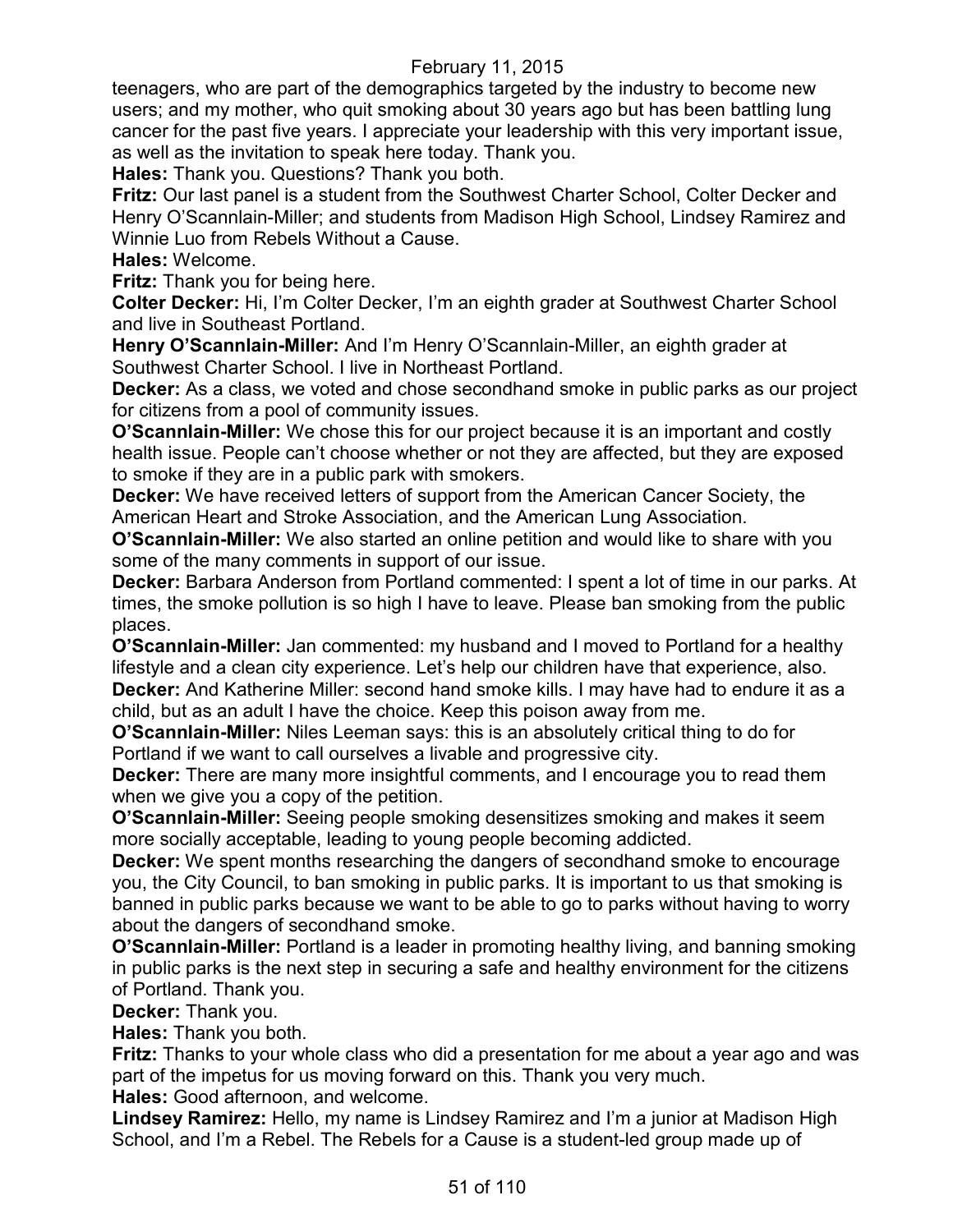teenagers, who are part of the demographics targeted by the industry to become new users; and my mother, who quit smoking about 30 years ago but has been battling lung cancer for the past five years. I appreciate your leadership with this very important issue, as well as the invitation to speak here today. Thank you.

**Hales:** Thank you. Questions? Thank you both.

**Fritz:** Our last panel is a student from the Southwest Charter School, Colter Decker and Henry O'Scannlain-Miller; and students from Madison High School, Lindsey Ramirez and Winnie Luo from Rebels Without a Cause.

**Hales:** Welcome.

**Fritz:** Thank you for being here.

**Colter Decker:** Hi, I'm Colter Decker, I'm an eighth grader at Southwest Charter School and live in Southeast Portland.

**Henry O'Scannlain-Miller:** And I'm Henry O'Scannlain-Miller, an eighth grader at Southwest Charter School. I live in Northeast Portland.

**Decker:** As a class, we voted and chose secondhand smoke in public parks as our project for citizens from a pool of community issues.

**O'Scannlain-Miller:** We chose this for our project because it is an important and costly health issue. People can't choose whether or not they are affected, but they are exposed to smoke if they are in a public park with smokers.

**Decker:** We have received letters of support from the American Cancer Society, the American Heart and Stroke Association, and the American Lung Association.

**O'Scannlain-Miller:** We also started an online petition and would like to share with you some of the many comments in support of our issue.

**Decker:** Barbara Anderson from Portland commented: I spent a lot of time in our parks. At times, the smoke pollution is so high I have to leave. Please ban smoking from the public places.

**O'Scannlain-Miller:** Jan commented: my husband and I moved to Portland for a healthy lifestyle and a clean city experience. Let's help our children have that experience, also.

**Decker:** And Katherine Miller: second hand smoke kills. I may have had to endure it as a child, but as an adult I have the choice. Keep this poison away from me.

**O'Scannlain-Miller:** Niles Leeman says: this is an absolutely critical thing to do for Portland if we want to call ourselves a livable and progressive city.

**Decker:** There are many more insightful comments, and I encourage you to read them when we give you a copy of the petition.

**O'Scannlain-Miller:** Seeing people smoking desensitizes smoking and makes it seem more socially acceptable, leading to young people becoming addicted.

**Decker:** We spent months researching the dangers of secondhand smoke to encourage you, the City Council, to ban smoking in public parks. It is important to us that smoking is banned in public parks because we want to be able to go to parks without having to worry about the dangers of secondhand smoke.

**O'Scannlain-Miller:** Portland is a leader in promoting healthy living, and banning smoking in public parks is the next step in securing a safe and healthy environment for the citizens of Portland. Thank you.

**Decker:** Thank you.

**Hales:** Thank you both.

**Fritz:** Thanks to your whole class who did a presentation for me about a year ago and was part of the impetus for us moving forward on this. Thank you very much.

**Hales:** Good afternoon, and welcome.

**Lindsey Ramirez:** Hello, my name is Lindsey Ramirez and I'm a junior at Madison High School, and I'm a Rebel. The Rebels for a Cause is a student-led group made up of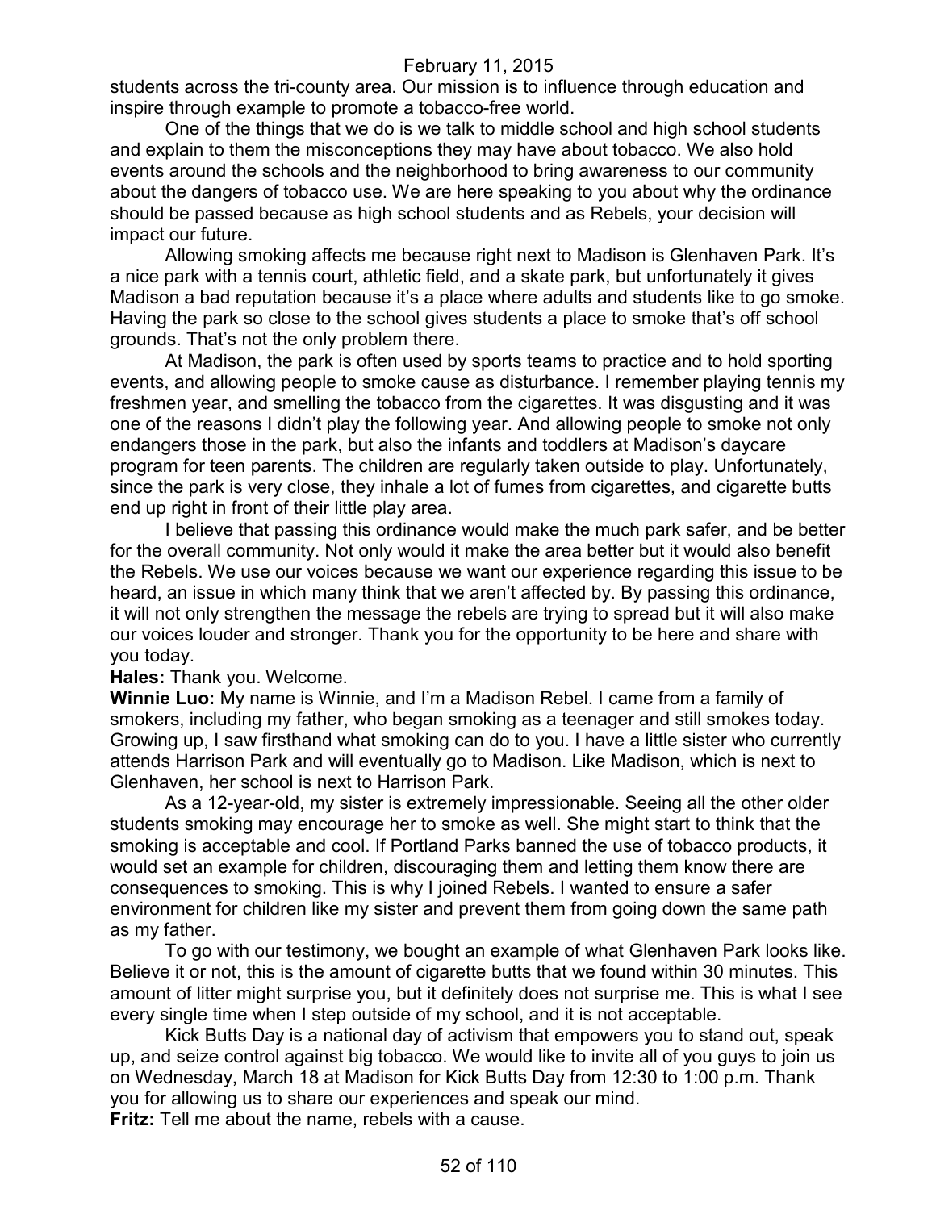students across the tri-county area. Our mission is to influence through education and inspire through example to promote a tobacco-free world.

One of the things that we do is we talk to middle school and high school students and explain to them the misconceptions they may have about tobacco. We also hold events around the schools and the neighborhood to bring awareness to our community about the dangers of tobacco use. We are here speaking to you about why the ordinance should be passed because as high school students and as Rebels, your decision will impact our future.

Allowing smoking affects me because right next to Madison is Glenhaven Park. It's a nice park with a tennis court, athletic field, and a skate park, but unfortunately it gives Madison a bad reputation because it's a place where adults and students like to go smoke. Having the park so close to the school gives students a place to smoke that's off school grounds. That's not the only problem there.

At Madison, the park is often used by sports teams to practice and to hold sporting events, and allowing people to smoke cause as disturbance. I remember playing tennis my freshmen year, and smelling the tobacco from the cigarettes. It was disgusting and it was one of the reasons I didn't play the following year. And allowing people to smoke not only endangers those in the park, but also the infants and toddlers at Madison's daycare program for teen parents. The children are regularly taken outside to play. Unfortunately, since the park is very close, they inhale a lot of fumes from cigarettes, and cigarette butts end up right in front of their little play area.

I believe that passing this ordinance would make the much park safer, and be better for the overall community. Not only would it make the area better but it would also benefit the Rebels. We use our voices because we want our experience regarding this issue to be heard, an issue in which many think that we aren't affected by. By passing this ordinance, it will not only strengthen the message the rebels are trying to spread but it will also make our voices louder and stronger. Thank you for the opportunity to be here and share with you today.

**Hales:** Thank you. Welcome.

**Winnie Luo:** My name is Winnie, and I'm a Madison Rebel. I came from a family of smokers, including my father, who began smoking as a teenager and still smokes today. Growing up, I saw firsthand what smoking can do to you. I have a little sister who currently attends Harrison Park and will eventually go to Madison. Like Madison, which is next to Glenhaven, her school is next to Harrison Park.

As a 12-year-old, my sister is extremely impressionable. Seeing all the other older students smoking may encourage her to smoke as well. She might start to think that the smoking is acceptable and cool. If Portland Parks banned the use of tobacco products, it would set an example for children, discouraging them and letting them know there are consequences to smoking. This is why I joined Rebels. I wanted to ensure a safer environment for children like my sister and prevent them from going down the same path as my father.

To go with our testimony, we bought an example of what Glenhaven Park looks like. Believe it or not, this is the amount of cigarette butts that we found within 30 minutes. This amount of litter might surprise you, but it definitely does not surprise me. This is what I see every single time when I step outside of my school, and it is not acceptable.

Kick Butts Day is a national day of activism that empowers you to stand out, speak up, and seize control against big tobacco. We would like to invite all of you guys to join us on Wednesday, March 18 at Madison for Kick Butts Day from 12:30 to 1:00 p.m. Thank you for allowing us to share our experiences and speak our mind.

**Fritz:** Tell me about the name, rebels with a cause.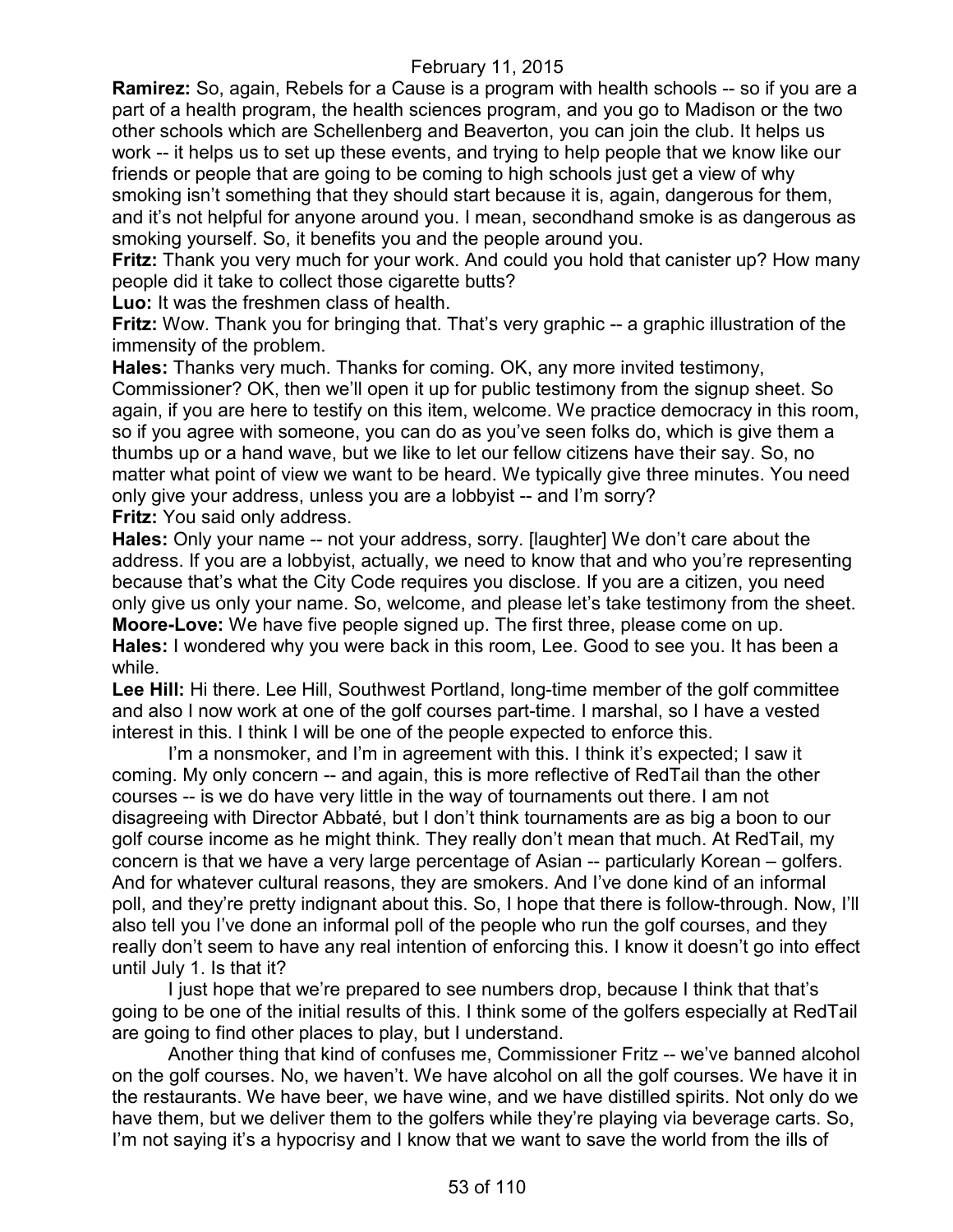**Ramirez:** So, again, Rebels for a Cause is a program with health schools -- so if you are a part of a health program, the health sciences program, and you go to Madison or the two other schools which are Schellenberg and Beaverton, you can join the club. It helps us work -- it helps us to set up these events, and trying to help people that we know like our friends or people that are going to be coming to high schools just get a view of why smoking isn't something that they should start because it is, again, dangerous for them, and it's not helpful for anyone around you. I mean, secondhand smoke is as dangerous as smoking yourself. So, it benefits you and the people around you.

**Fritz:** Thank you very much for your work. And could you hold that canister up? How many people did it take to collect those cigarette butts?

**Luo:** It was the freshmen class of health.

**Fritz:** Wow. Thank you for bringing that. That's very graphic -- a graphic illustration of the immensity of the problem.

**Hales:** Thanks very much. Thanks for coming. OK, any more invited testimony, Commissioner? OK, then we'll open it up for public testimony from the signup sheet. So again, if you are here to testify on this item, welcome. We practice democracy in this room, so if you agree with someone, you can do as you've seen folks do, which is give them a thumbs up or a hand wave, but we like to let our fellow citizens have their say. So, no matter what point of view we want to be heard. We typically give three minutes. You need only give your address, unless you are a lobbyist -- and I'm sorry?

**Fritz:** You said only address.

**Hales:** Only your name -- not your address, sorry. [laughter] We don't care about the address. If you are a lobbyist, actually, we need to know that and who you're representing because that's what the City Code requires you disclose. If you are a citizen, you need only give us only your name. So, welcome, and please let's take testimony from the sheet.

**Moore-Love:** We have five people signed up. The first three, please come on up.

**Hales:** I wondered why you were back in this room, Lee. Good to see you. It has been a while.

**Lee Hill:** Hi there. Lee Hill, Southwest Portland, long-time member of the golf committee and also I now work at one of the golf courses part-time. I marshal, so I have a vested interest in this. I think I will be one of the people expected to enforce this.

I'm a nonsmoker, and I'm in agreement with this. I think it's expected; I saw it coming. My only concern -- and again, this is more reflective of RedTail than the other courses -- is we do have very little in the way of tournaments out there. I am not disagreeing with Director Abbaté, but I don't think tournaments are as big a boon to our golf course income as he might think. They really don't mean that much. At RedTail, my concern is that we have a very large percentage of Asian -- particularly Korean – golfers. And for whatever cultural reasons, they are smokers. And I've done kind of an informal poll, and they're pretty indignant about this. So, I hope that there is follow-through. Now, I'll also tell you I've done an informal poll of the people who run the golf courses, and they really don't seem to have any real intention of enforcing this. I know it doesn't go into effect until July 1. Is that it?

I just hope that we're prepared to see numbers drop, because I think that that's going to be one of the initial results of this. I think some of the golfers especially at RedTail are going to find other places to play, but I understand.

Another thing that kind of confuses me, Commissioner Fritz -- we've banned alcohol on the golf courses. No, we haven't. We have alcohol on all the golf courses. We have it in the restaurants. We have beer, we have wine, and we have distilled spirits. Not only do we have them, but we deliver them to the golfers while they're playing via beverage carts. So, I'm not saying it's a hypocrisy and I know that we want to save the world from the ills of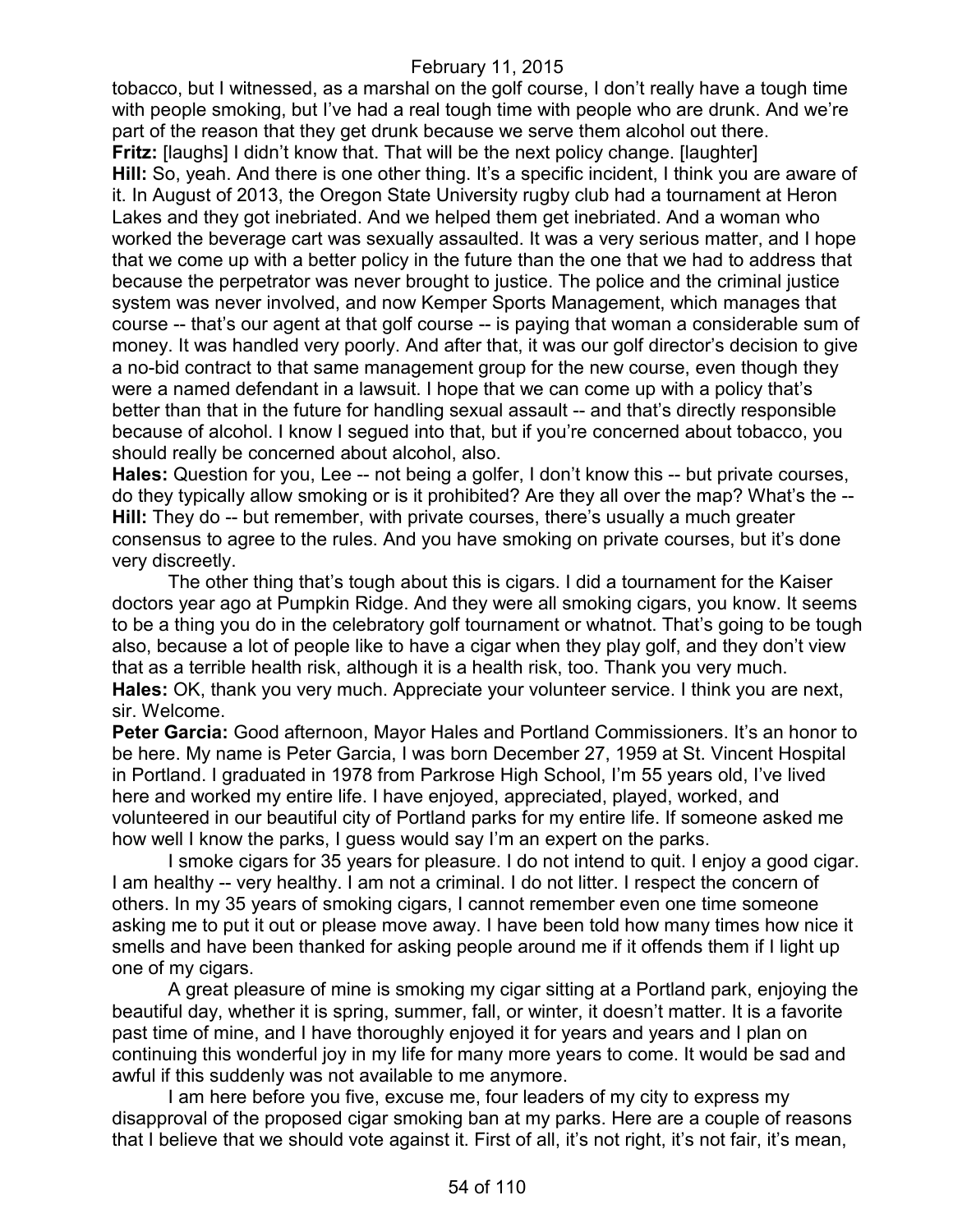tobacco, but I witnessed, as a marshal on the golf course, I don't really have a tough time with people smoking, but I've had a real tough time with people who are drunk. And we're part of the reason that they get drunk because we serve them alcohol out there.

**Fritz:** [laughs] I didn't know that. That will be the next policy change. [laughter]

**Hill:** So, yeah. And there is one other thing. It's a specific incident, I think you are aware of it. In August of 2013, the Oregon State University rugby club had a tournament at Heron Lakes and they got inebriated. And we helped them get inebriated. And a woman who worked the beverage cart was sexually assaulted. It was a very serious matter, and I hope that we come up with a better policy in the future than the one that we had to address that because the perpetrator was never brought to justice. The police and the criminal justice system was never involved, and now Kemper Sports Management, which manages that course -- that's our agent at that golf course -- is paying that woman a considerable sum of money. It was handled very poorly. And after that, it was our golf director's decision to give a no-bid contract to that same management group for the new course, even though they were a named defendant in a lawsuit. I hope that we can come up with a policy that's better than that in the future for handling sexual assault -- and that's directly responsible because of alcohol. I know I segued into that, but if you're concerned about tobacco, you should really be concerned about alcohol, also.

**Hales:** Question for you, Lee -- not being a golfer, I don't know this -- but private courses, do they typically allow smoking or is it prohibited? Are they all over the map? What's the --

**Hill:** They do -- but remember, with private courses, there's usually a much greater consensus to agree to the rules. And you have smoking on private courses, but it's done very discreetly.

The other thing that's tough about this is cigars. I did a tournament for the Kaiser doctors year ago at Pumpkin Ridge. And they were all smoking cigars, you know. It seems to be a thing you do in the celebratory golf tournament or whatnot. That's going to be tough also, because a lot of people like to have a cigar when they play golf, and they don't view that as a terrible health risk, although it is a health risk, too. Thank you very much.

**Hales:** OK, thank you very much. Appreciate your volunteer service. I think you are next, sir. Welcome.

**Peter Garcia:** Good afternoon, Mayor Hales and Portland Commissioners. It's an honor to be here. My name is Peter Garcia, I was born December 27, 1959 at St. Vincent Hospital in Portland. I graduated in 1978 from Parkrose High School, I'm 55 years old, I've lived here and worked my entire life. I have enjoyed, appreciated, played, worked, and volunteered in our beautiful city of Portland parks for my entire life. If someone asked me how well I know the parks, I guess would say I'm an expert on the parks.

I smoke cigars for 35 years for pleasure. I do not intend to quit. I enjoy a good cigar. I am healthy -- very healthy. I am not a criminal. I do not litter. I respect the concern of others. In my 35 years of smoking cigars, I cannot remember even one time someone asking me to put it out or please move away. I have been told how many times how nice it smells and have been thanked for asking people around me if it offends them if I light up one of my cigars.

A great pleasure of mine is smoking my cigar sitting at a Portland park, enjoying the beautiful day, whether it is spring, summer, fall, or winter, it doesn't matter. It is a favorite past time of mine, and I have thoroughly enjoyed it for years and years and I plan on continuing this wonderful joy in my life for many more years to come. It would be sad and awful if this suddenly was not available to me anymore.

I am here before you five, excuse me, four leaders of my city to express my disapproval of the proposed cigar smoking ban at my parks. Here are a couple of reasons that I believe that we should vote against it. First of all, it's not right, it's not fair, it's mean,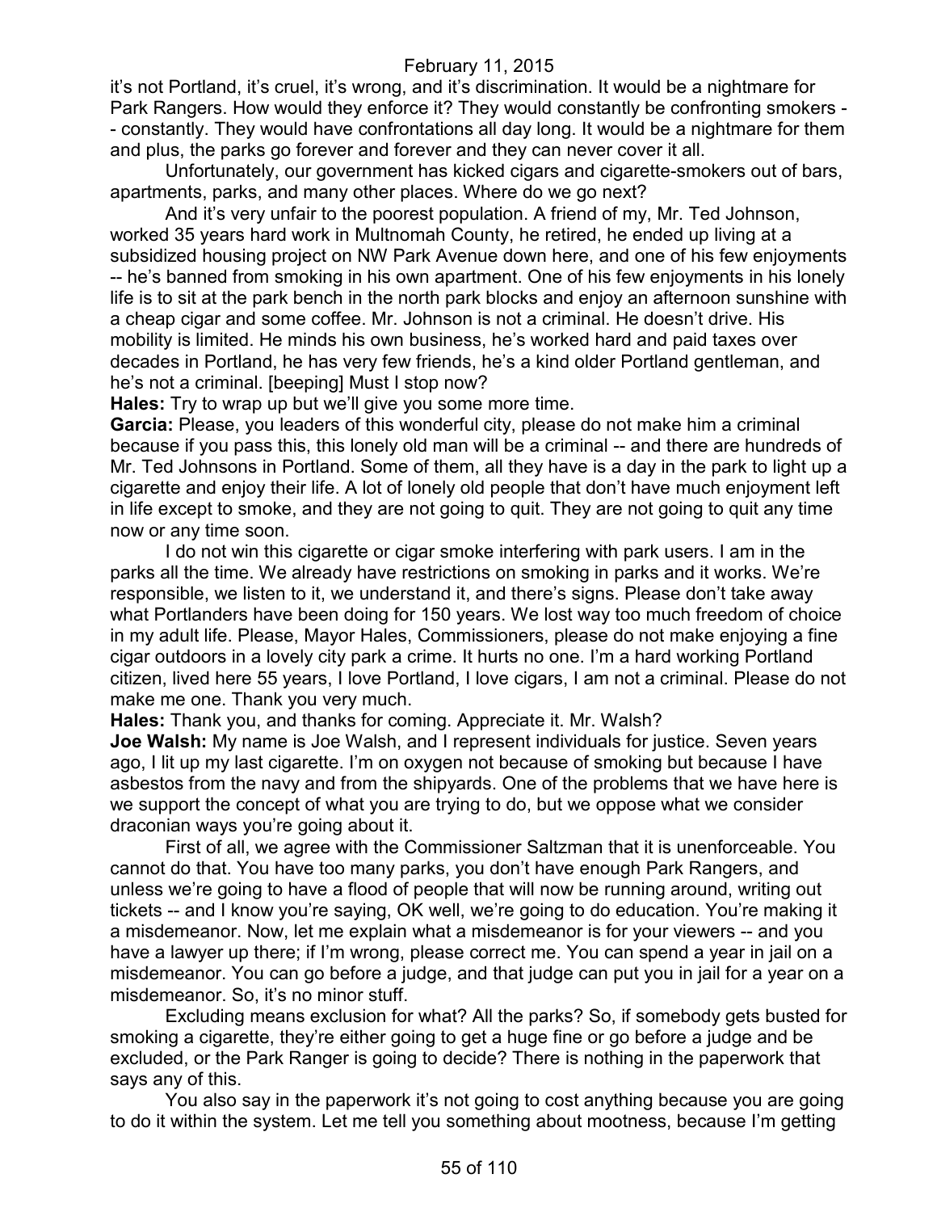it's not Portland, it's cruel, it's wrong, and it's discrimination. It would be a nightmare for Park Rangers. How would they enforce it? They would constantly be confronting smokers -- constantly. They would have confrontations all day long. It would be a nightmare for them and plus, the parks go forever and forever and they can never cover it all.

Unfortunately, our government has kicked cigars and cigarette-smokers out of bars, apartments, parks, and many other places. Where do we go next?

And it's very unfair to the poorest population. A friend of my, Mr. Ted Johnson, worked 35 years hard work in Multnomah County, he retired, he ended up living at a subsidized housing project on NW Park Avenue down here, and one of his few enjoyments -- he's banned from smoking in his own apartment. One of his few enjoyments in his lonely life is to sit at the park bench in the north park blocks and enjoy an afternoon sunshine with a cheap cigar and some coffee. Mr. Johnson is not a criminal. He doesn't drive. His mobility is limited. He minds his own business, he's worked hard and paid taxes over decades in Portland, he has very few friends, he's a kind older Portland gentleman, and he's not a criminal. [beeping] Must I stop now?

**Hales:** Try to wrap up but we'll give you some more time.

**Garcia:** Please, you leaders of this wonderful city, please do not make him a criminal because if you pass this, this lonely old man will be a criminal -- and there are hundreds of Mr. Ted Johnsons in Portland. Some of them, all they have is a day in the park to light up a cigarette and enjoy their life. A lot of lonely old people that don't have much enjoyment left in life except to smoke, and they are not going to quit. They are not going to quit any time now or any time soon.

I do not win this cigarette or cigar smoke interfering with park users. I am in the parks all the time. We already have restrictions on smoking in parks and it works. We're responsible, we listen to it, we understand it, and there's signs. Please don't take away what Portlanders have been doing for 150 years. We lost way too much freedom of choice in my adult life. Please, Mayor Hales, Commissioners, please do not make enjoying a fine cigar outdoors in a lovely city park a crime. It hurts no one. I'm a hard working Portland citizen, lived here 55 years, I love Portland, I love cigars, I am not a criminal. Please do not make me one. Thank you very much.

**Hales:** Thank you, and thanks for coming. Appreciate it. Mr. Walsh?

**Joe Walsh:** My name is Joe Walsh, and I represent individuals for justice. Seven years ago, I lit up my last cigarette. I'm on oxygen not because of smoking but because I have asbestos from the navy and from the shipyards. One of the problems that we have here is we support the concept of what you are trying to do, but we oppose what we consider draconian ways you're going about it.

First of all, we agree with the Commissioner Saltzman that it is unenforceable. You cannot do that. You have too many parks, you don't have enough Park Rangers, and unless we're going to have a flood of people that will now be running around, writing out tickets -- and I know you're saying, OK well, we're going to do education. You're making it a misdemeanor. Now, let me explain what a misdemeanor is for your viewers -- and you have a lawyer up there; if I'm wrong, please correct me. You can spend a year in jail on a misdemeanor. You can go before a judge, and that judge can put you in jail for a year on a misdemeanor. So, it's no minor stuff.

Excluding means exclusion for what? All the parks? So, if somebody gets busted for smoking a cigarette, they're either going to get a huge fine or go before a judge and be excluded, or the Park Ranger is going to decide? There is nothing in the paperwork that says any of this.

You also say in the paperwork it's not going to cost anything because you are going to do it within the system. Let me tell you something about mootness, because I'm getting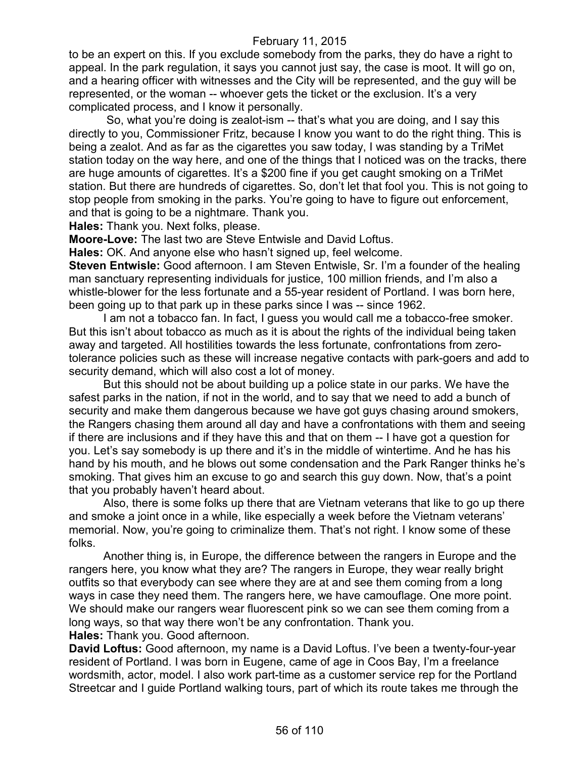to be an expert on this. If you exclude somebody from the parks, they do have a right to appeal. In the park regulation, it says you cannot just say, the case is moot. It will go on, and a hearing officer with witnesses and the City will be represented, and the guy will be represented, or the woman -- whoever gets the ticket or the exclusion. It's a very complicated process, and I know it personally.

So, what you're doing is zealot-ism -- that's what you are doing, and I say this directly to you, Commissioner Fritz, because I know you want to do the right thing. This is being a zealot. And as far as the cigarettes you saw today, I was standing by a TriMet station today on the way here, and one of the things that I noticed was on the tracks, there are huge amounts of cigarettes. It's a $200 fine if you get caught smoking on a TriMet station. But there are hundreds of cigarettes. So, don't let that fool you. This is not going to stop people from smoking in the parks. You're going to have to figure out enforcement, and that is going to be a nightmare. Thank you.

**Hales:** Thank you. Next folks, please.

**Moore-Love:** The last two are Steve Entwisle and David Loftus.

**Hales:** OK. And anyone else who hasn't signed up, feel welcome.

**Steven Entwisle:** Good afternoon. I am Steven Entwisle, Sr. I'm a founder of the healing man sanctuary representing individuals for justice, 100 million friends, and I'm also a whistle-blower for the less fortunate and a 55-year resident of Portland. I was born here, been going up to that park up in these parks since I was -- since 1962.

I am not a tobacco fan. In fact, I guess you would call me a tobacco-free smoker. But this isn't about tobacco as much as it is about the rights of the individual being taken away and targeted. All hostilities towards the less fortunate, confrontations from zero-tolerance policies such as these will increase negative contacts with park-goers and add to security demand, which will also cost a lot of money.

But this should not be about building up a police state in our parks. We have the safest parks in the nation, if not in the world, and to say that we need to add a bunch of security and make them dangerous because we have got guys chasing around smokers, the Rangers chasing them around all day and have a confrontations with them and seeing if there are inclusions and if they have this and that on them -- I have got a question for you. Let's say somebody is up there and it's in the middle of wintertime. And he has his hand by his mouth, and he blows out some condensation and the Park Ranger thinks he's smoking. That gives him an excuse to go and search this guy down. Now, that's a point that you probably haven't heard about.

Also, there is some folks up there that are Vietnam veterans that like to go up there and smoke a joint once in a while, like especially a week before the Vietnam veterans' memorial. Now, you're going to criminalize them. That's not right. I know some of these folks.

Another thing is, in Europe, the difference between the rangers in Europe and the rangers here, you know what they are? The rangers in Europe, they wear really bright outfits so that everybody can see where they are at and see them coming from a long ways in case they need them. The rangers here, we have camouflage. One more point. We should make our rangers wear fluorescent pink so we can see them coming from a long ways, so that way there won't be any confrontation. Thank you.

**Hales:** Thank you. Good afternoon.

**David Loftus:** Good afternoon, my name is a David Loftus. I've been a twenty-four-year resident of Portland. I was born in Eugene, came of age in Coos Bay, I'm a freelance wordsmith, actor, model. I also work part-time as a customer service rep for the Portland Streetcar and I guide Portland walking tours, part of which its route takes me through the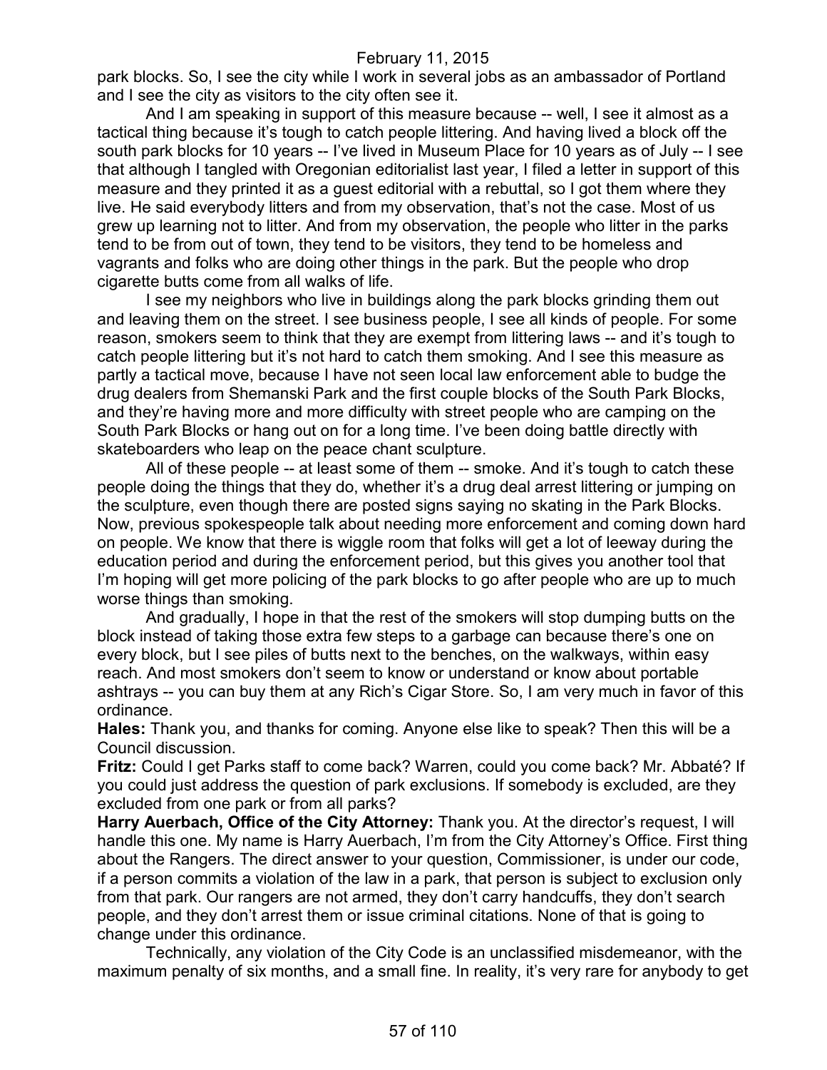park blocks. So, I see the city while I work in several jobs as an ambassador of Portland and I see the city as visitors to the city often see it.

And I am speaking in support of this measure because -- well, I see it almost as a tactical thing because it's tough to catch people littering. And having lived a block off the south park blocks for 10 years -- I've lived in Museum Place for 10 years as of July -- I see that although I tangled with Oregonian editorialist last year, I filed a letter in support of this measure and they printed it as a guest editorial with a rebuttal, so I got them where they live. He said everybody litters and from my observation, that's not the case. Most of us grew up learning not to litter. And from my observation, the people who litter in the parks tend to be from out of town, they tend to be visitors, they tend to be homeless and vagrants and folks who are doing other things in the park. But the people who drop cigarette butts come from all walks of life.

I see my neighbors who live in buildings along the park blocks grinding them out and leaving them on the street. I see business people, I see all kinds of people. For some reason, smokers seem to think that they are exempt from littering laws -- and it's tough to catch people littering but it's not hard to catch them smoking. And I see this measure as partly a tactical move, because I have not seen local law enforcement able to budge the drug dealers from Shemanski Park and the first couple blocks of the South Park Blocks, and they're having more and more difficulty with street people who are camping on the South Park Blocks or hang out on for a long time. I've been doing battle directly with skateboarders who leap on the peace chant sculpture.

All of these people -- at least some of them -- smoke. And it's tough to catch these people doing the things that they do, whether it's a drug deal arrest littering or jumping on the sculpture, even though there are posted signs saying no skating in the Park Blocks. Now, previous spokespeople talk about needing more enforcement and coming down hard on people. We know that there is wiggle room that folks will get a lot of leeway during the education period and during the enforcement period, but this gives you another tool that I'm hoping will get more policing of the park blocks to go after people who are up to much worse things than smoking.

And gradually, I hope in that the rest of the smokers will stop dumping butts on the block instead of taking those extra few steps to a garbage can because there's one on every block, but I see piles of butts next to the benches, on the walkways, within easy reach. And most smokers don't seem to know or understand or know about portable ashtrays -- you can buy them at any Rich's Cigar Store. So, I am very much in favor of this ordinance.

**Hales:** Thank you, and thanks for coming. Anyone else like to speak? Then this will be a Council discussion.

**Fritz:** Could I get Parks staff to come back? Warren, could you come back? Mr. Abbaté? If you could just address the question of park exclusions. If somebody is excluded, are they excluded from one park or from all parks?

**Harry Auerbach, Office of the City Attorney:** Thank you. At the director's request, I will handle this one. My name is Harry Auerbach, I'm from the City Attorney's Office. First thing about the Rangers. The direct answer to your question, Commissioner, is under our code, if a person commits a violation of the law in a park, that person is subject to exclusion only from that park. Our rangers are not armed, they don't carry handcuffs, they don't search people, and they don't arrest them or issue criminal citations. None of that is going to change under this ordinance.

Technically, any violation of the City Code is an unclassified misdemeanor, with the maximum penalty of six months, and a small fine. In reality, it's very rare for anybody to get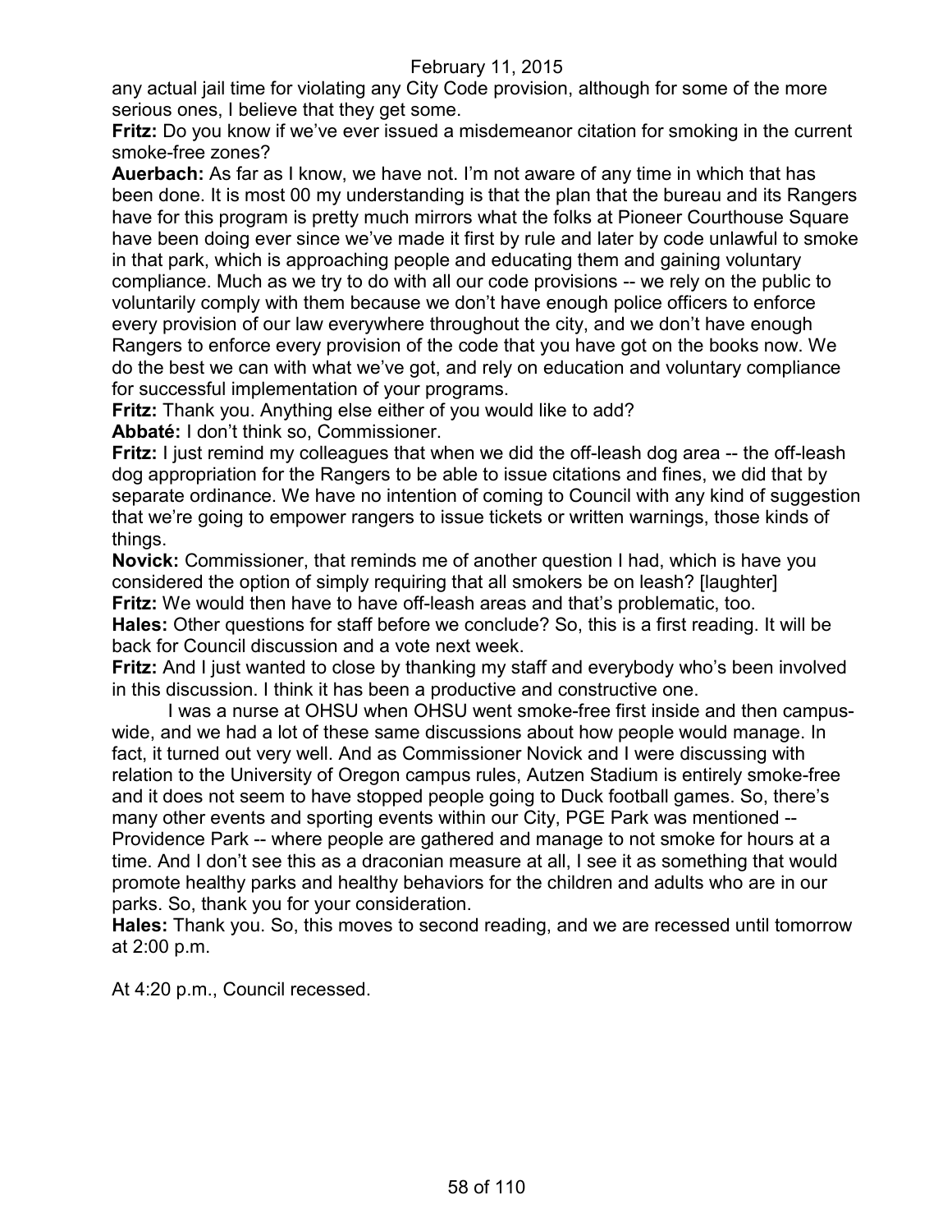any actual jail time for violating any City Code provision, although for some of the more serious ones, I believe that they get some.

**Fritz:** Do you know if we've ever issued a misdemeanor citation for smoking in the current smoke-free zones?

**Auerbach:** As far as I know, we have not. I'm not aware of any time in which that has been done. It is most 00 my understanding is that the plan that the bureau and its Rangers have for this program is pretty much mirrors what the folks at Pioneer Courthouse Square have been doing ever since we've made it first by rule and later by code unlawful to smoke in that park, which is approaching people and educating them and gaining voluntary compliance. Much as we try to do with all our code provisions -- we rely on the public to voluntarily comply with them because we don't have enough police officers to enforce every provision of our law everywhere throughout the city, and we don't have enough Rangers to enforce every provision of the code that you have got on the books now. We do the best we can with what we've got, and rely on education and voluntary compliance for successful implementation of your programs.

**Fritz:** Thank you. Anything else either of you would like to add?

**Abbaté:** I don't think so, Commissioner.

**Fritz:** I just remind my colleagues that when we did the off-leash dog area -- the off-leash dog appropriation for the Rangers to be able to issue citations and fines, we did that by separate ordinance. We have no intention of coming to Council with any kind of suggestion that we're going to empower rangers to issue tickets or written warnings, those kinds of things.

**Novick:** Commissioner, that reminds me of another question I had, which is have you considered the option of simply requiring that all smokers be on leash? [laughter]

**Fritz:** We would then have to have off-leash areas and that's problematic, too.

**Hales:** Other questions for staff before we conclude? So, this is a first reading. It will be back for Council discussion and a vote next week.

**Fritz:** And I just wanted to close by thanking my staff and everybody who's been involved in this discussion. I think it has been a productive and constructive one.

I was a nurse at OHSU when OHSU went smoke-free first inside and then campus-wide, and we had a lot of these same discussions about how people would manage. In fact, it turned out very well. And as Commissioner Novick and I were discussing with relation to the University of Oregon campus rules, Autzen Stadium is entirely smoke-free and it does not seem to have stopped people going to Duck football games. So, there's many other events and sporting events within our City, PGE Park was mentioned -- Providence Park -- where people are gathered and manage to not smoke for hours at a time. And I don't see this as a draconian measure at all, I see it as something that would promote healthy parks and healthy behaviors for the children and adults who are in our parks. So, thank you for your consideration.

**Hales:** Thank you. So, this moves to second reading, and we are recessed until tomorrow at 2:00 p.m.

At 4:20 p.m., Council recessed.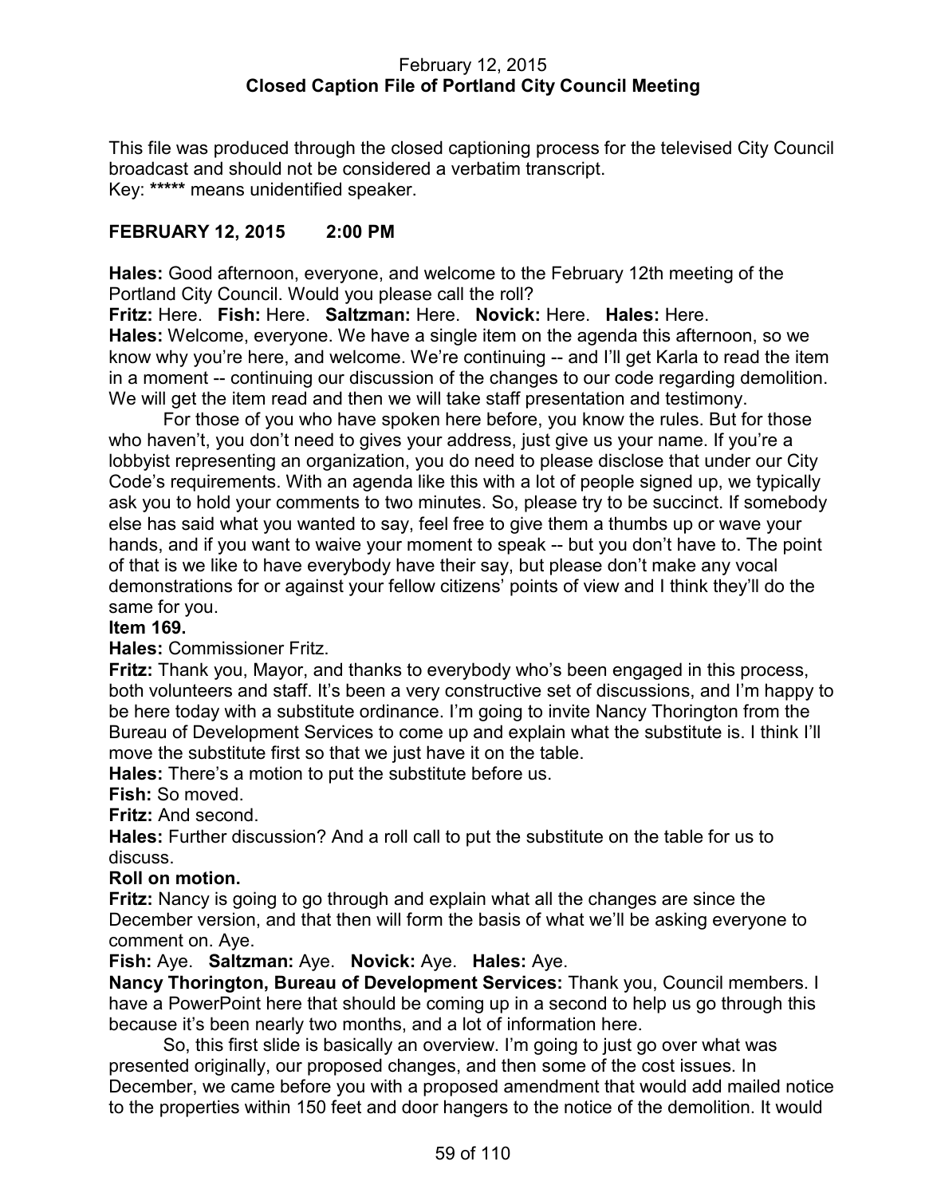February 12, 2015
**Closed Caption File of Portland City Council Meeting**

This file was produced through the closed captioning process for the televised City Council broadcast and should not be considered a verbatim transcript.
Key: ***** means unidentified speaker.

**FEBRUARY 12, 2015 2:00 PM**

**Hales:** Good afternoon, everyone, and welcome to the February 12th meeting of the Portland City Council. Would you please call the roll?
**Fritz:** Here. **Fish:** Here. **Saltzman:** Here. **Novick:** Here. **Hales:** Here.
**Hales:** Welcome, everyone. We have a single item on the agenda this afternoon, so we know why you're here, and welcome. We're continuing -- and I'll get Karla to read the item in a moment -- continuing our discussion of the changes to our code regarding demolition. We will get the item read and then we will take staff presentation and testimony.

For those of you who have spoken here before, you know the rules. But for those who haven't, you don't need to gives your address, just give us your name. If you're a lobbyist representing an organization, you do need to please disclose that under our City Code's requirements. With an agenda like this with a lot of people signed up, we typically ask you to hold your comments to two minutes. So, please try to be succinct. If somebody else has said what you wanted to say, feel free to give them a thumbs up or wave your hands, and if you want to waive your moment to speak -- but you don't have to. The point of that is we like to have everybody have their say, but please don't make any vocal demonstrations for or against your fellow citizens' points of view and I think they'll do the same for you.

**Item 169.**

**Hales:** Commissioner Fritz.
**Fritz:** Thank you, Mayor, and thanks to everybody who's been engaged in this process, both volunteers and staff. It's been a very constructive set of discussions, and I'm happy to be here today with a substitute ordinance. I'm going to invite Nancy Thorington from the Bureau of Development Services to come up and explain what the substitute is. I think I'll move the substitute first so that we just have it on the table.
**Hales:** There's a motion to put the substitute before us.
**Fish:** So moved.
**Fritz:** And second.
**Hales:** Further discussion? And a roll call to put the substitute on the table for us to discuss.

**Roll on motion.**

**Fritz:** Nancy is going to go through and explain what all the changes are since the December version, and that then will form the basis of what we'll be asking everyone to comment on. Aye.
**Fish:** Aye. **Saltzman:** Aye. **Novick:** Aye. **Hales:** Aye.
**Nancy Thorington, Bureau of Development Services:** Thank you, Council members. I have a PowerPoint here that should be coming up in a second to help us go through this because it's been nearly two months, and a lot of information here.

So, this first slide is basically an overview. I'm going to just go over what was presented originally, our proposed changes, and then some of the cost issues. In December, we came before you with a proposed amendment that would add mailed notice to the properties within 150 feet and door hangers to the notice of the demolition. It would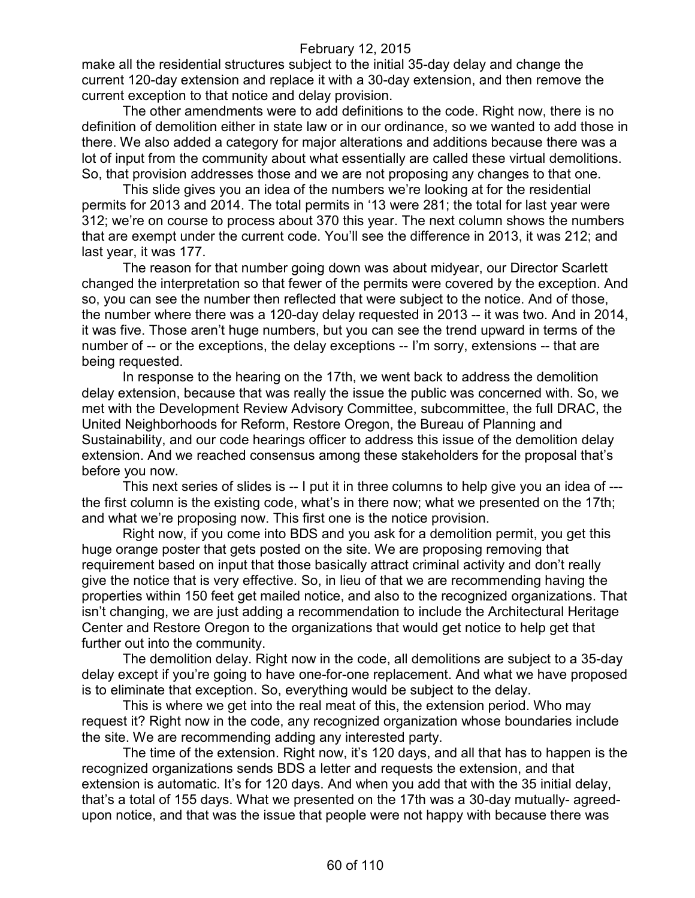make all the residential structures subject to the initial 35-day delay and change the current 120-day extension and replace it with a 30-day extension, and then remove the current exception to that notice and delay provision.

The other amendments were to add definitions to the code. Right now, there is no definition of demolition either in state law or in our ordinance, so we wanted to add those in there. We also added a category for major alterations and additions because there was a lot of input from the community about what essentially are called these virtual demolitions. So, that provision addresses those and we are not proposing any changes to that one.

This slide gives you an idea of the numbers we're looking at for the residential permits for 2013 and 2014. The total permits in '13 were 281; the total for last year were 312; we're on course to process about 370 this year. The next column shows the numbers that are exempt under the current code. You'll see the difference in 2013, it was 212; and last year, it was 177.

The reason for that number going down was about midyear, our Director Scarlett changed the interpretation so that fewer of the permits were covered by the exception. And so, you can see the number then reflected that were subject to the notice. And of those, the number where there was a 120-day delay requested in 2013 -- it was two. And in 2014, it was five. Those aren't huge numbers, but you can see the trend upward in terms of the number of -- or the exceptions, the delay exceptions -- I'm sorry, extensions -- that are being requested.

In response to the hearing on the 17th, we went back to address the demolition delay extension, because that was really the issue the public was concerned with. So, we met with the Development Review Advisory Committee, subcommittee, the full DRAC, the United Neighborhoods for Reform, Restore Oregon, the Bureau of Planning and Sustainability, and our code hearings officer to address this issue of the demolition delay extension. And we reached consensus among these stakeholders for the proposal that's before you now.

This next series of slides is -- I put it in three columns to help give you an idea of --- the first column is the existing code, what's in there now; what we presented on the 17th; and what we're proposing now. This first one is the notice provision.

Right now, if you come into BDS and you ask for a demolition permit, you get this huge orange poster that gets posted on the site. We are proposing removing that requirement based on input that those basically attract criminal activity and don't really give the notice that is very effective. So, in lieu of that we are recommending having the properties within 150 feet get mailed notice, and also to the recognized organizations. That isn't changing, we are just adding a recommendation to include the Architectural Heritage Center and Restore Oregon to the organizations that would get notice to help get that further out into the community.

The demolition delay. Right now in the code, all demolitions are subject to a 35-day delay except if you're going to have one-for-one replacement. And what we have proposed is to eliminate that exception. So, everything would be subject to the delay.

This is where we get into the real meat of this, the extension period. Who may request it? Right now in the code, any recognized organization whose boundaries include the site. We are recommending adding any interested party.

The time of the extension. Right now, it's 120 days, and all that has to happen is the recognized organizations sends BDS a letter and requests the extension, and that extension is automatic. It's for 120 days. And when you add that with the 35 initial delay, that's a total of 155 days. What we presented on the 17th was a 30-day mutually- agreed-upon notice, and that was the issue that people were not happy with because there was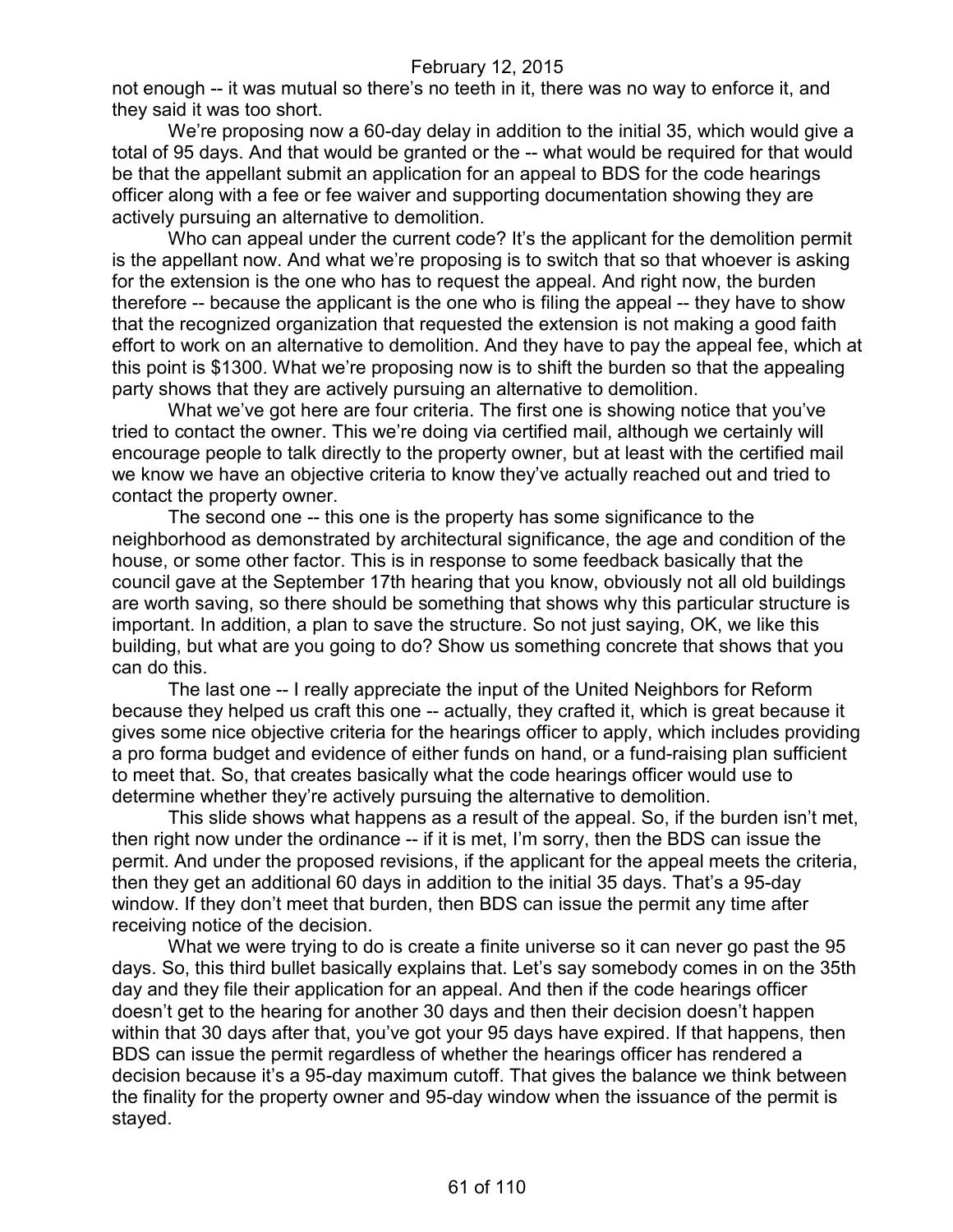not enough -- it was mutual so there's no teeth in it, there was no way to enforce it, and they said it was too short.

We're proposing now a 60-day delay in addition to the initial 35, which would give a total of 95 days. And that would be granted or the -- what would be required for that would be that the appellant submit an application for an appeal to BDS for the code hearings officer along with a fee or fee waiver and supporting documentation showing they are actively pursuing an alternative to demolition.

Who can appeal under the current code? It's the applicant for the demolition permit is the appellant now. And what we're proposing is to switch that so that whoever is asking for the extension is the one who has to request the appeal. And right now, the burden therefore -- because the applicant is the one who is filing the appeal -- they have to show that the recognized organization that requested the extension is not making a good faith effort to work on an alternative to demolition. And they have to pay the appeal fee, which at this point is $1300. What we're proposing now is to shift the burden so that the appealing party shows that they are actively pursuing an alternative to demolition.

What we've got here are four criteria. The first one is showing notice that you've tried to contact the owner. This we're doing via certified mail, although we certainly will encourage people to talk directly to the property owner, but at least with the certified mail we know we have an objective criteria to know they've actually reached out and tried to contact the property owner.

The second one -- this one is the property has some significance to the neighborhood as demonstrated by architectural significance, the age and condition of the house, or some other factor. This is in response to some feedback basically that the council gave at the September 17th hearing that you know, obviously not all old buildings are worth saving, so there should be something that shows why this particular structure is important. In addition, a plan to save the structure. So not just saying, OK, we like this building, but what are you going to do? Show us something concrete that shows that you can do this.

The last one -- I really appreciate the input of the United Neighbors for Reform because they helped us craft this one -- actually, they crafted it, which is great because it gives some nice objective criteria for the hearings officer to apply, which includes providing a pro forma budget and evidence of either funds on hand, or a fund-raising plan sufficient to meet that. So, that creates basically what the code hearings officer would use to determine whether they're actively pursuing the alternative to demolition.

This slide shows what happens as a result of the appeal. So, if the burden isn't met, then right now under the ordinance -- if it is met, I'm sorry, then the BDS can issue the permit. And under the proposed revisions, if the applicant for the appeal meets the criteria, then they get an additional 60 days in addition to the initial 35 days. That's a 95-day window. If they don't meet that burden, then BDS can issue the permit any time after receiving notice of the decision.

What we were trying to do is create a finite universe so it can never go past the 95 days. So, this third bullet basically explains that. Let's say somebody comes in on the 35th day and they file their application for an appeal. And then if the code hearings officer doesn't get to the hearing for another 30 days and then their decision doesn't happen within that 30 days after that, you've got your 95 days have expired. If that happens, then BDS can issue the permit regardless of whether the hearings officer has rendered a decision because it's a 95-day maximum cutoff. That gives the balance we think between the finality for the property owner and 95-day window when the issuance of the permit is stayed.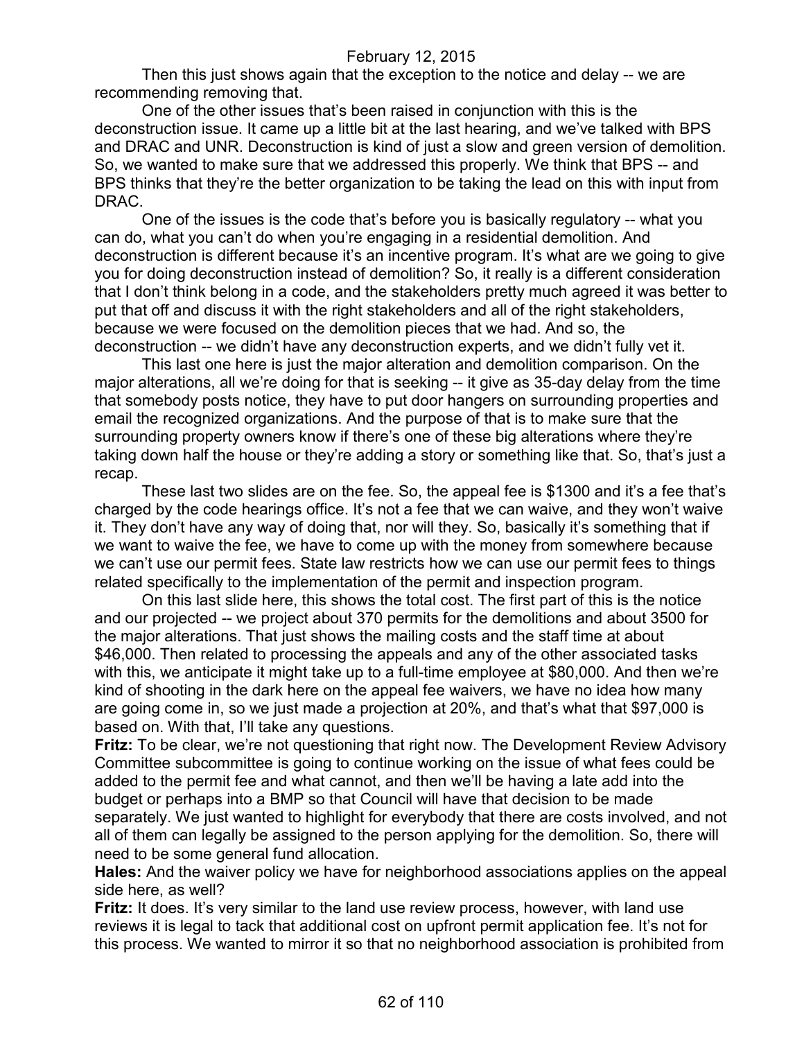Then this just shows again that the exception to the notice and delay -- we are recommending removing that.

One of the other issues that's been raised in conjunction with this is the deconstruction issue. It came up a little bit at the last hearing, and we've talked with BPS and DRAC and UNR. Deconstruction is kind of just a slow and green version of demolition. So, we wanted to make sure that we addressed this properly. We think that BPS -- and BPS thinks that they're the better organization to be taking the lead on this with input from DRAC.

One of the issues is the code that's before you is basically regulatory -- what you can do, what you can't do when you're engaging in a residential demolition. And deconstruction is different because it's an incentive program. It's what are we going to give you for doing deconstruction instead of demolition? So, it really is a different consideration that I don't think belong in a code, and the stakeholders pretty much agreed it was better to put that off and discuss it with the right stakeholders and all of the right stakeholders, because we were focused on the demolition pieces that we had. And so, the deconstruction -- we didn't have any deconstruction experts, and we didn't fully vet it.

This last one here is just the major alteration and demolition comparison. On the major alterations, all we're doing for that is seeking -- it give as 35-day delay from the time that somebody posts notice, they have to put door hangers on surrounding properties and email the recognized organizations. And the purpose of that is to make sure that the surrounding property owners know if there's one of these big alterations where they're taking down half the house or they're adding a story or something like that. So, that's just a recap.

These last two slides are on the fee. So, the appeal fee is $1300 and it's a fee that's charged by the code hearings office. It's not a fee that we can waive, and they won't waive it. They don't have any way of doing that, nor will they. So, basically it's something that if we want to waive the fee, we have to come up with the money from somewhere because we can't use our permit fees. State law restricts how we can use our permit fees to things related specifically to the implementation of the permit and inspection program.

On this last slide here, this shows the total cost. The first part of this is the notice and our projected -- we project about 370 permits for the demolitions and about 3500 for the major alterations. That just shows the mailing costs and the staff time at about $46,000. Then related to processing the appeals and any of the other associated tasks with this, we anticipate it might take up to a full-time employee at $80,000. And then we're kind of shooting in the dark here on the appeal fee waivers, we have no idea how many are going come in, so we just made a projection at 20%, and that's what that $97,000 is based on. With that, I'll take any questions.

**Fritz:** To be clear, we're not questioning that right now. The Development Review Advisory Committee subcommittee is going to continue working on the issue of what fees could be added to the permit fee and what cannot, and then we'll be having a late add into the budget or perhaps into a BMP so that Council will have that decision to be made separately. We just wanted to highlight for everybody that there are costs involved, and not all of them can legally be assigned to the person applying for the demolition. So, there will need to be some general fund allocation.

**Hales:** And the waiver policy we have for neighborhood associations applies on the appeal side here, as well?

**Fritz:** It does. It's very similar to the land use review process, however, with land use reviews it is legal to tack that additional cost on upfront permit application fee. It's not for this process. We wanted to mirror it so that no neighborhood association is prohibited from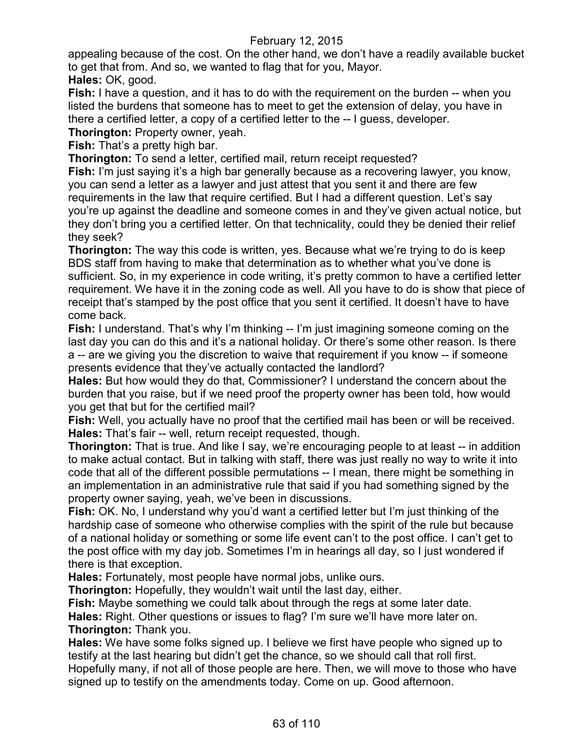appealing because of the cost. On the other hand, we don't have a readily available bucket to get that from. And so, we wanted to flag that for you, Mayor.

**Hales:** OK, good.

**Fish:** I have a question, and it has to do with the requirement on the burden -- when you listed the burdens that someone has to meet to get the extension of delay, you have in there a certified letter, a copy of a certified letter to the -- I guess, developer.

**Thorington:** Property owner, yeah.

**Fish:** That's a pretty high bar.

**Thorington:** To send a letter, certified mail, return receipt requested?

**Fish:** I'm just saying it's a high bar generally because as a recovering lawyer, you know, you can send a letter as a lawyer and just attest that you sent it and there are few requirements in the law that require certified. But I had a different question. Let's say you're up against the deadline and someone comes in and they've given actual notice, but they don't bring you a certified letter. On that technicality, could they be denied their relief they seek?

**Thorington:** The way this code is written, yes. Because what we're trying to do is keep BDS staff from having to make that determination as to whether what you've done is sufficient. So, in my experience in code writing, it's pretty common to have a certified letter requirement. We have it in the zoning code as well. All you have to do is show that piece of receipt that's stamped by the post office that you sent it certified. It doesn't have to have come back.

**Fish:** I understand. That's why I'm thinking -- I'm just imagining someone coming on the last day you can do this and it's a national holiday. Or there's some other reason. Is there a -- are we giving you the discretion to waive that requirement if you know -- if someone presents evidence that they've actually contacted the landlord?

**Hales:** But how would they do that, Commissioner? I understand the concern about the burden that you raise, but if we need proof the property owner has been told, how would you get that but for the certified mail?

**Fish:** Well, you actually have no proof that the certified mail has been or will be received.

**Hales:** That's fair -- well, return receipt requested, though.

**Thorington:** That is true. And like I say, we're encouraging people to at least -- in addition to make actual contact. But in talking with staff, there was just really no way to write it into code that all of the different possible permutations -- I mean, there might be something in an implementation in an administrative rule that said if you had something signed by the property owner saying, yeah, we've been in discussions.

**Fish:** OK. No, I understand why you'd want a certified letter but I'm just thinking of the hardship case of someone who otherwise complies with the spirit of the rule but because of a national holiday or something or some life event can't to the post office. I can't get to the post office with my day job. Sometimes I'm in hearings all day, so I just wondered if there is that exception.

**Hales:** Fortunately, most people have normal jobs, unlike ours.

**Thorington:** Hopefully, they wouldn't wait until the last day, either.

**Fish:** Maybe something we could talk about through the regs at some later date.

**Hales:** Right. Other questions or issues to flag? I'm sure we'll have more later on.

**Thorington:** Thank you.

**Hales:** We have some folks signed up. I believe we first have people who signed up to testify at the last hearing but didn't get the chance, so we should call that roll first. Hopefully many, if not all of those people are here. Then, we will move to those who have signed up to testify on the amendments today. Come on up. Good afternoon.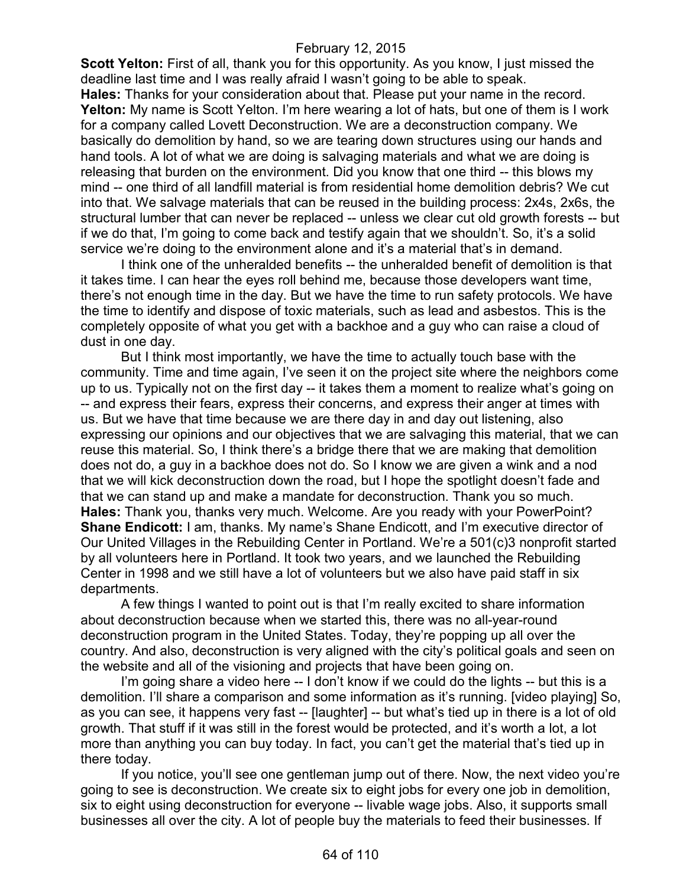**Scott Yelton:** First of all, thank you for this opportunity. As you know, I just missed the deadline last time and I was really afraid I wasn't going to be able to speak.

**Hales:** Thanks for your consideration about that. Please put your name in the record.

**Yelton:** My name is Scott Yelton. I'm here wearing a lot of hats, but one of them is I work for a company called Lovett Deconstruction. We are a deconstruction company. We basically do demolition by hand, so we are tearing down structures using our hands and hand tools. A lot of what we are doing is salvaging materials and what we are doing is releasing that burden on the environment. Did you know that one third -- this blows my mind -- one third of all landfill material is from residential home demolition debris? We cut into that. We salvage materials that can be reused in the building process: 2x4s, 2x6s, the structural lumber that can never be replaced -- unless we clear cut old growth forests -- but if we do that, I'm going to come back and testify again that we shouldn't. So, it's a solid service we're doing to the environment alone and it's a material that's in demand.

I think one of the unheralded benefits -- the unheralded benefit of demolition is that it takes time. I can hear the eyes roll behind me, because those developers want time, there's not enough time in the day. But we have the time to run safety protocols. We have the time to identify and dispose of toxic materials, such as lead and asbestos. This is the completely opposite of what you get with a backhoe and a guy who can raise a cloud of dust in one day.

But I think most importantly, we have the time to actually touch base with the community. Time and time again, I've seen it on the project site where the neighbors come up to us. Typically not on the first day -- it takes them a moment to realize what's going on -- and express their fears, express their concerns, and express their anger at times with us. But we have that time because we are there day in and day out listening, also expressing our opinions and our objectives that we are salvaging this material, that we can reuse this material. So, I think there's a bridge there that we are making that demolition does not do, a guy in a backhoe does not do. So I know we are given a wink and a nod that we will kick deconstruction down the road, but I hope the spotlight doesn't fade and that we can stand up and make a mandate for deconstruction. Thank you so much.

**Hales:** Thank you, thanks very much. Welcome. Are you ready with your PowerPoint?

**Shane Endicott:** I am, thanks. My name's Shane Endicott, and I'm executive director of Our United Villages in the Rebuilding Center in Portland. We're a 501(c)3 nonprofit started by all volunteers here in Portland. It took two years, and we launched the Rebuilding Center in 1998 and we still have a lot of volunteers but we also have paid staff in six departments.

A few things I wanted to point out is that I'm really excited to share information about deconstruction because when we started this, there was no all-year-round deconstruction program in the United States. Today, they're popping up all over the country. And also, deconstruction is very aligned with the city's political goals and seen on the website and all of the visioning and projects that have been going on.

I'm going share a video here -- I don't know if we could do the lights -- but this is a demolition. I'll share a comparison and some information as it's running. [video playing] So, as you can see, it happens very fast -- [laughter] -- but what's tied up in there is a lot of old growth. That stuff if it was still in the forest would be protected, and it's worth a lot, a lot more than anything you can buy today. In fact, you can't get the material that's tied up in there today.

If you notice, you'll see one gentleman jump out of there. Now, the next video you're going to see is deconstruction. We create six to eight jobs for every one job in demolition, six to eight using deconstruction for everyone -- livable wage jobs. Also, it supports small businesses all over the city. A lot of people buy the materials to feed their businesses. If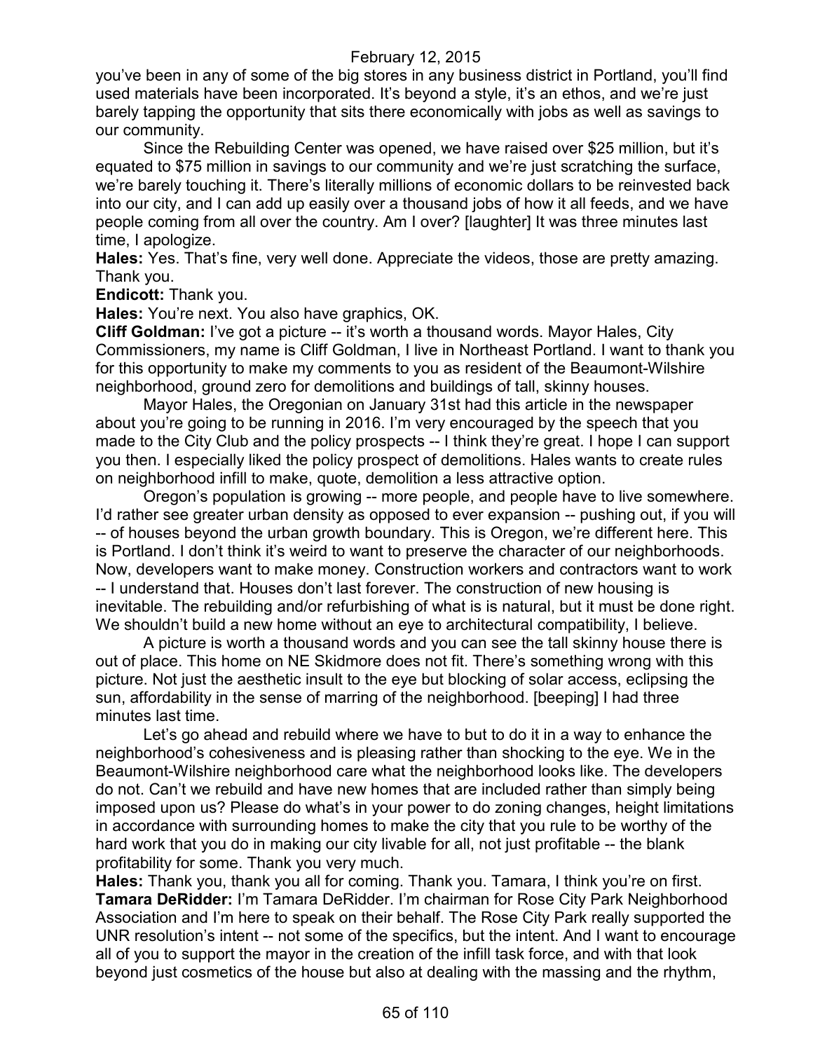you've been in any of some of the big stores in any business district in Portland, you'll find used materials have been incorporated. It's beyond a style, it's an ethos, and we're just barely tapping the opportunity that sits there economically with jobs as well as savings to our community.

Since the Rebuilding Center was opened, we have raised over $25 million, but it's equated to $75 million in savings to our community and we're just scratching the surface, we're barely touching it. There's literally millions of economic dollars to be reinvested back into our city, and I can add up easily over a thousand jobs of how it all feeds, and we have people coming from all over the country. Am I over? [laughter] It was three minutes last time, I apologize.

**Hales:** Yes. That's fine, very well done. Appreciate the videos, those are pretty amazing. Thank you.

**Endicott:** Thank you.

**Hales:** You're next. You also have graphics, OK.

**Cliff Goldman:** I've got a picture -- it's worth a thousand words. Mayor Hales, City Commissioners, my name is Cliff Goldman, I live in Northeast Portland. I want to thank you for this opportunity to make my comments to you as resident of the Beaumont-Wilshire neighborhood, ground zero for demolitions and buildings of tall, skinny houses.

Mayor Hales, the Oregonian on January 31st had this article in the newspaper about you're going to be running in 2016. I'm very encouraged by the speech that you made to the City Club and the policy prospects -- I think they're great. I hope I can support you then. I especially liked the policy prospect of demolitions. Hales wants to create rules on neighborhood infill to make, quote, demolition a less attractive option.

Oregon's population is growing -- more people, and people have to live somewhere. I'd rather see greater urban density as opposed to ever expansion -- pushing out, if you will -- of houses beyond the urban growth boundary. This is Oregon, we're different here. This is Portland. I don't think it's weird to want to preserve the character of our neighborhoods. Now, developers want to make money. Construction workers and contractors want to work -- I understand that. Houses don't last forever. The construction of new housing is inevitable. The rebuilding and/or refurbishing of what is is natural, but it must be done right. We shouldn't build a new home without an eye to architectural compatibility, I believe.

A picture is worth a thousand words and you can see the tall skinny house there is out of place. This home on NE Skidmore does not fit. There's something wrong with this picture. Not just the aesthetic insult to the eye but blocking of solar access, eclipsing the sun, affordability in the sense of marring of the neighborhood. [beeping] I had three minutes last time.

Let's go ahead and rebuild where we have to but to do it in a way to enhance the neighborhood's cohesiveness and is pleasing rather than shocking to the eye. We in the Beaumont-Wilshire neighborhood care what the neighborhood looks like. The developers do not. Can't we rebuild and have new homes that are included rather than simply being imposed upon us? Please do what's in your power to do zoning changes, height limitations in accordance with surrounding homes to make the city that you rule to be worthy of the hard work that you do in making our city livable for all, not just profitable -- the blank profitability for some. Thank you very much.

**Hales:** Thank you, thank you all for coming. Thank you. Tamara, I think you're on first.

**Tamara DeRidder:** I'm Tamara DeRidder. I'm chairman for Rose City Park Neighborhood Association and I'm here to speak on their behalf. The Rose City Park really supported the UNR resolution's intent -- not some of the specifics, but the intent. And I want to encourage all of you to support the mayor in the creation of the infill task force, and with that look beyond just cosmetics of the house but also at dealing with the massing and the rhythm,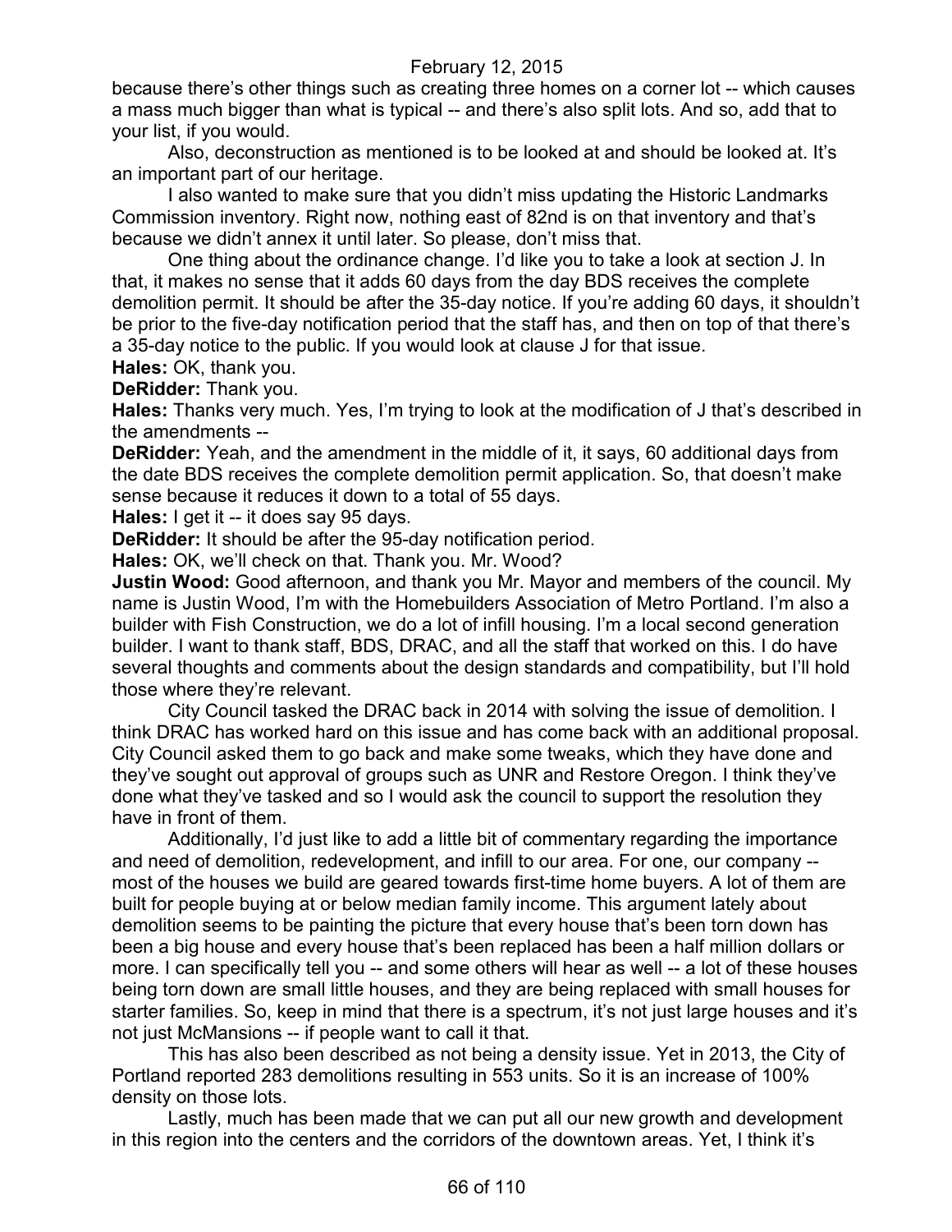because there's other things such as creating three homes on a corner lot -- which causes a mass much bigger than what is typical -- and there's also split lots. And so, add that to your list, if you would.

Also, deconstruction as mentioned is to be looked at and should be looked at. It's an important part of our heritage.

I also wanted to make sure that you didn't miss updating the Historic Landmarks Commission inventory. Right now, nothing east of 82nd is on that inventory and that's because we didn't annex it until later. So please, don't miss that.

One thing about the ordinance change. I'd like you to take a look at section J. In that, it makes no sense that it adds 60 days from the day BDS receives the complete demolition permit. It should be after the 35-day notice. If you're adding 60 days, it shouldn't be prior to the five-day notification period that the staff has, and then on top of that there's a 35-day notice to the public. If you would look at clause J for that issue.

**Hales:** OK, thank you.

**DeRidder:** Thank you.

**Hales:** Thanks very much. Yes, I'm trying to look at the modification of J that's described in the amendments --

**DeRidder:** Yeah, and the amendment in the middle of it, it says, 60 additional days from the date BDS receives the complete demolition permit application. So, that doesn't make sense because it reduces it down to a total of 55 days.

**Hales:** I get it -- it does say 95 days.

**DeRidder:** It should be after the 95-day notification period.

**Hales:** OK, we'll check on that. Thank you. Mr. Wood?

**Justin Wood:** Good afternoon, and thank you Mr. Mayor and members of the council. My name is Justin Wood, I'm with the Homebuilders Association of Metro Portland. I'm also a builder with Fish Construction, we do a lot of infill housing. I'm a local second generation builder. I want to thank staff, BDS, DRAC, and all the staff that worked on this. I do have several thoughts and comments about the design standards and compatibility, but I'll hold those where they're relevant.

City Council tasked the DRAC back in 2014 with solving the issue of demolition. I think DRAC has worked hard on this issue and has come back with an additional proposal. City Council asked them to go back and make some tweaks, which they have done and they've sought out approval of groups such as UNR and Restore Oregon. I think they've done what they've tasked and so I would ask the council to support the resolution they have in front of them.

Additionally, I'd just like to add a little bit of commentary regarding the importance and need of demolition, redevelopment, and infill to our area. For one, our company -- most of the houses we build are geared towards first-time home buyers. A lot of them are built for people buying at or below median family income. This argument lately about demolition seems to be painting the picture that every house that's been torn down has been a big house and every house that's been replaced has been a half million dollars or more. I can specifically tell you -- and some others will hear as well -- a lot of these houses being torn down are small little houses, and they are being replaced with small houses for starter families. So, keep in mind that there is a spectrum, it's not just large houses and it's not just McMansions -- if people want to call it that.

This has also been described as not being a density issue. Yet in 2013, the City of Portland reported 283 demolitions resulting in 553 units. So it is an increase of 100% density on those lots.

Lastly, much has been made that we can put all our new growth and development in this region into the centers and the corridors of the downtown areas. Yet, I think it's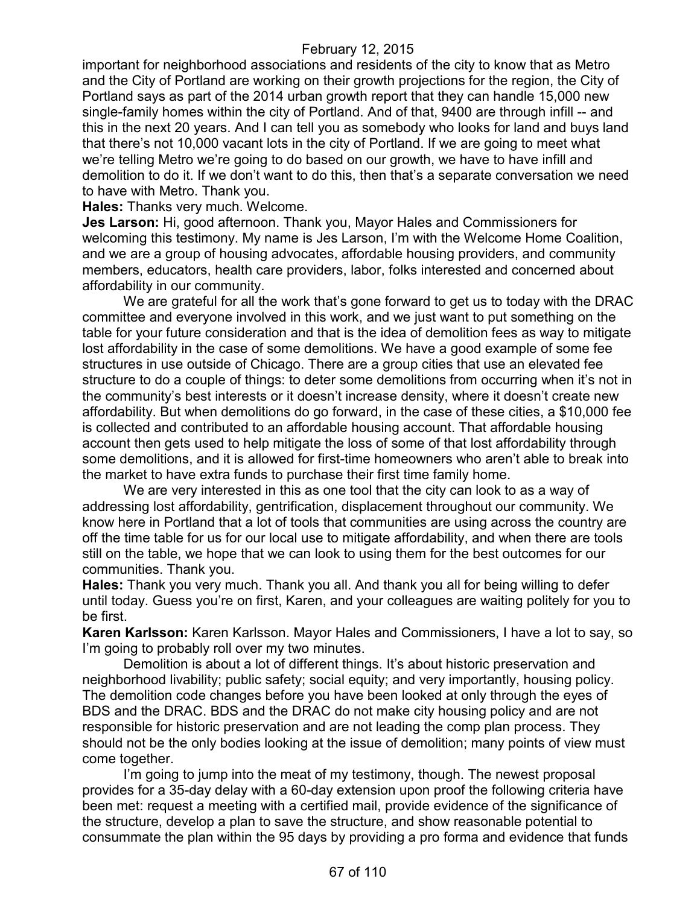important for neighborhood associations and residents of the city to know that as Metro and the City of Portland are working on their growth projections for the region, the City of Portland says as part of the 2014 urban growth report that they can handle 15,000 new single-family homes within the city of Portland. And of that, 9400 are through infill -- and this in the next 20 years. And I can tell you as somebody who looks for land and buys land that there's not 10,000 vacant lots in the city of Portland. If we are going to meet what we're telling Metro we're going to do based on our growth, we have to have infill and demolition to do it. If we don't want to do this, then that's a separate conversation we need to have with Metro. Thank you.

**Hales:** Thanks very much. Welcome.

**Jes Larson:** Hi, good afternoon. Thank you, Mayor Hales and Commissioners for welcoming this testimony. My name is Jes Larson, I'm with the Welcome Home Coalition, and we are a group of housing advocates, affordable housing providers, and community members, educators, health care providers, labor, folks interested and concerned about affordability in our community.

We are grateful for all the work that's gone forward to get us to today with the DRAC committee and everyone involved in this work, and we just want to put something on the table for your future consideration and that is the idea of demolition fees as way to mitigate lost affordability in the case of some demolitions. We have a good example of some fee structures in use outside of Chicago. There are a group cities that use an elevated fee structure to do a couple of things: to deter some demolitions from occurring when it's not in the community's best interests or it doesn't increase density, where it doesn't create new affordability. But when demolitions do go forward, in the case of these cities, a $10,000 fee is collected and contributed to an affordable housing account. That affordable housing account then gets used to help mitigate the loss of some of that lost affordability through some demolitions, and it is allowed for first-time homeowners who aren't able to break into the market to have extra funds to purchase their first time family home.

We are very interested in this as one tool that the city can look to as a way of addressing lost affordability, gentrification, displacement throughout our community. We know here in Portland that a lot of tools that communities are using across the country are off the time table for us for our local use to mitigate affordability, and when there are tools still on the table, we hope that we can look to using them for the best outcomes for our communities. Thank you.

**Hales:** Thank you very much. Thank you all. And thank you all for being willing to defer until today. Guess you're on first, Karen, and your colleagues are waiting politely for you to be first.

**Karen Karlsson:** Karen Karlsson. Mayor Hales and Commissioners, I have a lot to say, so I'm going to probably roll over my two minutes.

Demolition is about a lot of different things. It's about historic preservation and neighborhood livability; public safety; social equity; and very importantly, housing policy. The demolition code changes before you have been looked at only through the eyes of BDS and the DRAC. BDS and the DRAC do not make city housing policy and are not responsible for historic preservation and are not leading the comp plan process. They should not be the only bodies looking at the issue of demolition; many points of view must come together.

I'm going to jump into the meat of my testimony, though. The newest proposal provides for a 35-day delay with a 60-day extension upon proof the following criteria have been met: request a meeting with a certified mail, provide evidence of the significance of the structure, develop a plan to save the structure, and show reasonable potential to consummate the plan within the 95 days by providing a pro forma and evidence that funds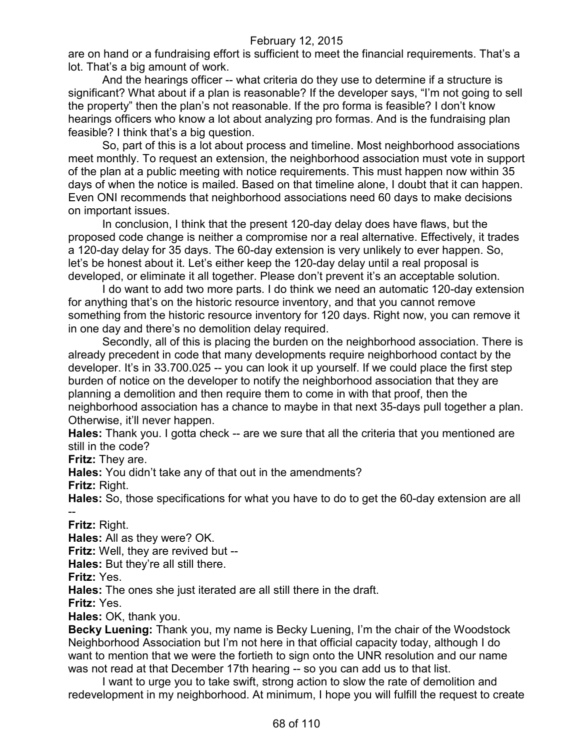are on hand or a fundraising effort is sufficient to meet the financial requirements. That's a lot. That's a big amount of work.

And the hearings officer -- what criteria do they use to determine if a structure is significant? What about if a plan is reasonable? If the developer says, "I'm not going to sell the property" then the plan's not reasonable. If the pro forma is feasible? I don't know hearings officers who know a lot about analyzing pro formas. And is the fundraising plan feasible? I think that's a big question.

So, part of this is a lot about process and timeline. Most neighborhood associations meet monthly. To request an extension, the neighborhood association must vote in support of the plan at a public meeting with notice requirements. This must happen now within 35 days of when the notice is mailed. Based on that timeline alone, I doubt that it can happen. Even ONI recommends that neighborhood associations need 60 days to make decisions on important issues.

In conclusion, I think that the present 120-day delay does have flaws, but the proposed code change is neither a compromise nor a real alternative. Effectively, it trades a 120-day delay for 35 days. The 60-day extension is very unlikely to ever happen. So, let's be honest about it. Let's either keep the 120-day delay until a real proposal is developed, or eliminate it all together. Please don't prevent it's an acceptable solution.

I do want to add two more parts. I do think we need an automatic 120-day extension for anything that's on the historic resource inventory, and that you cannot remove something from the historic resource inventory for 120 days. Right now, you can remove it in one day and there's no demolition delay required.

Secondly, all of this is placing the burden on the neighborhood association. There is already precedent in code that many developments require neighborhood contact by the developer. It's in 33.700.025 -- you can look it up yourself. If we could place the first step burden of notice on the developer to notify the neighborhood association that they are planning a demolition and then require them to come in with that proof, then the neighborhood association has a chance to maybe in that next 35-days pull together a plan. Otherwise, it'll never happen.

**Hales:** Thank you. I gotta check -- are we sure that all the criteria that you mentioned are still in the code?

**Fritz:** They are.

**Hales:** You didn't take any of that out in the amendments?

**Fritz:** Right.

**Hales:** So, those specifications for what you have to do to get the 60-day extension are all --

**Fritz:** Right.

**Hales:** All as they were? OK.

**Fritz:** Well, they are revived but --

**Hales:** But they're all still there.

**Fritz:** Yes.

**Hales:** The ones she just iterated are all still there in the draft.

**Fritz:** Yes.

**Hales:** OK, thank you.

**Becky Luening:** Thank you, my name is Becky Luening, I'm the chair of the Woodstock Neighborhood Association but I'm not here in that official capacity today, although I do want to mention that we were the fortieth to sign onto the UNR resolution and our name was not read at that December 17th hearing -- so you can add us to that list.

I want to urge you to take swift, strong action to slow the rate of demolition and redevelopment in my neighborhood. At minimum, I hope you will fulfill the request to create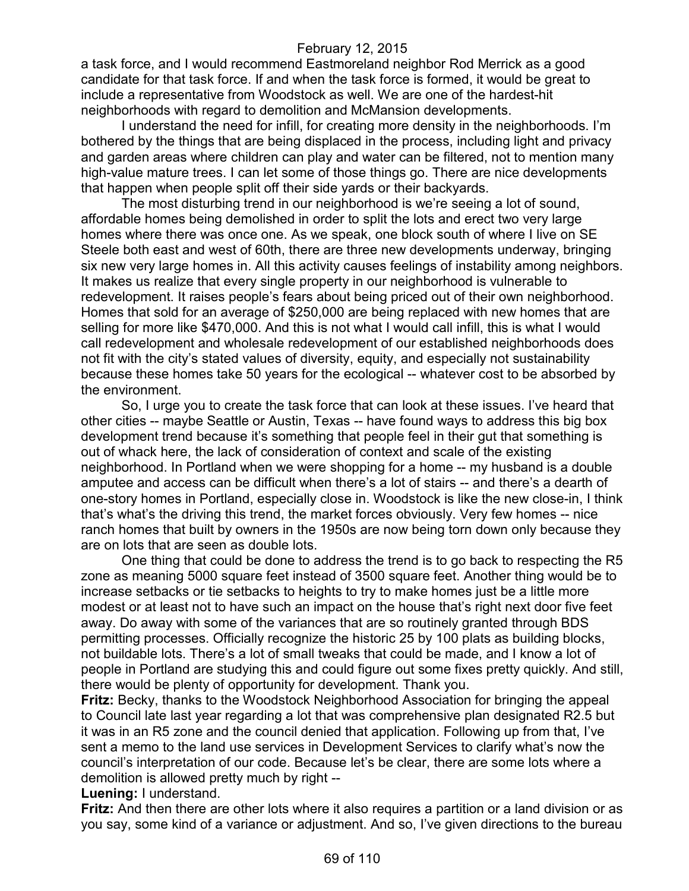a task force, and I would recommend Eastmoreland neighbor Rod Merrick as a good candidate for that task force. If and when the task force is formed, it would be great to include a representative from Woodstock as well. We are one of the hardest-hit neighborhoods with regard to demolition and McMansion developments.

I understand the need for infill, for creating more density in the neighborhoods. I'm bothered by the things that are being displaced in the process, including light and privacy and garden areas where children can play and water can be filtered, not to mention many high-value mature trees. I can let some of those things go. There are nice developments that happen when people split off their side yards or their backyards.

The most disturbing trend in our neighborhood is we're seeing a lot of sound, affordable homes being demolished in order to split the lots and erect two very large homes where there was once one. As we speak, one block south of where I live on SE Steele both east and west of 60th, there are three new developments underway, bringing six new very large homes in. All this activity causes feelings of instability among neighbors. It makes us realize that every single property in our neighborhood is vulnerable to redevelopment. It raises people's fears about being priced out of their own neighborhood. Homes that sold for an average of $250,000 are being replaced with new homes that are selling for more like $470,000. And this is not what I would call infill, this is what I would call redevelopment and wholesale redevelopment of our established neighborhoods does not fit with the city's stated values of diversity, equity, and especially not sustainability because these homes take 50 years for the ecological -- whatever cost to be absorbed by the environment.

So, I urge you to create the task force that can look at these issues. I've heard that other cities -- maybe Seattle or Austin, Texas -- have found ways to address this big box development trend because it's something that people feel in their gut that something is out of whack here, the lack of consideration of context and scale of the existing neighborhood. In Portland when we were shopping for a home -- my husband is a double amputee and access can be difficult when there's a lot of stairs -- and there's a dearth of one-story homes in Portland, especially close in. Woodstock is like the new close-in, I think that's what's the driving this trend, the market forces obviously. Very few homes -- nice ranch homes that built by owners in the 1950s are now being torn down only because they are on lots that are seen as double lots.

One thing that could be done to address the trend is to go back to respecting the R5 zone as meaning 5000 square feet instead of 3500 square feet. Another thing would be to increase setbacks or tie setbacks to heights to try to make homes just be a little more modest or at least not to have such an impact on the house that's right next door five feet away. Do away with some of the variances that are so routinely granted through BDS permitting processes. Officially recognize the historic 25 by 100 plats as building blocks, not buildable lots. There's a lot of small tweaks that could be made, and I know a lot of people in Portland are studying this and could figure out some fixes pretty quickly. And still, there would be plenty of opportunity for development. Thank you.

**Fritz:** Becky, thanks to the Woodstock Neighborhood Association for bringing the appeal to Council late last year regarding a lot that was comprehensive plan designated R2.5 but it was in an R5 zone and the council denied that application. Following up from that, I've sent a memo to the land use services in Development Services to clarify what's now the council's interpretation of our code. Because let's be clear, there are some lots where a demolition is allowed pretty much by right --

**Luening:** I understand.

**Fritz:** And then there are other lots where it also requires a partition or a land division or as you say, some kind of a variance or adjustment. And so, I've given directions to the bureau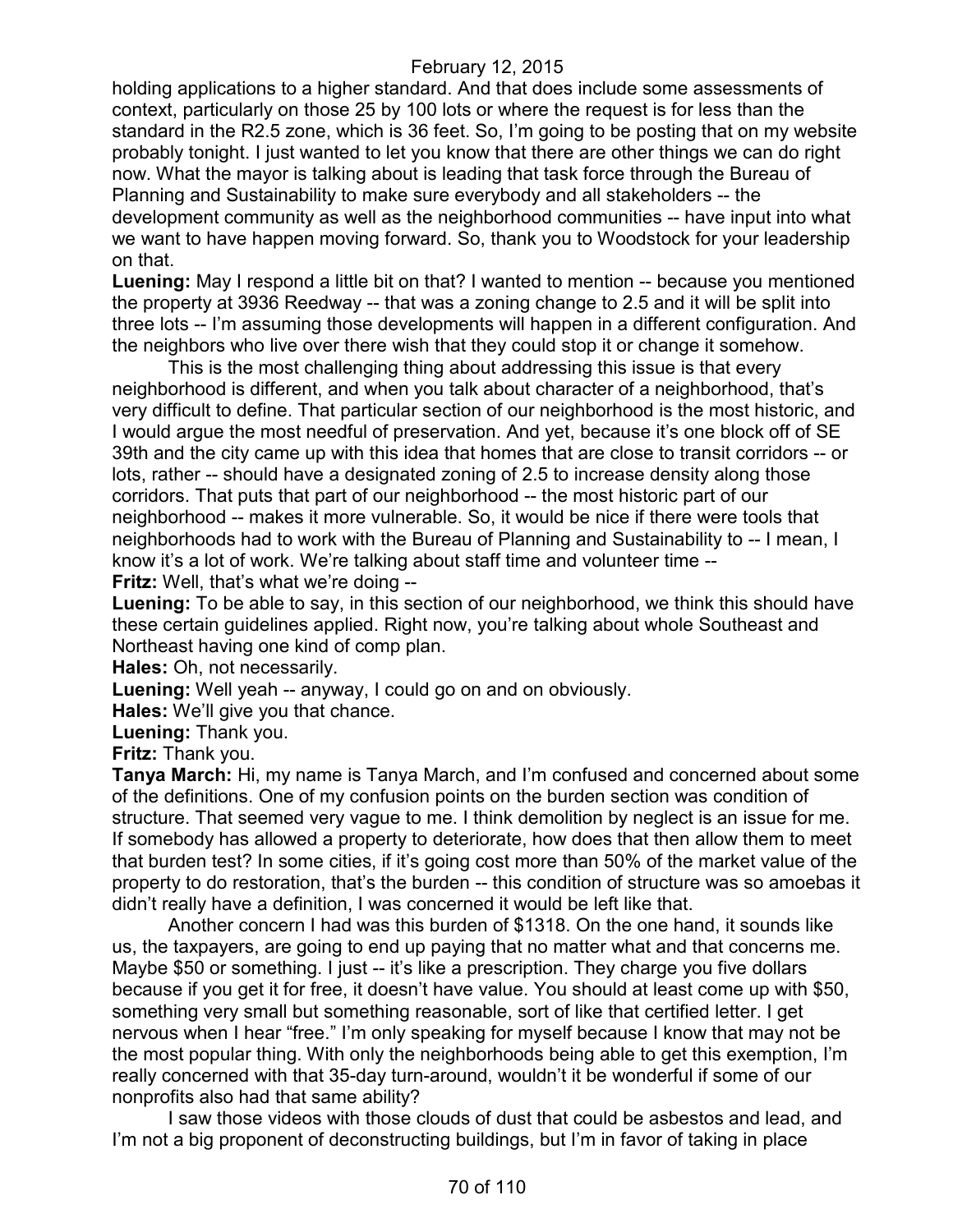holding applications to a higher standard. And that does include some assessments of context, particularly on those 25 by 100 lots or where the request is for less than the standard in the R2.5 zone, which is 36 feet. So, I'm going to be posting that on my website probably tonight. I just wanted to let you know that there are other things we can do right now. What the mayor is talking about is leading that task force through the Bureau of Planning and Sustainability to make sure everybody and all stakeholders -- the development community as well as the neighborhood communities -- have input into what we want to have happen moving forward. So, thank you to Woodstock for your leadership on that.

**Luening:** May I respond a little bit on that? I wanted to mention -- because you mentioned the property at 3936 Reedway -- that was a zoning change to 2.5 and it will be split into three lots -- I'm assuming those developments will happen in a different configuration. And the neighbors who live over there wish that they could stop it or change it somehow.

This is the most challenging thing about addressing this issue is that every neighborhood is different, and when you talk about character of a neighborhood, that's very difficult to define. That particular section of our neighborhood is the most historic, and I would argue the most needful of preservation. And yet, because it's one block off of SE 39th and the city came up with this idea that homes that are close to transit corridors -- or lots, rather -- should have a designated zoning of 2.5 to increase density along those corridors. That puts that part of our neighborhood -- the most historic part of our neighborhood -- makes it more vulnerable. So, it would be nice if there were tools that neighborhoods had to work with the Bureau of Planning and Sustainability to -- I mean, I know it's a lot of work. We're talking about staff time and volunteer time --

**Fritz:** Well, that's what we're doing --

**Luening:** To be able to say, in this section of our neighborhood, we think this should have these certain guidelines applied. Right now, you're talking about whole Southeast and Northeast having one kind of comp plan.

**Hales:** Oh, not necessarily.

**Luening:** Well yeah -- anyway, I could go on and on obviously.

**Hales:** We'll give you that chance.

**Luening:** Thank you.

**Fritz:** Thank you.

**Tanya March:** Hi, my name is Tanya March, and I'm confused and concerned about some of the definitions. One of my confusion points on the burden section was condition of structure. That seemed very vague to me. I think demolition by neglect is an issue for me. If somebody has allowed a property to deteriorate, how does that then allow them to meet that burden test? In some cities, if it's going cost more than 50% of the market value of the property to do restoration, that's the burden -- this condition of structure was so amoebas it didn't really have a definition, I was concerned it would be left like that.

Another concern I had was this burden of $1318. On the one hand, it sounds like us, the taxpayers, are going to end up paying that no matter what and that concerns me. Maybe $50 or something. I just -- it's like a prescription. They charge you five dollars because if you get it for free, it doesn't have value. You should at least come up with $50, something very small but something reasonable, sort of like that certified letter. I get nervous when I hear "free." I'm only speaking for myself because I know that may not be the most popular thing. With only the neighborhoods being able to get this exemption, I'm really concerned with that 35-day turn-around, wouldn't it be wonderful if some of our nonprofits also had that same ability?

I saw those videos with those clouds of dust that could be asbestos and lead, and I'm not a big proponent of deconstructing buildings, but I'm in favor of taking in place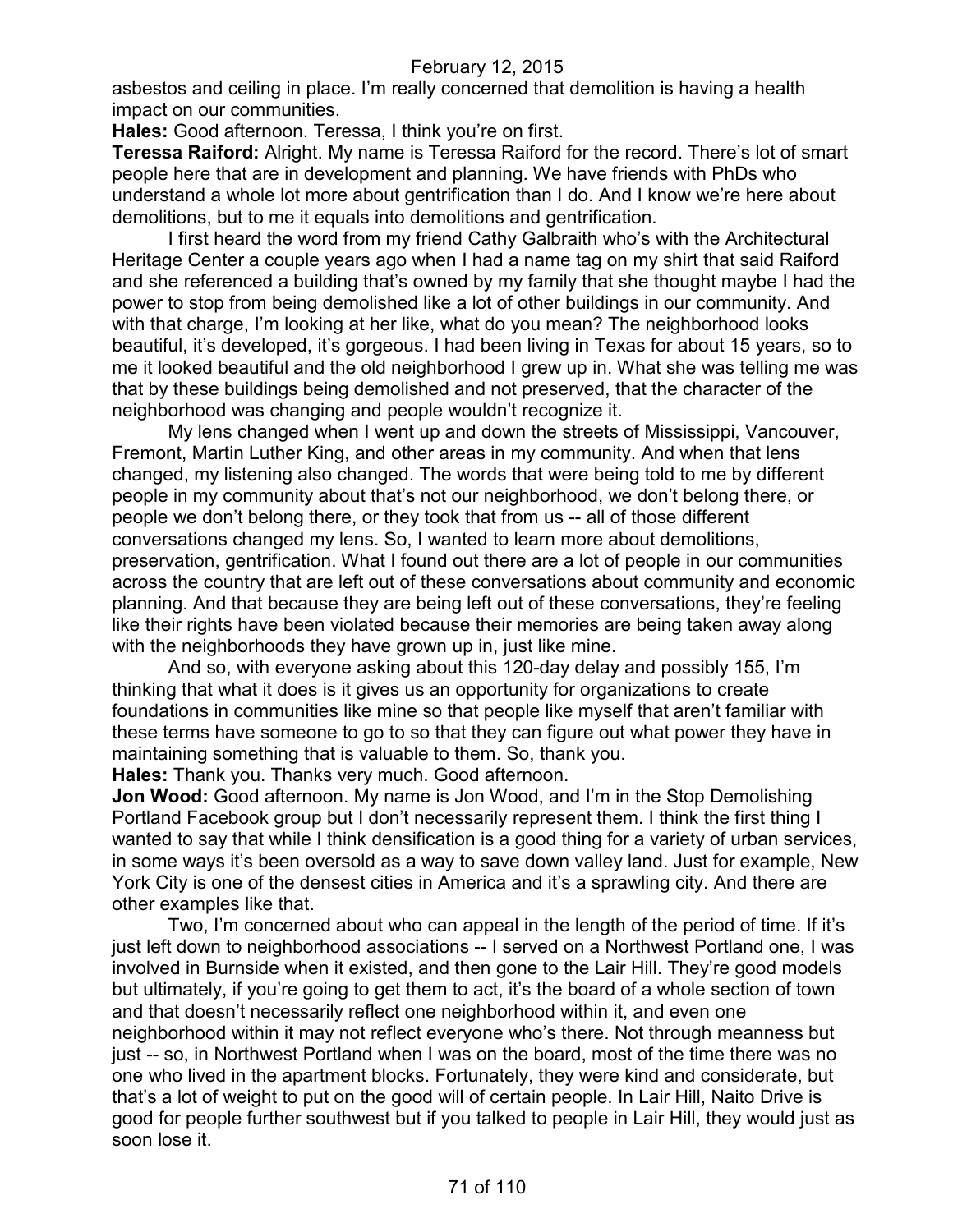asbestos and ceiling in place. I'm really concerned that demolition is having a health impact on our communities.

**Hales:** Good afternoon. Teressa, I think you're on first.

**Teressa Raiford:** Alright. My name is Teressa Raiford for the record. There's lot of smart people here that are in development and planning. We have friends with PhDs who understand a whole lot more about gentrification than I do. And I know we're here about demolitions, but to me it equals into demolitions and gentrification.

I first heard the word from my friend Cathy Galbraith who's with the Architectural Heritage Center a couple years ago when I had a name tag on my shirt that said Raiford and she referenced a building that's owned by my family that she thought maybe I had the power to stop from being demolished like a lot of other buildings in our community. And with that charge, I'm looking at her like, what do you mean? The neighborhood looks beautiful, it's developed, it's gorgeous. I had been living in Texas for about 15 years, so to me it looked beautiful and the old neighborhood I grew up in. What she was telling me was that by these buildings being demolished and not preserved, that the character of the neighborhood was changing and people wouldn't recognize it.

My lens changed when I went up and down the streets of Mississippi, Vancouver, Fremont, Martin Luther King, and other areas in my community. And when that lens changed, my listening also changed. The words that were being told to me by different people in my community about that's not our neighborhood, we don't belong there, or people we don't belong there, or they took that from us -- all of those different conversations changed my lens. So, I wanted to learn more about demolitions, preservation, gentrification. What I found out there are a lot of people in our communities across the country that are left out of these conversations about community and economic planning. And that because they are being left out of these conversations, they're feeling like their rights have been violated because their memories are being taken away along with the neighborhoods they have grown up in, just like mine.

And so, with everyone asking about this 120-day delay and possibly 155, I'm thinking that what it does is it gives us an opportunity for organizations to create foundations in communities like mine so that people like myself that aren't familiar with these terms have someone to go to so that they can figure out what power they have in maintaining something that is valuable to them. So, thank you.

**Hales:** Thank you. Thanks very much. Good afternoon.

**Jon Wood:** Good afternoon. My name is Jon Wood, and I'm in the Stop Demolishing Portland Facebook group but I don't necessarily represent them. I think the first thing I wanted to say that while I think densification is a good thing for a variety of urban services, in some ways it's been oversold as a way to save down valley land. Just for example, New York City is one of the densest cities in America and it's a sprawling city. And there are other examples like that.

Two, I'm concerned about who can appeal in the length of the period of time. If it's just left down to neighborhood associations -- I served on a Northwest Portland one, I was involved in Burnside when it existed, and then gone to the Lair Hill. They're good models but ultimately, if you're going to get them to act, it's the board of a whole section of town and that doesn't necessarily reflect one neighborhood within it, and even one neighborhood within it may not reflect everyone who's there. Not through meanness but just -- so, in Northwest Portland when I was on the board, most of the time there was no one who lived in the apartment blocks. Fortunately, they were kind and considerate, but that's a lot of weight to put on the good will of certain people. In Lair Hill, Naito Drive is good for people further southwest but if you talked to people in Lair Hill, they would just as soon lose it.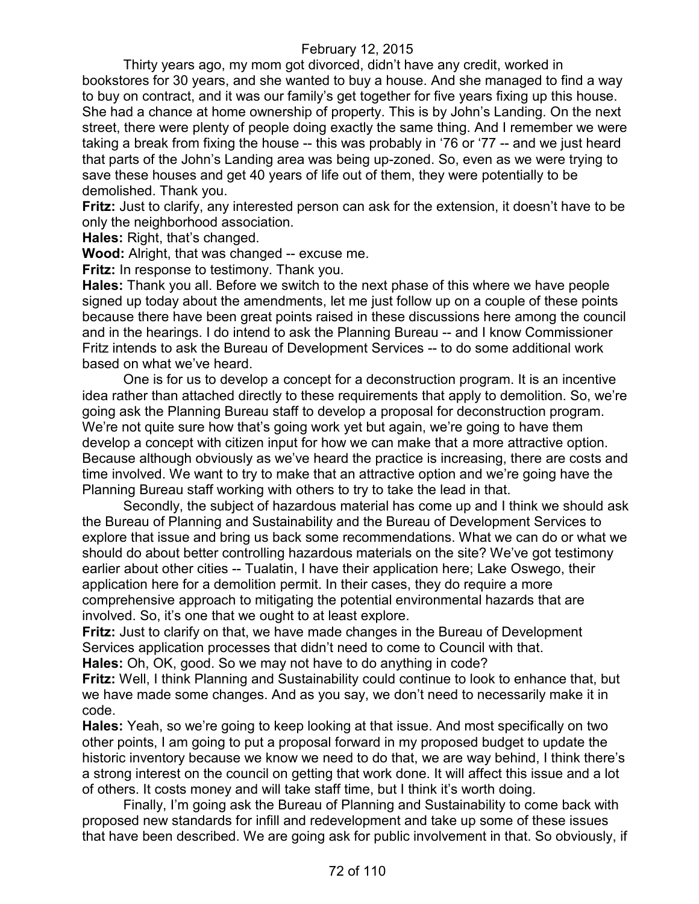Thirty years ago, my mom got divorced, didn't have any credit, worked in bookstores for 30 years, and she wanted to buy a house. And she managed to find a way to buy on contract, and it was our family's get together for five years fixing up this house. She had a chance at home ownership of property. This is by John's Landing. On the next street, there were plenty of people doing exactly the same thing. And I remember we were taking a break from fixing the house -- this was probably in '76 or '77 -- and we just heard that parts of the John's Landing area was being up-zoned. So, even as we were trying to save these houses and get 40 years of life out of them, they were potentially to be demolished. Thank you.

**Fritz:** Just to clarify, any interested person can ask for the extension, it doesn't have to be only the neighborhood association.

**Hales:** Right, that's changed.

**Wood:** Alright, that was changed -- excuse me.

**Fritz:** In response to testimony. Thank you.

**Hales:** Thank you all. Before we switch to the next phase of this where we have people signed up today about the amendments, let me just follow up on a couple of these points because there have been great points raised in these discussions here among the council and in the hearings. I do intend to ask the Planning Bureau -- and I know Commissioner Fritz intends to ask the Bureau of Development Services -- to do some additional work based on what we've heard.

One is for us to develop a concept for a deconstruction program. It is an incentive idea rather than attached directly to these requirements that apply to demolition. So, we're going ask the Planning Bureau staff to develop a proposal for deconstruction program. We're not quite sure how that's going work yet but again, we're going to have them develop a concept with citizen input for how we can make that a more attractive option. Because although obviously as we've heard the practice is increasing, there are costs and time involved. We want to try to make that an attractive option and we're going have the Planning Bureau staff working with others to try to take the lead in that.

Secondly, the subject of hazardous material has come up and I think we should ask the Bureau of Planning and Sustainability and the Bureau of Development Services to explore that issue and bring us back some recommendations. What we can do or what we should do about better controlling hazardous materials on the site? We've got testimony earlier about other cities -- Tualatin, I have their application here; Lake Oswego, their application here for a demolition permit. In their cases, they do require a more comprehensive approach to mitigating the potential environmental hazards that are involved. So, it's one that we ought to at least explore.

**Fritz:** Just to clarify on that, we have made changes in the Bureau of Development Services application processes that didn't need to come to Council with that.

**Hales:** Oh, OK, good. So we may not have to do anything in code?

**Fritz:** Well, I think Planning and Sustainability could continue to look to enhance that, but we have made some changes. And as you say, we don't need to necessarily make it in code.

**Hales:** Yeah, so we're going to keep looking at that issue. And most specifically on two other points, I am going to put a proposal forward in my proposed budget to update the historic inventory because we know we need to do that, we are way behind, I think there's a strong interest on the council on getting that work done. It will affect this issue and a lot of others. It costs money and will take staff time, but I think it's worth doing.

Finally, I'm going ask the Bureau of Planning and Sustainability to come back with proposed new standards for infill and redevelopment and take up some of these issues that have been described. We are going ask for public involvement in that. So obviously, if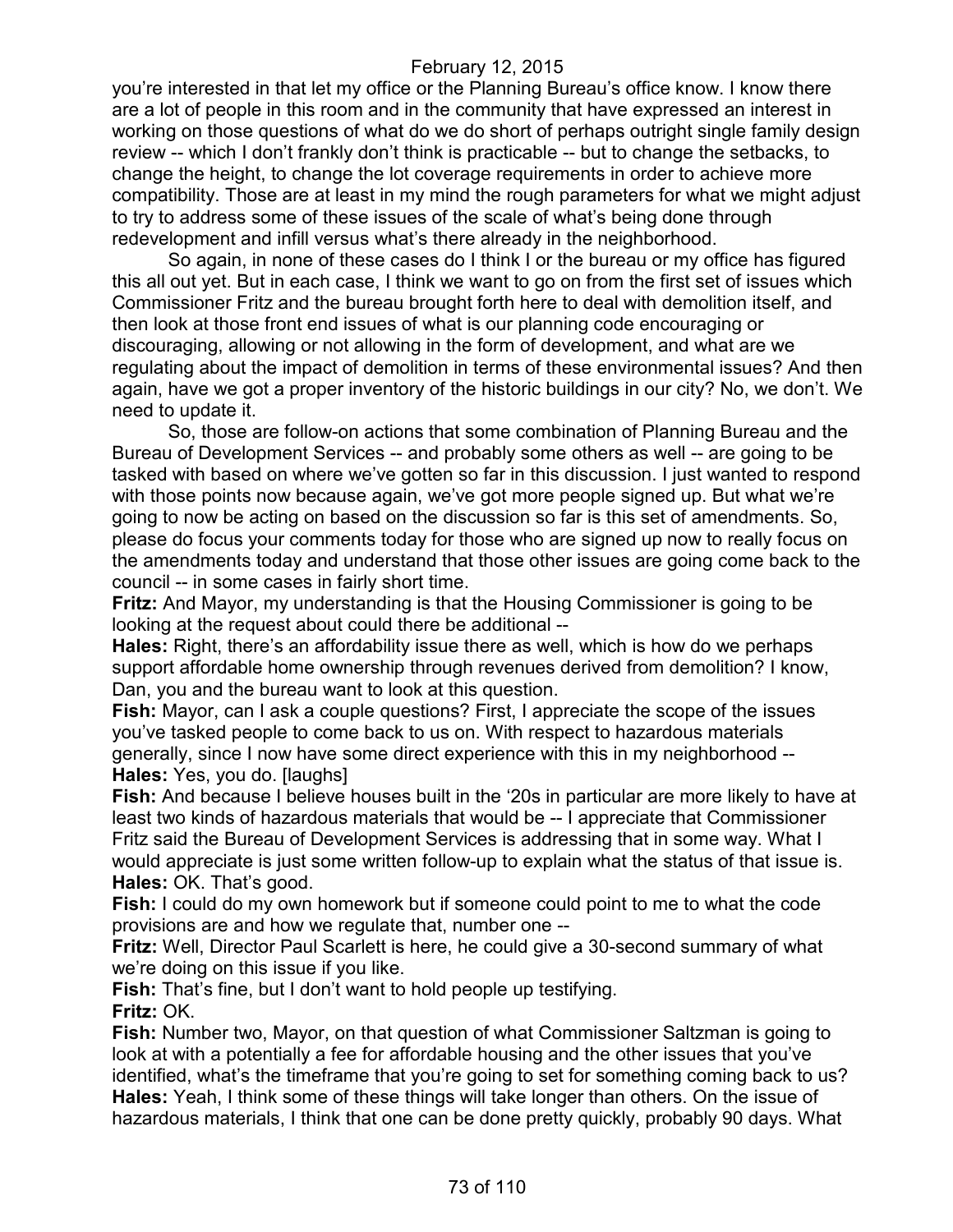you're interested in that let my office or the Planning Bureau's office know. I know there are a lot of people in this room and in the community that have expressed an interest in working on those questions of what do we do short of perhaps outright single family design review -- which I don't frankly don't think is practicable -- but to change the setbacks, to change the height, to change the lot coverage requirements in order to achieve more compatibility. Those are at least in my mind the rough parameters for what we might adjust to try to address some of these issues of the scale of what's being done through redevelopment and infill versus what's there already in the neighborhood.

So again, in none of these cases do I think I or the bureau or my office has figured this all out yet. But in each case, I think we want to go on from the first set of issues which Commissioner Fritz and the bureau brought forth here to deal with demolition itself, and then look at those front end issues of what is our planning code encouraging or discouraging, allowing or not allowing in the form of development, and what are we regulating about the impact of demolition in terms of these environmental issues? And then again, have we got a proper inventory of the historic buildings in our city? No, we don't. We need to update it.

So, those are follow-on actions that some combination of Planning Bureau and the Bureau of Development Services -- and probably some others as well -- are going to be tasked with based on where we've gotten so far in this discussion. I just wanted to respond with those points now because again, we've got more people signed up. But what we're going to now be acting on based on the discussion so far is this set of amendments. So, please do focus your comments today for those who are signed up now to really focus on the amendments today and understand that those other issues are going come back to the council -- in some cases in fairly short time.

**Fritz:** And Mayor, my understanding is that the Housing Commissioner is going to be looking at the request about could there be additional --

**Hales:** Right, there's an affordability issue there as well, which is how do we perhaps support affordable home ownership through revenues derived from demolition? I know, Dan, you and the bureau want to look at this question.

**Fish:** Mayor, can I ask a couple questions? First, I appreciate the scope of the issues you've tasked people to come back to us on. With respect to hazardous materials generally, since I now have some direct experience with this in my neighborhood --

**Hales:** Yes, you do. [laughs]

**Fish:** And because I believe houses built in the '20s in particular are more likely to have at least two kinds of hazardous materials that would be -- I appreciate that Commissioner Fritz said the Bureau of Development Services is addressing that in some way. What I would appreciate is just some written follow-up to explain what the status of that issue is.

**Hales:** OK. That's good.

**Fish:** I could do my own homework but if someone could point to me to what the code provisions are and how we regulate that, number one --

**Fritz:** Well, Director Paul Scarlett is here, he could give a 30-second summary of what we're doing on this issue if you like.

**Fish:** That's fine, but I don't want to hold people up testifying.

**Fritz:** OK.

**Fish:** Number two, Mayor, on that question of what Commissioner Saltzman is going to look at with a potentially a fee for affordable housing and the other issues that you've identified, what's the timeframe that you're going to set for something coming back to us?

**Hales:** Yeah, I think some of these things will take longer than others. On the issue of hazardous materials, I think that one can be done pretty quickly, probably 90 days. What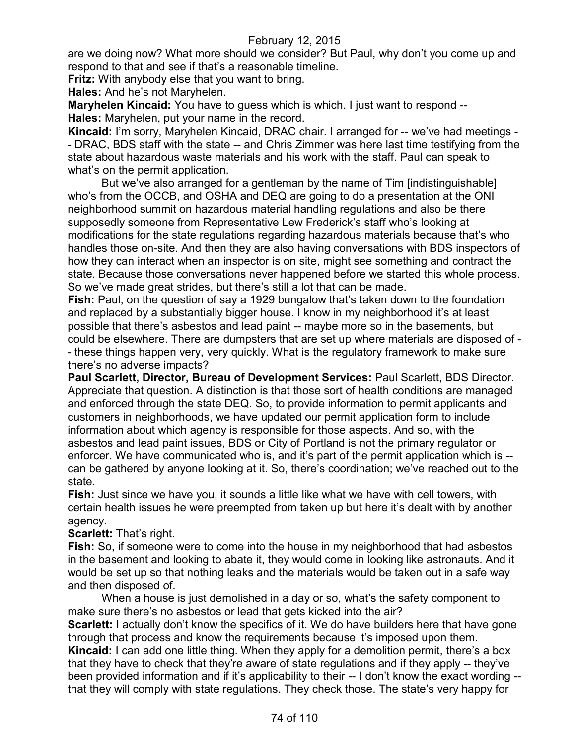are we doing now? What more should we consider? But Paul, why don't you come up and respond to that and see if that's a reasonable timeline.

**Fritz:** With anybody else that you want to bring.

**Hales:** And he's not Maryhelen.

**Maryhelen Kincaid:** You have to guess which is which. I just want to respond --

**Hales:** Maryhelen, put your name in the record.

**Kincaid:** I'm sorry, Maryhelen Kincaid, DRAC chair. I arranged for -- we've had meetings -- DRAC, BDS staff with the state -- and Chris Zimmer was here last time testifying from the state about hazardous waste materials and his work with the staff. Paul can speak to what's on the permit application.

But we've also arranged for a gentleman by the name of Tim [indistinguishable] who's from the OCCB, and OSHA and DEQ are going to do a presentation at the ONI neighborhood summit on hazardous material handling regulations and also be there supposedly someone from Representative Lew Frederick's staff who's looking at modifications for the state regulations regarding hazardous materials because that's who handles those on-site. And then they are also having conversations with BDS inspectors of how they can interact when an inspector is on site, might see something and contract the state. Because those conversations never happened before we started this whole process. So we've made great strides, but there's still a lot that can be made.

**Fish:** Paul, on the question of say a 1929 bungalow that's taken down to the foundation and replaced by a substantially bigger house. I know in my neighborhood it's at least possible that there's asbestos and lead paint -- maybe more so in the basements, but could be elsewhere. There are dumpsters that are set up where materials are disposed of -- these things happen very, very quickly. What is the regulatory framework to make sure there's no adverse impacts?

**Paul Scarlett, Director, Bureau of Development Services:** Paul Scarlett, BDS Director. Appreciate that question. A distinction is that those sort of health conditions are managed and enforced through the state DEQ. So, to provide information to permit applicants and customers in neighborhoods, we have updated our permit application form to include information about which agency is responsible for those aspects. And so, with the asbestos and lead paint issues, BDS or City of Portland is not the primary regulator or enforcer. We have communicated who is, and it's part of the permit application which is -- can be gathered by anyone looking at it. So, there's coordination; we've reached out to the state.

**Fish:** Just since we have you, it sounds a little like what we have with cell towers, with certain health issues he were preempted from taken up but here it's dealt with by another agency.

**Scarlett:** That's right.

**Fish:** So, if someone were to come into the house in my neighborhood that had asbestos in the basement and looking to abate it, they would come in looking like astronauts. And it would be set up so that nothing leaks and the materials would be taken out in a safe way and then disposed of.

When a house is just demolished in a day or so, what's the safety component to make sure there's no asbestos or lead that gets kicked into the air?

**Scarlett:** I actually don't know the specifics of it. We do have builders here that have gone through that process and know the requirements because it's imposed upon them.

**Kincaid:** I can add one little thing. When they apply for a demolition permit, there's a box that they have to check that they're aware of state regulations and if they apply -- they've been provided information and if it's applicability to their -- I don't know the exact wording -- that they will comply with state regulations. They check those. The state's very happy for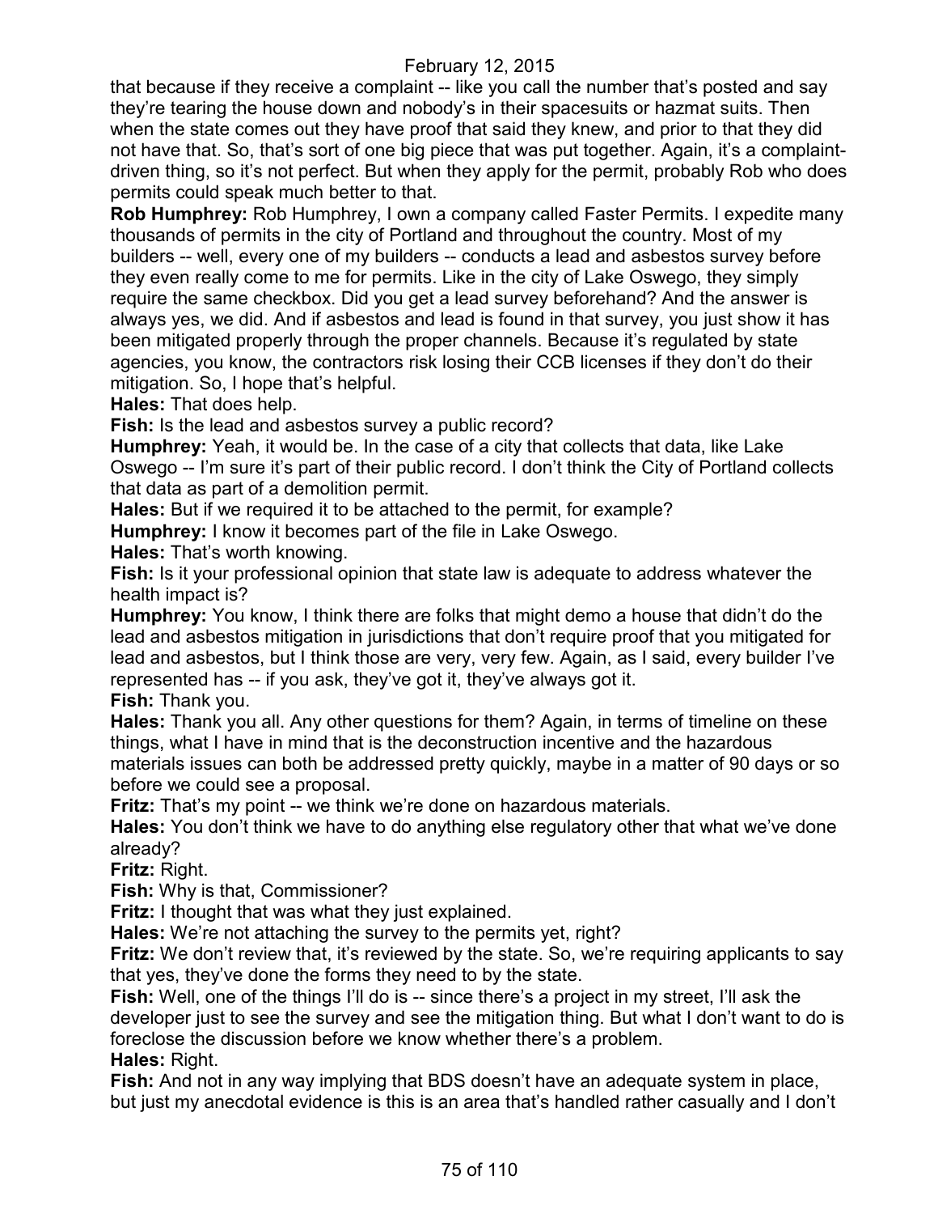that because if they receive a complaint -- like you call the number that's posted and say they're tearing the house down and nobody's in their spacesuits or hazmat suits. Then when the state comes out they have proof that said they knew, and prior to that they did not have that. So, that's sort of one big piece that was put together. Again, it's a complaint-driven thing, so it's not perfect. But when they apply for the permit, probably Rob who does permits could speak much better to that.

**Rob Humphrey:** Rob Humphrey, I own a company called Faster Permits. I expedite many thousands of permits in the city of Portland and throughout the country. Most of my builders -- well, every one of my builders -- conducts a lead and asbestos survey before they even really come to me for permits. Like in the city of Lake Oswego, they simply require the same checkbox. Did you get a lead survey beforehand? And the answer is always yes, we did. And if asbestos and lead is found in that survey, you just show it has been mitigated properly through the proper channels. Because it's regulated by state agencies, you know, the contractors risk losing their CCB licenses if they don't do their mitigation. So, I hope that's helpful.

**Hales:** That does help.

**Fish:** Is the lead and asbestos survey a public record?

**Humphrey:** Yeah, it would be. In the case of a city that collects that data, like Lake Oswego -- I'm sure it's part of their public record. I don't think the City of Portland collects that data as part of a demolition permit.

**Hales:** But if we required it to be attached to the permit, for example?

**Humphrey:** I know it becomes part of the file in Lake Oswego.

**Hales:** That's worth knowing.

**Fish:** Is it your professional opinion that state law is adequate to address whatever the health impact is?

**Humphrey:** You know, I think there are folks that might demo a house that didn't do the lead and asbestos mitigation in jurisdictions that don't require proof that you mitigated for lead and asbestos, but I think those are very, very few. Again, as I said, every builder I've represented has -- if you ask, they've got it, they've always got it.

**Fish:** Thank you.

**Hales:** Thank you all. Any other questions for them? Again, in terms of timeline on these things, what I have in mind that is the deconstruction incentive and the hazardous materials issues can both be addressed pretty quickly, maybe in a matter of 90 days or so before we could see a proposal.

**Fritz:** That's my point -- we think we're done on hazardous materials.

**Hales:** You don't think we have to do anything else regulatory other that what we've done already?

**Fritz:** Right.

**Fish:** Why is that, Commissioner?

**Fritz:** I thought that was what they just explained.

**Hales:** We're not attaching the survey to the permits yet, right?

**Fritz:** We don't review that, it's reviewed by the state. So, we're requiring applicants to say that yes, they've done the forms they need to by the state.

**Fish:** Well, one of the things I'll do is -- since there's a project in my street, I'll ask the developer just to see the survey and see the mitigation thing. But what I don't want to do is foreclose the discussion before we know whether there's a problem.

**Hales:** Right.

**Fish:** And not in any way implying that BDS doesn't have an adequate system in place, but just my anecdotal evidence is this is an area that's handled rather casually and I don't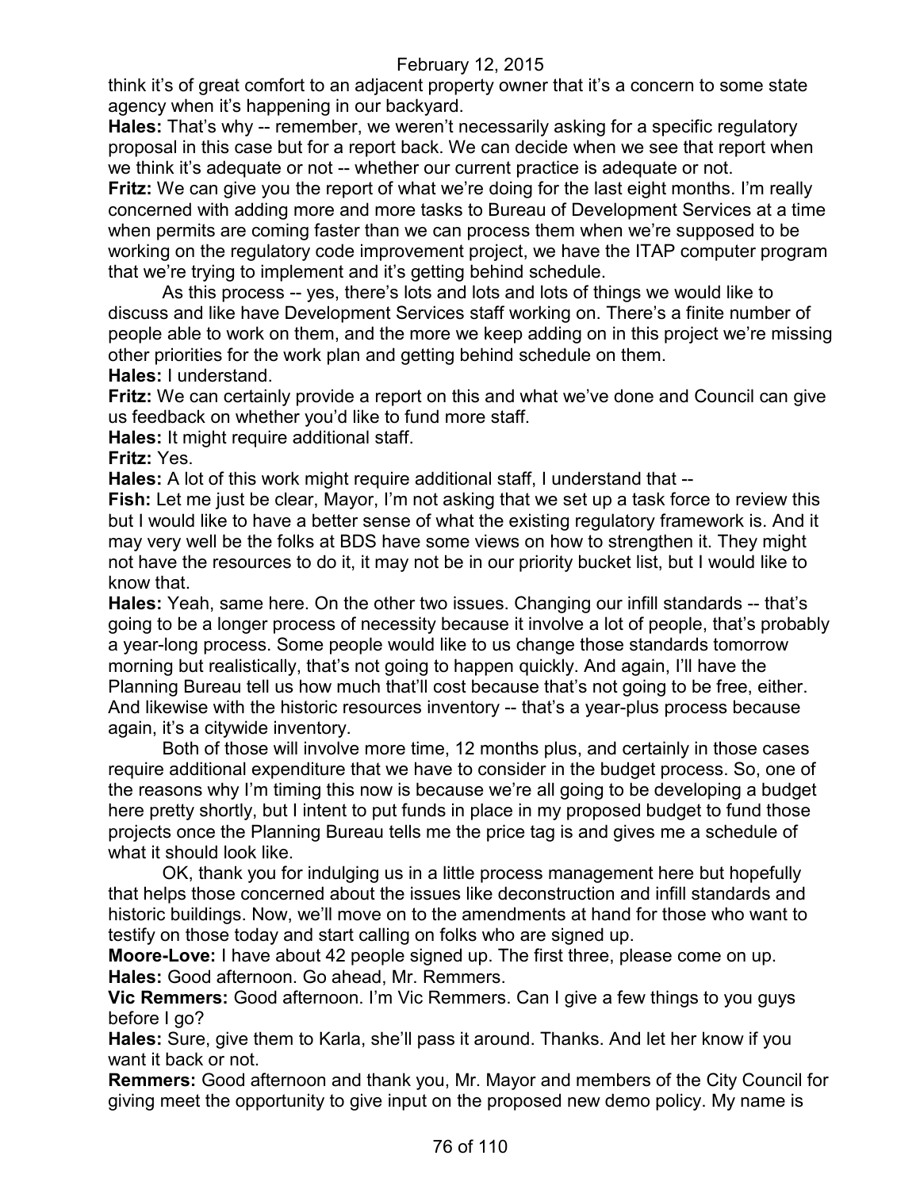think it's of great comfort to an adjacent property owner that it's a concern to some state agency when it's happening in our backyard.

**Hales:** That's why -- remember, we weren't necessarily asking for a specific regulatory proposal in this case but for a report back. We can decide when we see that report when we think it's adequate or not -- whether our current practice is adequate or not.

**Fritz:** We can give you the report of what we're doing for the last eight months. I'm really concerned with adding more and more tasks to Bureau of Development Services at a time when permits are coming faster than we can process them when we're supposed to be working on the regulatory code improvement project, we have the ITAP computer program that we're trying to implement and it's getting behind schedule.

As this process -- yes, there's lots and lots and lots of things we would like to discuss and like have Development Services staff working on. There's a finite number of people able to work on them, and the more we keep adding on in this project we're missing other priorities for the work plan and getting behind schedule on them.

**Hales:** I understand.

**Fritz:** We can certainly provide a report on this and what we've done and Council can give us feedback on whether you'd like to fund more staff.

**Hales:** It might require additional staff.

**Fritz:** Yes.

**Hales:** A lot of this work might require additional staff, I understand that --

**Fish:** Let me just be clear, Mayor, I'm not asking that we set up a task force to review this but I would like to have a better sense of what the existing regulatory framework is. And it may very well be the folks at BDS have some views on how to strengthen it. They might not have the resources to do it, it may not be in our priority bucket list, but I would like to know that.

**Hales:** Yeah, same here. On the other two issues. Changing our infill standards -- that's going to be a longer process of necessity because it involve a lot of people, that's probably a year-long process. Some people would like to us change those standards tomorrow morning but realistically, that's not going to happen quickly. And again, I'll have the Planning Bureau tell us how much that'll cost because that's not going to be free, either. And likewise with the historic resources inventory -- that's a year-plus process because again, it's a citywide inventory.

Both of those will involve more time, 12 months plus, and certainly in those cases require additional expenditure that we have to consider in the budget process. So, one of the reasons why I'm timing this now is because we're all going to be developing a budget here pretty shortly, but I intent to put funds in place in my proposed budget to fund those projects once the Planning Bureau tells me the price tag is and gives me a schedule of what it should look like.

OK, thank you for indulging us in a little process management here but hopefully that helps those concerned about the issues like deconstruction and infill standards and historic buildings. Now, we'll move on to the amendments at hand for those who want to testify on those today and start calling on folks who are signed up.

**Moore-Love:** I have about 42 people signed up. The first three, please come on up.

**Hales:** Good afternoon. Go ahead, Mr. Remmers.

**Vic Remmers:** Good afternoon. I'm Vic Remmers. Can I give a few things to you guys before I go?

**Hales:** Sure, give them to Karla, she'll pass it around. Thanks. And let her know if you want it back or not.

**Remmers:** Good afternoon and thank you, Mr. Mayor and members of the City Council for giving meet the opportunity to give input on the proposed new demo policy. My name is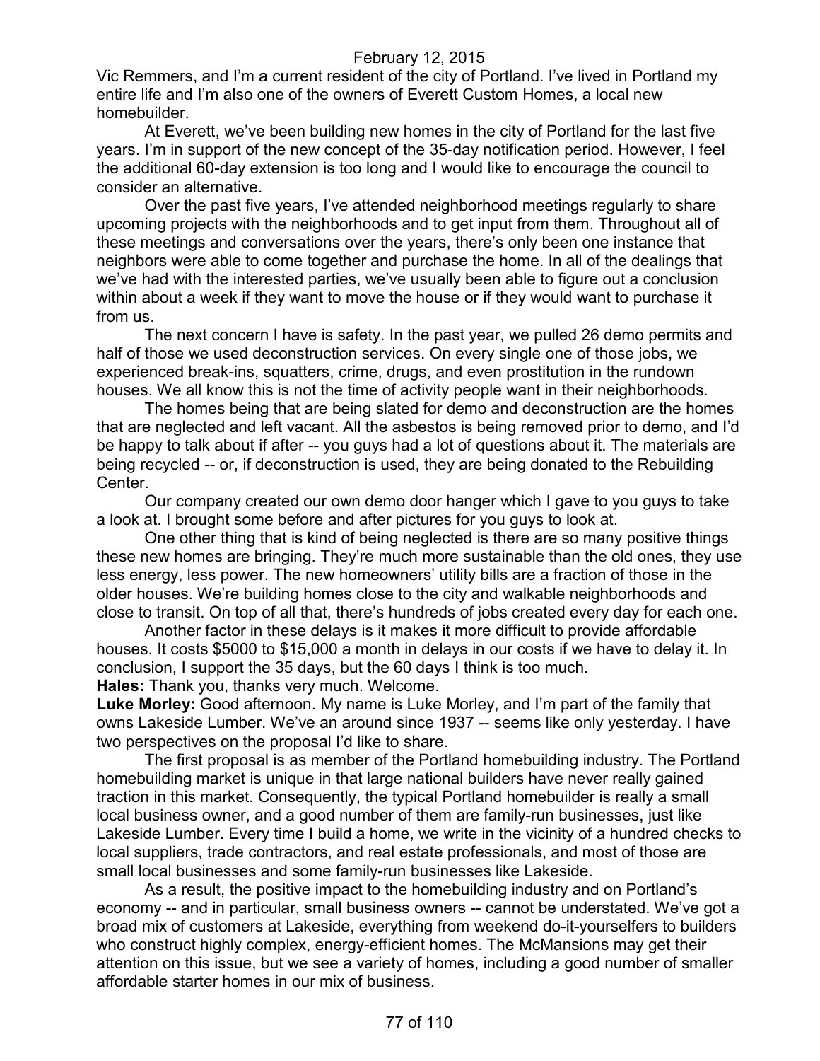Vic Remmers, and I'm a current resident of the city of Portland. I've lived in Portland my entire life and I'm also one of the owners of Everett Custom Homes, a local new homebuilder.

At Everett, we've been building new homes in the city of Portland for the last five years. I'm in support of the new concept of the 35-day notification period. However, I feel the additional 60-day extension is too long and I would like to encourage the council to consider an alternative.

Over the past five years, I've attended neighborhood meetings regularly to share upcoming projects with the neighborhoods and to get input from them. Throughout all of these meetings and conversations over the years, there's only been one instance that neighbors were able to come together and purchase the home. In all of the dealings that we've had with the interested parties, we've usually been able to figure out a conclusion within about a week if they want to move the house or if they would want to purchase it from us.

The next concern I have is safety. In the past year, we pulled 26 demo permits and half of those we used deconstruction services. On every single one of those jobs, we experienced break-ins, squatters, crime, drugs, and even prostitution in the rundown houses. We all know this is not the time of activity people want in their neighborhoods.

The homes being that are being slated for demo and deconstruction are the homes that are neglected and left vacant. All the asbestos is being removed prior to demo, and I'd be happy to talk about if after -- you guys had a lot of questions about it. The materials are being recycled -- or, if deconstruction is used, they are being donated to the Rebuilding Center.

Our company created our own demo door hanger which I gave to you guys to take a look at. I brought some before and after pictures for you guys to look at.

One other thing that is kind of being neglected is there are so many positive things these new homes are bringing. They're much more sustainable than the old ones, they use less energy, less power. The new homeowners' utility bills are a fraction of those in the older houses. We're building homes close to the city and walkable neighborhoods and close to transit. On top of all that, there's hundreds of jobs created every day for each one.

Another factor in these delays is it makes it more difficult to provide affordable houses. It costs $5000 to $15,000 a month in delays in our costs if we have to delay it. In conclusion, I support the 35 days, but the 60 days I think is too much.

**Hales:** Thank you, thanks very much. Welcome.

**Luke Morley:** Good afternoon. My name is Luke Morley, and I'm part of the family that owns Lakeside Lumber. We've an around since 1937 -- seems like only yesterday. I have two perspectives on the proposal I'd like to share.

The first proposal is as member of the Portland homebuilding industry. The Portland homebuilding market is unique in that large national builders have never really gained traction in this market. Consequently, the typical Portland homebuilder is really a small local business owner, and a good number of them are family-run businesses, just like Lakeside Lumber. Every time I build a home, we write in the vicinity of a hundred checks to local suppliers, trade contractors, and real estate professionals, and most of those are small local businesses and some family-run businesses like Lakeside.

As a result, the positive impact to the homebuilding industry and on Portland's economy -- and in particular, small business owners -- cannot be understated. We've got a broad mix of customers at Lakeside, everything from weekend do-it-yourselfers to builders who construct highly complex, energy-efficient homes. The McMansions may get their attention on this issue, but we see a variety of homes, including a good number of smaller affordable starter homes in our mix of business.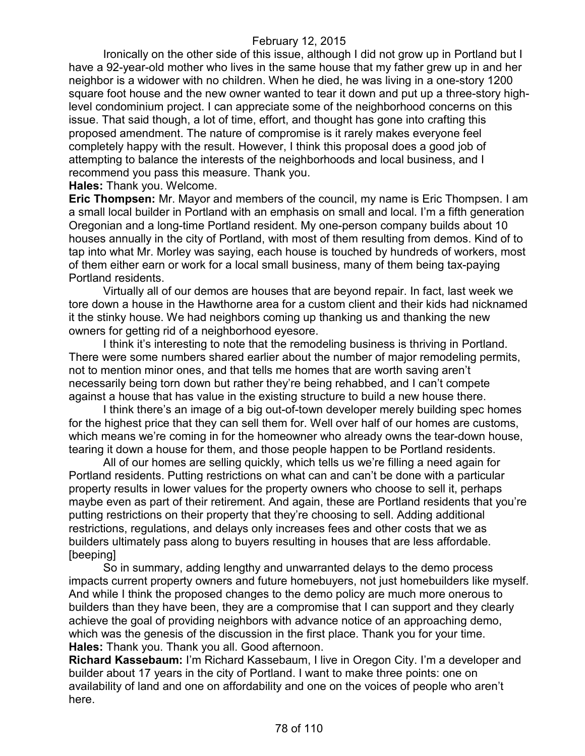Ironically on the other side of this issue, although I did not grow up in Portland but I have a 92-year-old mother who lives in the same house that my father grew up in and her neighbor is a widower with no children. When he died, he was living in a one-story 1200 square foot house and the new owner wanted to tear it down and put up a three-story high-level condominium project. I can appreciate some of the neighborhood concerns on this issue. That said though, a lot of time, effort, and thought has gone into crafting this proposed amendment. The nature of compromise is it rarely makes everyone feel completely happy with the result. However, I think this proposal does a good job of attempting to balance the interests of the neighborhoods and local business, and I recommend you pass this measure. Thank you.

**Hales:** Thank you. Welcome.

**Eric Thompsen:** Mr. Mayor and members of the council, my name is Eric Thompsen. I am a small local builder in Portland with an emphasis on small and local. I'm a fifth generation Oregonian and a long-time Portland resident. My one-person company builds about 10 houses annually in the city of Portland, with most of them resulting from demos. Kind of to tap into what Mr. Morley was saying, each house is touched by hundreds of workers, most of them either earn or work for a local small business, many of them being tax-paying Portland residents.

Virtually all of our demos are houses that are beyond repair. In fact, last week we tore down a house in the Hawthorne area for a custom client and their kids had nicknamed it the stinky house. We had neighbors coming up thanking us and thanking the new owners for getting rid of a neighborhood eyesore.

I think it's interesting to note that the remodeling business is thriving in Portland. There were some numbers shared earlier about the number of major remodeling permits, not to mention minor ones, and that tells me homes that are worth saving aren't necessarily being torn down but rather they're being rehabbed, and I can't compete against a house that has value in the existing structure to build a new house there.

I think there's an image of a big out-of-town developer merely building spec homes for the highest price that they can sell them for. Well over half of our homes are customs, which means we're coming in for the homeowner who already owns the tear-down house, tearing it down a house for them, and those people happen to be Portland residents.

All of our homes are selling quickly, which tells us we're filling a need again for Portland residents. Putting restrictions on what can and can't be done with a particular property results in lower values for the property owners who choose to sell it, perhaps maybe even as part of their retirement. And again, these are Portland residents that you're putting restrictions on their property that they're choosing to sell. Adding additional restrictions, regulations, and delays only increases fees and other costs that we as builders ultimately pass along to buyers resulting in houses that are less affordable. [beeping]

So in summary, adding lengthy and unwarranted delays to the demo process impacts current property owners and future homebuyers, not just homebuilders like myself. And while I think the proposed changes to the demo policy are much more onerous to builders than they have been, they are a compromise that I can support and they clearly achieve the goal of providing neighbors with advance notice of an approaching demo, which was the genesis of the discussion in the first place. Thank you for your time.

**Hales:** Thank you. Thank you all. Good afternoon.

**Richard Kassebaum:** I'm Richard Kassebaum, I live in Oregon City. I'm a developer and builder about 17 years in the city of Portland. I want to make three points: one on availability of land and one on affordability and one on the voices of people who aren't here.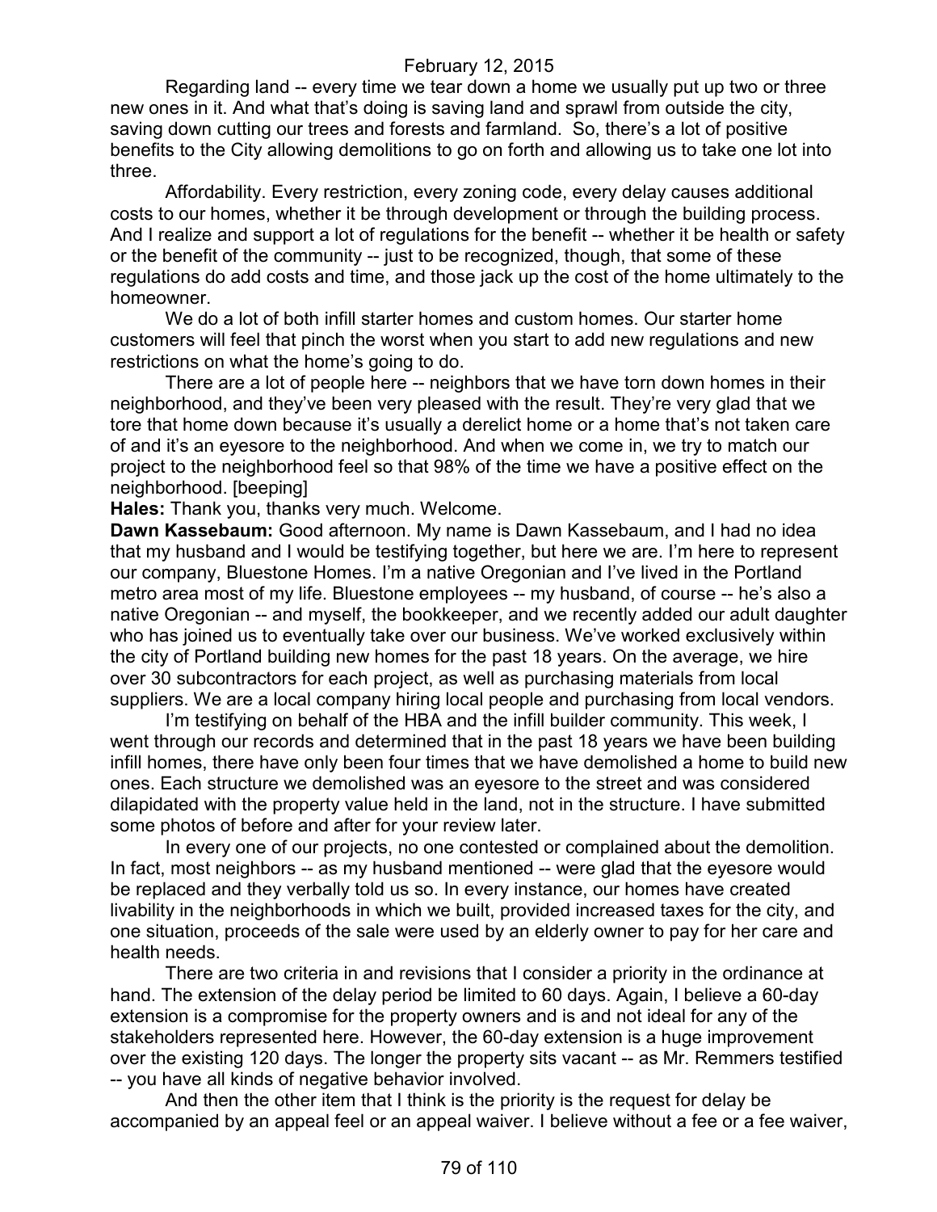Regarding land -- every time we tear down a home we usually put up two or three new ones in it. And what that's doing is saving land and sprawl from outside the city, saving down cutting our trees and forests and farmland. So, there's a lot of positive benefits to the City allowing demolitions to go on forth and allowing us to take one lot into three.

Affordability. Every restriction, every zoning code, every delay causes additional costs to our homes, whether it be through development or through the building process. And I realize and support a lot of regulations for the benefit -- whether it be health or safety or the benefit of the community -- just to be recognized, though, that some of these regulations do add costs and time, and those jack up the cost of the home ultimately to the homeowner.

We do a lot of both infill starter homes and custom homes. Our starter home customers will feel that pinch the worst when you start to add new regulations and new restrictions on what the home's going to do.

There are a lot of people here -- neighbors that we have torn down homes in their neighborhood, and they've been very pleased with the result. They're very glad that we tore that home down because it's usually a derelict home or a home that's not taken care of and it's an eyesore to the neighborhood. And when we come in, we try to match our project to the neighborhood feel so that 98% of the time we have a positive effect on the neighborhood. [beeping]

**Hales:** Thank you, thanks very much. Welcome.

**Dawn Kassebaum:** Good afternoon. My name is Dawn Kassebaum, and I had no idea that my husband and I would be testifying together, but here we are. I'm here to represent our company, Bluestone Homes. I'm a native Oregonian and I've lived in the Portland metro area most of my life. Bluestone employees -- my husband, of course -- he's also a native Oregonian -- and myself, the bookkeeper, and we recently added our adult daughter who has joined us to eventually take over our business. We've worked exclusively within the city of Portland building new homes for the past 18 years. On the average, we hire over 30 subcontractors for each project, as well as purchasing materials from local suppliers. We are a local company hiring local people and purchasing from local vendors.

I'm testifying on behalf of the HBA and the infill builder community. This week, I went through our records and determined that in the past 18 years we have been building infill homes, there have only been four times that we have demolished a home to build new ones. Each structure we demolished was an eyesore to the street and was considered dilapidated with the property value held in the land, not in the structure. I have submitted some photos of before and after for your review later.

In every one of our projects, no one contested or complained about the demolition. In fact, most neighbors -- as my husband mentioned -- were glad that the eyesore would be replaced and they verbally told us so. In every instance, our homes have created livability in the neighborhoods in which we built, provided increased taxes for the city, and one situation, proceeds of the sale were used by an elderly owner to pay for her care and health needs.

There are two criteria in and revisions that I consider a priority in the ordinance at hand. The extension of the delay period be limited to 60 days. Again, I believe a 60-day extension is a compromise for the property owners and is and not ideal for any of the stakeholders represented here. However, the 60-day extension is a huge improvement over the existing 120 days. The longer the property sits vacant -- as Mr. Remmers testified -- you have all kinds of negative behavior involved.

And then the other item that I think is the priority is the request for delay be accompanied by an appeal feel or an appeal waiver. I believe without a fee or a fee waiver,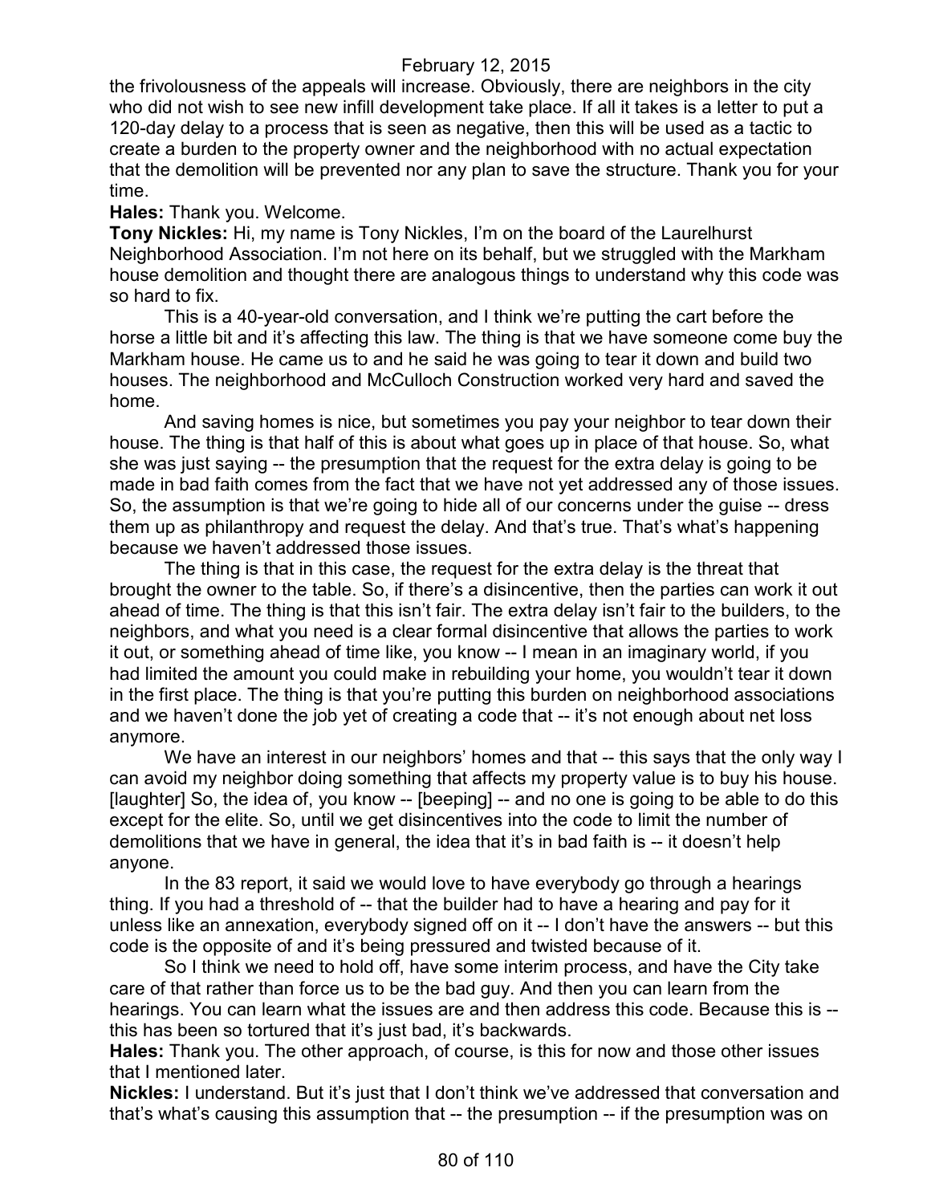the frivolousness of the appeals will increase. Obviously, there are neighbors in the city who did not wish to see new infill development take place. If all it takes is a letter to put a 120-day delay to a process that is seen as negative, then this will be used as a tactic to create a burden to the property owner and the neighborhood with no actual expectation that the demolition will be prevented nor any plan to save the structure. Thank you for your time.

**Hales:** Thank you. Welcome.

**Tony Nickles:** Hi, my name is Tony Nickles, I'm on the board of the Laurelhurst Neighborhood Association. I'm not here on its behalf, but we struggled with the Markham house demolition and thought there are analogous things to understand why this code was so hard to fix.

This is a 40-year-old conversation, and I think we're putting the cart before the horse a little bit and it's affecting this law. The thing is that we have someone come buy the Markham house. He came us to and he said he was going to tear it down and build two houses. The neighborhood and McCulloch Construction worked very hard and saved the home.

And saving homes is nice, but sometimes you pay your neighbor to tear down their house. The thing is that half of this is about what goes up in place of that house. So, what she was just saying -- the presumption that the request for the extra delay is going to be made in bad faith comes from the fact that we have not yet addressed any of those issues. So, the assumption is that we're going to hide all of our concerns under the guise -- dress them up as philanthropy and request the delay. And that's true. That's what's happening because we haven't addressed those issues.

The thing is that in this case, the request for the extra delay is the threat that brought the owner to the table. So, if there's a disincentive, then the parties can work it out ahead of time. The thing is that this isn't fair. The extra delay isn't fair to the builders, to the neighbors, and what you need is a clear formal disincentive that allows the parties to work it out, or something ahead of time like, you know -- I mean in an imaginary world, if you had limited the amount you could make in rebuilding your home, you wouldn't tear it down in the first place. The thing is that you're putting this burden on neighborhood associations and we haven't done the job yet of creating a code that -- it's not enough about net loss anymore.

We have an interest in our neighbors' homes and that -- this says that the only way I can avoid my neighbor doing something that affects my property value is to buy his house. [laughter] So, the idea of, you know -- [beeping] -- and no one is going to be able to do this except for the elite. So, until we get disincentives into the code to limit the number of demolitions that we have in general, the idea that it's in bad faith is -- it doesn't help anyone.

In the 83 report, it said we would love to have everybody go through a hearings thing. If you had a threshold of -- that the builder had to have a hearing and pay for it unless like an annexation, everybody signed off on it -- I don't have the answers -- but this code is the opposite of and it's being pressured and twisted because of it.

So I think we need to hold off, have some interim process, and have the City take care of that rather than force us to be the bad guy. And then you can learn from the hearings. You can learn what the issues are and then address this code. Because this is -- this has been so tortured that it's just bad, it's backwards.

**Hales:** Thank you. The other approach, of course, is this for now and those other issues that I mentioned later.

**Nickles:** I understand. But it's just that I don't think we've addressed that conversation and that's what's causing this assumption that -- the presumption -- if the presumption was on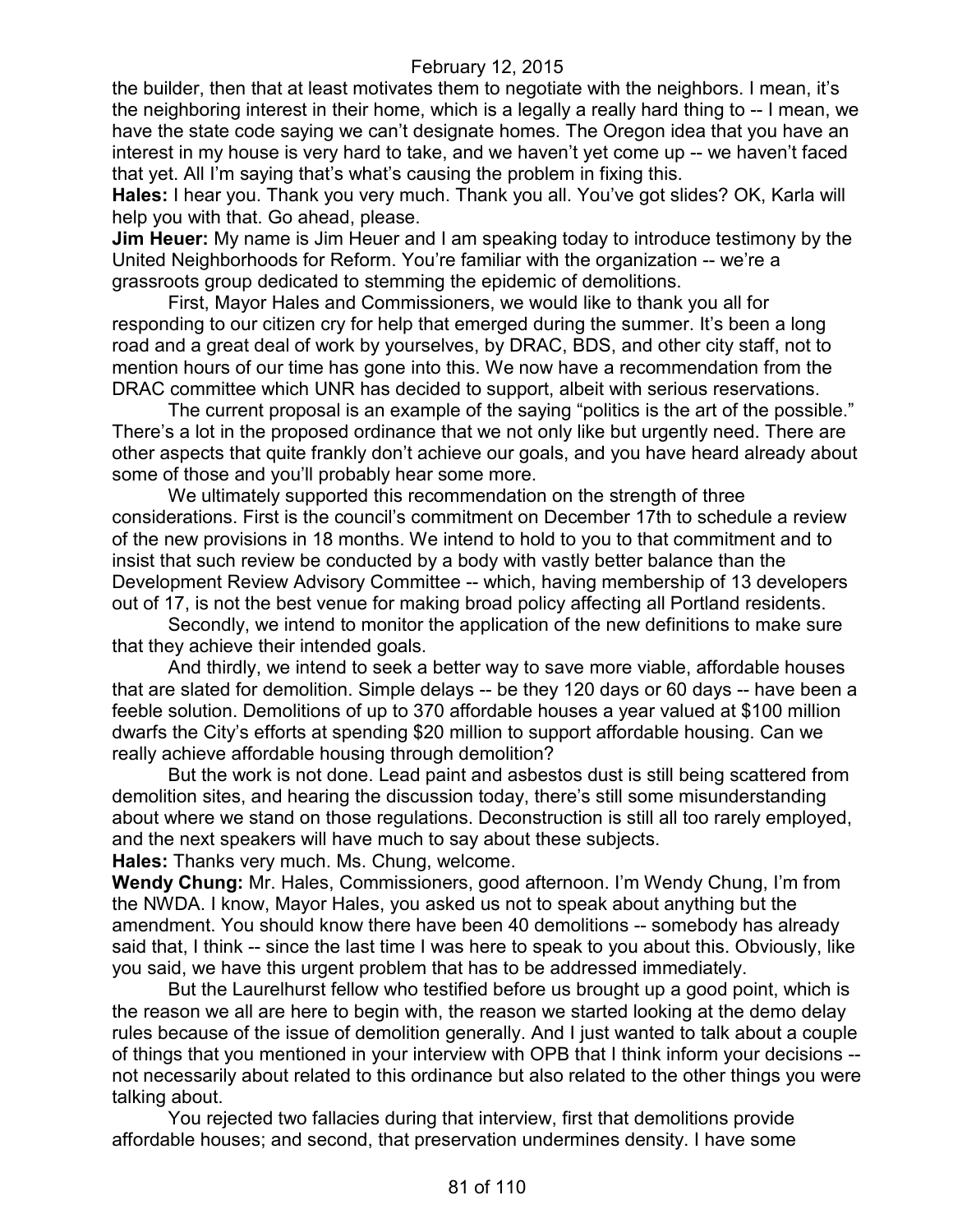the builder, then that at least motivates them to negotiate with the neighbors. I mean, it's the neighboring interest in their home, which is a legally a really hard thing to -- I mean, we have the state code saying we can't designate homes. The Oregon idea that you have an interest in my house is very hard to take, and we haven't yet come up -- we haven't faced that yet. All I'm saying that's what's causing the problem in fixing this.

**Hales:** I hear you. Thank you very much. Thank you all. You've got slides? OK, Karla will help you with that. Go ahead, please.

**Jim Heuer:** My name is Jim Heuer and I am speaking today to introduce testimony by the United Neighborhoods for Reform. You're familiar with the organization -- we're a grassroots group dedicated to stemming the epidemic of demolitions.

First, Mayor Hales and Commissioners, we would like to thank you all for responding to our citizen cry for help that emerged during the summer. It's been a long road and a great deal of work by yourselves, by DRAC, BDS, and other city staff, not to mention hours of our time has gone into this. We now have a recommendation from the DRAC committee which UNR has decided to support, albeit with serious reservations.

The current proposal is an example of the saying "politics is the art of the possible." There's a lot in the proposed ordinance that we not only like but urgently need. There are other aspects that quite frankly don't achieve our goals, and you have heard already about some of those and you'll probably hear some more.

We ultimately supported this recommendation on the strength of three considerations. First is the council's commitment on December 17th to schedule a review of the new provisions in 18 months. We intend to hold to you to that commitment and to insist that such review be conducted by a body with vastly better balance than the Development Review Advisory Committee -- which, having membership of 13 developers out of 17, is not the best venue for making broad policy affecting all Portland residents.

Secondly, we intend to monitor the application of the new definitions to make sure that they achieve their intended goals.

And thirdly, we intend to seek a better way to save more viable, affordable houses that are slated for demolition. Simple delays -- be they 120 days or 60 days -- have been a feeble solution. Demolitions of up to 370 affordable houses a year valued at $100 million dwarfs the City's efforts at spending $20 million to support affordable housing. Can we really achieve affordable housing through demolition?

But the work is not done. Lead paint and asbestos dust is still being scattered from demolition sites, and hearing the discussion today, there's still some misunderstanding about where we stand on those regulations. Deconstruction is still all too rarely employed, and the next speakers will have much to say about these subjects.

**Hales:** Thanks very much. Ms. Chung, welcome.

**Wendy Chung:** Mr. Hales, Commissioners, good afternoon. I'm Wendy Chung, I'm from the NWDA. I know, Mayor Hales, you asked us not to speak about anything but the amendment. You should know there have been 40 demolitions -- somebody has already said that, I think -- since the last time I was here to speak to you about this. Obviously, like you said, we have this urgent problem that has to be addressed immediately.

But the Laurelhurst fellow who testified before us brought up a good point, which is the reason we all are here to begin with, the reason we started looking at the demo delay rules because of the issue of demolition generally. And I just wanted to talk about a couple of things that you mentioned in your interview with OPB that I think inform your decisions -- not necessarily about related to this ordinance but also related to the other things you were talking about.

You rejected two fallacies during that interview, first that demolitions provide affordable houses; and second, that preservation undermines density. I have some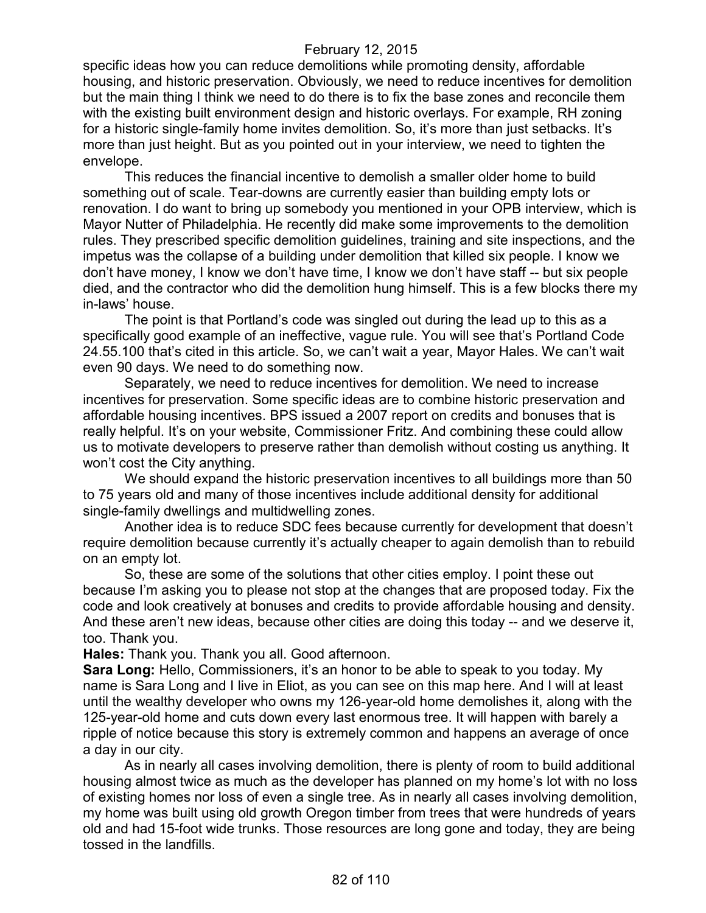specific ideas how you can reduce demolitions while promoting density, affordable housing, and historic preservation. Obviously, we need to reduce incentives for demolition but the main thing I think we need to do there is to fix the base zones and reconcile them with the existing built environment design and historic overlays. For example, RH zoning for a historic single-family home invites demolition. So, it's more than just setbacks. It's more than just height. But as you pointed out in your interview, we need to tighten the envelope.

This reduces the financial incentive to demolish a smaller older home to build something out of scale. Tear-downs are currently easier than building empty lots or renovation. I do want to bring up somebody you mentioned in your OPB interview, which is Mayor Nutter of Philadelphia. He recently did make some improvements to the demolition rules. They prescribed specific demolition guidelines, training and site inspections, and the impetus was the collapse of a building under demolition that killed six people. I know we don't have money, I know we don't have time, I know we don't have staff -- but six people died, and the contractor who did the demolition hung himself. This is a few blocks there my in-laws' house.

The point is that Portland's code was singled out during the lead up to this as a specifically good example of an ineffective, vague rule. You will see that's Portland Code 24.55.100 that's cited in this article. So, we can't wait a year, Mayor Hales. We can't wait even 90 days. We need to do something now.

Separately, we need to reduce incentives for demolition. We need to increase incentives for preservation. Some specific ideas are to combine historic preservation and affordable housing incentives. BPS issued a 2007 report on credits and bonuses that is really helpful. It's on your website, Commissioner Fritz. And combining these could allow us to motivate developers to preserve rather than demolish without costing us anything. It won't cost the City anything.

We should expand the historic preservation incentives to all buildings more than 50 to 75 years old and many of those incentives include additional density for additional single-family dwellings and multidwelling zones.

Another idea is to reduce SDC fees because currently for development that doesn't require demolition because currently it's actually cheaper to again demolish than to rebuild on an empty lot.

So, these are some of the solutions that other cities employ. I point these out because I'm asking you to please not stop at the changes that are proposed today. Fix the code and look creatively at bonuses and credits to provide affordable housing and density. And these aren't new ideas, because other cities are doing this today -- and we deserve it, too. Thank you.

**Hales:** Thank you. Thank you all. Good afternoon.

**Sara Long:** Hello, Commissioners, it's an honor to be able to speak to you today. My name is Sara Long and I live in Eliot, as you can see on this map here. And I will at least until the wealthy developer who owns my 126-year-old home demolishes it, along with the 125-year-old home and cuts down every last enormous tree. It will happen with barely a ripple of notice because this story is extremely common and happens an average of once a day in our city.

As in nearly all cases involving demolition, there is plenty of room to build additional housing almost twice as much as the developer has planned on my home's lot with no loss of existing homes nor loss of even a single tree. As in nearly all cases involving demolition, my home was built using old growth Oregon timber from trees that were hundreds of years old and had 15-foot wide trunks. Those resources are long gone and today, they are being tossed in the landfills.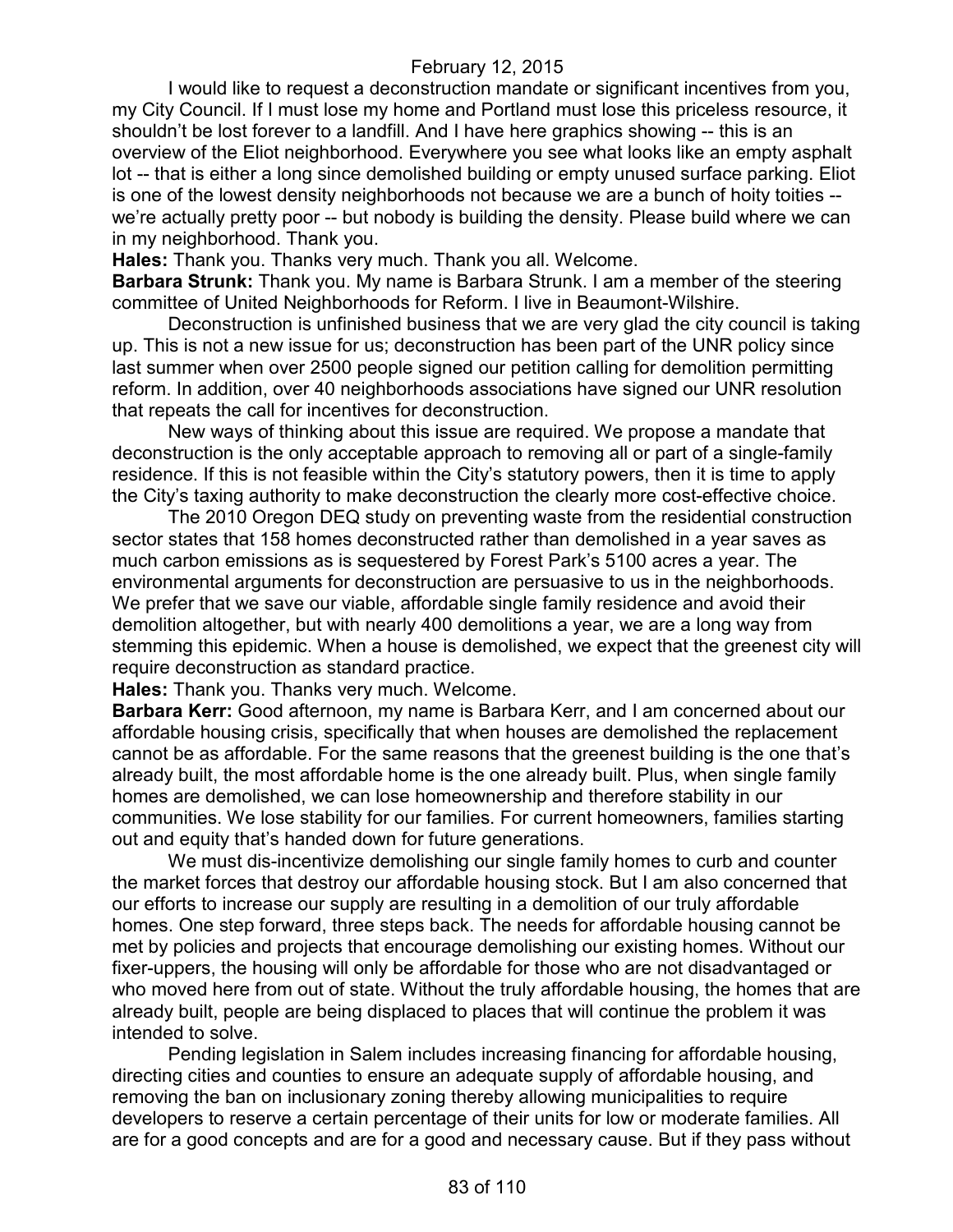I would like to request a deconstruction mandate or significant incentives from you, my City Council. If I must lose my home and Portland must lose this priceless resource, it shouldn't be lost forever to a landfill. And I have here graphics showing -- this is an overview of the Eliot neighborhood. Everywhere you see what looks like an empty asphalt lot -- that is either a long since demolished building or empty unused surface parking. Eliot is one of the lowest density neighborhoods not because we are a bunch of hoity toities -- we're actually pretty poor -- but nobody is building the density. Please build where we can in my neighborhood. Thank you.

**Hales:** Thank you. Thanks very much. Thank you all. Welcome.

**Barbara Strunk:** Thank you. My name is Barbara Strunk. I am a member of the steering committee of United Neighborhoods for Reform. I live in Beaumont-Wilshire.

Deconstruction is unfinished business that we are very glad the city council is taking up. This is not a new issue for us; deconstruction has been part of the UNR policy since last summer when over 2500 people signed our petition calling for demolition permitting reform. In addition, over 40 neighborhoods associations have signed our UNR resolution that repeats the call for incentives for deconstruction.

New ways of thinking about this issue are required. We propose a mandate that deconstruction is the only acceptable approach to removing all or part of a single-family residence. If this is not feasible within the City's statutory powers, then it is time to apply the City's taxing authority to make deconstruction the clearly more cost-effective choice.

The 2010 Oregon DEQ study on preventing waste from the residential construction sector states that 158 homes deconstructed rather than demolished in a year saves as much carbon emissions as is sequestered by Forest Park's 5100 acres a year. The environmental arguments for deconstruction are persuasive to us in the neighborhoods. We prefer that we save our viable, affordable single family residence and avoid their demolition altogether, but with nearly 400 demolitions a year, we are a long way from stemming this epidemic. When a house is demolished, we expect that the greenest city will require deconstruction as standard practice.

**Hales:** Thank you. Thanks very much. Welcome.

**Barbara Kerr:** Good afternoon, my name is Barbara Kerr, and I am concerned about our affordable housing crisis, specifically that when houses are demolished the replacement cannot be as affordable. For the same reasons that the greenest building is the one that's already built, the most affordable home is the one already built. Plus, when single family homes are demolished, we can lose homeownership and therefore stability in our communities. We lose stability for our families. For current homeowners, families starting out and equity that's handed down for future generations.

We must dis-incentivize demolishing our single family homes to curb and counter the market forces that destroy our affordable housing stock. But I am also concerned that our efforts to increase our supply are resulting in a demolition of our truly affordable homes. One step forward, three steps back. The needs for affordable housing cannot be met by policies and projects that encourage demolishing our existing homes. Without our fixer-uppers, the housing will only be affordable for those who are not disadvantaged or who moved here from out of state. Without the truly affordable housing, the homes that are already built, people are being displaced to places that will continue the problem it was intended to solve.

Pending legislation in Salem includes increasing financing for affordable housing, directing cities and counties to ensure an adequate supply of affordable housing, and removing the ban on inclusionary zoning thereby allowing municipalities to require developers to reserve a certain percentage of their units for low or moderate families. All are for a good concepts and are for a good and necessary cause. But if they pass without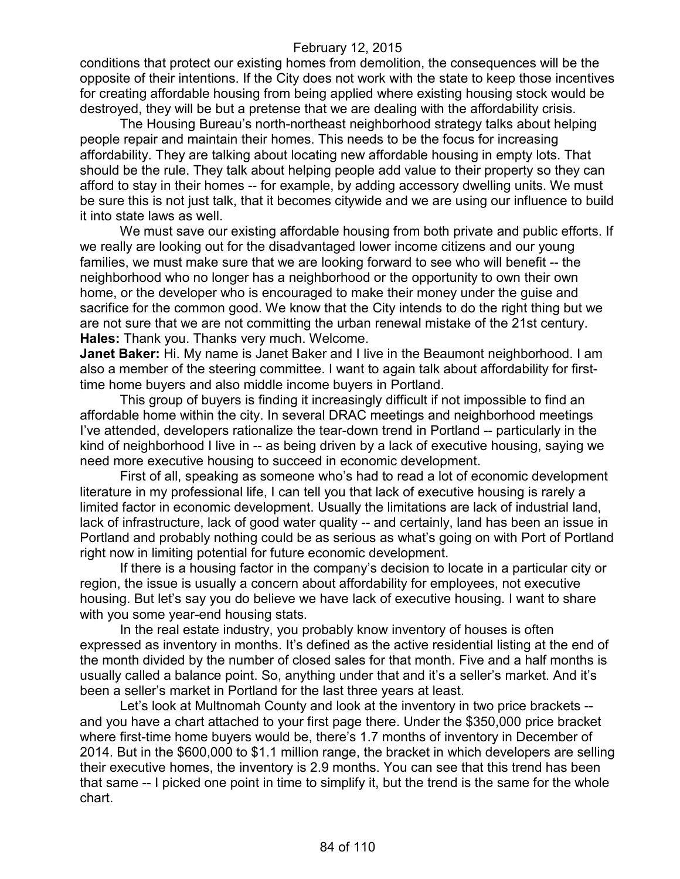conditions that protect our existing homes from demolition, the consequences will be the opposite of their intentions. If the City does not work with the state to keep those incentives for creating affordable housing from being applied where existing housing stock would be destroyed, they will be but a pretense that we are dealing with the affordability crisis.

The Housing Bureau's north-northeast neighborhood strategy talks about helping people repair and maintain their homes. This needs to be the focus for increasing affordability. They are talking about locating new affordable housing in empty lots. That should be the rule. They talk about helping people add value to their property so they can afford to stay in their homes -- for example, by adding accessory dwelling units. We must be sure this is not just talk, that it becomes citywide and we are using our influence to build it into state laws as well.

We must save our existing affordable housing from both private and public efforts. If we really are looking out for the disadvantaged lower income citizens and our young families, we must make sure that we are looking forward to see who will benefit -- the neighborhood who no longer has a neighborhood or the opportunity to own their own home, or the developer who is encouraged to make their money under the guise and sacrifice for the common good. We know that the City intends to do the right thing but we are not sure that we are not committing the urban renewal mistake of the 21st century.

**Hales:** Thank you. Thanks very much. Welcome.

**Janet Baker:** Hi. My name is Janet Baker and I live in the Beaumont neighborhood. I am also a member of the steering committee. I want to again talk about affordability for first-time home buyers and also middle income buyers in Portland.

This group of buyers is finding it increasingly difficult if not impossible to find an affordable home within the city. In several DRAC meetings and neighborhood meetings I've attended, developers rationalize the tear-down trend in Portland -- particularly in the kind of neighborhood I live in -- as being driven by a lack of executive housing, saying we need more executive housing to succeed in economic development.

First of all, speaking as someone who's had to read a lot of economic development literature in my professional life, I can tell you that lack of executive housing is rarely a limited factor in economic development. Usually the limitations are lack of industrial land, lack of infrastructure, lack of good water quality -- and certainly, land has been an issue in Portland and probably nothing could be as serious as what's going on with Port of Portland right now in limiting potential for future economic development.

If there is a housing factor in the company's decision to locate in a particular city or region, the issue is usually a concern about affordability for employees, not executive housing. But let's say you do believe we have lack of executive housing. I want to share with you some year-end housing stats.

In the real estate industry, you probably know inventory of houses is often expressed as inventory in months. It's defined as the active residential listing at the end of the month divided by the number of closed sales for that month. Five and a half months is usually called a balance point. So, anything under that and it's a seller's market. And it's been a seller's market in Portland for the last three years at least.

Let's look at Multnomah County and look at the inventory in two price brackets -- and you have a chart attached to your first page there. Under the $350,000 price bracket where first-time home buyers would be, there's 1.7 months of inventory in December of 2014. But in the $600,000 to $1.1 million range, the bracket in which developers are selling their executive homes, the inventory is 2.9 months. You can see that this trend has been that same -- I picked one point in time to simplify it, but the trend is the same for the whole chart.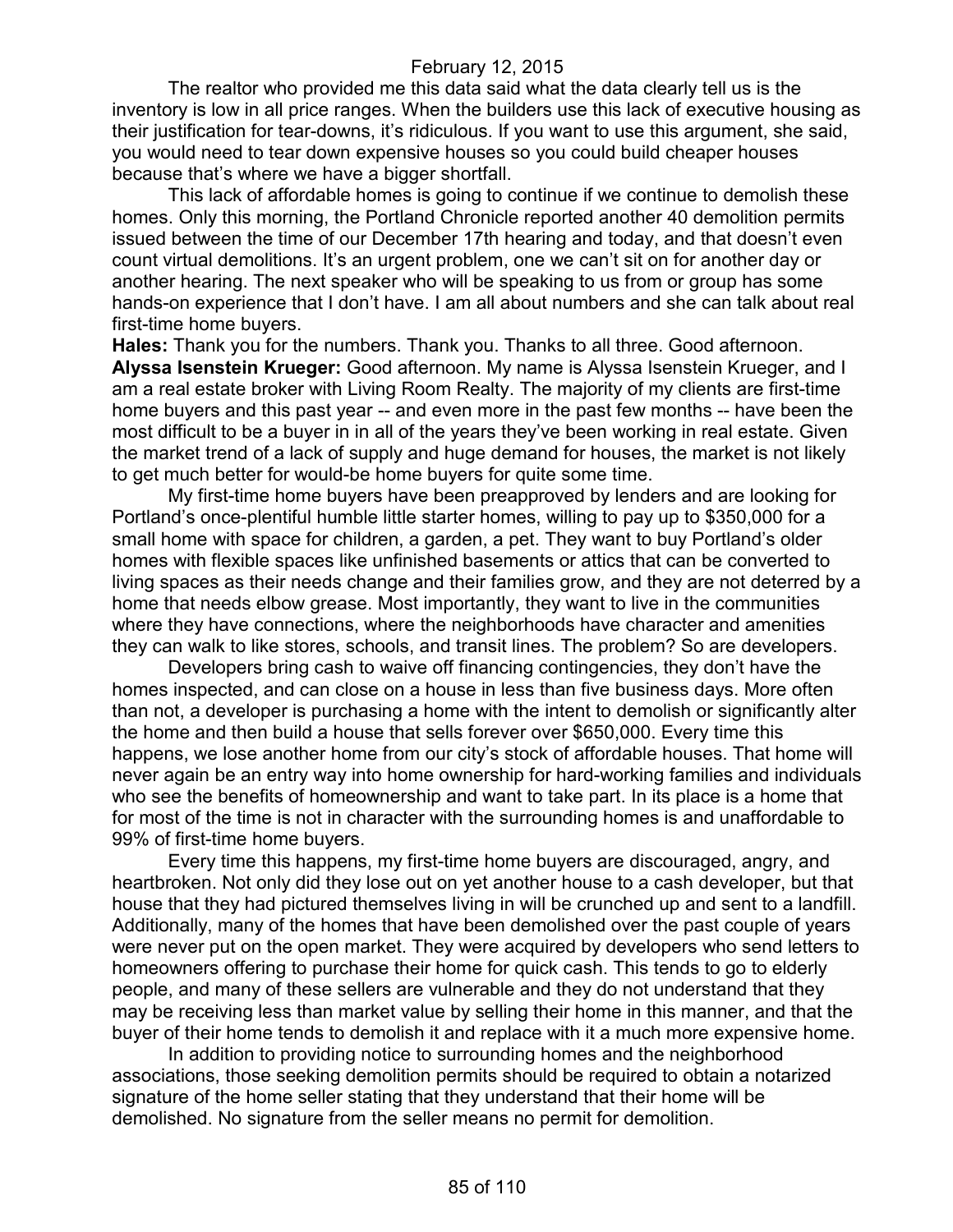The realtor who provided me this data said what the data clearly tell us is the inventory is low in all price ranges. When the builders use this lack of executive housing as their justification for tear-downs, it's ridiculous. If you want to use this argument, she said, you would need to tear down expensive houses so you could build cheaper houses because that's where we have a bigger shortfall.

This lack of affordable homes is going to continue if we continue to demolish these homes. Only this morning, the Portland Chronicle reported another 40 demolition permits issued between the time of our December 17th hearing and today, and that doesn't even count virtual demolitions. It's an urgent problem, one we can't sit on for another day or another hearing. The next speaker who will be speaking to us from or group has some hands-on experience that I don't have. I am all about numbers and she can talk about real first-time home buyers.

**Hales:** Thank you for the numbers. Thank you. Thanks to all three. Good afternoon.

**Alyssa Isenstein Krueger:** Good afternoon. My name is Alyssa Isenstein Krueger, and I am a real estate broker with Living Room Realty. The majority of my clients are first-time home buyers and this past year -- and even more in the past few months -- have been the most difficult to be a buyer in in all of the years they've been working in real estate. Given the market trend of a lack of supply and huge demand for houses, the market is not likely to get much better for would-be home buyers for quite some time.

My first-time home buyers have been preapproved by lenders and are looking for Portland's once-plentiful humble little starter homes, willing to pay up to $350,000 for a small home with space for children, a garden, a pet. They want to buy Portland's older homes with flexible spaces like unfinished basements or attics that can be converted to living spaces as their needs change and their families grow, and they are not deterred by a home that needs elbow grease. Most importantly, they want to live in the communities where they have connections, where the neighborhoods have character and amenities they can walk to like stores, schools, and transit lines. The problem? So are developers.

Developers bring cash to waive off financing contingencies, they don't have the homes inspected, and can close on a house in less than five business days. More often than not, a developer is purchasing a home with the intent to demolish or significantly alter the home and then build a house that sells forever over $650,000. Every time this happens, we lose another home from our city's stock of affordable houses. That home will never again be an entry way into home ownership for hard-working families and individuals who see the benefits of homeownership and want to take part. In its place is a home that for most of the time is not in character with the surrounding homes is and unaffordable to 99% of first-time home buyers.

Every time this happens, my first-time home buyers are discouraged, angry, and heartbroken. Not only did they lose out on yet another house to a cash developer, but that house that they had pictured themselves living in will be crunched up and sent to a landfill. Additionally, many of the homes that have been demolished over the past couple of years were never put on the open market. They were acquired by developers who send letters to homeowners offering to purchase their home for quick cash. This tends to go to elderly people, and many of these sellers are vulnerable and they do not understand that they may be receiving less than market value by selling their home in this manner, and that the buyer of their home tends to demolish it and replace with it a much more expensive home.

In addition to providing notice to surrounding homes and the neighborhood associations, those seeking demolition permits should be required to obtain a notarized signature of the home seller stating that they understand that their home will be demolished. No signature from the seller means no permit for demolition.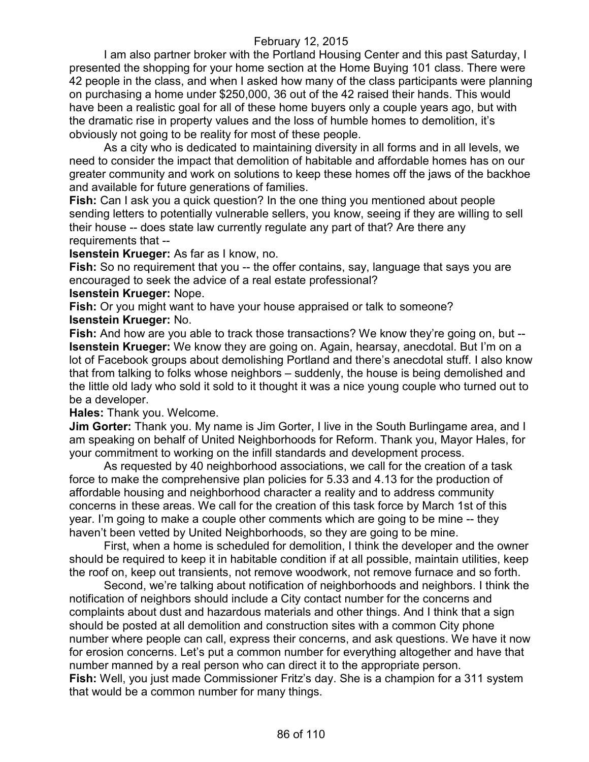I am also partner broker with the Portland Housing Center and this past Saturday, I presented the shopping for your home section at the Home Buying 101 class. There were 42 people in the class, and when I asked how many of the class participants were planning on purchasing a home under $250,000, 36 out of the 42 raised their hands. This would have been a realistic goal for all of these home buyers only a couple years ago, but with the dramatic rise in property values and the loss of humble homes to demolition, it's obviously not going to be reality for most of these people.

As a city who is dedicated to maintaining diversity in all forms and in all levels, we need to consider the impact that demolition of habitable and affordable homes has on our greater community and work on solutions to keep these homes off the jaws of the backhoe and available for future generations of families.

**Fish:** Can I ask you a quick question? In the one thing you mentioned about people sending letters to potentially vulnerable sellers, you know, seeing if they are willing to sell their house -- does state law currently regulate any part of that? Are there any requirements that --

**Isenstein Krueger:** As far as I know, no.

**Fish:** So no requirement that you -- the offer contains, say, language that says you are encouraged to seek the advice of a real estate professional?

**Isenstein Krueger:** Nope.

**Fish:** Or you might want to have your house appraised or talk to someone?

**Isenstein Krueger:** No.

**Fish:** And how are you able to track those transactions? We know they're going on, but --

**Isenstein Krueger:** We know they are going on. Again, hearsay, anecdotal. But I'm on a lot of Facebook groups about demolishing Portland and there's anecdotal stuff. I also know that from talking to folks whose neighbors – suddenly, the house is being demolished and the little old lady who sold it sold to it thought it was a nice young couple who turned out to be a developer.

**Hales:** Thank you. Welcome.

**Jim Gorter:** Thank you. My name is Jim Gorter, I live in the South Burlingame area, and I am speaking on behalf of United Neighborhoods for Reform. Thank you, Mayor Hales, for your commitment to working on the infill standards and development process.

As requested by 40 neighborhood associations, we call for the creation of a task force to make the comprehensive plan policies for 5.33 and 4.13 for the production of affordable housing and neighborhood character a reality and to address community concerns in these areas. We call for the creation of this task force by March 1st of this year. I'm going to make a couple other comments which are going to be mine -- they haven't been vetted by United Neighborhoods, so they are going to be mine.

First, when a home is scheduled for demolition, I think the developer and the owner should be required to keep it in habitable condition if at all possible, maintain utilities, keep the roof on, keep out transients, not remove woodwork, not remove furnace and so forth.

Second, we're talking about notification of neighborhoods and neighbors. I think the notification of neighbors should include a City contact number for the concerns and complaints about dust and hazardous materials and other things. And I think that a sign should be posted at all demolition and construction sites with a common City phone number where people can call, express their concerns, and ask questions. We have it now for erosion concerns. Let's put a common number for everything altogether and have that number manned by a real person who can direct it to the appropriate person.

**Fish:** Well, you just made Commissioner Fritz's day. She is a champion for a 311 system that would be a common number for many things.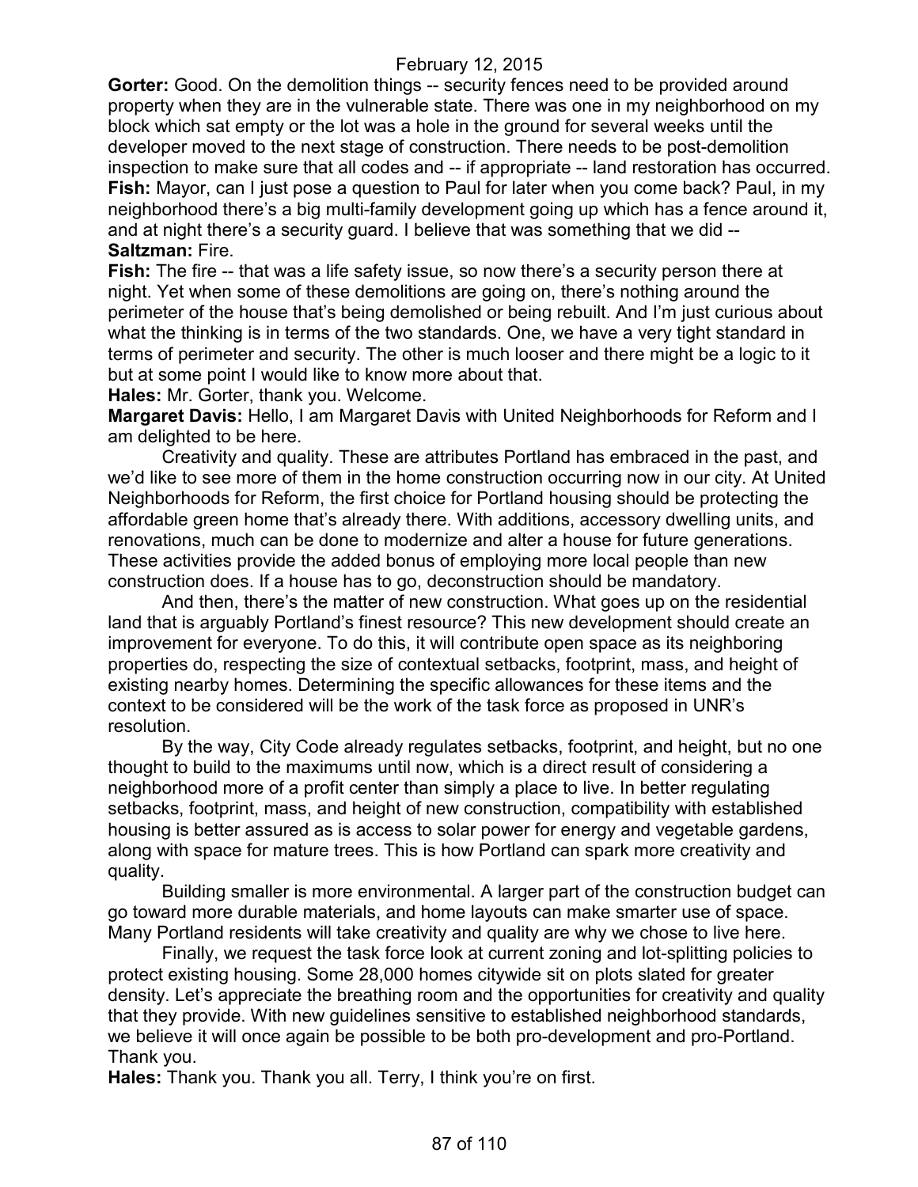**Gorter:** Good. On the demolition things -- security fences need to be provided around property when they are in the vulnerable state. There was one in my neighborhood on my block which sat empty or the lot was a hole in the ground for several weeks until the developer moved to the next stage of construction. There needs to be post-demolition inspection to make sure that all codes and -- if appropriate -- land restoration has occurred.

**Fish:** Mayor, can I just pose a question to Paul for later when you come back? Paul, in my neighborhood there's a big multi-family development going up which has a fence around it, and at night there's a security guard. I believe that was something that we did --

**Saltzman:** Fire.

**Fish:** The fire -- that was a life safety issue, so now there's a security person there at night. Yet when some of these demolitions are going on, there's nothing around the perimeter of the house that's being demolished or being rebuilt. And I'm just curious about what the thinking is in terms of the two standards. One, we have a very tight standard in terms of perimeter and security. The other is much looser and there might be a logic to it but at some point I would like to know more about that.

**Hales:** Mr. Gorter, thank you. Welcome.

**Margaret Davis:** Hello, I am Margaret Davis with United Neighborhoods for Reform and I am delighted to be here.

Creativity and quality. These are attributes Portland has embraced in the past, and we'd like to see more of them in the home construction occurring now in our city. At United Neighborhoods for Reform, the first choice for Portland housing should be protecting the affordable green home that's already there. With additions, accessory dwelling units, and renovations, much can be done to modernize and alter a house for future generations. These activities provide the added bonus of employing more local people than new construction does. If a house has to go, deconstruction should be mandatory.

And then, there's the matter of new construction. What goes up on the residential land that is arguably Portland's finest resource? This new development should create an improvement for everyone. To do this, it will contribute open space as its neighboring properties do, respecting the size of contextual setbacks, footprint, mass, and height of existing nearby homes. Determining the specific allowances for these items and the context to be considered will be the work of the task force as proposed in UNR's resolution.

By the way, City Code already regulates setbacks, footprint, and height, but no one thought to build to the maximums until now, which is a direct result of considering a neighborhood more of a profit center than simply a place to live. In better regulating setbacks, footprint, mass, and height of new construction, compatibility with established housing is better assured as is access to solar power for energy and vegetable gardens, along with space for mature trees. This is how Portland can spark more creativity and quality.

Building smaller is more environmental. A larger part of the construction budget can go toward more durable materials, and home layouts can make smarter use of space. Many Portland residents will take creativity and quality are why we chose to live here.

Finally, we request the task force look at current zoning and lot-splitting policies to protect existing housing. Some 28,000 homes citywide sit on plots slated for greater density. Let's appreciate the breathing room and the opportunities for creativity and quality that they provide. With new guidelines sensitive to established neighborhood standards, we believe it will once again be possible to be both pro-development and pro-Portland. Thank you.

**Hales:** Thank you. Thank you all. Terry, I think you're on first.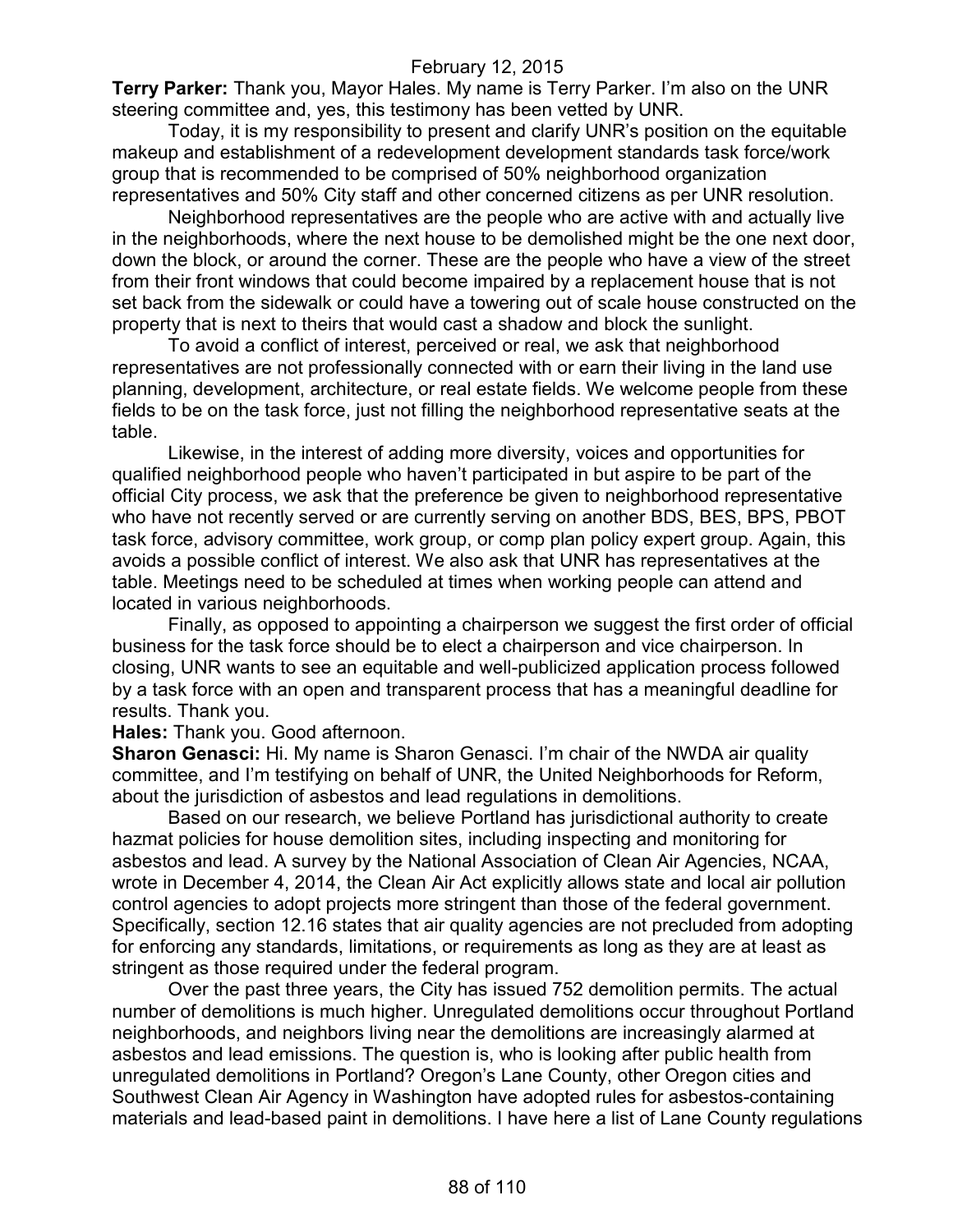**Terry Parker:** Thank you, Mayor Hales. My name is Terry Parker. I'm also on the UNR steering committee and, yes, this testimony has been vetted by UNR.

Today, it is my responsibility to present and clarify UNR's position on the equitable makeup and establishment of a redevelopment development standards task force/work group that is recommended to be comprised of 50% neighborhood organization representatives and 50% City staff and other concerned citizens as per UNR resolution.

Neighborhood representatives are the people who are active with and actually live in the neighborhoods, where the next house to be demolished might be the one next door, down the block, or around the corner. These are the people who have a view of the street from their front windows that could become impaired by a replacement house that is not set back from the sidewalk or could have a towering out of scale house constructed on the property that is next to theirs that would cast a shadow and block the sunlight.

To avoid a conflict of interest, perceived or real, we ask that neighborhood representatives are not professionally connected with or earn their living in the land use planning, development, architecture, or real estate fields. We welcome people from these fields to be on the task force, just not filling the neighborhood representative seats at the table.

Likewise, in the interest of adding more diversity, voices and opportunities for qualified neighborhood people who haven't participated in but aspire to be part of the official City process, we ask that the preference be given to neighborhood representative who have not recently served or are currently serving on another BDS, BES, BPS, PBOT task force, advisory committee, work group, or comp plan policy expert group. Again, this avoids a possible conflict of interest. We also ask that UNR has representatives at the table. Meetings need to be scheduled at times when working people can attend and located in various neighborhoods.

Finally, as opposed to appointing a chairperson we suggest the first order of official business for the task force should be to elect a chairperson and vice chairperson. In closing, UNR wants to see an equitable and well-publicized application process followed by a task force with an open and transparent process that has a meaningful deadline for results. Thank you.

**Hales:** Thank you. Good afternoon.

**Sharon Genasci:** Hi. My name is Sharon Genasci. I'm chair of the NWDA air quality committee, and I'm testifying on behalf of UNR, the United Neighborhoods for Reform, about the jurisdiction of asbestos and lead regulations in demolitions.

Based on our research, we believe Portland has jurisdictional authority to create hazmat policies for house demolition sites, including inspecting and monitoring for asbestos and lead. A survey by the National Association of Clean Air Agencies, NCAA, wrote in December 4, 2014, the Clean Air Act explicitly allows state and local air pollution control agencies to adopt projects more stringent than those of the federal government. Specifically, section 12.16 states that air quality agencies are not precluded from adopting for enforcing any standards, limitations, or requirements as long as they are at least as stringent as those required under the federal program.

Over the past three years, the City has issued 752 demolition permits. The actual number of demolitions is much higher. Unregulated demolitions occur throughout Portland neighborhoods, and neighbors living near the demolitions are increasingly alarmed at asbestos and lead emissions. The question is, who is looking after public health from unregulated demolitions in Portland? Oregon's Lane County, other Oregon cities and Southwest Clean Air Agency in Washington have adopted rules for asbestos-containing materials and lead-based paint in demolitions. I have here a list of Lane County regulations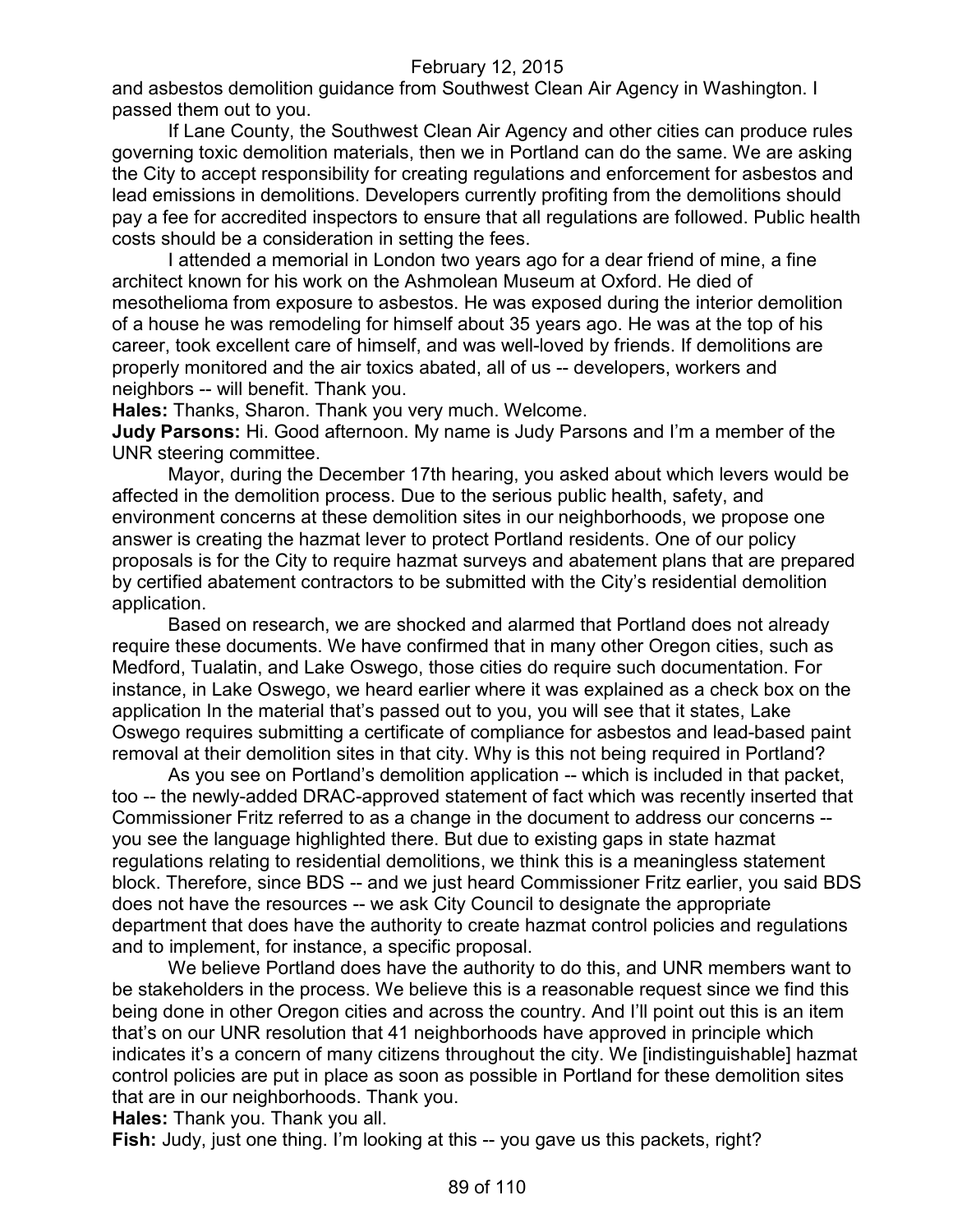and asbestos demolition guidance from Southwest Clean Air Agency in Washington. I passed them out to you.

If Lane County, the Southwest Clean Air Agency and other cities can produce rules governing toxic demolition materials, then we in Portland can do the same. We are asking the City to accept responsibility for creating regulations and enforcement for asbestos and lead emissions in demolitions. Developers currently profiting from the demolitions should pay a fee for accredited inspectors to ensure that all regulations are followed. Public health costs should be a consideration in setting the fees.

I attended a memorial in London two years ago for a dear friend of mine, a fine architect known for his work on the Ashmolean Museum at Oxford. He died of mesothelioma from exposure to asbestos. He was exposed during the interior demolition of a house he was remodeling for himself about 35 years ago. He was at the top of his career, took excellent care of himself, and was well-loved by friends. If demolitions are properly monitored and the air toxics abated, all of us -- developers, workers and neighbors -- will benefit. Thank you.

**Hales:** Thanks, Sharon. Thank you very much. Welcome.

**Judy Parsons:** Hi. Good afternoon. My name is Judy Parsons and I'm a member of the UNR steering committee.

Mayor, during the December 17th hearing, you asked about which levers would be affected in the demolition process. Due to the serious public health, safety, and environment concerns at these demolition sites in our neighborhoods, we propose one answer is creating the hazmat lever to protect Portland residents. One of our policy proposals is for the City to require hazmat surveys and abatement plans that are prepared by certified abatement contractors to be submitted with the City's residential demolition application.

Based on research, we are shocked and alarmed that Portland does not already require these documents. We have confirmed that in many other Oregon cities, such as Medford, Tualatin, and Lake Oswego, those cities do require such documentation. For instance, in Lake Oswego, we heard earlier where it was explained as a check box on the application In the material that's passed out to you, you will see that it states, Lake Oswego requires submitting a certificate of compliance for asbestos and lead-based paint removal at their demolition sites in that city. Why is this not being required in Portland?

As you see on Portland's demolition application -- which is included in that packet, too -- the newly-added DRAC-approved statement of fact which was recently inserted that Commissioner Fritz referred to as a change in the document to address our concerns -- you see the language highlighted there. But due to existing gaps in state hazmat regulations relating to residential demolitions, we think this is a meaningless statement block. Therefore, since BDS -- and we just heard Commissioner Fritz earlier, you said BDS does not have the resources -- we ask City Council to designate the appropriate department that does have the authority to create hazmat control policies and regulations and to implement, for instance, a specific proposal.

We believe Portland does have the authority to do this, and UNR members want to be stakeholders in the process. We believe this is a reasonable request since we find this being done in other Oregon cities and across the country. And I'll point out this is an item that's on our UNR resolution that 41 neighborhoods have approved in principle which indicates it's a concern of many citizens throughout the city. We [indistinguishable] hazmat control policies are put in place as soon as possible in Portland for these demolition sites that are in our neighborhoods. Thank you.

**Hales:** Thank you. Thank you all.

**Fish:** Judy, just one thing. I'm looking at this -- you gave us this packets, right?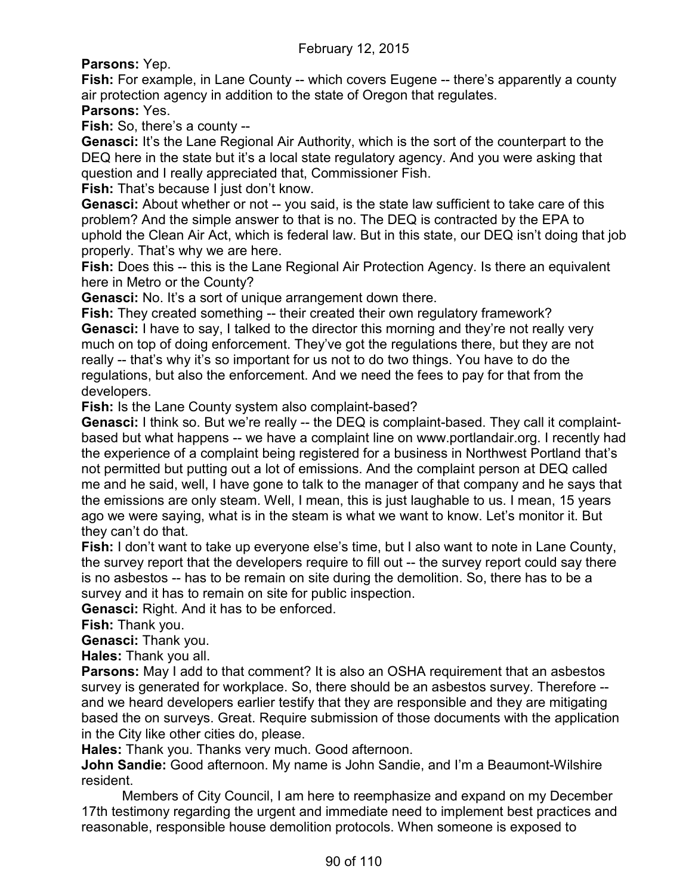**Parsons:** Yep.

**Fish:** For example, in Lane County -- which covers Eugene -- there's apparently a county air protection agency in addition to the state of Oregon that regulates.

**Parsons:** Yes.

**Fish:** So, there's a county --

**Genasci:** It's the Lane Regional Air Authority, which is the sort of the counterpart to the DEQ here in the state but it's a local state regulatory agency. And you were asking that question and I really appreciated that, Commissioner Fish.

**Fish:** That's because I just don't know.

**Genasci:** About whether or not -- you said, is the state law sufficient to take care of this problem? And the simple answer to that is no. The DEQ is contracted by the EPA to uphold the Clean Air Act, which is federal law. But in this state, our DEQ isn't doing that job properly. That's why we are here.

**Fish:** Does this -- this is the Lane Regional Air Protection Agency. Is there an equivalent here in Metro or the County?

**Genasci:** No. It's a sort of unique arrangement down there.

**Fish:** They created something -- their created their own regulatory framework?

**Genasci:** I have to say, I talked to the director this morning and they're not really very much on top of doing enforcement. They've got the regulations there, but they are not really -- that's why it's so important for us not to do two things. You have to do the regulations, but also the enforcement. And we need the fees to pay for that from the developers.

**Fish:** Is the Lane County system also complaint-based?

**Genasci:** I think so. But we're really -- the DEQ is complaint-based. They call it complaint-based but what happens -- we have a complaint line on www.portlandair.org. I recently had the experience of a complaint being registered for a business in Northwest Portland that's not permitted but putting out a lot of emissions. And the complaint person at DEQ called me and he said, well, I have gone to talk to the manager of that company and he says that the emissions are only steam. Well, I mean, this is just laughable to us. I mean, 15 years ago we were saying, what is in the steam is what we want to know. Let's monitor it. But they can't do that.

**Fish:** I don't want to take up everyone else's time, but I also want to note in Lane County, the survey report that the developers require to fill out -- the survey report could say there is no asbestos -- has to be remain on site during the demolition. So, there has to be a survey and it has to remain on site for public inspection.

**Genasci:** Right. And it has to be enforced.

**Fish:** Thank you.

**Genasci:** Thank you.

**Hales:** Thank you all.

**Parsons:** May I add to that comment? It is also an OSHA requirement that an asbestos survey is generated for workplace. So, there should be an asbestos survey. Therefore -- and we heard developers earlier testify that they are responsible and they are mitigating based the on surveys. Great. Require submission of those documents with the application in the City like other cities do, please.

**Hales:** Thank you. Thanks very much. Good afternoon.

**John Sandie:** Good afternoon. My name is John Sandie, and I'm a Beaumont-Wilshire resident.

Members of City Council, I am here to reemphasize and expand on my December 17th testimony regarding the urgent and immediate need to implement best practices and reasonable, responsible house demolition protocols. When someone is exposed to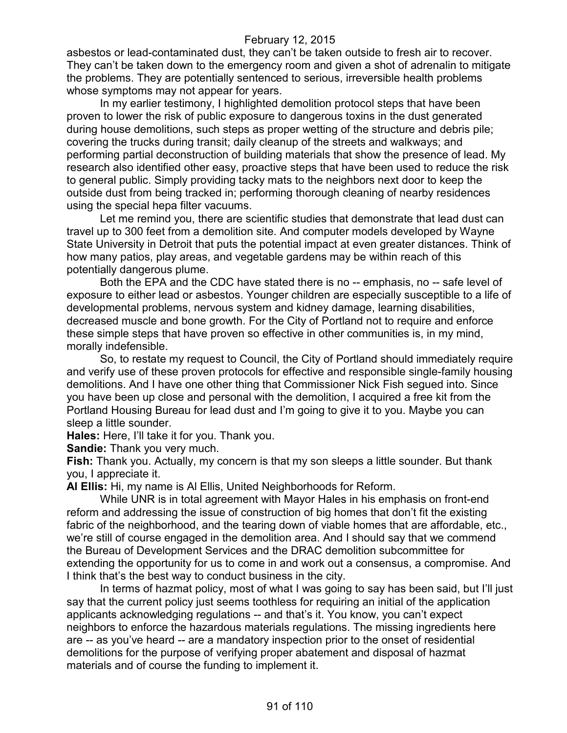asbestos or lead-contaminated dust, they can't be taken outside to fresh air to recover. They can't be taken down to the emergency room and given a shot of adrenalin to mitigate the problems. They are potentially sentenced to serious, irreversible health problems whose symptoms may not appear for years.

In my earlier testimony, I highlighted demolition protocol steps that have been proven to lower the risk of public exposure to dangerous toxins in the dust generated during house demolitions, such steps as proper wetting of the structure and debris pile; covering the trucks during transit; daily cleanup of the streets and walkways; and performing partial deconstruction of building materials that show the presence of lead. My research also identified other easy, proactive steps that have been used to reduce the risk to general public. Simply providing tacky mats to the neighbors next door to keep the outside dust from being tracked in; performing thorough cleaning of nearby residences using the special hepa filter vacuums.

Let me remind you, there are scientific studies that demonstrate that lead dust can travel up to 300 feet from a demolition site. And computer models developed by Wayne State University in Detroit that puts the potential impact at even greater distances. Think of how many patios, play areas, and vegetable gardens may be within reach of this potentially dangerous plume.

Both the EPA and the CDC have stated there is no -- emphasis, no -- safe level of exposure to either lead or asbestos. Younger children are especially susceptible to a life of developmental problems, nervous system and kidney damage, learning disabilities, decreased muscle and bone growth. For the City of Portland not to require and enforce these simple steps that have proven so effective in other communities is, in my mind, morally indefensible.

So, to restate my request to Council, the City of Portland should immediately require and verify use of these proven protocols for effective and responsible single-family housing demolitions. And I have one other thing that Commissioner Nick Fish segued into. Since you have been up close and personal with the demolition, I acquired a free kit from the Portland Housing Bureau for lead dust and I'm going to give it to you. Maybe you can sleep a little sounder.

**Hales:** Here, I'll take it for you. Thank you.

**Sandie:** Thank you very much.

**Fish:** Thank you. Actually, my concern is that my son sleeps a little sounder. But thank you, I appreciate it.

**Al Ellis:** Hi, my name is Al Ellis, United Neighborhoods for Reform.

While UNR is in total agreement with Mayor Hales in his emphasis on front-end reform and addressing the issue of construction of big homes that don't fit the existing fabric of the neighborhood, and the tearing down of viable homes that are affordable, etc., we're still of course engaged in the demolition area. And I should say that we commend the Bureau of Development Services and the DRAC demolition subcommittee for extending the opportunity for us to come in and work out a consensus, a compromise. And I think that's the best way to conduct business in the city.

In terms of hazmat policy, most of what I was going to say has been said, but I'll just say that the current policy just seems toothless for requiring an initial of the application applicants acknowledging regulations -- and that's it. You know, you can't expect neighbors to enforce the hazardous materials regulations. The missing ingredients here are -- as you've heard -- are a mandatory inspection prior to the onset of residential demolitions for the purpose of verifying proper abatement and disposal of hazmat materials and of course the funding to implement it.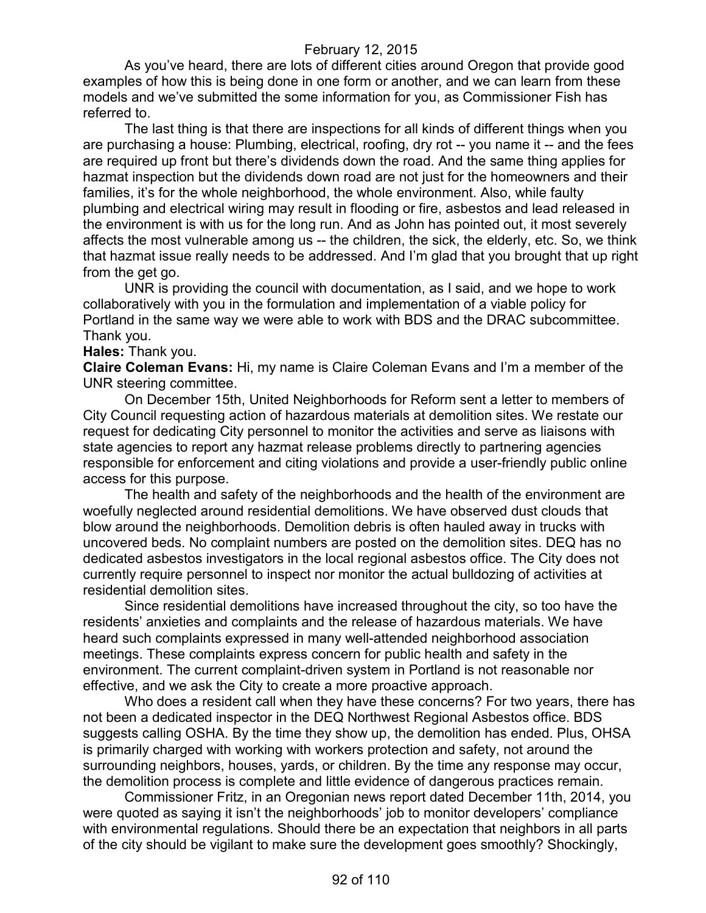As you've heard, there are lots of different cities around Oregon that provide good examples of how this is being done in one form or another, and we can learn from these models and we've submitted the some information for you, as Commissioner Fish has referred to.

The last thing is that there are inspections for all kinds of different things when you are purchasing a house: Plumbing, electrical, roofing, dry rot -- you name it -- and the fees are required up front but there's dividends down the road. And the same thing applies for hazmat inspection but the dividends down road are not just for the homeowners and their families, it's for the whole neighborhood, the whole environment. Also, while faulty plumbing and electrical wiring may result in flooding or fire, asbestos and lead released in the environment is with us for the long run. And as John has pointed out, it most severely affects the most vulnerable among us -- the children, the sick, the elderly, etc. So, we think that hazmat issue really needs to be addressed. And I'm glad that you brought that up right from the get go.

UNR is providing the council with documentation, as I said, and we hope to work collaboratively with you in the formulation and implementation of a viable policy for Portland in the same way we were able to work with BDS and the DRAC subcommittee. Thank you.

**Hales:** Thank you.

**Claire Coleman Evans:** Hi, my name is Claire Coleman Evans and I'm a member of the UNR steering committee.

On December 15th, United Neighborhoods for Reform sent a letter to members of City Council requesting action of hazardous materials at demolition sites. We restate our request for dedicating City personnel to monitor the activities and serve as liaisons with state agencies to report any hazmat release problems directly to partnering agencies responsible for enforcement and citing violations and provide a user-friendly public online access for this purpose.

The health and safety of the neighborhoods and the health of the environment are woefully neglected around residential demolitions. We have observed dust clouds that blow around the neighborhoods. Demolition debris is often hauled away in trucks with uncovered beds. No complaint numbers are posted on the demolition sites. DEQ has no dedicated asbestos investigators in the local regional asbestos office. The City does not currently require personnel to inspect nor monitor the actual bulldozing of activities at residential demolition sites.

Since residential demolitions have increased throughout the city, so too have the residents' anxieties and complaints and the release of hazardous materials. We have heard such complaints expressed in many well-attended neighborhood association meetings. These complaints express concern for public health and safety in the environment. The current complaint-driven system in Portland is not reasonable nor effective, and we ask the City to create a more proactive approach.

Who does a resident call when they have these concerns? For two years, there has not been a dedicated inspector in the DEQ Northwest Regional Asbestos office. BDS suggests calling OSHA. By the time they show up, the demolition has ended. Plus, OHSA is primarily charged with working with workers protection and safety, not around the surrounding neighbors, houses, yards, or children. By the time any response may occur, the demolition process is complete and little evidence of dangerous practices remain.

Commissioner Fritz, in an Oregonian news report dated December 11th, 2014, you were quoted as saying it isn't the neighborhoods' job to monitor developers' compliance with environmental regulations. Should there be an expectation that neighbors in all parts of the city should be vigilant to make sure the development goes smoothly? Shockingly,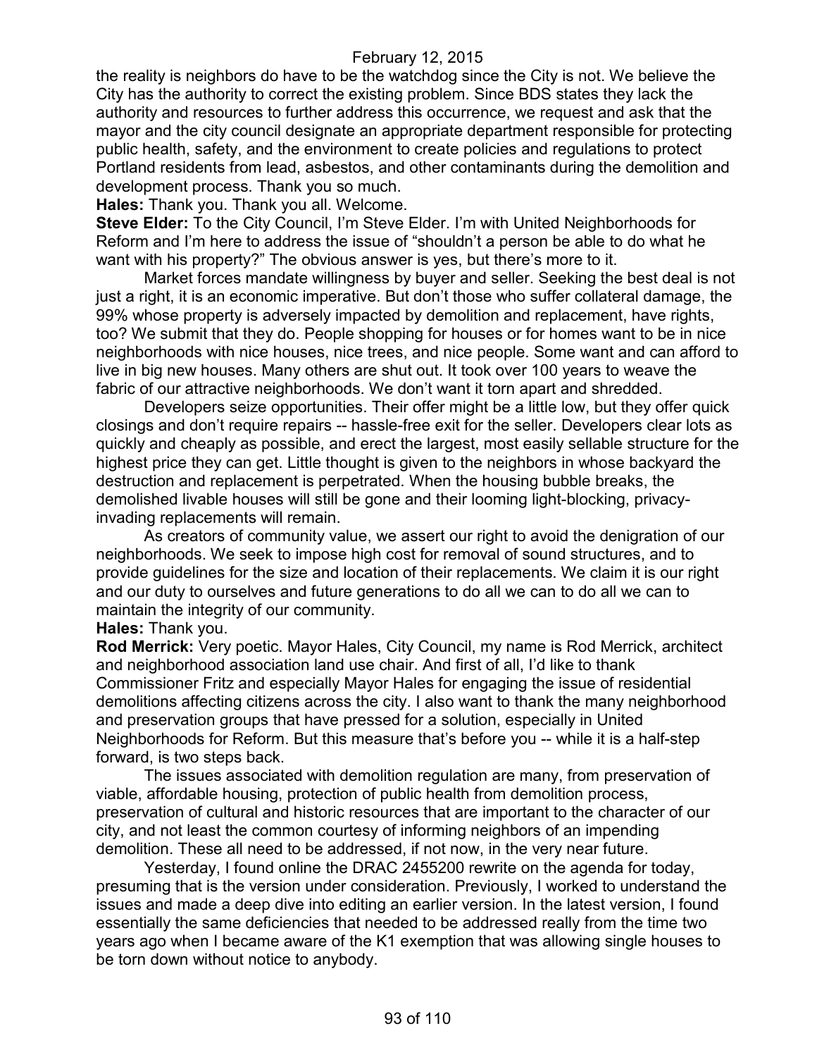the reality is neighbors do have to be the watchdog since the City is not. We believe the City has the authority to correct the existing problem. Since BDS states they lack the authority and resources to further address this occurrence, we request and ask that the mayor and the city council designate an appropriate department responsible for protecting public health, safety, and the environment to create policies and regulations to protect Portland residents from lead, asbestos, and other contaminants during the demolition and development process. Thank you so much.

**Hales:** Thank you. Thank you all. Welcome.

**Steve Elder:** To the City Council, I'm Steve Elder. I'm with United Neighborhoods for Reform and I'm here to address the issue of "shouldn't a person be able to do what he want with his property?" The obvious answer is yes, but there's more to it.

Market forces mandate willingness by buyer and seller. Seeking the best deal is not just a right, it is an economic imperative. But don't those who suffer collateral damage, the 99% whose property is adversely impacted by demolition and replacement, have rights, too? We submit that they do. People shopping for houses or for homes want to be in nice neighborhoods with nice houses, nice trees, and nice people. Some want and can afford to live in big new houses. Many others are shut out. It took over 100 years to weave the fabric of our attractive neighborhoods. We don't want it torn apart and shredded.

Developers seize opportunities. Their offer might be a little low, but they offer quick closings and don't require repairs -- hassle-free exit for the seller. Developers clear lots as quickly and cheaply as possible, and erect the largest, most easily sellable structure for the highest price they can get. Little thought is given to the neighbors in whose backyard the destruction and replacement is perpetrated. When the housing bubble breaks, the demolished livable houses will still be gone and their looming light-blocking, privacy-invading replacements will remain.

As creators of community value, we assert our right to avoid the denigration of our neighborhoods. We seek to impose high cost for removal of sound structures, and to provide guidelines for the size and location of their replacements. We claim it is our right and our duty to ourselves and future generations to do all we can to do all we can to maintain the integrity of our community.

**Hales:** Thank you.

**Rod Merrick:** Very poetic. Mayor Hales, City Council, my name is Rod Merrick, architect and neighborhood association land use chair. And first of all, I'd like to thank Commissioner Fritz and especially Mayor Hales for engaging the issue of residential demolitions affecting citizens across the city. I also want to thank the many neighborhood and preservation groups that have pressed for a solution, especially in United Neighborhoods for Reform. But this measure that's before you -- while it is a half-step forward, is two steps back.

The issues associated with demolition regulation are many, from preservation of viable, affordable housing, protection of public health from demolition process, preservation of cultural and historic resources that are important to the character of our city, and not least the common courtesy of informing neighbors of an impending demolition. These all need to be addressed, if not now, in the very near future.

Yesterday, I found online the DRAC 2455200 rewrite on the agenda for today, presuming that is the version under consideration. Previously, I worked to understand the issues and made a deep dive into editing an earlier version. In the latest version, I found essentially the same deficiencies that needed to be addressed really from the time two years ago when I became aware of the K1 exemption that was allowing single houses to be torn down without notice to anybody.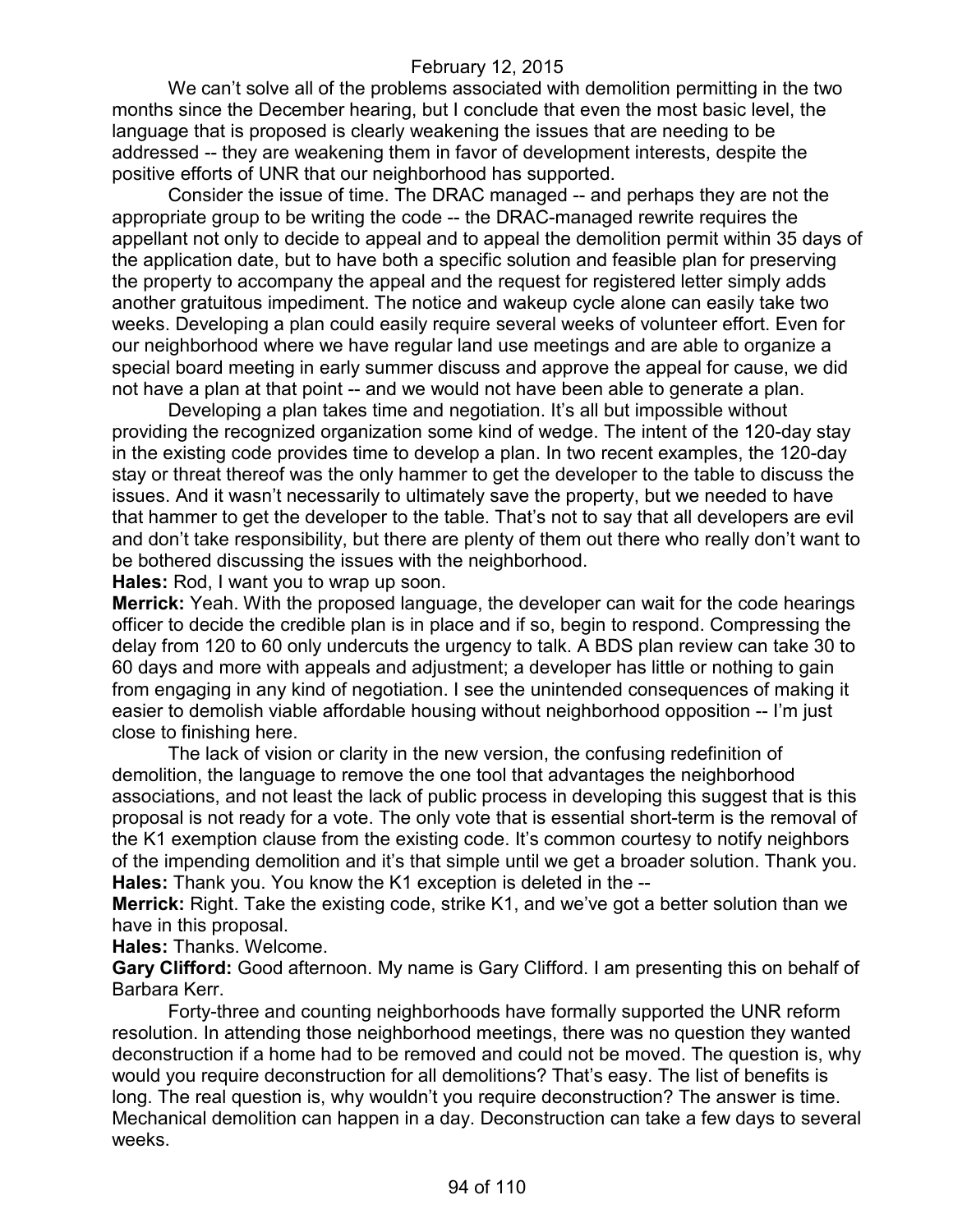We can't solve all of the problems associated with demolition permitting in the two months since the December hearing, but I conclude that even the most basic level, the language that is proposed is clearly weakening the issues that are needing to be addressed -- they are weakening them in favor of development interests, despite the positive efforts of UNR that our neighborhood has supported.

Consider the issue of time. The DRAC managed -- and perhaps they are not the appropriate group to be writing the code -- the DRAC-managed rewrite requires the appellant not only to decide to appeal and to appeal the demolition permit within 35 days of the application date, but to have both a specific solution and feasible plan for preserving the property to accompany the appeal and the request for registered letter simply adds another gratuitous impediment. The notice and wakeup cycle alone can easily take two weeks. Developing a plan could easily require several weeks of volunteer effort. Even for our neighborhood where we have regular land use meetings and are able to organize a special board meeting in early summer discuss and approve the appeal for cause, we did not have a plan at that point -- and we would not have been able to generate a plan.

Developing a plan takes time and negotiation. It's all but impossible without providing the recognized organization some kind of wedge. The intent of the 120-day stay in the existing code provides time to develop a plan. In two recent examples, the 120-day stay or threat thereof was the only hammer to get the developer to the table to discuss the issues. And it wasn't necessarily to ultimately save the property, but we needed to have that hammer to get the developer to the table. That's not to say that all developers are evil and don't take responsibility, but there are plenty of them out there who really don't want to be bothered discussing the issues with the neighborhood.

**Hales:** Rod, I want you to wrap up soon.

**Merrick:** Yeah. With the proposed language, the developer can wait for the code hearings officer to decide the credible plan is in place and if so, begin to respond. Compressing the delay from 120 to 60 only undercuts the urgency to talk. A BDS plan review can take 30 to 60 days and more with appeals and adjustment; a developer has little or nothing to gain from engaging in any kind of negotiation. I see the unintended consequences of making it easier to demolish viable affordable housing without neighborhood opposition -- I'm just close to finishing here.

The lack of vision or clarity in the new version, the confusing redefinition of demolition, the language to remove the one tool that advantages the neighborhood associations, and not least the lack of public process in developing this suggest that is this proposal is not ready for a vote. The only vote that is essential short-term is the removal of the K1 exemption clause from the existing code. It's common courtesy to notify neighbors of the impending demolition and it's that simple until we get a broader solution. Thank you.

**Hales:** Thank you. You know the K1 exception is deleted in the --

**Merrick:** Right. Take the existing code, strike K1, and we've got a better solution than we have in this proposal.

**Hales:** Thanks. Welcome.

**Gary Clifford:** Good afternoon. My name is Gary Clifford. I am presenting this on behalf of Barbara Kerr.

Forty-three and counting neighborhoods have formally supported the UNR reform resolution. In attending those neighborhood meetings, there was no question they wanted deconstruction if a home had to be removed and could not be moved. The question is, why would you require deconstruction for all demolitions? That's easy. The list of benefits is long. The real question is, why wouldn't you require deconstruction? The answer is time. Mechanical demolition can happen in a day. Deconstruction can take a few days to several weeks.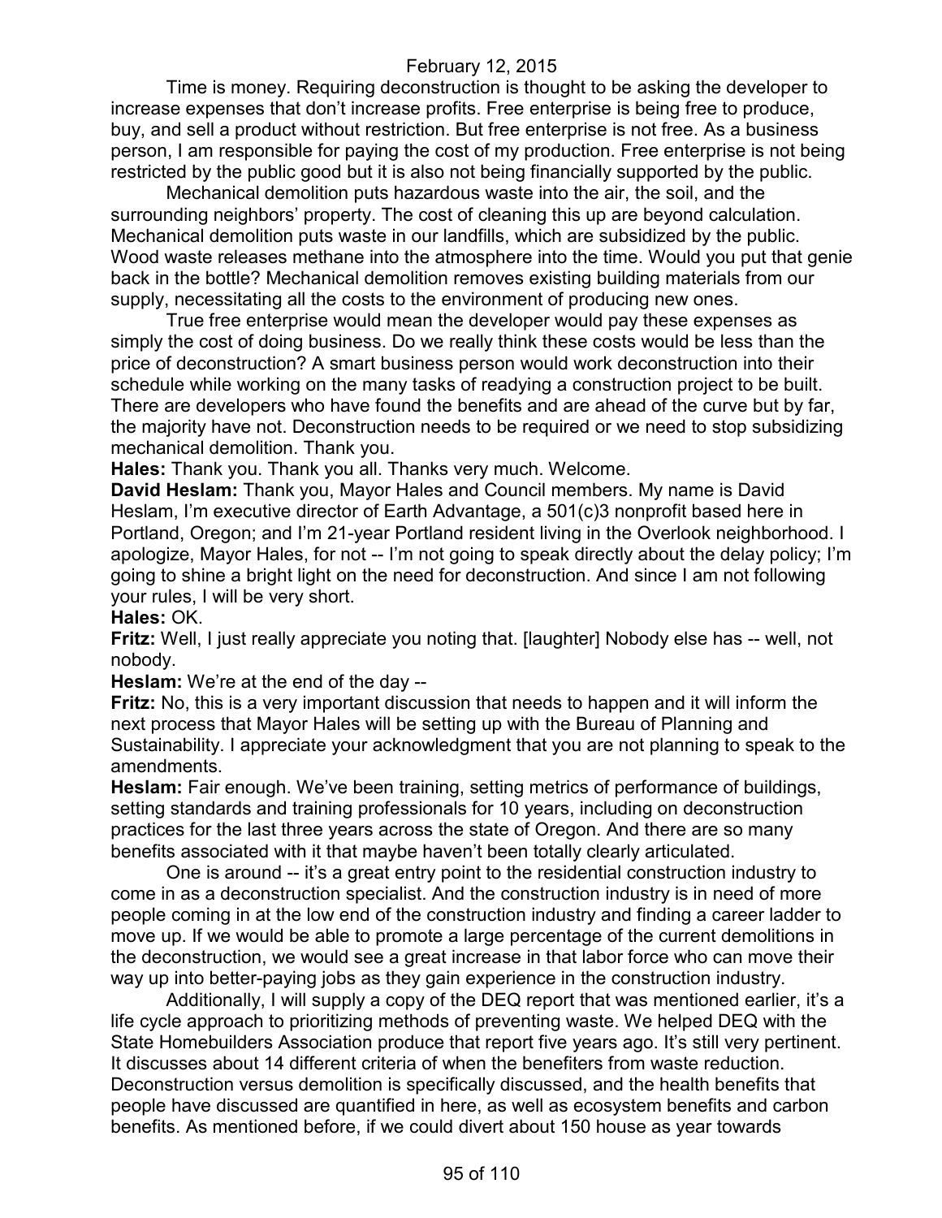Time is money. Requiring deconstruction is thought to be asking the developer to increase expenses that don't increase profits. Free enterprise is being free to produce, buy, and sell a product without restriction. But free enterprise is not free. As a business person, I am responsible for paying the cost of my production. Free enterprise is not being restricted by the public good but it is also not being financially supported by the public.

Mechanical demolition puts hazardous waste into the air, the soil, and the surrounding neighbors' property. The cost of cleaning this up are beyond calculation. Mechanical demolition puts waste in our landfills, which are subsidized by the public. Wood waste releases methane into the atmosphere into the time. Would you put that genie back in the bottle? Mechanical demolition removes existing building materials from our supply, necessitating all the costs to the environment of producing new ones.

True free enterprise would mean the developer would pay these expenses as simply the cost of doing business. Do we really think these costs would be less than the price of deconstruction? A smart business person would work deconstruction into their schedule while working on the many tasks of readying a construction project to be built. There are developers who have found the benefits and are ahead of the curve but by far, the majority have not. Deconstruction needs to be required or we need to stop subsidizing mechanical demolition. Thank you.

**Hales:** Thank you. Thank you all. Thanks very much. Welcome.

**David Heslam:** Thank you, Mayor Hales and Council members. My name is David Heslam, I'm executive director of Earth Advantage, a 501(c)3 nonprofit based here in Portland, Oregon; and I'm 21-year Portland resident living in the Overlook neighborhood. I apologize, Mayor Hales, for not -- I'm not going to speak directly about the delay policy; I'm going to shine a bright light on the need for deconstruction. And since I am not following your rules, I will be very short.

**Hales:** OK.

**Fritz:** Well, I just really appreciate you noting that. [laughter] Nobody else has -- well, not nobody.

**Heslam:** We're at the end of the day --

**Fritz:** No, this is a very important discussion that needs to happen and it will inform the next process that Mayor Hales will be setting up with the Bureau of Planning and Sustainability. I appreciate your acknowledgment that you are not planning to speak to the amendments.

**Heslam:** Fair enough. We've been training, setting metrics of performance of buildings, setting standards and training professionals for 10 years, including on deconstruction practices for the last three years across the state of Oregon. And there are so many benefits associated with it that maybe haven't been totally clearly articulated.

One is around -- it's a great entry point to the residential construction industry to come in as a deconstruction specialist. And the construction industry is in need of more people coming in at the low end of the construction industry and finding a career ladder to move up. If we would be able to promote a large percentage of the current demolitions in the deconstruction, we would see a great increase in that labor force who can move their way up into better-paying jobs as they gain experience in the construction industry.

Additionally, I will supply a copy of the DEQ report that was mentioned earlier, it's a life cycle approach to prioritizing methods of preventing waste. We helped DEQ with the State Homebuilders Association produce that report five years ago. It's still very pertinent. It discusses about 14 different criteria of when the benefiters from waste reduction. Deconstruction versus demolition is specifically discussed, and the health benefits that people have discussed are quantified in here, as well as ecosystem benefits and carbon benefits. As mentioned before, if we could divert about 150 house as year towards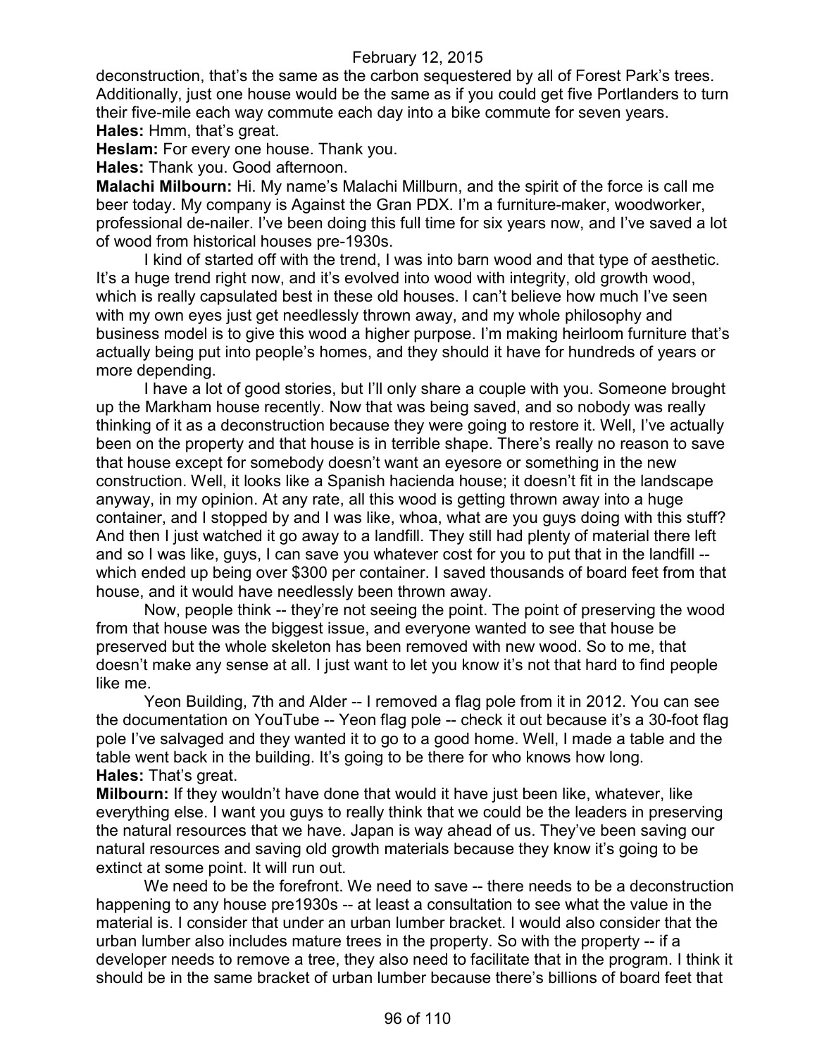deconstruction, that's the same as the carbon sequestered by all of Forest Park's trees. Additionally, just one house would be the same as if you could get five Portlanders to turn their five-mile each way commute each day into a bike commute for seven years.

**Hales:** Hmm, that's great.

**Heslam:** For every one house. Thank you.

**Hales:** Thank you. Good afternoon.

**Malachi Milbourn:** Hi. My name's Malachi Millburn, and the spirit of the force is call me beer today. My company is Against the Gran PDX. I'm a furniture-maker, woodworker, professional de-nailer. I've been doing this full time for six years now, and I've saved a lot of wood from historical houses pre-1930s.

I kind of started off with the trend, I was into barn wood and that type of aesthetic. It's a huge trend right now, and it's evolved into wood with integrity, old growth wood, which is really capsulated best in these old houses. I can't believe how much I've seen with my own eyes just get needlessly thrown away, and my whole philosophy and business model is to give this wood a higher purpose. I'm making heirloom furniture that's actually being put into people's homes, and they should it have for hundreds of years or more depending.

I have a lot of good stories, but I'll only share a couple with you. Someone brought up the Markham house recently. Now that was being saved, and so nobody was really thinking of it as a deconstruction because they were going to restore it. Well, I've actually been on the property and that house is in terrible shape. There's really no reason to save that house except for somebody doesn't want an eyesore or something in the new construction. Well, it looks like a Spanish hacienda house; it doesn't fit in the landscape anyway, in my opinion. At any rate, all this wood is getting thrown away into a huge container, and I stopped by and I was like, whoa, what are you guys doing with this stuff? And then I just watched it go away to a landfill. They still had plenty of material there left and so I was like, guys, I can save you whatever cost for you to put that in the landfill -- which ended up being over $300 per container. I saved thousands of board feet from that house, and it would have needlessly been thrown away.

Now, people think -- they're not seeing the point. The point of preserving the wood from that house was the biggest issue, and everyone wanted to see that house be preserved but the whole skeleton has been removed with new wood. So to me, that doesn't make any sense at all. I just want to let you know it's not that hard to find people like me.

Yeon Building, 7th and Alder -- I removed a flag pole from it in 2012. You can see the documentation on YouTube -- Yeon flag pole -- check it out because it's a 30-foot flag pole I've salvaged and they wanted it to go to a good home. Well, I made a table and the table went back in the building. It's going to be there for who knows how long.

**Hales:** That's great.

**Milbourn:** If they wouldn't have done that would it have just been like, whatever, like everything else. I want you guys to really think that we could be the leaders in preserving the natural resources that we have. Japan is way ahead of us. They've been saving our natural resources and saving old growth materials because they know it's going to be extinct at some point. It will run out.

We need to be the forefront. We need to save -- there needs to be a deconstruction happening to any house pre1930s -- at least a consultation to see what the value in the material is. I consider that under an urban lumber bracket. I would also consider that the urban lumber also includes mature trees in the property. So with the property -- if a developer needs to remove a tree, they also need to facilitate that in the program. I think it should be in the same bracket of urban lumber because there's billions of board feet that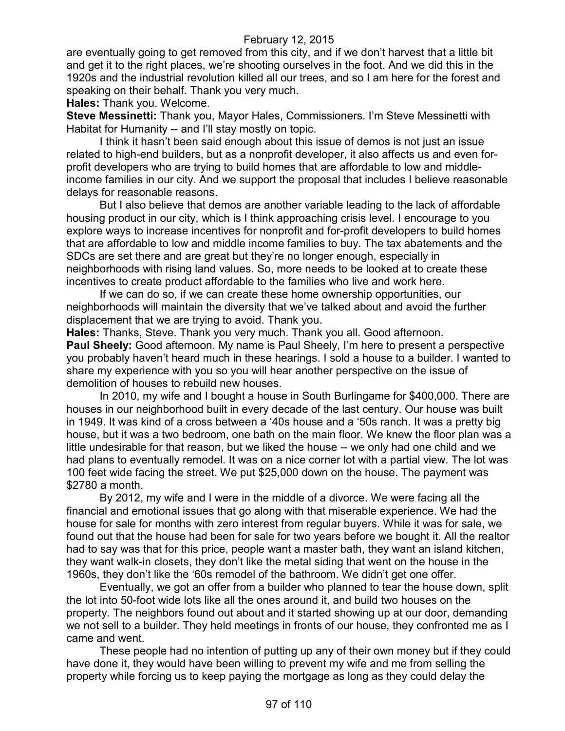are eventually going to get removed from this city, and if we don't harvest that a little bit and get it to the right places, we're shooting ourselves in the foot. And we did this in the 1920s and the industrial revolution killed all our trees, and so I am here for the forest and speaking on their behalf. Thank you very much.

**Hales:** Thank you. Welcome.

**Steve Messinetti:** Thank you, Mayor Hales, Commissioners. I'm Steve Messinetti with Habitat for Humanity -- and I'll stay mostly on topic.

I think it hasn't been said enough about this issue of demos is not just an issue related to high-end builders, but as a nonprofit developer, it also affects us and even for-profit developers who are trying to build homes that are affordable to low and middle-income families in our city. And we support the proposal that includes I believe reasonable delays for reasonable reasons.

But I also believe that demos are another variable leading to the lack of affordable housing product in our city, which is I think approaching crisis level. I encourage to you explore ways to increase incentives for nonprofit and for-profit developers to build homes that are affordable to low and middle income families to buy. The tax abatements and the SDCs are set there and are great but they're no longer enough, especially in neighborhoods with rising land values. So, more needs to be looked at to create these incentives to create product affordable to the families who live and work here.

If we can do so, if we can create these home ownership opportunities, our neighborhoods will maintain the diversity that we've talked about and avoid the further displacement that we are trying to avoid. Thank you.

**Hales:** Thanks, Steve. Thank you very much. Thank you all. Good afternoon.

**Paul Sheely:** Good afternoon. My name is Paul Sheely, I'm here to present a perspective you probably haven't heard much in these hearings. I sold a house to a builder. I wanted to share my experience with you so you will hear another perspective on the issue of demolition of houses to rebuild new houses.

In 2010, my wife and I bought a house in South Burlingame for $400,000. There are houses in our neighborhood built in every decade of the last century. Our house was built in 1949. It was kind of a cross between a '40s house and a '50s ranch. It was a pretty big house, but it was a two bedroom, one bath on the main floor. We knew the floor plan was a little undesirable for that reason, but we liked the house -- we only had one child and we had plans to eventually remodel. It was on a nice corner lot with a partial view. The lot was 100 feet wide facing the street. We put $25,000 down on the house. The payment was $2780 a month.

By 2012, my wife and I were in the middle of a divorce. We were facing all the financial and emotional issues that go along with that miserable experience. We had the house for sale for months with zero interest from regular buyers. While it was for sale, we found out that the house had been for sale for two years before we bought it. All the realtor had to say was that for this price, people want a master bath, they want an island kitchen, they want walk-in closets, they don't like the metal siding that went on the house in the 1960s, they don't like the '60s remodel of the bathroom. We didn't get one offer.

Eventually, we got an offer from a builder who planned to tear the house down, split the lot into 50-foot wide lots like all the ones around it, and build two houses on the property. The neighbors found out about and it started showing up at our door, demanding we not sell to a builder. They held meetings in fronts of our house, they confronted me as I came and went.

These people had no intention of putting up any of their own money but if they could have done it, they would have been willing to prevent my wife and me from selling the property while forcing us to keep paying the mortgage as long as they could delay the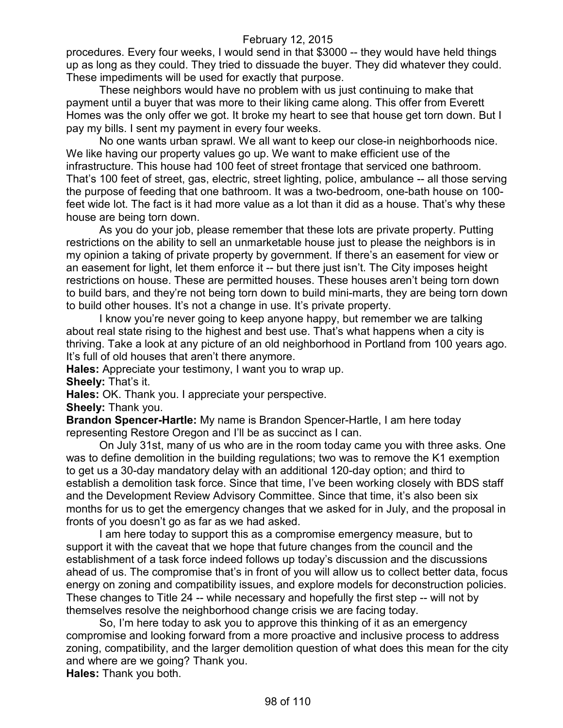procedures. Every four weeks, I would send in that $3000 -- they would have held things up as long as they could. They tried to dissuade the buyer. They did whatever they could. These impediments will be used for exactly that purpose.

These neighbors would have no problem with us just continuing to make that payment until a buyer that was more to their liking came along. This offer from Everett Homes was the only offer we got. It broke my heart to see that house get torn down. But I pay my bills. I sent my payment in every four weeks.

No one wants urban sprawl. We all want to keep our close-in neighborhoods nice. We like having our property values go up. We want to make efficient use of the infrastructure. This house had 100 feet of street frontage that serviced one bathroom. That's 100 feet of street, gas, electric, street lighting, police, ambulance -- all those serving the purpose of feeding that one bathroom. It was a two-bedroom, one-bath house on 100-feet wide lot. The fact is it had more value as a lot than it did as a house. That's why these house are being torn down.

As you do your job, please remember that these lots are private property. Putting restrictions on the ability to sell an unmarketable house just to please the neighbors is in my opinion a taking of private property by government. If there's an easement for view or an easement for light, let them enforce it -- but there just isn't. The City imposes height restrictions on house. These are permitted houses. These houses aren't being torn down to build bars, and they're not being torn down to build mini-marts, they are being torn down to build other houses. It's not a change in use. It's private property.

I know you're never going to keep anyone happy, but remember we are talking about real state rising to the highest and best use. That's what happens when a city is thriving. Take a look at any picture of an old neighborhood in Portland from 100 years ago. It's full of old houses that aren't there anymore.

**Hales:** Appreciate your testimony, I want you to wrap up.

**Sheely:** That's it.

**Hales:** OK. Thank you. I appreciate your perspective.

**Sheely:** Thank you.

**Brandon Spencer-Hartle:** My name is Brandon Spencer-Hartle, I am here today representing Restore Oregon and I'll be as succinct as I can.

On July 31st, many of us who are in the room today came you with three asks. One was to define demolition in the building regulations; two was to remove the K1 exemption to get us a 30-day mandatory delay with an additional 120-day option; and third to establish a demolition task force. Since that time, I've been working closely with BDS staff and the Development Review Advisory Committee. Since that time, it's also been six months for us to get the emergency changes that we asked for in July, and the proposal in fronts of you doesn't go as far as we had asked.

I am here today to support this as a compromise emergency measure, but to support it with the caveat that we hope that future changes from the council and the establishment of a task force indeed follows up today's discussion and the discussions ahead of us. The compromise that's in front of you will allow us to collect better data, focus energy on zoning and compatibility issues, and explore models for deconstruction policies. These changes to Title 24 -- while necessary and hopefully the first step -- will not by themselves resolve the neighborhood change crisis we are facing today.

So, I'm here today to ask you to approve this thinking of it as an emergency compromise and looking forward from a more proactive and inclusive process to address zoning, compatibility, and the larger demolition question of what does this mean for the city and where are we going? Thank you.

**Hales:** Thank you both.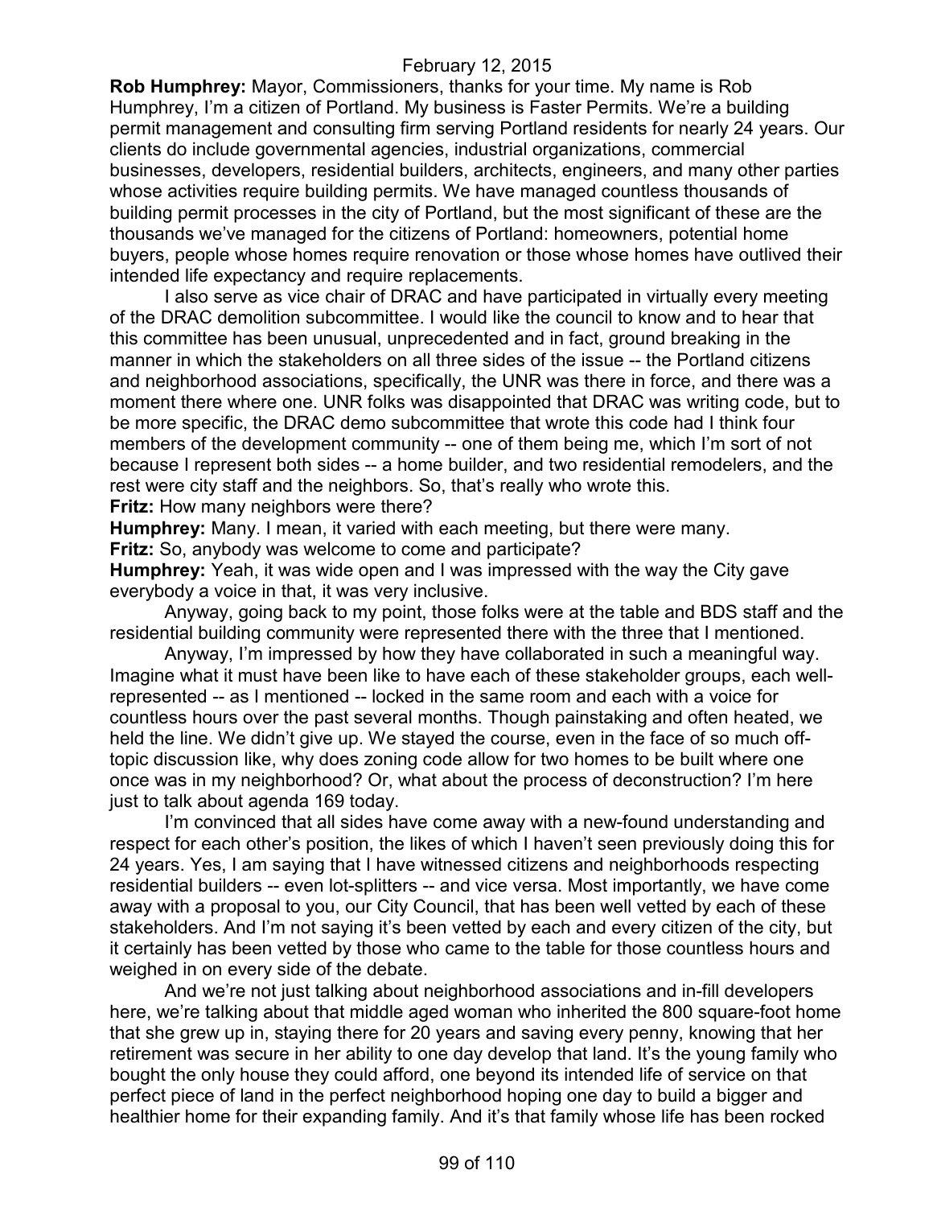**Rob Humphrey:** Mayor, Commissioners, thanks for your time. My name is Rob Humphrey, I'm a citizen of Portland. My business is Faster Permits. We're a building permit management and consulting firm serving Portland residents for nearly 24 years. Our clients do include governmental agencies, industrial organizations, commercial businesses, developers, residential builders, architects, engineers, and many other parties whose activities require building permits. We have managed countless thousands of building permit processes in the city of Portland, but the most significant of these are the thousands we've managed for the citizens of Portland: homeowners, potential home buyers, people whose homes require renovation or those whose homes have outlived their intended life expectancy and require replacements.

I also serve as vice chair of DRAC and have participated in virtually every meeting of the DRAC demolition subcommittee. I would like the council to know and to hear that this committee has been unusual, unprecedented and in fact, ground breaking in the manner in which the stakeholders on all three sides of the issue -- the Portland citizens and neighborhood associations, specifically, the UNR was there in force, and there was a moment there where one. UNR folks was disappointed that DRAC was writing code, but to be more specific, the DRAC demo subcommittee that wrote this code had I think four members of the development community -- one of them being me, which I'm sort of not because I represent both sides -- a home builder, and two residential remodelers, and the rest were city staff and the neighbors. So, that's really who wrote this.

**Fritz:** How many neighbors were there?

**Humphrey:** Many. I mean, it varied with each meeting, but there were many.

**Fritz:** So, anybody was welcome to come and participate?

**Humphrey:** Yeah, it was wide open and I was impressed with the way the City gave everybody a voice in that, it was very inclusive.

Anyway, going back to my point, those folks were at the table and BDS staff and the residential building community were represented there with the three that I mentioned.

Anyway, I'm impressed by how they have collaborated in such a meaningful way. Imagine what it must have been like to have each of these stakeholder groups, each well-represented -- as I mentioned -- locked in the same room and each with a voice for countless hours over the past several months. Though painstaking and often heated, we held the line. We didn't give up. We stayed the course, even in the face of so much off-topic discussion like, why does zoning code allow for two homes to be built where one once was in my neighborhood? Or, what about the process of deconstruction? I'm here just to talk about agenda 169 today.

I'm convinced that all sides have come away with a new-found understanding and respect for each other's position, the likes of which I haven't seen previously doing this for 24 years. Yes, I am saying that I have witnessed citizens and neighborhoods respecting residential builders -- even lot-splitters -- and vice versa. Most importantly, we have come away with a proposal to you, our City Council, that has been well vetted by each of these stakeholders. And I'm not saying it's been vetted by each and every citizen of the city, but it certainly has been vetted by those who came to the table for those countless hours and weighed in on every side of the debate.

And we're not just talking about neighborhood associations and in-fill developers here, we're talking about that middle aged woman who inherited the 800 square-foot home that she grew up in, staying there for 20 years and saving every penny, knowing that her retirement was secure in her ability to one day develop that land. It's the young family who bought the only house they could afford, one beyond its intended life of service on that perfect piece of land in the perfect neighborhood hoping one day to build a bigger and healthier home for their expanding family. And it's that family whose life has been rocked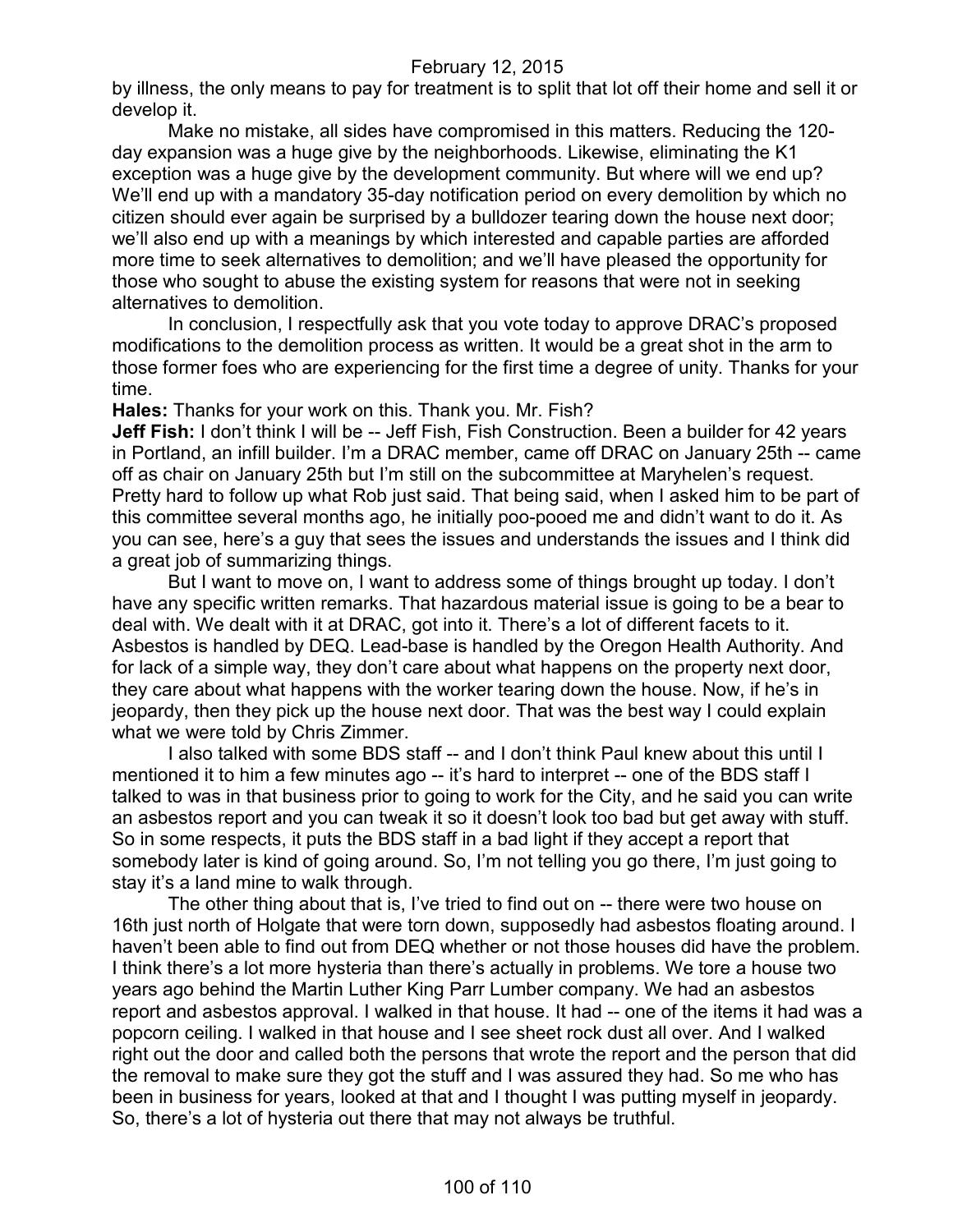by illness, the only means to pay for treatment is to split that lot off their home and sell it or develop it.

Make no mistake, all sides have compromised in this matters. Reducing the 120-day expansion was a huge give by the neighborhoods. Likewise, eliminating the K1 exception was a huge give by the development community. But where will we end up? We'll end up with a mandatory 35-day notification period on every demolition by which no citizen should ever again be surprised by a bulldozer tearing down the house next door; we'll also end up with a meanings by which interested and capable parties are afforded more time to seek alternatives to demolition; and we'll have pleased the opportunity for those who sought to abuse the existing system for reasons that were not in seeking alternatives to demolition.

In conclusion, I respectfully ask that you vote today to approve DRAC's proposed modifications to the demolition process as written. It would be a great shot in the arm to those former foes who are experiencing for the first time a degree of unity. Thanks for your time.

**Hales:** Thanks for your work on this. Thank you. Mr. Fish?

**Jeff Fish:** I don't think I will be -- Jeff Fish, Fish Construction. Been a builder for 42 years in Portland, an infill builder. I'm a DRAC member, came off DRAC on January 25th -- came off as chair on January 25th but I'm still on the subcommittee at Maryhelen's request. Pretty hard to follow up what Rob just said. That being said, when I asked him to be part of this committee several months ago, he initially poo-pooed me and didn't want to do it. As you can see, here's a guy that sees the issues and understands the issues and I think did a great job of summarizing things.

But I want to move on, I want to address some of things brought up today. I don't have any specific written remarks. That hazardous material issue is going to be a bear to deal with. We dealt with it at DRAC, got into it. There's a lot of different facets to it. Asbestos is handled by DEQ. Lead-base is handled by the Oregon Health Authority. And for lack of a simple way, they don't care about what happens on the property next door, they care about what happens with the worker tearing down the house. Now, if he's in jeopardy, then they pick up the house next door. That was the best way I could explain what we were told by Chris Zimmer.

I also talked with some BDS staff -- and I don't think Paul knew about this until I mentioned it to him a few minutes ago -- it's hard to interpret -- one of the BDS staff I talked to was in that business prior to going to work for the City, and he said you can write an asbestos report and you can tweak it so it doesn't look too bad but get away with stuff. So in some respects, it puts the BDS staff in a bad light if they accept a report that somebody later is kind of going around. So, I'm not telling you go there, I'm just going to stay it's a land mine to walk through.

The other thing about that is, I've tried to find out on -- there were two house on 16th just north of Holgate that were torn down, supposedly had asbestos floating around. I haven't been able to find out from DEQ whether or not those houses did have the problem. I think there's a lot more hysteria than there's actually in problems. We tore a house two years ago behind the Martin Luther King Parr Lumber company. We had an asbestos report and asbestos approval. I walked in that house. It had -- one of the items it had was a popcorn ceiling. I walked in that house and I see sheet rock dust all over. And I walked right out the door and called both the persons that wrote the report and the person that did the removal to make sure they got the stuff and I was assured they had. So me who has been in business for years, looked at that and I thought I was putting myself in jeopardy. So, there's a lot of hysteria out there that may not always be truthful.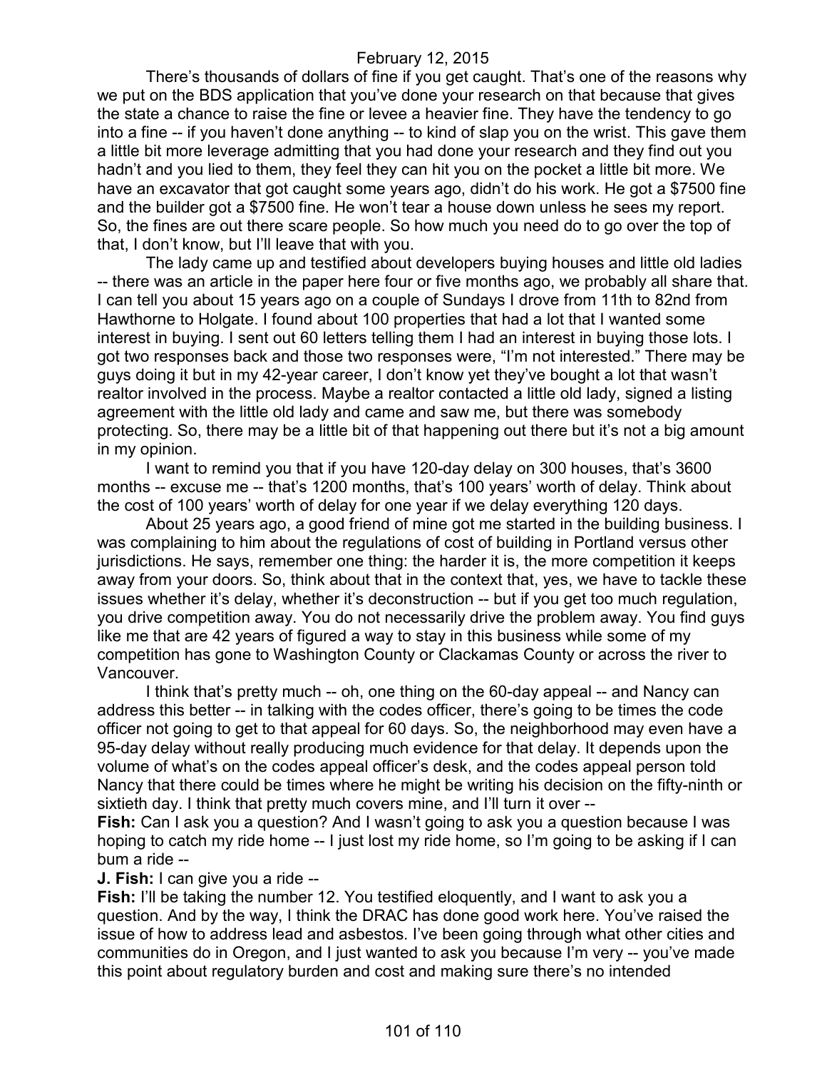February 12, 2015

There's thousands of dollars of fine if you get caught. That's one of the reasons why we put on the BDS application that you've done your research on that because that gives the state a chance to raise the fine or levee a heavier fine. They have the tendency to go into a fine -- if you haven't done anything -- to kind of slap you on the wrist. This gave them a little bit more leverage admitting that you had done your research and they find out you hadn't and you lied to them, they feel they can hit you on the pocket a little bit more. We have an excavator that got caught some years ago, didn't do his work. He got a $7500 fine and the builder got a $7500 fine. He won't tear a house down unless he sees my report. So, the fines are out there scare people. So how much you need do to go over the top of that, I don't know, but I'll leave that with you.

The lady came up and testified about developers buying houses and little old ladies -- there was an article in the paper here four or five months ago, we probably all share that. I can tell you about 15 years ago on a couple of Sundays I drove from 11th to 82nd from Hawthorne to Holgate. I found about 100 properties that had a lot that I wanted some interest in buying. I sent out 60 letters telling them I had an interest in buying those lots. I got two responses back and those two responses were, "I'm not interested." There may be guys doing it but in my 42-year career, I don't know yet they've bought a lot that wasn't realtor involved in the process. Maybe a realtor contacted a little old lady, signed a listing agreement with the little old lady and came and saw me, but there was somebody protecting. So, there may be a little bit of that happening out there but it's not a big amount in my opinion.

I want to remind you that if you have 120-day delay on 300 houses, that's 3600 months -- excuse me -- that's 1200 months, that's 100 years' worth of delay. Think about the cost of 100 years' worth of delay for one year if we delay everything 120 days.

About 25 years ago, a good friend of mine got me started in the building business. I was complaining to him about the regulations of cost of building in Portland versus other jurisdictions. He says, remember one thing: the harder it is, the more competition it keeps away from your doors. So, think about that in the context that, yes, we have to tackle these issues whether it's delay, whether it's deconstruction -- but if you get too much regulation, you drive competition away. You do not necessarily drive the problem away. You find guys like me that are 42 years of figured a way to stay in this business while some of my competition has gone to Washington County or Clackamas County or across the river to Vancouver.

I think that's pretty much -- oh, one thing on the 60-day appeal -- and Nancy can address this better -- in talking with the codes officer, there's going to be times the code officer not going to get to that appeal for 60 days. So, the neighborhood may even have a 95-day delay without really producing much evidence for that delay. It depends upon the volume of what's on the codes appeal officer's desk, and the codes appeal person told Nancy that there could be times where he might be writing his decision on the fifty-ninth or sixtieth day. I think that pretty much covers mine, and I'll turn it over --

**Fish:** Can I ask you a question? And I wasn't going to ask you a question because I was hoping to catch my ride home -- I just lost my ride home, so I'm going to be asking if I can bum a ride --

**J. Fish:** I can give you a ride --

**Fish:** I'll be taking the number 12. You testified eloquently, and I want to ask you a question. And by the way, I think the DRAC has done good work here. You've raised the issue of how to address lead and asbestos. I've been going through what other cities and communities do in Oregon, and I just wanted to ask you because I'm very -- you've made this point about regulatory burden and cost and making sure there's no intended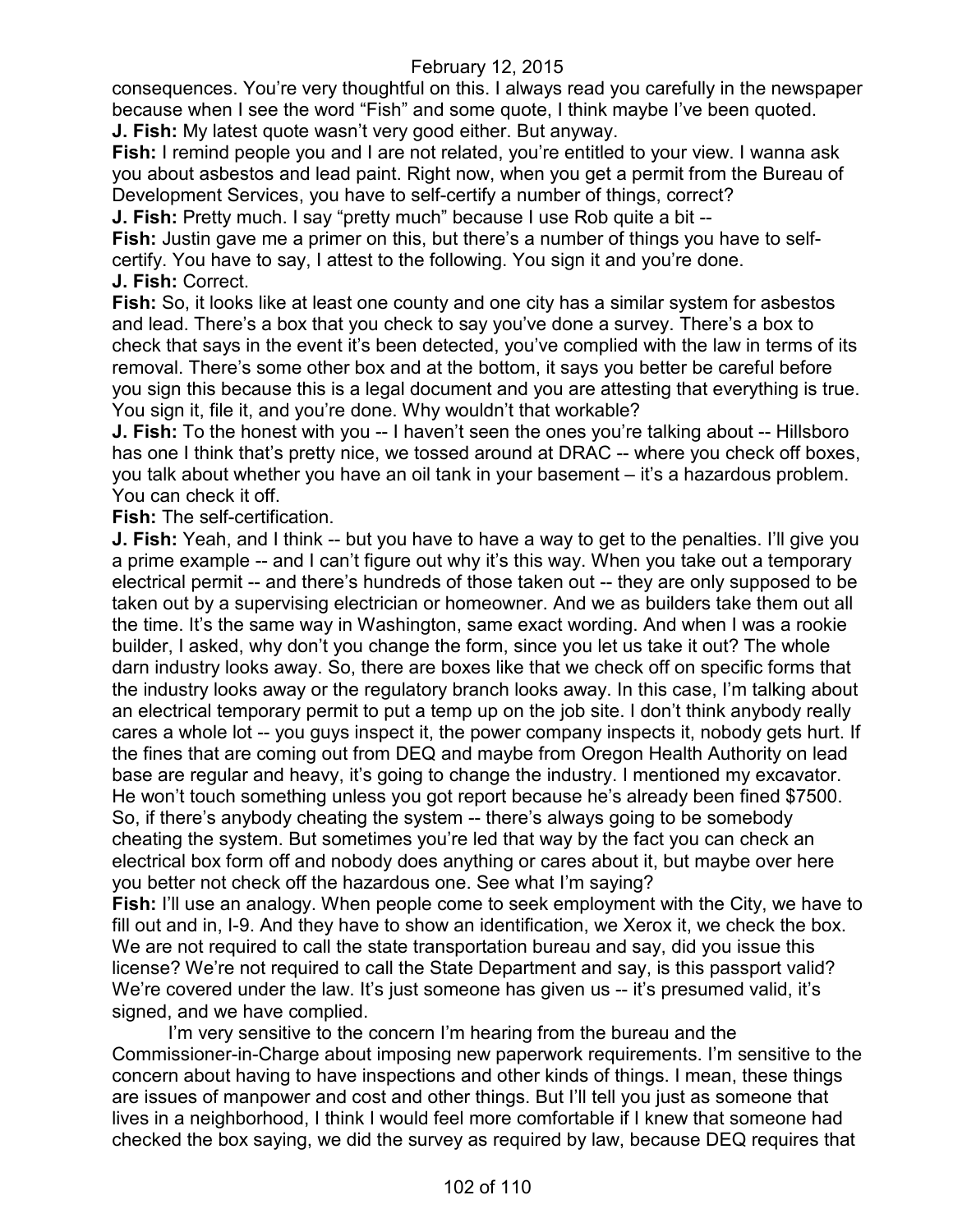consequences. You're very thoughtful on this. I always read you carefully in the newspaper because when I see the word "Fish" and some quote, I think maybe I've been quoted.

**J. Fish:** My latest quote wasn't very good either. But anyway.

**Fish:** I remind people you and I are not related, you're entitled to your view. I wanna ask you about asbestos and lead paint. Right now, when you get a permit from the Bureau of Development Services, you have to self-certify a number of things, correct?

**J. Fish:** Pretty much. I say "pretty much" because I use Rob quite a bit --

**Fish:** Justin gave me a primer on this, but there's a number of things you have to self-certify. You have to say, I attest to the following. You sign it and you're done.

**J. Fish:** Correct.

**Fish:** So, it looks like at least one county and one city has a similar system for asbestos and lead. There's a box that you check to say you've done a survey. There's a box to check that says in the event it's been detected, you've complied with the law in terms of its removal. There's some other box and at the bottom, it says you better be careful before you sign this because this is a legal document and you are attesting that everything is true. You sign it, file it, and you're done. Why wouldn't that workable?

**J. Fish:** To the honest with you -- I haven't seen the ones you're talking about -- Hillsboro has one I think that's pretty nice, we tossed around at DRAC -- where you check off boxes, you talk about whether you have an oil tank in your basement – it's a hazardous problem. You can check it off.

**Fish:** The self-certification.

**J. Fish:** Yeah, and I think -- but you have to have a way to get to the penalties. I'll give you a prime example -- and I can't figure out why it's this way. When you take out a temporary electrical permit -- and there's hundreds of those taken out -- they are only supposed to be taken out by a supervising electrician or homeowner. And we as builders take them out all the time. It's the same way in Washington, same exact wording. And when I was a rookie builder, I asked, why don't you change the form, since you let us take it out? The whole darn industry looks away. So, there are boxes like that we check off on specific forms that the industry looks away or the regulatory branch looks away. In this case, I'm talking about an electrical temporary permit to put a temp up on the job site. I don't think anybody really cares a whole lot -- you guys inspect it, the power company inspects it, nobody gets hurt. If the fines that are coming out from DEQ and maybe from Oregon Health Authority on lead base are regular and heavy, it's going to change the industry. I mentioned my excavator. He won't touch something unless you got report because he's already been fined $7500. So, if there's anybody cheating the system -- there's always going to be somebody cheating the system. But sometimes you're led that way by the fact you can check an electrical box form off and nobody does anything or cares about it, but maybe over here you better not check off the hazardous one. See what I'm saying?

**Fish:** I'll use an analogy. When people come to seek employment with the City, we have to fill out and in, I-9. And they have to show an identification, we Xerox it, we check the box. We are not required to call the state transportation bureau and say, did you issue this license? We're not required to call the State Department and say, is this passport valid? We're covered under the law. It's just someone has given us -- it's presumed valid, it's signed, and we have complied.

I'm very sensitive to the concern I'm hearing from the bureau and the Commissioner-in-Charge about imposing new paperwork requirements. I'm sensitive to the concern about having to have inspections and other kinds of things. I mean, these things are issues of manpower and cost and other things. But I'll tell you just as someone that lives in a neighborhood, I think I would feel more comfortable if I knew that someone had checked the box saying, we did the survey as required by law, because DEQ requires that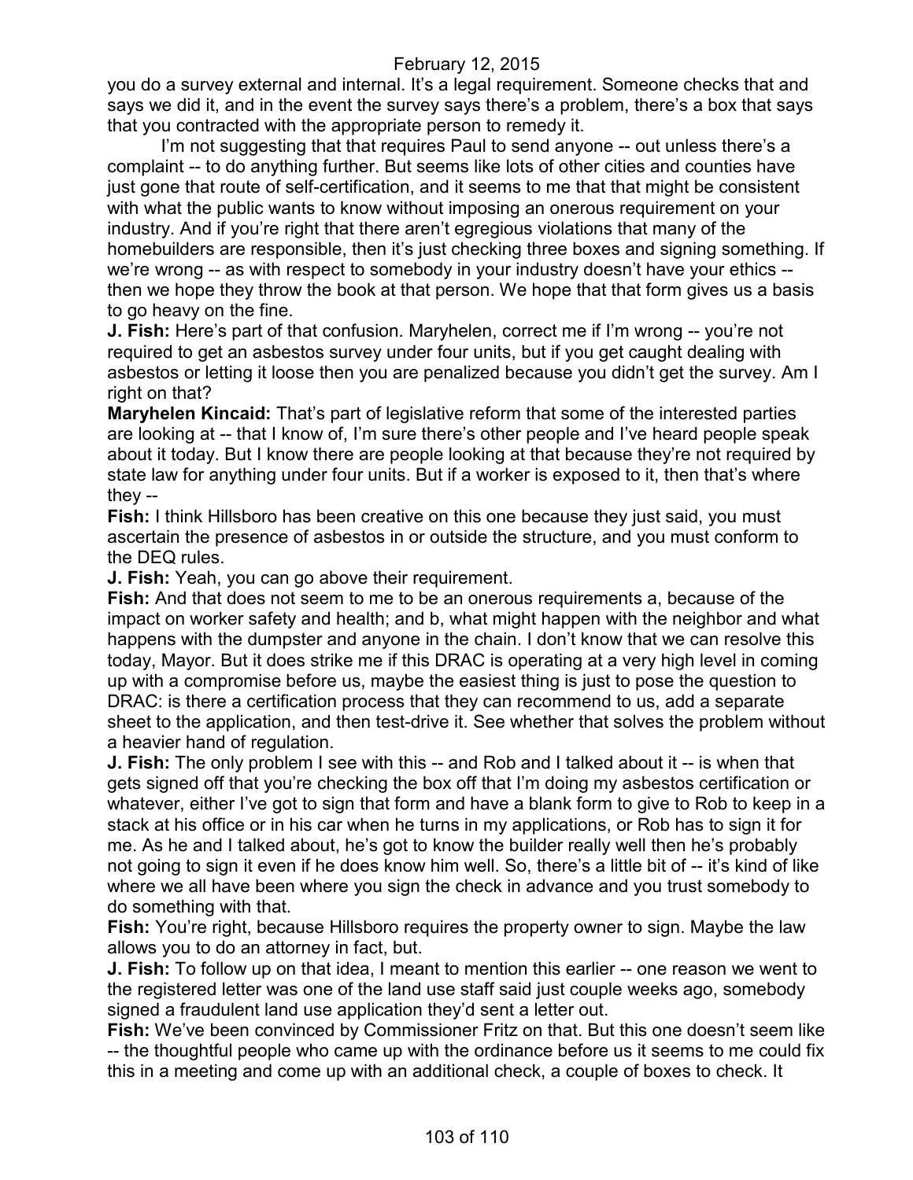you do a survey external and internal. It's a legal requirement. Someone checks that and says we did it, and in the event the survey says there's a problem, there's a box that says that you contracted with the appropriate person to remedy it.

I'm not suggesting that that requires Paul to send anyone -- out unless there's a complaint -- to do anything further. But seems like lots of other cities and counties have just gone that route of self-certification, and it seems to me that that might be consistent with what the public wants to know without imposing an onerous requirement on your industry. And if you're right that there aren't egregious violations that many of the homebuilders are responsible, then it's just checking three boxes and signing something. If we're wrong -- as with respect to somebody in your industry doesn't have your ethics -- then we hope they throw the book at that person. We hope that that form gives us a basis to go heavy on the fine.

**J. Fish:** Here's part of that confusion. Maryhelen, correct me if I'm wrong -- you're not required to get an asbestos survey under four units, but if you get caught dealing with asbestos or letting it loose then you are penalized because you didn't get the survey. Am I right on that?

**Maryhelen Kincaid:** That's part of legislative reform that some of the interested parties are looking at -- that I know of, I'm sure there's other people and I've heard people speak about it today. But I know there are people looking at that because they're not required by state law for anything under four units. But if a worker is exposed to it, then that's where they --

**Fish:** I think Hillsboro has been creative on this one because they just said, you must ascertain the presence of asbestos in or outside the structure, and you must conform to the DEQ rules.

**J. Fish:** Yeah, you can go above their requirement.

**Fish:** And that does not seem to me to be an onerous requirements a, because of the impact on worker safety and health; and b, what might happen with the neighbor and what happens with the dumpster and anyone in the chain. I don't know that we can resolve this today, Mayor. But it does strike me if this DRAC is operating at a very high level in coming up with a compromise before us, maybe the easiest thing is just to pose the question to DRAC: is there a certification process that they can recommend to us, add a separate sheet to the application, and then test-drive it. See whether that solves the problem without a heavier hand of regulation.

**J. Fish:** The only problem I see with this -- and Rob and I talked about it -- is when that gets signed off that you're checking the box off that I'm doing my asbestos certification or whatever, either I've got to sign that form and have a blank form to give to Rob to keep in a stack at his office or in his car when he turns in my applications, or Rob has to sign it for me. As he and I talked about, he's got to know the builder really well then he's probably not going to sign it even if he does know him well. So, there's a little bit of -- it's kind of like where we all have been where you sign the check in advance and you trust somebody to do something with that.

**Fish:** You're right, because Hillsboro requires the property owner to sign. Maybe the law allows you to do an attorney in fact, but.

**J. Fish:** To follow up on that idea, I meant to mention this earlier -- one reason we went to the registered letter was one of the land use staff said just couple weeks ago, somebody signed a fraudulent land use application they'd sent a letter out.

**Fish:** We've been convinced by Commissioner Fritz on that. But this one doesn't seem like -- the thoughtful people who came up with the ordinance before us it seems to me could fix this in a meeting and come up with an additional check, a couple of boxes to check. It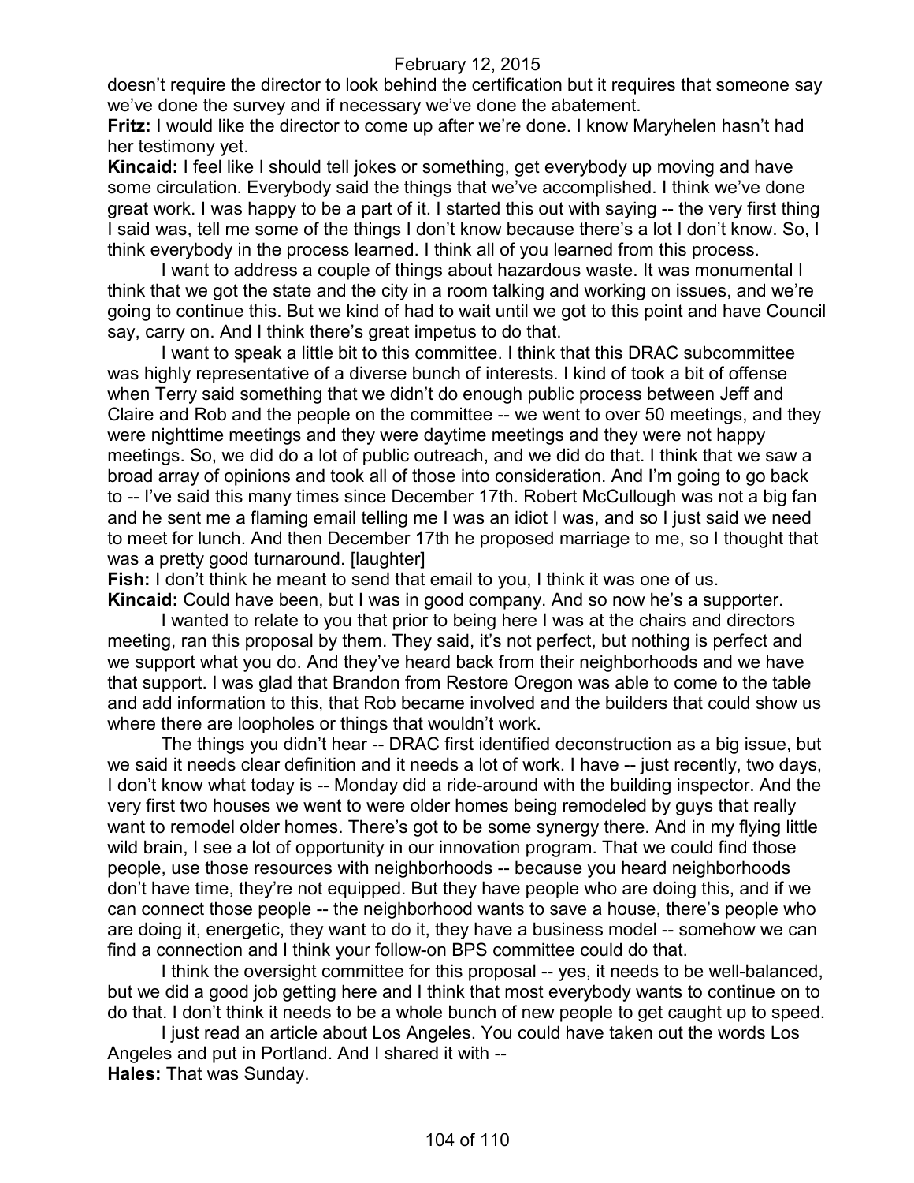doesn't require the director to look behind the certification but it requires that someone say we've done the survey and if necessary we've done the abatement.

**Fritz:** I would like the director to come up after we're done. I know Maryhelen hasn't had her testimony yet.

**Kincaid:** I feel like I should tell jokes or something, get everybody up moving and have some circulation. Everybody said the things that we've accomplished. I think we've done great work. I was happy to be a part of it. I started this out with saying -- the very first thing I said was, tell me some of the things I don't know because there's a lot I don't know. So, I think everybody in the process learned. I think all of you learned from this process.

I want to address a couple of things about hazardous waste. It was monumental I think that we got the state and the city in a room talking and working on issues, and we're going to continue this. But we kind of had to wait until we got to this point and have Council say, carry on. And I think there's great impetus to do that.

I want to speak a little bit to this committee. I think that this DRAC subcommittee was highly representative of a diverse bunch of interests. I kind of took a bit of offense when Terry said something that we didn't do enough public process between Jeff and Claire and Rob and the people on the committee -- we went to over 50 meetings, and they were nighttime meetings and they were daytime meetings and they were not happy meetings. So, we did do a lot of public outreach, and we did do that. I think that we saw a broad array of opinions and took all of those into consideration. And I'm going to go back to -- I've said this many times since December 17th. Robert McCullough was not a big fan and he sent me a flaming email telling me I was an idiot I was, and so I just said we need to meet for lunch. And then December 17th he proposed marriage to me, so I thought that was a pretty good turnaround. [laughter]

**Fish:** I don't think he meant to send that email to you, I think it was one of us.

**Kincaid:** Could have been, but I was in good company. And so now he's a supporter.

I wanted to relate to you that prior to being here I was at the chairs and directors meeting, ran this proposal by them. They said, it's not perfect, but nothing is perfect and we support what you do. And they've heard back from their neighborhoods and we have that support. I was glad that Brandon from Restore Oregon was able to come to the table and add information to this, that Rob became involved and the builders that could show us where there are loopholes or things that wouldn't work.

The things you didn't hear -- DRAC first identified deconstruction as a big issue, but we said it needs clear definition and it needs a lot of work. I have -- just recently, two days, I don't know what today is -- Monday did a ride-around with the building inspector. And the very first two houses we went to were older homes being remodeled by guys that really want to remodel older homes. There's got to be some synergy there. And in my flying little wild brain, I see a lot of opportunity in our innovation program. That we could find those people, use those resources with neighborhoods -- because you heard neighborhoods don't have time, they're not equipped. But they have people who are doing this, and if we can connect those people -- the neighborhood wants to save a house, there's people who are doing it, energetic, they want to do it, they have a business model -- somehow we can find a connection and I think your follow-on BPS committee could do that.

I think the oversight committee for this proposal -- yes, it needs to be well-balanced, but we did a good job getting here and I think that most everybody wants to continue on to do that. I don't think it needs to be a whole bunch of new people to get caught up to speed.

I just read an article about Los Angeles. You could have taken out the words Los Angeles and put in Portland. And I shared it with --

**Hales:** That was Sunday.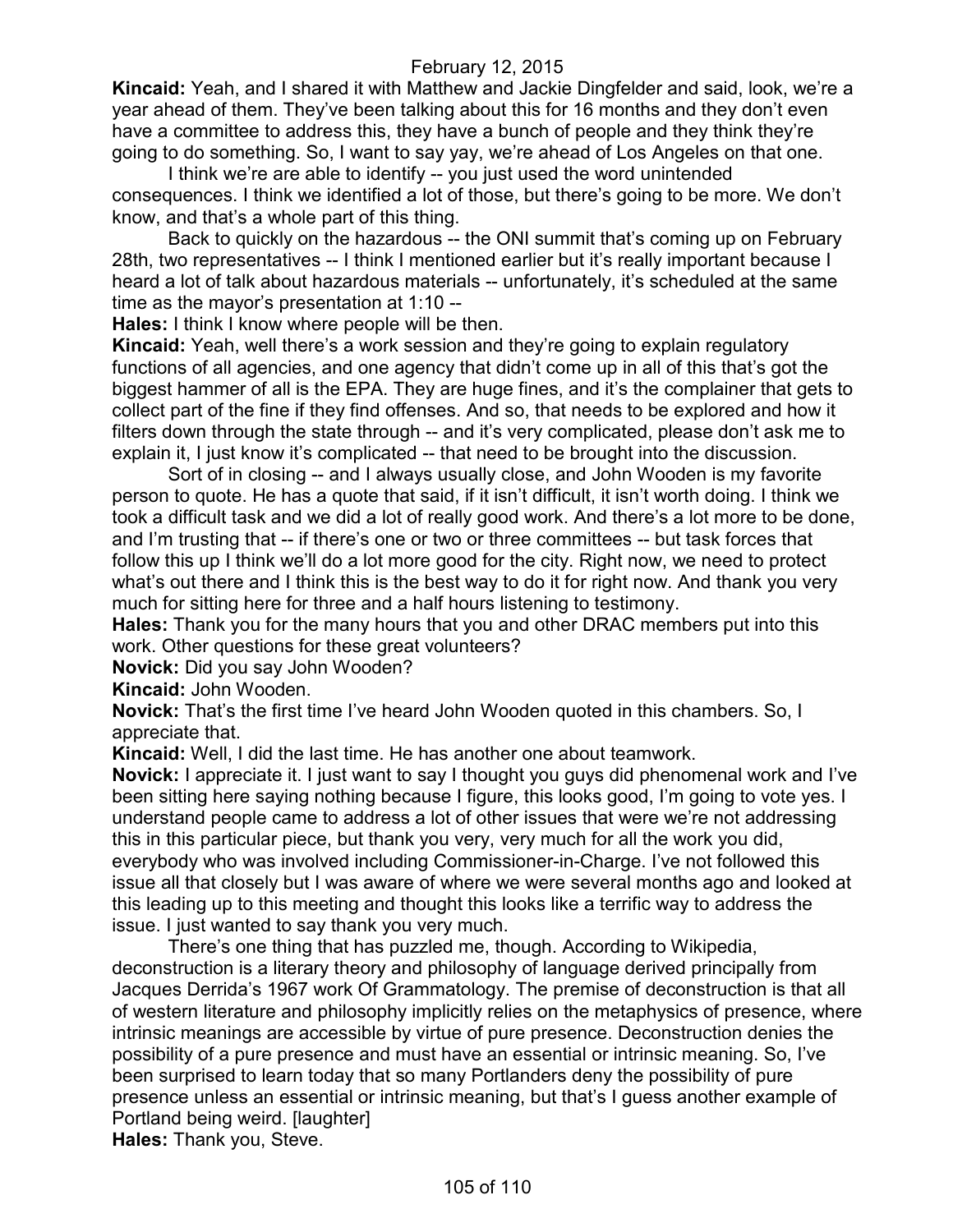**Kincaid:** Yeah, and I shared it with Matthew and Jackie Dingfelder and said, look, we're a year ahead of them. They've been talking about this for 16 months and they don't even have a committee to address this, they have a bunch of people and they think they're going to do something. So, I want to say yay, we're ahead of Los Angeles on that one.

I think we're are able to identify -- you just used the word unintended consequences. I think we identified a lot of those, but there's going to be more. We don't know, and that's a whole part of this thing.

Back to quickly on the hazardous -- the ONI summit that's coming up on February 28th, two representatives -- I think I mentioned earlier but it's really important because I heard a lot of talk about hazardous materials -- unfortunately, it's scheduled at the same time as the mayor's presentation at 1:10 --

**Hales:** I think I know where people will be then.

**Kincaid:** Yeah, well there's a work session and they're going to explain regulatory functions of all agencies, and one agency that didn't come up in all of this that's got the biggest hammer of all is the EPA. They are huge fines, and it's the complainer that gets to collect part of the fine if they find offenses. And so, that needs to be explored and how it filters down through the state through -- and it's very complicated, please don't ask me to explain it, I just know it's complicated -- that need to be brought into the discussion.

Sort of in closing -- and I always usually close, and John Wooden is my favorite person to quote. He has a quote that said, if it isn't difficult, it isn't worth doing. I think we took a difficult task and we did a lot of really good work. And there's a lot more to be done, and I'm trusting that -- if there's one or two or three committees -- but task forces that follow this up I think we'll do a lot more good for the city. Right now, we need to protect what's out there and I think this is the best way to do it for right now. And thank you very much for sitting here for three and a half hours listening to testimony.

**Hales:** Thank you for the many hours that you and other DRAC members put into this work. Other questions for these great volunteers?

**Novick:** Did you say John Wooden?

**Kincaid:** John Wooden.

**Novick:** That's the first time I've heard John Wooden quoted in this chambers. So, I appreciate that.

**Kincaid:** Well, I did the last time. He has another one about teamwork.

**Novick:** I appreciate it. I just want to say I thought you guys did phenomenal work and I've been sitting here saying nothing because I figure, this looks good, I'm going to vote yes. I understand people came to address a lot of other issues that were we're not addressing this in this particular piece, but thank you very, very much for all the work you did, everybody who was involved including Commissioner-in-Charge. I've not followed this issue all that closely but I was aware of where we were several months ago and looked at this leading up to this meeting and thought this looks like a terrific way to address the issue. I just wanted to say thank you very much.

There's one thing that has puzzled me, though. According to Wikipedia, deconstruction is a literary theory and philosophy of language derived principally from Jacques Derrida's 1967 work Of Grammatology. The premise of deconstruction is that all of western literature and philosophy implicitly relies on the metaphysics of presence, where intrinsic meanings are accessible by virtue of pure presence. Deconstruction denies the possibility of a pure presence and must have an essential or intrinsic meaning. So, I've been surprised to learn today that so many Portlanders deny the possibility of pure presence unless an essential or intrinsic meaning, but that's I guess another example of Portland being weird. [laughter]

**Hales:** Thank you, Steve.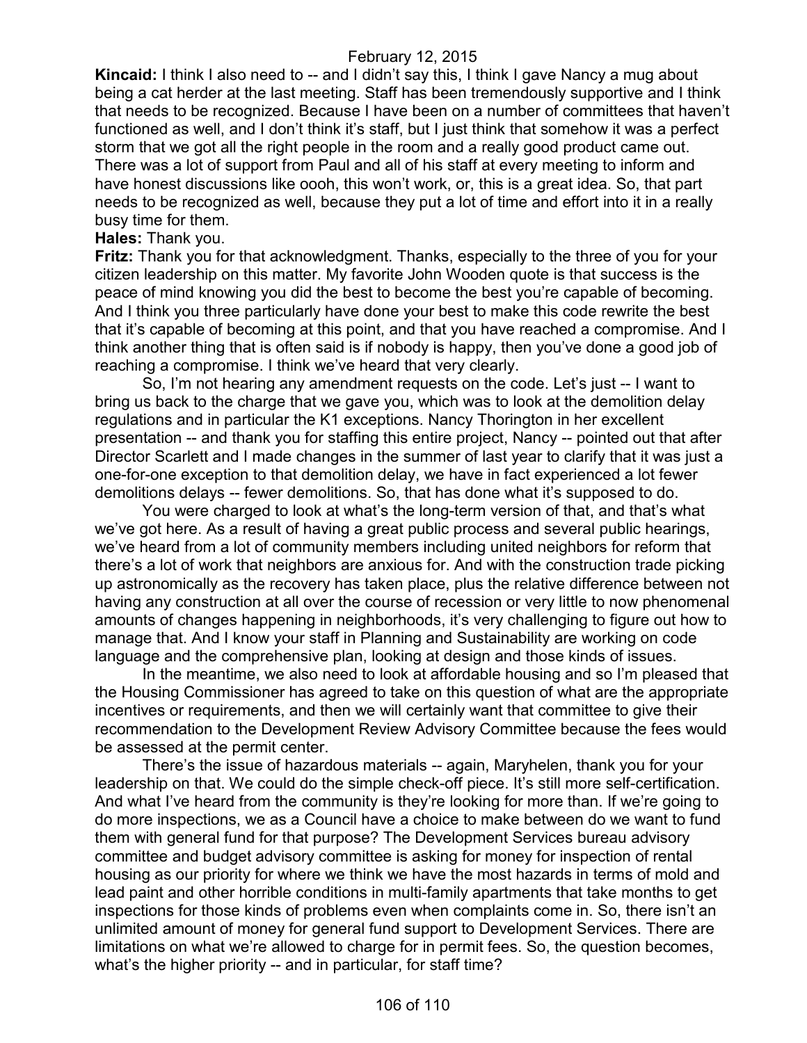**Kincaid:** I think I also need to -- and I didn't say this, I think I gave Nancy a mug about being a cat herder at the last meeting. Staff has been tremendously supportive and I think that needs to be recognized. Because I have been on a number of committees that haven't functioned as well, and I don't think it's staff, but I just think that somehow it was a perfect storm that we got all the right people in the room and a really good product came out. There was a lot of support from Paul and all of his staff at every meeting to inform and have honest discussions like oooh, this won't work, or, this is a great idea. So, that part needs to be recognized as well, because they put a lot of time and effort into it in a really busy time for them.

**Hales:** Thank you.

**Fritz:** Thank you for that acknowledgment. Thanks, especially to the three of you for your citizen leadership on this matter. My favorite John Wooden quote is that success is the peace of mind knowing you did the best to become the best you're capable of becoming. And I think you three particularly have done your best to make this code rewrite the best that it's capable of becoming at this point, and that you have reached a compromise. And I think another thing that is often said is if nobody is happy, then you've done a good job of reaching a compromise. I think we've heard that very clearly.

So, I'm not hearing any amendment requests on the code. Let's just -- I want to bring us back to the charge that we gave you, which was to look at the demolition delay regulations and in particular the K1 exceptions. Nancy Thorington in her excellent presentation -- and thank you for staffing this entire project, Nancy -- pointed out that after Director Scarlett and I made changes in the summer of last year to clarify that it was just a one-for-one exception to that demolition delay, we have in fact experienced a lot fewer demolitions delays -- fewer demolitions. So, that has done what it's supposed to do.

You were charged to look at what's the long-term version of that, and that's what we've got here. As a result of having a great public process and several public hearings, we've heard from a lot of community members including united neighbors for reform that there's a lot of work that neighbors are anxious for. And with the construction trade picking up astronomically as the recovery has taken place, plus the relative difference between not having any construction at all over the course of recession or very little to now phenomenal amounts of changes happening in neighborhoods, it's very challenging to figure out how to manage that. And I know your staff in Planning and Sustainability are working on code language and the comprehensive plan, looking at design and those kinds of issues.

In the meantime, we also need to look at affordable housing and so I'm pleased that the Housing Commissioner has agreed to take on this question of what are the appropriate incentives or requirements, and then we will certainly want that committee to give their recommendation to the Development Review Advisory Committee because the fees would be assessed at the permit center.

There's the issue of hazardous materials -- again, Maryhelen, thank you for your leadership on that. We could do the simple check-off piece. It's still more self-certification. And what I've heard from the community is they're looking for more than. If we're going to do more inspections, we as a Council have a choice to make between do we want to fund them with general fund for that purpose? The Development Services bureau advisory committee and budget advisory committee is asking for money for inspection of rental housing as our priority for where we think we have the most hazards in terms of mold and lead paint and other horrible conditions in multi-family apartments that take months to get inspections for those kinds of problems even when complaints come in. So, there isn't an unlimited amount of money for general fund support to Development Services. There are limitations on what we're allowed to charge for in permit fees. So, the question becomes, what's the higher priority -- and in particular, for staff time?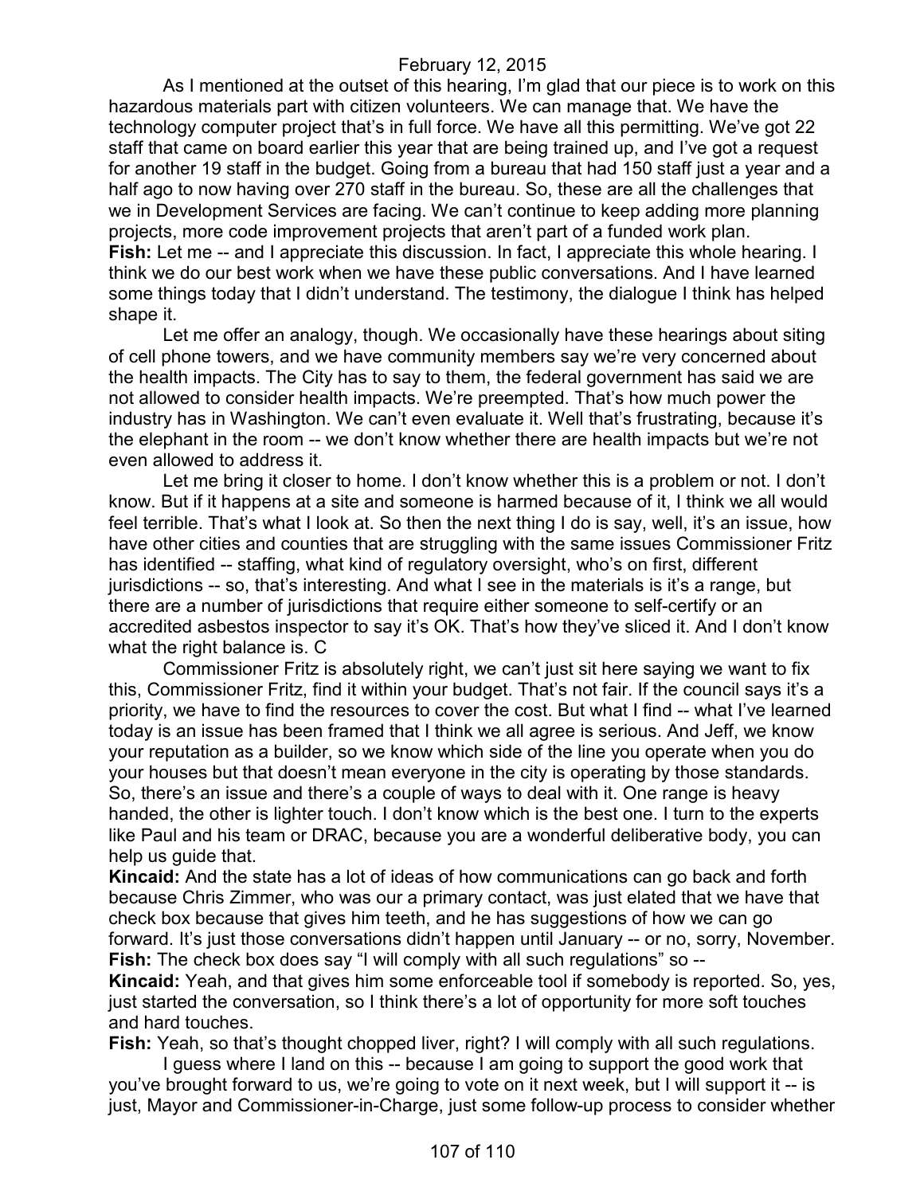As I mentioned at the outset of this hearing, I'm glad that our piece is to work on this hazardous materials part with citizen volunteers. We can manage that. We have the technology computer project that's in full force. We have all this permitting. We've got 22 staff that came on board earlier this year that are being trained up, and I've got a request for another 19 staff in the budget. Going from a bureau that had 150 staff just a year and a half ago to now having over 270 staff in the bureau. So, these are all the challenges that we in Development Services are facing. We can't continue to keep adding more planning projects, more code improvement projects that aren't part of a funded work plan.

**Fish:** Let me -- and I appreciate this discussion. In fact, I appreciate this whole hearing. I think we do our best work when we have these public conversations. And I have learned some things today that I didn't understand. The testimony, the dialogue I think has helped shape it.

Let me offer an analogy, though. We occasionally have these hearings about siting of cell phone towers, and we have community members say we're very concerned about the health impacts. The City has to say to them, the federal government has said we are not allowed to consider health impacts. We're preempted. That's how much power the industry has in Washington. We can't even evaluate it. Well that's frustrating, because it's the elephant in the room -- we don't know whether there are health impacts but we're not even allowed to address it.

Let me bring it closer to home. I don't know whether this is a problem or not. I don't know. But if it happens at a site and someone is harmed because of it, I think we all would feel terrible. That's what I look at. So then the next thing I do is say, well, it's an issue, how have other cities and counties that are struggling with the same issues Commissioner Fritz has identified -- staffing, what kind of regulatory oversight, who's on first, different jurisdictions -- so, that's interesting. And what I see in the materials is it's a range, but there are a number of jurisdictions that require either someone to self-certify or an accredited asbestos inspector to say it's OK. That's how they've sliced it. And I don't know what the right balance is. C

Commissioner Fritz is absolutely right, we can't just sit here saying we want to fix this, Commissioner Fritz, find it within your budget. That's not fair. If the council says it's a priority, we have to find the resources to cover the cost. But what I find -- what I've learned today is an issue has been framed that I think we all agree is serious. And Jeff, we know your reputation as a builder, so we know which side of the line you operate when you do your houses but that doesn't mean everyone in the city is operating by those standards. So, there's an issue and there's a couple of ways to deal with it. One range is heavy handed, the other is lighter touch. I don't know which is the best one. I turn to the experts like Paul and his team or DRAC, because you are a wonderful deliberative body, you can help us guide that.

**Kincaid:** And the state has a lot of ideas of how communications can go back and forth because Chris Zimmer, who was our a primary contact, was just elated that we have that check box because that gives him teeth, and he has suggestions of how we can go forward. It's just those conversations didn't happen until January -- or no, sorry, November.

**Fish:** The check box does say "I will comply with all such regulations" so --

**Kincaid:** Yeah, and that gives him some enforceable tool if somebody is reported. So, yes, just started the conversation, so I think there's a lot of opportunity for more soft touches and hard touches.

**Fish:** Yeah, so that's thought chopped liver, right? I will comply with all such regulations.

I guess where I land on this -- because I am going to support the good work that you've brought forward to us, we're going to vote on it next week, but I will support it -- is just, Mayor and Commissioner-in-Charge, just some follow-up process to consider whether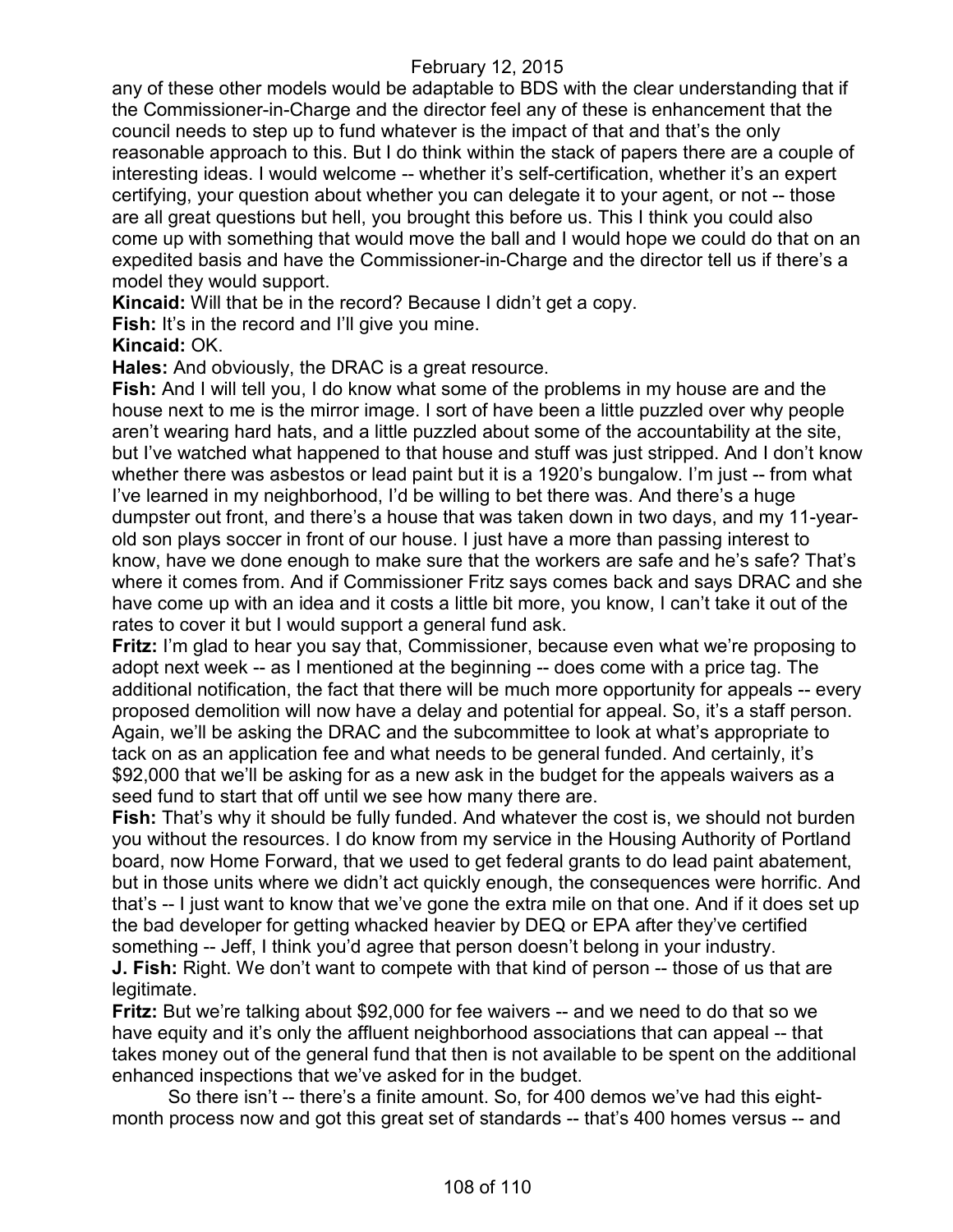any of these other models would be adaptable to BDS with the clear understanding that if the Commissioner-in-Charge and the director feel any of these is enhancement that the council needs to step up to fund whatever is the impact of that and that's the only reasonable approach to this. But I do think within the stack of papers there are a couple of interesting ideas. I would welcome -- whether it's self-certification, whether it's an expert certifying, your question about whether you can delegate it to your agent, or not -- those are all great questions but hell, you brought this before us. This I think you could also come up with something that would move the ball and I would hope we could do that on an expedited basis and have the Commissioner-in-Charge and the director tell us if there's a model they would support.

**Kincaid:** Will that be in the record? Because I didn't get a copy.

**Fish:** It's in the record and I'll give you mine.

**Kincaid:** OK.

**Hales:** And obviously, the DRAC is a great resource.

**Fish:** And I will tell you, I do know what some of the problems in my house are and the house next to me is the mirror image. I sort of have been a little puzzled over why people aren't wearing hard hats, and a little puzzled about some of the accountability at the site, but I've watched what happened to that house and stuff was just stripped. And I don't know whether there was asbestos or lead paint but it is a 1920's bungalow. I'm just -- from what I've learned in my neighborhood, I'd be willing to bet there was. And there's a huge dumpster out front, and there's a house that was taken down in two days, and my 11-year-old son plays soccer in front of our house. I just have a more than passing interest to know, have we done enough to make sure that the workers are safe and he's safe? That's where it comes from. And if Commissioner Fritz says comes back and says DRAC and she have come up with an idea and it costs a little bit more, you know, I can't take it out of the rates to cover it but I would support a general fund ask.

**Fritz:** I'm glad to hear you say that, Commissioner, because even what we're proposing to adopt next week -- as I mentioned at the beginning -- does come with a price tag. The additional notification, the fact that there will be much more opportunity for appeals -- every proposed demolition will now have a delay and potential for appeal. So, it's a staff person. Again, we'll be asking the DRAC and the subcommittee to look at what's appropriate to tack on as an application fee and what needs to be general funded. And certainly, it's $92,000 that we'll be asking for as a new ask in the budget for the appeals waivers as a seed fund to start that off until we see how many there are.

**Fish:** That's why it should be fully funded. And whatever the cost is, we should not burden you without the resources. I do know from my service in the Housing Authority of Portland board, now Home Forward, that we used to get federal grants to do lead paint abatement, but in those units where we didn't act quickly enough, the consequences were horrific. And that's -- I just want to know that we've gone the extra mile on that one. And if it does set up the bad developer for getting whacked heavier by DEQ or EPA after they've certified something -- Jeff, I think you'd agree that person doesn't belong in your industry.

**J. Fish:** Right. We don't want to compete with that kind of person -- those of us that are legitimate.

**Fritz:** But we're talking about $92,000 for fee waivers -- and we need to do that so we have equity and it's only the affluent neighborhood associations that can appeal -- that takes money out of the general fund that then is not available to be spent on the additional enhanced inspections that we've asked for in the budget.

So there isn't -- there's a finite amount. So, for 400 demos we've had this eight-month process now and got this great set of standards -- that's 400 homes versus -- and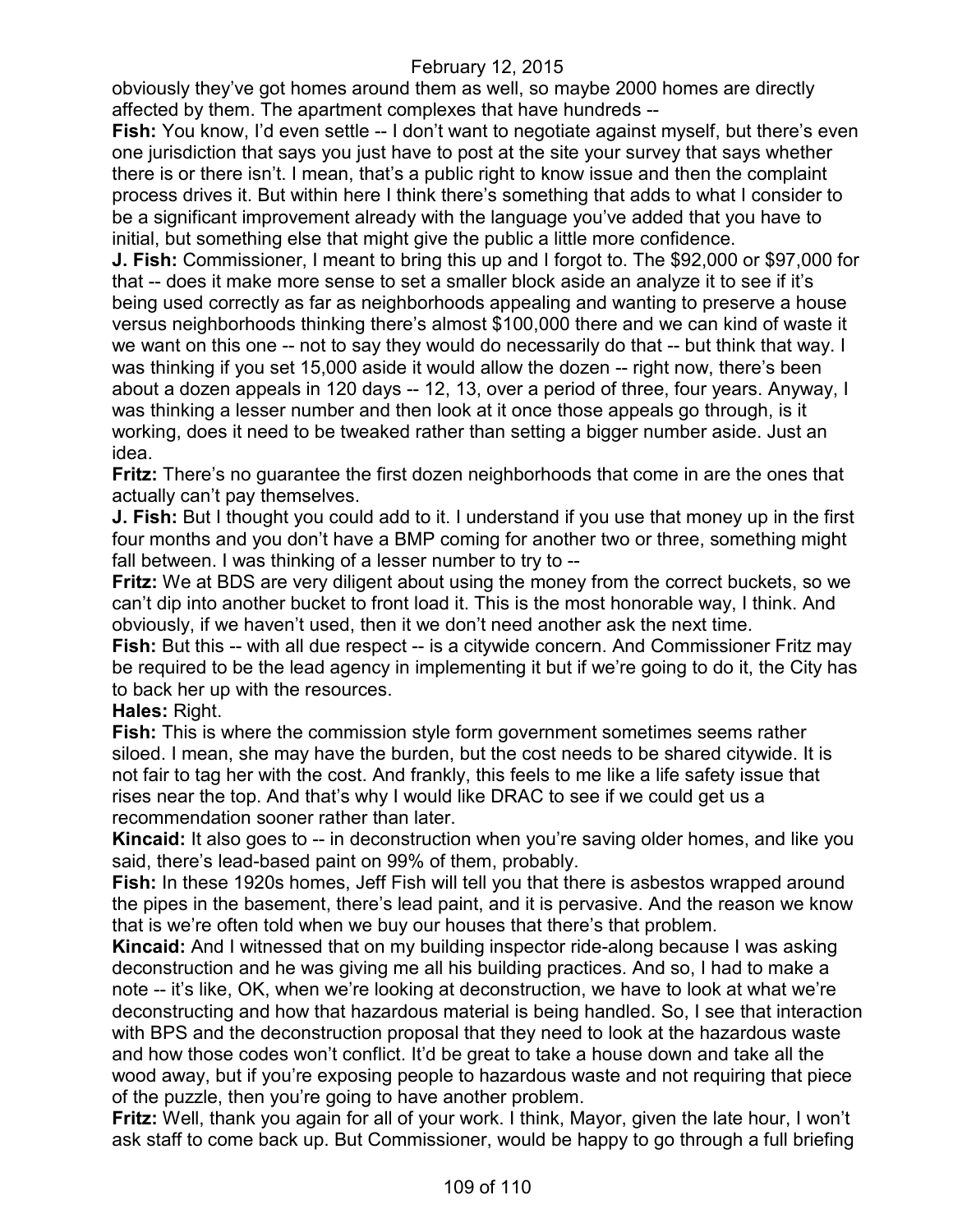obviously they've got homes around them as well, so maybe 2000 homes are directly affected by them. The apartment complexes that have hundreds --

**Fish:** You know, I'd even settle -- I don't want to negotiate against myself, but there's even one jurisdiction that says you just have to post at the site your survey that says whether there is or there isn't. I mean, that's a public right to know issue and then the complaint process drives it. But within here I think there's something that adds to what I consider to be a significant improvement already with the language you've added that you have to initial, but something else that might give the public a little more confidence.

**J. Fish:** Commissioner, I meant to bring this up and I forgot to. The $92,000 or $97,000 for that -- does it make more sense to set a smaller block aside an analyze it to see if it's being used correctly as far as neighborhoods appealing and wanting to preserve a house versus neighborhoods thinking there's almost $100,000 there and we can kind of waste it we want on this one -- not to say they would do necessarily do that -- but think that way. I was thinking if you set 15,000 aside it would allow the dozen -- right now, there's been about a dozen appeals in 120 days -- 12, 13, over a period of three, four years. Anyway, I was thinking a lesser number and then look at it once those appeals go through, is it working, does it need to be tweaked rather than setting a bigger number aside. Just an idea.

**Fritz:** There's no guarantee the first dozen neighborhoods that come in are the ones that actually can't pay themselves.

**J. Fish:** But I thought you could add to it. I understand if you use that money up in the first four months and you don't have a BMP coming for another two or three, something might fall between. I was thinking of a lesser number to try to --

**Fritz:** We at BDS are very diligent about using the money from the correct buckets, so we can't dip into another bucket to front load it. This is the most honorable way, I think. And obviously, if we haven't used, then it we don't need another ask the next time.

**Fish:** But this -- with all due respect -- is a citywide concern. And Commissioner Fritz may be required to be the lead agency in implementing it but if we're going to do it, the City has to back her up with the resources.

**Hales:** Right.

**Fish:** This is where the commission style form government sometimes seems rather siloed. I mean, she may have the burden, but the cost needs to be shared citywide. It is not fair to tag her with the cost. And frankly, this feels to me like a life safety issue that rises near the top. And that's why I would like DRAC to see if we could get us a recommendation sooner rather than later.

**Kincaid:** It also goes to -- in deconstruction when you're saving older homes, and like you said, there's lead-based paint on 99% of them, probably.

**Fish:** In these 1920s homes, Jeff Fish will tell you that there is asbestos wrapped around the pipes in the basement, there's lead paint, and it is pervasive. And the reason we know that is we're often told when we buy our houses that there's that problem.

**Kincaid:** And I witnessed that on my building inspector ride-along because I was asking deconstruction and he was giving me all his building practices. And so, I had to make a note -- it's like, OK, when we're looking at deconstruction, we have to look at what we're deconstructing and how that hazardous material is being handled. So, I see that interaction with BPS and the deconstruction proposal that they need to look at the hazardous waste and how those codes won't conflict. It'd be great to take a house down and take all the wood away, but if you're exposing people to hazardous waste and not requiring that piece of the puzzle, then you're going to have another problem.

**Fritz:** Well, thank you again for all of your work. I think, Mayor, given the late hour, I won't ask staff to come back up. But Commissioner, would be happy to go through a full briefing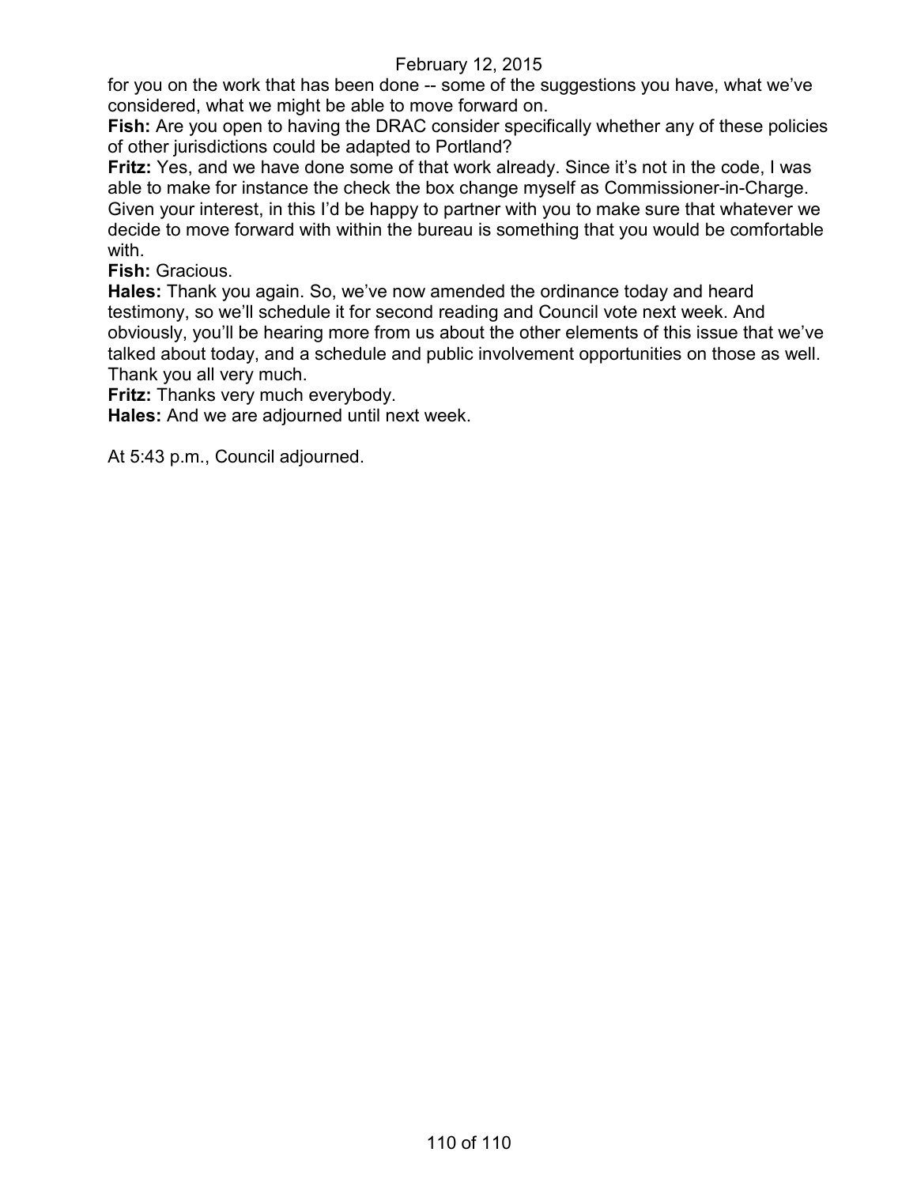for you on the work that has been done -- some of the suggestions you have, what we've considered, what we might be able to move forward on.

**Fish:** Are you open to having the DRAC consider specifically whether any of these policies of other jurisdictions could be adapted to Portland?

**Fritz:** Yes, and we have done some of that work already. Since it's not in the code, I was able to make for instance the check the box change myself as Commissioner-in-Charge. Given your interest, in this I'd be happy to partner with you to make sure that whatever we decide to move forward with within the bureau is something that you would be comfortable with.

**Fish:** Gracious.

**Hales:** Thank you again. So, we've now amended the ordinance today and heard testimony, so we'll schedule it for second reading and Council vote next week. And obviously, you'll be hearing more from us about the other elements of this issue that we've talked about today, and a schedule and public involvement opportunities on those as well. Thank you all very much.

**Fritz:** Thanks very much everybody.

**Hales:** And we are adjourned until next week.

At 5:43 p.m., Council adjourned.